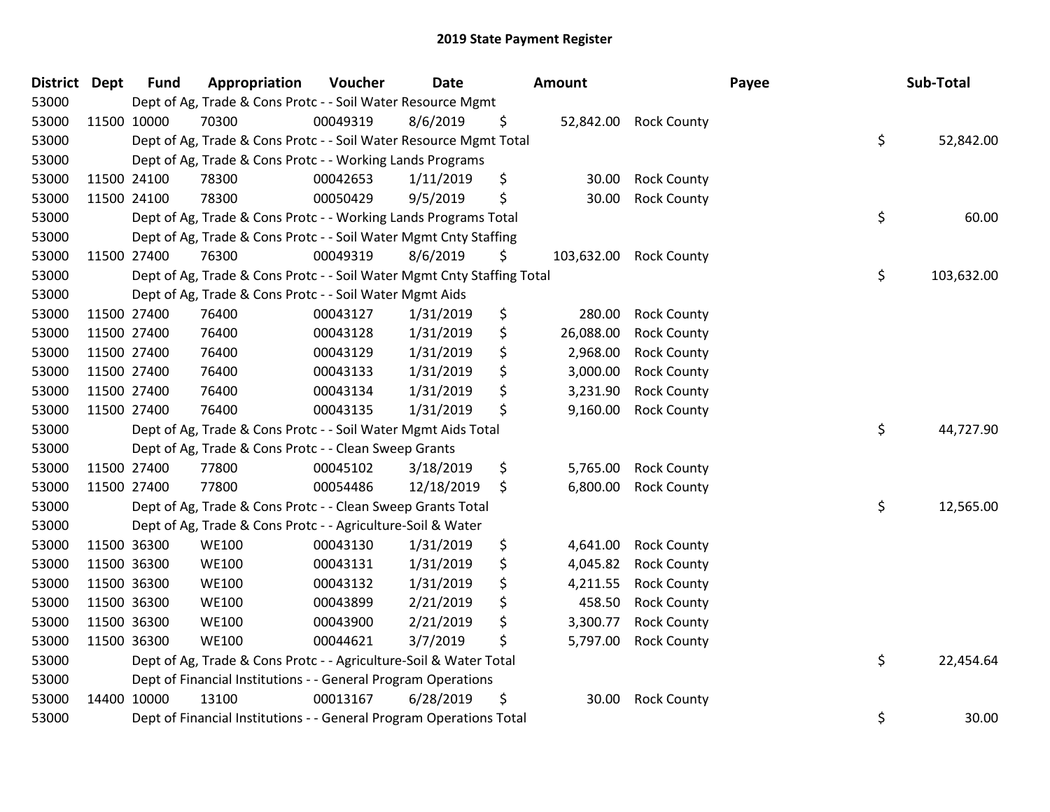# 2019 State Payment Register

| District | Dept | Fund | Appropriation | Voucher | Date | Amount | Payee | Sub-Total |
|---|---|---|---|---|---|---|---|---|
| 53000 | | Dept of Ag, Trade & Cons Protc - - Soil Water Resource Mgmt | | | | | | |
| 53000 | 11500 | 10000 | 70300 | 00049319 | 8/6/2019 | $ 52,842.00 | Rock County | |
| 53000 | | Dept of Ag, Trade & Cons Protc - - Soil Water Resource Mgmt Total | | | | | | $ 52,842.00 |
| 53000 | | Dept of Ag, Trade & Cons Protc - - Working Lands Programs | | | | | | |
| 53000 | 11500 | 24100 | 78300 | 00042653 | 1/11/2019 | $ 30.00 | Rock County | |
| 53000 | 11500 | 24100 | 78300 | 00050429 | 9/5/2019 | $ 30.00 | Rock County | |
| 53000 | | Dept of Ag, Trade & Cons Protc - - Working Lands Programs Total | | | | | | $ 60.00 |
| 53000 | | Dept of Ag, Trade & Cons Protc - - Soil Water Mgmt Cnty Staffing | | | | | | |
| 53000 | 11500 | 27400 | 76300 | 00049319 | 8/6/2019 | $ 103,632.00 | Rock County | |
| 53000 | | Dept of Ag, Trade & Cons Protc - - Soil Water Mgmt Cnty Staffing Total | | | | | | $ 103,632.00 |
| 53000 | | Dept of Ag, Trade & Cons Protc - - Soil Water Mgmt Aids | | | | | | |
| 53000 | 11500 | 27400 | 76400 | 00043127 | 1/31/2019 | $ 280.00 | Rock County | |
| 53000 | 11500 | 27400 | 76400 | 00043128 | 1/31/2019 | $ 26,088.00 | Rock County | |
| 53000 | 11500 | 27400 | 76400 | 00043129 | 1/31/2019 | $ 2,968.00 | Rock County | |
| 53000 | 11500 | 27400 | 76400 | 00043133 | 1/31/2019 | $ 3,000.00 | Rock County | |
| 53000 | 11500 | 27400 | 76400 | 00043134 | 1/31/2019 | $ 3,231.90 | Rock County | |
| 53000 | 11500 | 27400 | 76400 | 00043135 | 1/31/2019 | $ 9,160.00 | Rock County | |
| 53000 | | Dept of Ag, Trade & Cons Protc - - Soil Water Mgmt Aids Total | | | | | | $ 44,727.90 |
| 53000 | | Dept of Ag, Trade & Cons Protc - - Clean Sweep Grants | | | | | | |
| 53000 | 11500 | 27400 | 77800 | 00045102 | 3/18/2019 | $ 5,765.00 | Rock County | |
| 53000 | 11500 | 27400 | 77800 | 00054486 | 12/18/2019 | $ 6,800.00 | Rock County | |
| 53000 | | Dept of Ag, Trade & Cons Protc - - Clean Sweep Grants Total | | | | | | $ 12,565.00 |
| 53000 | | Dept of Ag, Trade & Cons Protc - - Agriculture-Soil & Water | | | | | | |
| 53000 | 11500 | 36300 | WE100 | 00043130 | 1/31/2019 | $ 4,641.00 | Rock County | |
| 53000 | 11500 | 36300 | WE100 | 00043131 | 1/31/2019 | $ 4,045.82 | Rock County | |
| 53000 | 11500 | 36300 | WE100 | 00043132 | 1/31/2019 | $ 4,211.55 | Rock County | |
| 53000 | 11500 | 36300 | WE100 | 00043899 | 2/21/2019 | $ 458.50 | Rock County | |
| 53000 | 11500 | 36300 | WE100 | 00043900 | 2/21/2019 | $ 3,300.77 | Rock County | |
| 53000 | 11500 | 36300 | WE100 | 00044621 | 3/7/2019 | $ 5,797.00 | Rock County | |
| 53000 | | Dept of Ag, Trade & Cons Protc - - Agriculture-Soil & Water Total | | | | | | $ 22,454.64 |
| 53000 | | Dept of Financial Institutions - - General Program Operations | | | | | | |
| 53000 | 14400 | 10000 | 13100 | 00013167 | 6/28/2019 | $ 30.00 | Rock County | |
| 53000 | | Dept of Financial Institutions - - General Program Operations Total | | | | | | $ 30.00 |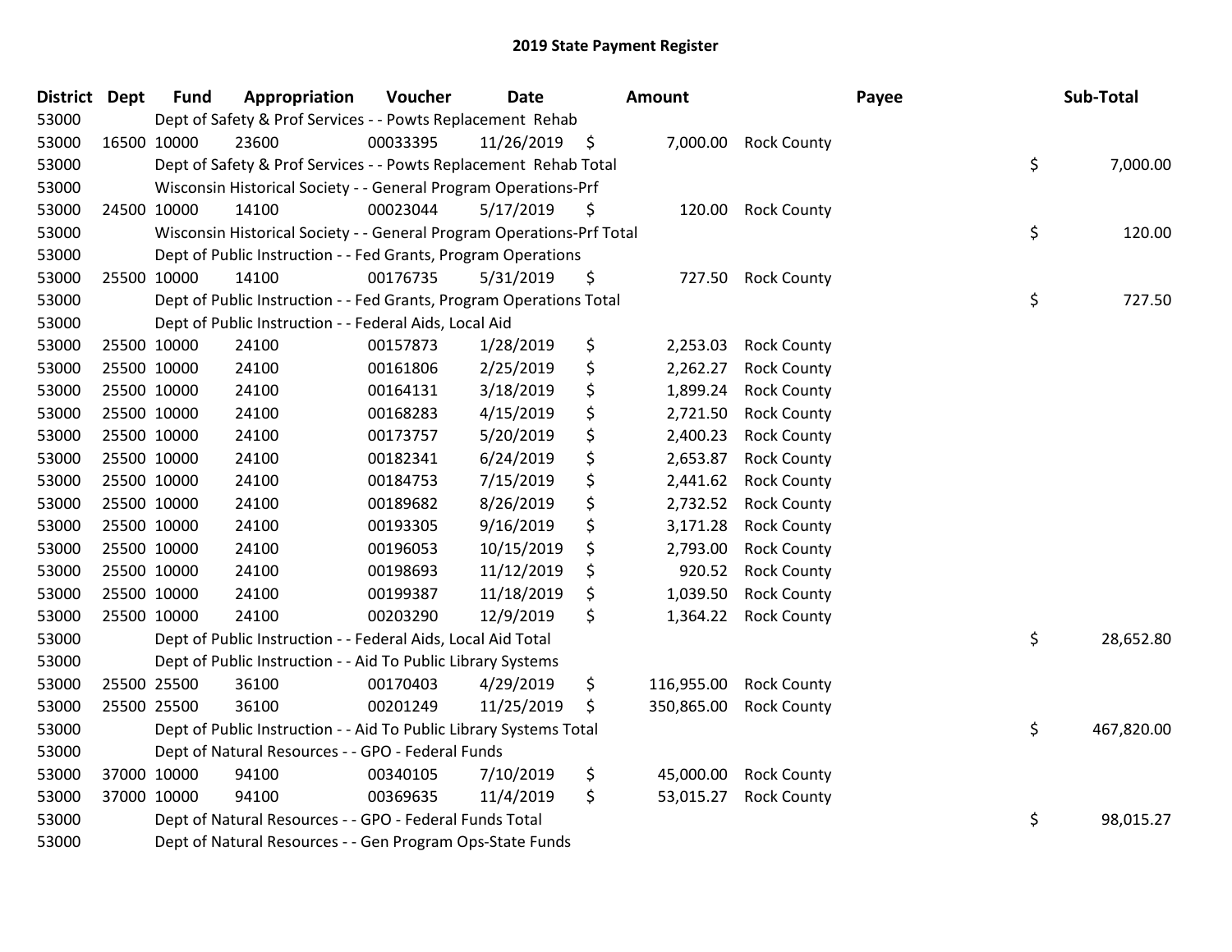# 2019 State Payment Register

| District | Dept | Fund | Appropriation | Voucher | Date | Amount | Payee | Sub-Total |
|---|---|---|---|---|---|---|---|---|
| 53000 | | Dept of Safety & Prof Services - - Powts Replacement Rehab | | | | | | |
| 53000 | 16500 | 10000 | 23600 | 00033395 | 11/26/2019 | $ 7,000.00 | Rock County | |
| 53000 | | Dept of Safety & Prof Services - - Powts Replacement Rehab Total | | | | | | $ 7,000.00 |
| 53000 | | Wisconsin Historical Society - - General Program Operations-Prf | | | | | | |
| 53000 | 24500 | 10000 | 14100 | 00023044 | 5/17/2019 | $ 120.00 | Rock County | |
| 53000 | | Wisconsin Historical Society - - General Program Operations-Prf Total | | | | | | $ 120.00 |
| 53000 | | Dept of Public Instruction - - Fed Grants, Program Operations | | | | | | |
| 53000 | 25500 | 10000 | 14100 | 00176735 | 5/31/2019 | $ 727.50 | Rock County | |
| 53000 | | Dept of Public Instruction - - Fed Grants, Program Operations Total | | | | | | $ 727.50 |
| 53000 | | Dept of Public Instruction - - Federal Aids, Local Aid | | | | | | |
| 53000 | 25500 | 10000 | 24100 | 00157873 | 1/28/2019 | $ 2,253.03 | Rock County | |
| 53000 | 25500 | 10000 | 24100 | 00161806 | 2/25/2019 | $ 2,262.27 | Rock County | |
| 53000 | 25500 | 10000 | 24100 | 00164131 | 3/18/2019 | $ 1,899.24 | Rock County | |
| 53000 | 25500 | 10000 | 24100 | 00168283 | 4/15/2019 | $ 2,721.50 | Rock County | |
| 53000 | 25500 | 10000 | 24100 | 00173757 | 5/20/2019 | $ 2,400.23 | Rock County | |
| 53000 | 25500 | 10000 | 24100 | 00182341 | 6/24/2019 | $ 2,653.87 | Rock County | |
| 53000 | 25500 | 10000 | 24100 | 00184753 | 7/15/2019 | $ 2,441.62 | Rock County | |
| 53000 | 25500 | 10000 | 24100 | 00189682 | 8/26/2019 | $ 2,732.52 | Rock County | |
| 53000 | 25500 | 10000 | 24100 | 00193305 | 9/16/2019 | $ 3,171.28 | Rock County | |
| 53000 | 25500 | 10000 | 24100 | 00196053 | 10/15/2019 | $ 2,793.00 | Rock County | |
| 53000 | 25500 | 10000 | 24100 | 00198693 | 11/12/2019 | $ 920.52 | Rock County | |
| 53000 | 25500 | 10000 | 24100 | 00199387 | 11/18/2019 | $ 1,039.50 | Rock County | |
| 53000 | 25500 | 10000 | 24100 | 00203290 | 12/9/2019 | $ 1,364.22 | Rock County | |
| 53000 | | Dept of Public Instruction - - Federal Aids, Local Aid Total | | | | | | $ 28,652.80 |
| 53000 | | Dept of Public Instruction - - Aid To Public Library Systems | | | | | | |
| 53000 | 25500 | 25500 | 36100 | 00170403 | 4/29/2019 | $ 116,955.00 | Rock County | |
| 53000 | 25500 | 25500 | 36100 | 00201249 | 11/25/2019 | $ 350,865.00 | Rock County | |
| 53000 | | Dept of Public Instruction - - Aid To Public Library Systems Total | | | | | | $ 467,820.00 |
| 53000 | | Dept of Natural Resources - - GPO - Federal Funds | | | | | | |
| 53000 | 37000 | 10000 | 94100 | 00340105 | 7/10/2019 | $ 45,000.00 | Rock County | |
| 53000 | 37000 | 10000 | 94100 | 00369635 | 11/4/2019 | $ 53,015.27 | Rock County | |
| 53000 | | Dept of Natural Resources - - GPO - Federal Funds Total | | | | | | $ 98,015.27 |
| 53000 | | Dept of Natural Resources - - Gen Program Ops-State Funds | | | | | | |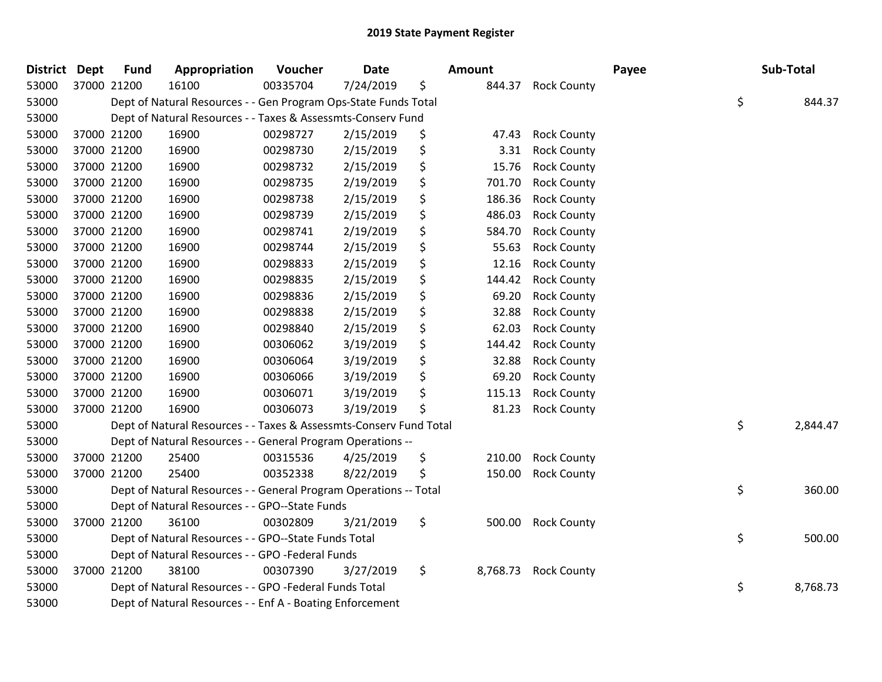# 2019 State Payment Register

| District | Dept | Fund | Appropriation | Voucher | Date | | Amount | Payee | | Sub-Total |
|---|---|---|---|---|---|---|---|---|---|---|
| 53000 | 37000 | 21200 | 16100 | 00335704 | 7/24/2019 | $ | 844.37 | Rock County | | |
| 53000 | | Dept of Natural Resources - - Gen Program Ops-State Funds Total | | | | | | | $ | 844.37 |
| 53000 | | Dept of Natural Resources - - Taxes & Assessmts-Conserv Fund | | | | | | | | |
| 53000 | 37000 | 21200 | 16900 | 00298727 | 2/15/2019 | $ | 47.43 | Rock County | | |
| 53000 | 37000 | 21200 | 16900 | 00298730 | 2/15/2019 | $ | 3.31 | Rock County | | |
| 53000 | 37000 | 21200 | 16900 | 00298732 | 2/15/2019 | $ | 15.76 | Rock County | | |
| 53000 | 37000 | 21200 | 16900 | 00298735 | 2/19/2019 | $ | 701.70 | Rock County | | |
| 53000 | 37000 | 21200 | 16900 | 00298738 | 2/15/2019 | $ | 186.36 | Rock County | | |
| 53000 | 37000 | 21200 | 16900 | 00298739 | 2/15/2019 | $ | 486.03 | Rock County | | |
| 53000 | 37000 | 21200 | 16900 | 00298741 | 2/19/2019 | $ | 584.70 | Rock County | | |
| 53000 | 37000 | 21200 | 16900 | 00298744 | 2/15/2019 | $ | 55.63 | Rock County | | |
| 53000 | 37000 | 21200 | 16900 | 00298833 | 2/15/2019 | $ | 12.16 | Rock County | | |
| 53000 | 37000 | 21200 | 16900 | 00298835 | 2/15/2019 | $ | 144.42 | Rock County | | |
| 53000 | 37000 | 21200 | 16900 | 00298836 | 2/15/2019 | $ | 69.20 | Rock County | | |
| 53000 | 37000 | 21200 | 16900 | 00298838 | 2/15/2019 | $ | 32.88 | Rock County | | |
| 53000 | 37000 | 21200 | 16900 | 00298840 | 2/15/2019 | $ | 62.03 | Rock County | | |
| 53000 | 37000 | 21200 | 16900 | 00306062 | 3/19/2019 | $ | 144.42 | Rock County | | |
| 53000 | 37000 | 21200 | 16900 | 00306064 | 3/19/2019 | $ | 32.88 | Rock County | | |
| 53000 | 37000 | 21200 | 16900 | 00306066 | 3/19/2019 | $ | 69.20 | Rock County | | |
| 53000 | 37000 | 21200 | 16900 | 00306071 | 3/19/2019 | $ | 115.13 | Rock County | | |
| 53000 | 37000 | 21200 | 16900 | 00306073 | 3/19/2019 | $ | 81.23 | Rock County | | |
| 53000 | | Dept of Natural Resources - - Taxes & Assessmts-Conserv Fund Total | | | | | | | $ | 2,844.47 |
| 53000 | | Dept of Natural Resources - - General Program Operations -- | | | | | | | | |
| 53000 | 37000 | 21200 | 25400 | 00315536 | 4/25/2019 | $ | 210.00 | Rock County | | |
| 53000 | 37000 | 21200 | 25400 | 00352338 | 8/22/2019 | $ | 150.00 | Rock County | | |
| 53000 | | Dept of Natural Resources - - General Program Operations -- Total | | | | | | | $ | 360.00 |
| 53000 | | Dept of Natural Resources - - GPO--State Funds | | | | | | | | |
| 53000 | 37000 | 21200 | 36100 | 00302809 | 3/21/2019 | $ | 500.00 | Rock County | | |
| 53000 | | Dept of Natural Resources - - GPO--State Funds Total | | | | | | | $ | 500.00 |
| 53000 | | Dept of Natural Resources - - GPO -Federal Funds | | | | | | | | |
| 53000 | 37000 | 21200 | 38100 | 00307390 | 3/27/2019 | $ | 8,768.73 | Rock County | | |
| 53000 | | Dept of Natural Resources - - GPO -Federal Funds Total | | | | | | | $ | 8,768.73 |
| 53000 | | Dept of Natural Resources - - Enf A - Boating Enforcement | | | | | | | | |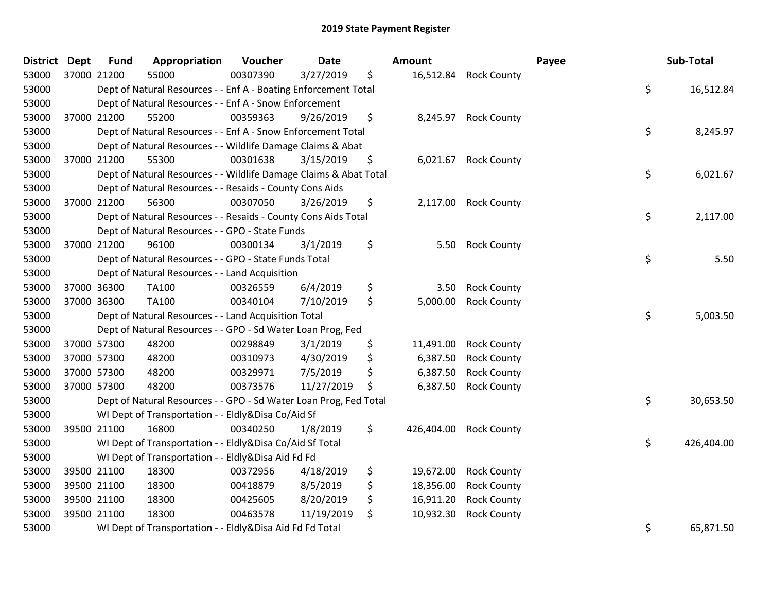# 2019 State Payment Register

| District | Dept | Fund | Appropriation | Voucher | Date | Amount | Payee | Sub-Total |
|---|---|---|---|---|---|---|---|---|
| 53000 | 37000 | 21200 | 55000 | 00307390 | 3/27/2019 | $ 16,512.84 | Rock County | |
| 53000 | | Dept of Natural Resources - - Enf A - Boating Enforcement Total | | | | | | $ 16,512.84 |
| 53000 | | Dept of Natural Resources - - Enf A - Snow Enforcement | | | | | | |
| 53000 | 37000 | 21200 | 55200 | 00359363 | 9/26/2019 | $ 8,245.97 | Rock County | |
| 53000 | | Dept of Natural Resources - - Enf A - Snow Enforcement Total | | | | | | $ 8,245.97 |
| 53000 | | Dept of Natural Resources - - Wildlife Damage Claims & Abat | | | | | | |
| 53000 | 37000 | 21200 | 55300 | 00301638 | 3/15/2019 | $ 6,021.67 | Rock County | |
| 53000 | | Dept of Natural Resources - - Wildlife Damage Claims & Abat Total | | | | | | $ 6,021.67 |
| 53000 | | Dept of Natural Resources - - Resaids - County Cons Aids | | | | | | |
| 53000 | 37000 | 21200 | 56300 | 00307050 | 3/26/2019 | $ 2,117.00 | Rock County | |
| 53000 | | Dept of Natural Resources - - Resaids - County Cons Aids Total | | | | | | $ 2,117.00 |
| 53000 | | Dept of Natural Resources - - GPO - State Funds | | | | | | |
| 53000 | 37000 | 21200 | 96100 | 00300134 | 3/1/2019 | $ 5.50 | Rock County | |
| 53000 | | Dept of Natural Resources - - GPO - State Funds Total | | | | | | $ 5.50 |
| 53000 | | Dept of Natural Resources - - Land Acquisition | | | | | | |
| 53000 | 37000 | 36300 | TA100 | 00326559 | 6/4/2019 | $ 3.50 | Rock County | |
| 53000 | 37000 | 36300 | TA100 | 00340104 | 7/10/2019 | $ 5,000.00 | Rock County | |
| 53000 | | Dept of Natural Resources - - Land Acquisition Total | | | | | | $ 5,003.50 |
| 53000 | | Dept of Natural Resources - - GPO - Sd Water Loan Prog, Fed | | | | | | |
| 53000 | 37000 | 57300 | 48200 | 00298849 | 3/1/2019 | $ 11,491.00 | Rock County | |
| 53000 | 37000 | 57300 | 48200 | 00310973 | 4/30/2019 | $ 6,387.50 | Rock County | |
| 53000 | 37000 | 57300 | 48200 | 00329971 | 7/5/2019 | $ 6,387.50 | Rock County | |
| 53000 | 37000 | 57300 | 48200 | 00373576 | 11/27/2019 | $ 6,387.50 | Rock County | |
| 53000 | | Dept of Natural Resources - - GPO - Sd Water Loan Prog, Fed Total | | | | | | $ 30,653.50 |
| 53000 | | WI Dept of Transportation - - Eldly&Disa Co/Aid Sf | | | | | | |
| 53000 | 39500 | 21100 | 16800 | 00340250 | 1/8/2019 | $ 426,404.00 | Rock County | |
| 53000 | | WI Dept of Transportation - - Eldly&Disa Co/Aid Sf Total | | | | | | $ 426,404.00 |
| 53000 | | WI Dept of Transportation - - Eldly&Disa Aid Fd Fd | | | | | | |
| 53000 | 39500 | 21100 | 18300 | 00372956 | 4/18/2019 | $ 19,672.00 | Rock County | |
| 53000 | 39500 | 21100 | 18300 | 00418879 | 8/5/2019 | $ 18,356.00 | Rock County | |
| 53000 | 39500 | 21100 | 18300 | 00425605 | 8/20/2019 | $ 16,911.20 | Rock County | |
| 53000 | 39500 | 21100 | 18300 | 00463578 | 11/19/2019 | $ 10,932.30 | Rock County | |
| 53000 | | WI Dept of Transportation - - Eldly&Disa Aid Fd Fd Total | | | | | | $ 65,871.50 |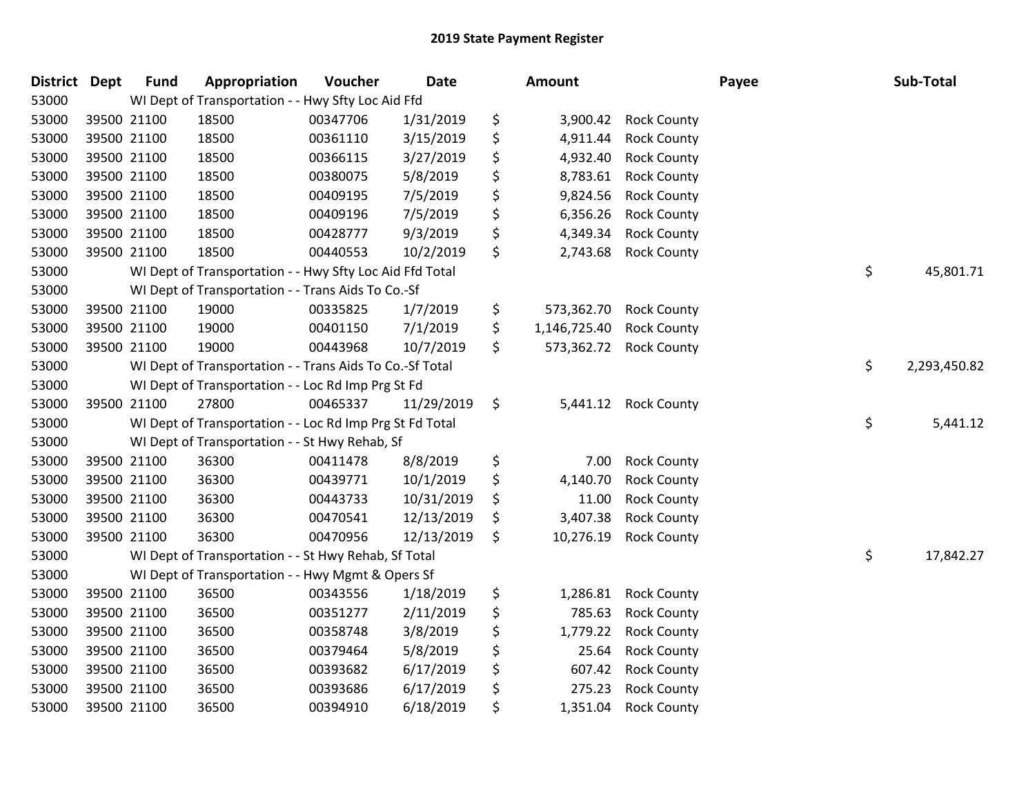# 2019 State Payment Register

| District | Dept | Fund | Appropriation | Voucher | Date | Amount | Payee | Sub-Total |
|---|---|---|---|---|---|---|---|---|
| 53000 | | WI Dept of Transportation - - Hwy Sfty Loc Aid Ffd | | | | | | |
| 53000 | 39500 | 21100 | 18500 | 00347706 | 1/31/2019 | $ 3,900.42 | Rock County | |
| 53000 | 39500 | 21100 | 18500 | 00361110 | 3/15/2019 | $ 4,911.44 | Rock County | |
| 53000 | 39500 | 21100 | 18500 | 00366115 | 3/27/2019 | $ 4,932.40 | Rock County | |
| 53000 | 39500 | 21100 | 18500 | 00380075 | 5/8/2019 | $ 8,783.61 | Rock County | |
| 53000 | 39500 | 21100 | 18500 | 00409195 | 7/5/2019 | $ 9,824.56 | Rock County | |
| 53000 | 39500 | 21100 | 18500 | 00409196 | 7/5/2019 | $ 6,356.26 | Rock County | |
| 53000 | 39500 | 21100 | 18500 | 00428777 | 9/3/2019 | $ 4,349.34 | Rock County | |
| 53000 | 39500 | 21100 | 18500 | 00440553 | 10/2/2019 | $ 2,743.68 | Rock County | |
| 53000 | | WI Dept of Transportation - - Hwy Sfty Loc Aid Ffd Total | | | | | | $ 45,801.71 |
| 53000 | | WI Dept of Transportation - - Trans Aids To Co.-Sf | | | | | | |
| 53000 | 39500 | 21100 | 19000 | 00335825 | 1/7/2019 | $ 573,362.70 | Rock County | |
| 53000 | 39500 | 21100 | 19000 | 00401150 | 7/1/2019 | $ 1,146,725.40 | Rock County | |
| 53000 | 39500 | 21100 | 19000 | 00443968 | 10/7/2019 | $ 573,362.72 | Rock County | |
| 53000 | | WI Dept of Transportation - - Trans Aids To Co.-Sf Total | | | | | | $ 2,293,450.82 |
| 53000 | | WI Dept of Transportation - - Loc Rd Imp Prg St Fd | | | | | | |
| 53000 | 39500 | 21100 | 27800 | 00465337 | 11/29/2019 | $ 5,441.12 | Rock County | |
| 53000 | | WI Dept of Transportation - - Loc Rd Imp Prg St Fd Total | | | | | | $ 5,441.12 |
| 53000 | | WI Dept of Transportation - - St Hwy Rehab, Sf | | | | | | |
| 53000 | 39500 | 21100 | 36300 | 00411478 | 8/8/2019 | $ 7.00 | Rock County | |
| 53000 | 39500 | 21100 | 36300 | 00439771 | 10/1/2019 | $ 4,140.70 | Rock County | |
| 53000 | 39500 | 21100 | 36300 | 00443733 | 10/31/2019 | $ 11.00 | Rock County | |
| 53000 | 39500 | 21100 | 36300 | 00470541 | 12/13/2019 | $ 3,407.38 | Rock County | |
| 53000 | 39500 | 21100 | 36300 | 00470956 | 12/13/2019 | $ 10,276.19 | Rock County | |
| 53000 | | WI Dept of Transportation - - St Hwy Rehab, Sf Total | | | | | | $ 17,842.27 |
| 53000 | | WI Dept of Transportation - - Hwy Mgmt & Opers Sf | | | | | | |
| 53000 | 39500 | 21100 | 36500 | 00343556 | 1/18/2019 | $ 1,286.81 | Rock County | |
| 53000 | 39500 | 21100 | 36500 | 00351277 | 2/11/2019 | $ 785.63 | Rock County | |
| 53000 | 39500 | 21100 | 36500 | 00358748 | 3/8/2019 | $ 1,779.22 | Rock County | |
| 53000 | 39500 | 21100 | 36500 | 00379464 | 5/8/2019 | $ 25.64 | Rock County | |
| 53000 | 39500 | 21100 | 36500 | 00393682 | 6/17/2019 | $ 607.42 | Rock County | |
| 53000 | 39500 | 21100 | 36500 | 00393686 | 6/17/2019 | $ 275.23 | Rock County | |
| 53000 | 39500 | 21100 | 36500 | 00394910 | 6/18/2019 | $ 1,351.04 | Rock County | |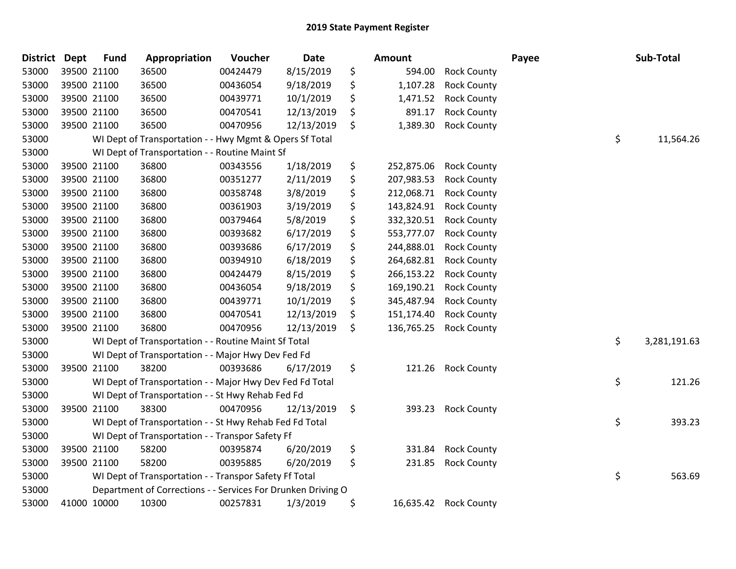## 2019 State Payment Register

| District | Dept | Fund | Appropriation | Voucher | Date | Amount | Payee | Sub-Total |
|---|---|---|---|---|---|---|---|---|
| 53000 | 39500 | 21100 | 36500 | 00424479 | 8/15/2019 | $ 594.00 | Rock County | |
| 53000 | 39500 | 21100 | 36500 | 00436054 | 9/18/2019 | $ 1,107.28 | Rock County | |
| 53000 | 39500 | 21100 | 36500 | 00439771 | 10/1/2019 | $ 1,471.52 | Rock County | |
| 53000 | 39500 | 21100 | 36500 | 00470541 | 12/13/2019 | $ 891.17 | Rock County | |
| 53000 | 39500 | 21100 | 36500 | 00470956 | 12/13/2019 | $ 1,389.30 | Rock County | |
| 53000 | | | WI Dept of Transportation - - Hwy Mgmt & Opers Sf Total | | | | | $ 11,564.26 |
| 53000 | | | WI Dept of Transportation - - Routine Maint Sf | | | | | |
| 53000 | 39500 | 21100 | 36800 | 00343556 | 1/18/2019 | $ 252,875.06 | Rock County | |
| 53000 | 39500 | 21100 | 36800 | 00351277 | 2/11/2019 | $ 207,983.53 | Rock County | |
| 53000 | 39500 | 21100 | 36800 | 00358748 | 3/8/2019 | $ 212,068.71 | Rock County | |
| 53000 | 39500 | 21100 | 36800 | 00361903 | 3/19/2019 | $ 143,824.91 | Rock County | |
| 53000 | 39500 | 21100 | 36800 | 00379464 | 5/8/2019 | $ 332,320.51 | Rock County | |
| 53000 | 39500 | 21100 | 36800 | 00393682 | 6/17/2019 | $ 553,777.07 | Rock County | |
| 53000 | 39500 | 21100 | 36800 | 00393686 | 6/17/2019 | $ 244,888.01 | Rock County | |
| 53000 | 39500 | 21100 | 36800 | 00394910 | 6/18/2019 | $ 264,682.81 | Rock County | |
| 53000 | 39500 | 21100 | 36800 | 00424479 | 8/15/2019 | $ 266,153.22 | Rock County | |
| 53000 | 39500 | 21100 | 36800 | 00436054 | 9/18/2019 | $ 169,190.21 | Rock County | |
| 53000 | 39500 | 21100 | 36800 | 00439771 | 10/1/2019 | $ 345,487.94 | Rock County | |
| 53000 | 39500 | 21100 | 36800 | 00470541 | 12/13/2019 | $ 151,174.40 | Rock County | |
| 53000 | 39500 | 21100 | 36800 | 00470956 | 12/13/2019 | $ 136,765.25 | Rock County | |
| 53000 | | | WI Dept of Transportation - - Routine Maint Sf Total | | | | | $ 3,281,191.63 |
| 53000 | | | WI Dept of Transportation - - Major Hwy Dev Fed Fd | | | | | |
| 53000 | 39500 | 21100 | 38200 | 00393686 | 6/17/2019 | $ 121.26 | Rock County | |
| 53000 | | | WI Dept of Transportation - - Major Hwy Dev Fed Fd Total | | | | | $ 121.26 |
| 53000 | | | WI Dept of Transportation - - St Hwy Rehab Fed Fd | | | | | |
| 53000 | 39500 | 21100 | 38300 | 00470956 | 12/13/2019 | $ 393.23 | Rock County | |
| 53000 | | | WI Dept of Transportation - - St Hwy Rehab Fed Fd Total | | | | | $ 393.23 |
| 53000 | | | WI Dept of Transportation - - Transpor Safety Ff | | | | | |
| 53000 | 39500 | 21100 | 58200 | 00395874 | 6/20/2019 | $ 331.84 | Rock County | |
| 53000 | 39500 | 21100 | 58200 | 00395885 | 6/20/2019 | $ 231.85 | Rock County | |
| 53000 | | | WI Dept of Transportation - - Transpor Safety Ff Total | | | | | $ 563.69 |
| 53000 | | | Department of Corrections - - Services For Drunken Driving O | | | | | |
| 53000 | 41000 | 10000 | 10300 | 00257831 | 1/3/2019 | $ 16,635.42 | Rock County | |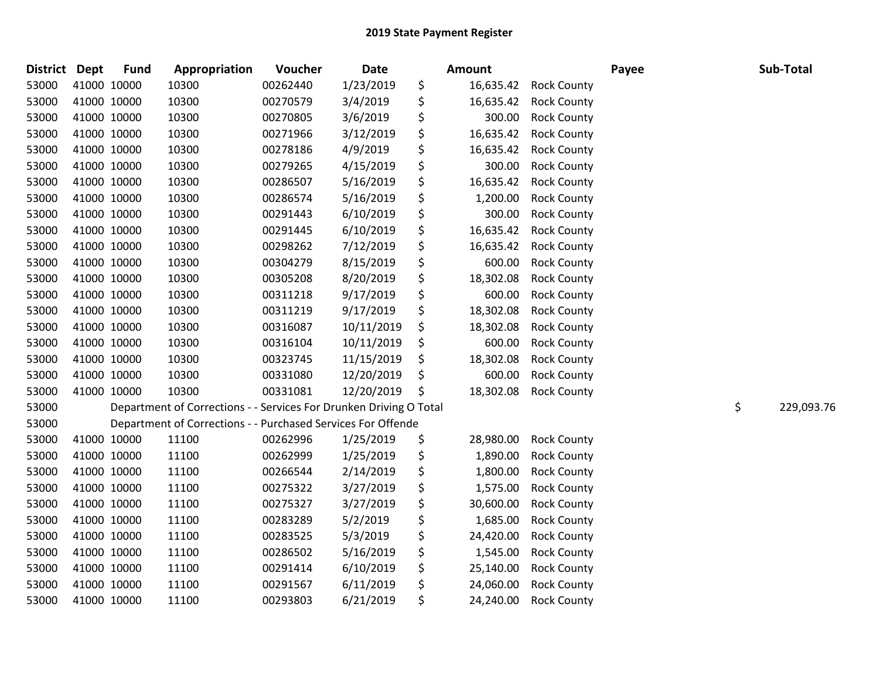# 2019 State Payment Register

| District | Dept | Fund | Appropriation | Voucher | Date | | Amount | Payee | Sub-Total |
|---|---|---|---|---|---|---|---|---|---|
| 53000 | 41000 | 10000 | 10300 | 00262440 | 1/23/2019 | $ | 16,635.42 | Rock County | |
| 53000 | 41000 | 10000 | 10300 | 00270579 | 3/4/2019 | $ | 16,635.42 | Rock County | |
| 53000 | 41000 | 10000 | 10300 | 00270805 | 3/6/2019 | $ | 300.00 | Rock County | |
| 53000 | 41000 | 10000 | 10300 | 00271966 | 3/12/2019 | $ | 16,635.42 | Rock County | |
| 53000 | 41000 | 10000 | 10300 | 00278186 | 4/9/2019 | $ | 16,635.42 | Rock County | |
| 53000 | 41000 | 10000 | 10300 | 00279265 | 4/15/2019 | $ | 300.00 | Rock County | |
| 53000 | 41000 | 10000 | 10300 | 00286507 | 5/16/2019 | $ | 16,635.42 | Rock County | |
| 53000 | 41000 | 10000 | 10300 | 00286574 | 5/16/2019 | $ | 1,200.00 | Rock County | |
| 53000 | 41000 | 10000 | 10300 | 00291443 | 6/10/2019 | $ | 300.00 | Rock County | |
| 53000 | 41000 | 10000 | 10300 | 00291445 | 6/10/2019 | $ | 16,635.42 | Rock County | |
| 53000 | 41000 | 10000 | 10300 | 00298262 | 7/12/2019 | $ | 16,635.42 | Rock County | |
| 53000 | 41000 | 10000 | 10300 | 00304279 | 8/15/2019 | $ | 600.00 | Rock County | |
| 53000 | 41000 | 10000 | 10300 | 00305208 | 8/20/2019 | $ | 18,302.08 | Rock County | |
| 53000 | 41000 | 10000 | 10300 | 00311218 | 9/17/2019 | $ | 600.00 | Rock County | |
| 53000 | 41000 | 10000 | 10300 | 00311219 | 9/17/2019 | $ | 18,302.08 | Rock County | |
| 53000 | 41000 | 10000 | 10300 | 00316087 | 10/11/2019 | $ | 18,302.08 | Rock County | |
| 53000 | 41000 | 10000 | 10300 | 00316104 | 10/11/2019 | $ | 600.00 | Rock County | |
| 53000 | 41000 | 10000 | 10300 | 00323745 | 11/15/2019 | $ | 18,302.08 | Rock County | |
| 53000 | 41000 | 10000 | 10300 | 00331080 | 12/20/2019 | $ | 600.00 | Rock County | |
| 53000 | 41000 | 10000 | 10300 | 00331081 | 12/20/2019 | $ | 18,302.08 | Rock County | |
| 53000 | | Department of Corrections - - Services For Drunken Driving O Total | | | | | | | $ 229,093.76 |
| 53000 | | Department of Corrections - - Purchased Services For Offende | | | | | | | |
| 53000 | 41000 | 10000 | 11100 | 00262996 | 1/25/2019 | $ | 28,980.00 | Rock County | |
| 53000 | 41000 | 10000 | 11100 | 00262999 | 1/25/2019 | $ | 1,890.00 | Rock County | |
| 53000 | 41000 | 10000 | 11100 | 00266544 | 2/14/2019 | $ | 1,800.00 | Rock County | |
| 53000 | 41000 | 10000 | 11100 | 00275322 | 3/27/2019 | $ | 1,575.00 | Rock County | |
| 53000 | 41000 | 10000 | 11100 | 00275327 | 3/27/2019 | $ | 30,600.00 | Rock County | |
| 53000 | 41000 | 10000 | 11100 | 00283289 | 5/2/2019 | $ | 1,685.00 | Rock County | |
| 53000 | 41000 | 10000 | 11100 | 00283525 | 5/3/2019 | $ | 24,420.00 | Rock County | |
| 53000 | 41000 | 10000 | 11100 | 00286502 | 5/16/2019 | $ | 1,545.00 | Rock County | |
| 53000 | 41000 | 10000 | 11100 | 00291414 | 6/10/2019 | $ | 25,140.00 | Rock County | |
| 53000 | 41000 | 10000 | 11100 | 00291567 | 6/11/2019 | $ | 24,060.00 | Rock County | |
| 53000 | 41000 | 10000 | 11100 | 00293803 | 6/21/2019 | $ | 24,240.00 | Rock County | |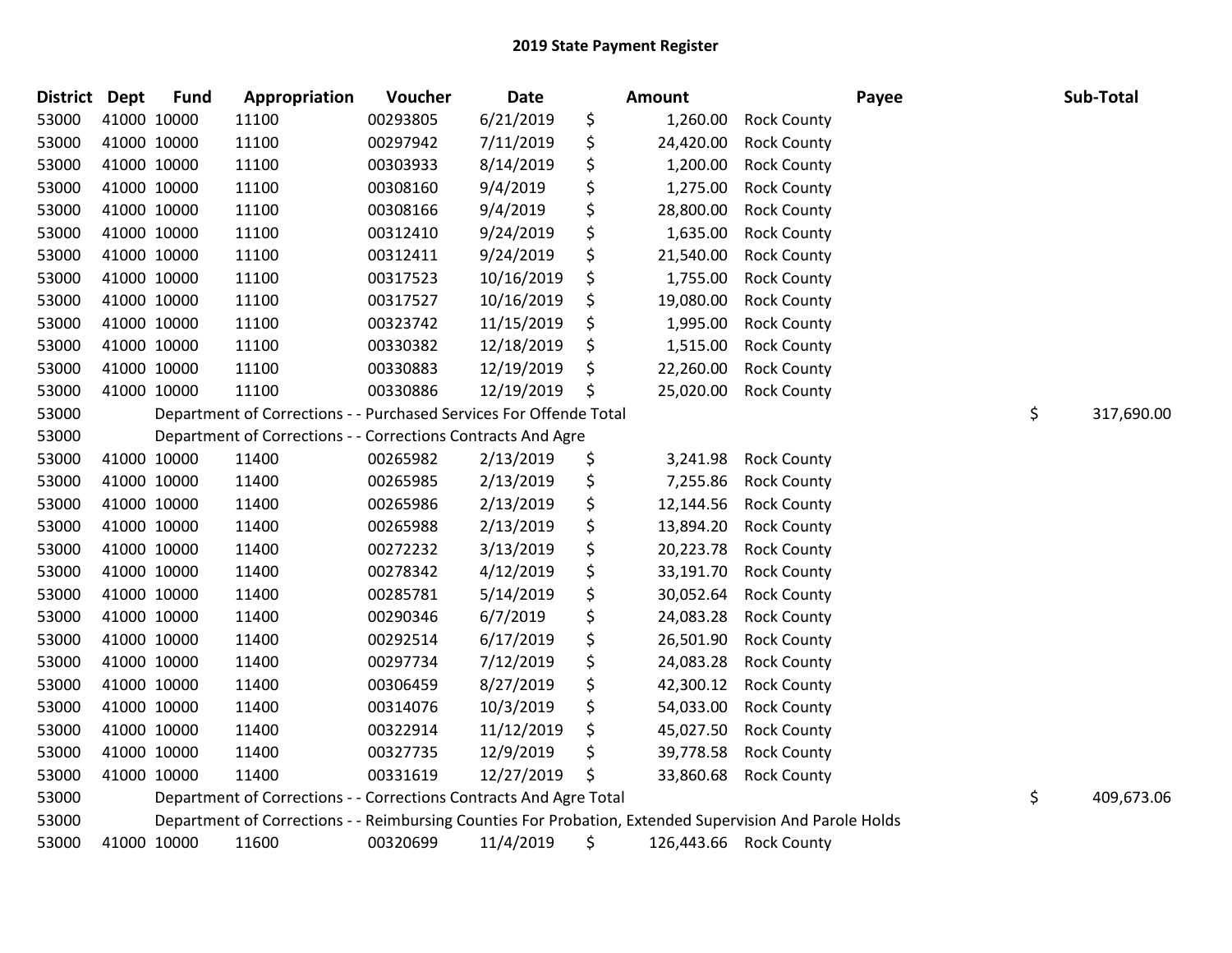# 2019 State Payment Register

| District | Dept | Fund | Appropriation | Voucher | Date | Amount | Payee | Sub-Total |
|---|---|---|---|---|---|---|---|---|
| 53000 | 41000 | 10000 | 11100 | 00293805 | 6/21/2019 | $ 1,260.00 | Rock County | |
| 53000 | 41000 | 10000 | 11100 | 00297942 | 7/11/2019 | $ 24,420.00 | Rock County | |
| 53000 | 41000 | 10000 | 11100 | 00303933 | 8/14/2019 | $ 1,200.00 | Rock County | |
| 53000 | 41000 | 10000 | 11100 | 00308160 | 9/4/2019 | $ 1,275.00 | Rock County | |
| 53000 | 41000 | 10000 | 11100 | 00308166 | 9/4/2019 | $ 28,800.00 | Rock County | |
| 53000 | 41000 | 10000 | 11100 | 00312410 | 9/24/2019 | $ 1,635.00 | Rock County | |
| 53000 | 41000 | 10000 | 11100 | 00312411 | 9/24/2019 | $ 21,540.00 | Rock County | |
| 53000 | 41000 | 10000 | 11100 | 00317523 | 10/16/2019 | $ 1,755.00 | Rock County | |
| 53000 | 41000 | 10000 | 11100 | 00317527 | 10/16/2019 | $ 19,080.00 | Rock County | |
| 53000 | 41000 | 10000 | 11100 | 00323742 | 11/15/2019 | $ 1,995.00 | Rock County | |
| 53000 | 41000 | 10000 | 11100 | 00330382 | 12/18/2019 | $ 1,515.00 | Rock County | |
| 53000 | 41000 | 10000 | 11100 | 00330883 | 12/19/2019 | $ 22,260.00 | Rock County | |
| 53000 | 41000 | 10000 | 11100 | 00330886 | 12/19/2019 | $ 25,020.00 | Rock County | |
| 53000 | | Department of Corrections - - Purchased Services For Offende Total | | | | | | $ 317,690.00 |
| 53000 | | Department of Corrections - - Corrections Contracts And Agre | | | | | | |
| 53000 | 41000 | 10000 | 11400 | 00265982 | 2/13/2019 | $ 3,241.98 | Rock County | |
| 53000 | 41000 | 10000 | 11400 | 00265985 | 2/13/2019 | $ 7,255.86 | Rock County | |
| 53000 | 41000 | 10000 | 11400 | 00265986 | 2/13/2019 | $ 12,144.56 | Rock County | |
| 53000 | 41000 | 10000 | 11400 | 00265988 | 2/13/2019 | $ 13,894.20 | Rock County | |
| 53000 | 41000 | 10000 | 11400 | 00272232 | 3/13/2019 | $ 20,223.78 | Rock County | |
| 53000 | 41000 | 10000 | 11400 | 00278342 | 4/12/2019 | $ 33,191.70 | Rock County | |
| 53000 | 41000 | 10000 | 11400 | 00285781 | 5/14/2019 | $ 30,052.64 | Rock County | |
| 53000 | 41000 | 10000 | 11400 | 00290346 | 6/7/2019 | $ 24,083.28 | Rock County | |
| 53000 | 41000 | 10000 | 11400 | 00292514 | 6/17/2019 | $ 26,501.90 | Rock County | |
| 53000 | 41000 | 10000 | 11400 | 00297734 | 7/12/2019 | $ 24,083.28 | Rock County | |
| 53000 | 41000 | 10000 | 11400 | 00306459 | 8/27/2019 | $ 42,300.12 | Rock County | |
| 53000 | 41000 | 10000 | 11400 | 00314076 | 10/3/2019 | $ 54,033.00 | Rock County | |
| 53000 | 41000 | 10000 | 11400 | 00322914 | 11/12/2019 | $ 45,027.50 | Rock County | |
| 53000 | 41000 | 10000 | 11400 | 00327735 | 12/9/2019 | $ 39,778.58 | Rock County | |
| 53000 | 41000 | 10000 | 11400 | 00331619 | 12/27/2019 | $ 33,860.68 | Rock County | |
| 53000 | | Department of Corrections - - Corrections Contracts And Agre Total | | | | | | $ 409,673.06 |
| 53000 | | Department of Corrections - - Reimbursing Counties For Probation, Extended Supervision And Parole Holds | | | | | | |
| 53000 | 41000 | 10000 | 11600 | 00320699 | 11/4/2019 | $ 126,443.66 | Rock County | |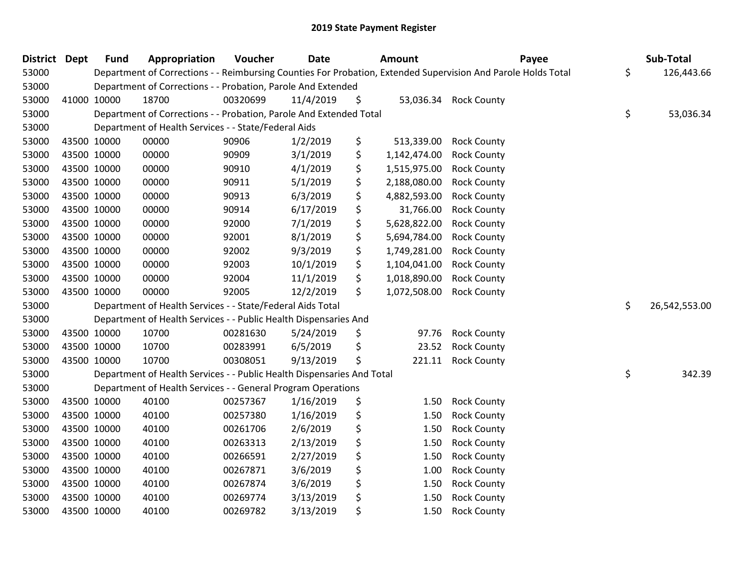# 2019 State Payment Register

| District | Dept | Fund | Appropriation | Voucher | Date | Amount | Payee | Sub-Total |
|---|---|---|---|---|---|---|---|---|
| 53000 | | Department of Corrections - - Reimbursing Counties For Probation, Extended Supervision And Parole Holds Total | | | | | | $ 126,443.66 |
| 53000 | | Department of Corrections - - Probation, Parole And Extended | | | | | | |
| 53000 | 41000 | 10000 | 18700 | 00320699 | 11/4/2019 | $ 53,036.34 | Rock County | |
| 53000 | | Department of Corrections - - Probation, Parole And Extended Total | | | | | | $ 53,036.34 |
| 53000 | | Department of Health Services - - State/Federal Aids | | | | | | |
| 53000 | 43500 | 10000 | 00000 | 90906 | 1/2/2019 | $ 513,339.00 | Rock County | |
| 53000 | 43500 | 10000 | 00000 | 90909 | 3/1/2019 | $ 1,142,474.00 | Rock County | |
| 53000 | 43500 | 10000 | 00000 | 90910 | 4/1/2019 | $ 1,515,975.00 | Rock County | |
| 53000 | 43500 | 10000 | 00000 | 90911 | 5/1/2019 | $ 2,188,080.00 | Rock County | |
| 53000 | 43500 | 10000 | 00000 | 90913 | 6/3/2019 | $ 4,882,593.00 | Rock County | |
| 53000 | 43500 | 10000 | 00000 | 90914 | 6/17/2019 | $ 31,766.00 | Rock County | |
| 53000 | 43500 | 10000 | 00000 | 92000 | 7/1/2019 | $ 5,628,822.00 | Rock County | |
| 53000 | 43500 | 10000 | 00000 | 92001 | 8/1/2019 | $ 5,694,784.00 | Rock County | |
| 53000 | 43500 | 10000 | 00000 | 92002 | 9/3/2019 | $ 1,749,281.00 | Rock County | |
| 53000 | 43500 | 10000 | 00000 | 92003 | 10/1/2019 | $ 1,104,041.00 | Rock County | |
| 53000 | 43500 | 10000 | 00000 | 92004 | 11/1/2019 | $ 1,018,890.00 | Rock County | |
| 53000 | 43500 | 10000 | 00000 | 92005 | 12/2/2019 | $ 1,072,508.00 | Rock County | |
| 53000 | | Department of Health Services - - State/Federal Aids Total | | | | | | $ 26,542,553.00 |
| 53000 | | Department of Health Services - - Public Health Dispensaries And | | | | | | |
| 53000 | 43500 | 10000 | 10700 | 00281630 | 5/24/2019 | $ 97.76 | Rock County | |
| 53000 | 43500 | 10000 | 10700 | 00283991 | 6/5/2019 | $ 23.52 | Rock County | |
| 53000 | 43500 | 10000 | 10700 | 00308051 | 9/13/2019 | $ 221.11 | Rock County | |
| 53000 | | Department of Health Services - - Public Health Dispensaries And Total | | | | | | $ 342.39 |
| 53000 | | Department of Health Services - - General Program Operations | | | | | | |
| 53000 | 43500 | 10000 | 40100 | 00257367 | 1/16/2019 | $ 1.50 | Rock County | |
| 53000 | 43500 | 10000 | 40100 | 00257380 | 1/16/2019 | $ 1.50 | Rock County | |
| 53000 | 43500 | 10000 | 40100 | 00261706 | 2/6/2019 | $ 1.50 | Rock County | |
| 53000 | 43500 | 10000 | 40100 | 00263313 | 2/13/2019 | $ 1.50 | Rock County | |
| 53000 | 43500 | 10000 | 40100 | 00266591 | 2/27/2019 | $ 1.50 | Rock County | |
| 53000 | 43500 | 10000 | 40100 | 00267871 | 3/6/2019 | $ 1.00 | Rock County | |
| 53000 | 43500 | 10000 | 40100 | 00267874 | 3/6/2019 | $ 1.50 | Rock County | |
| 53000 | 43500 | 10000 | 40100 | 00269774 | 3/13/2019 | $ 1.50 | Rock County | |
| 53000 | 43500 | 10000 | 40100 | 00269782 | 3/13/2019 | $ 1.50 | Rock County | |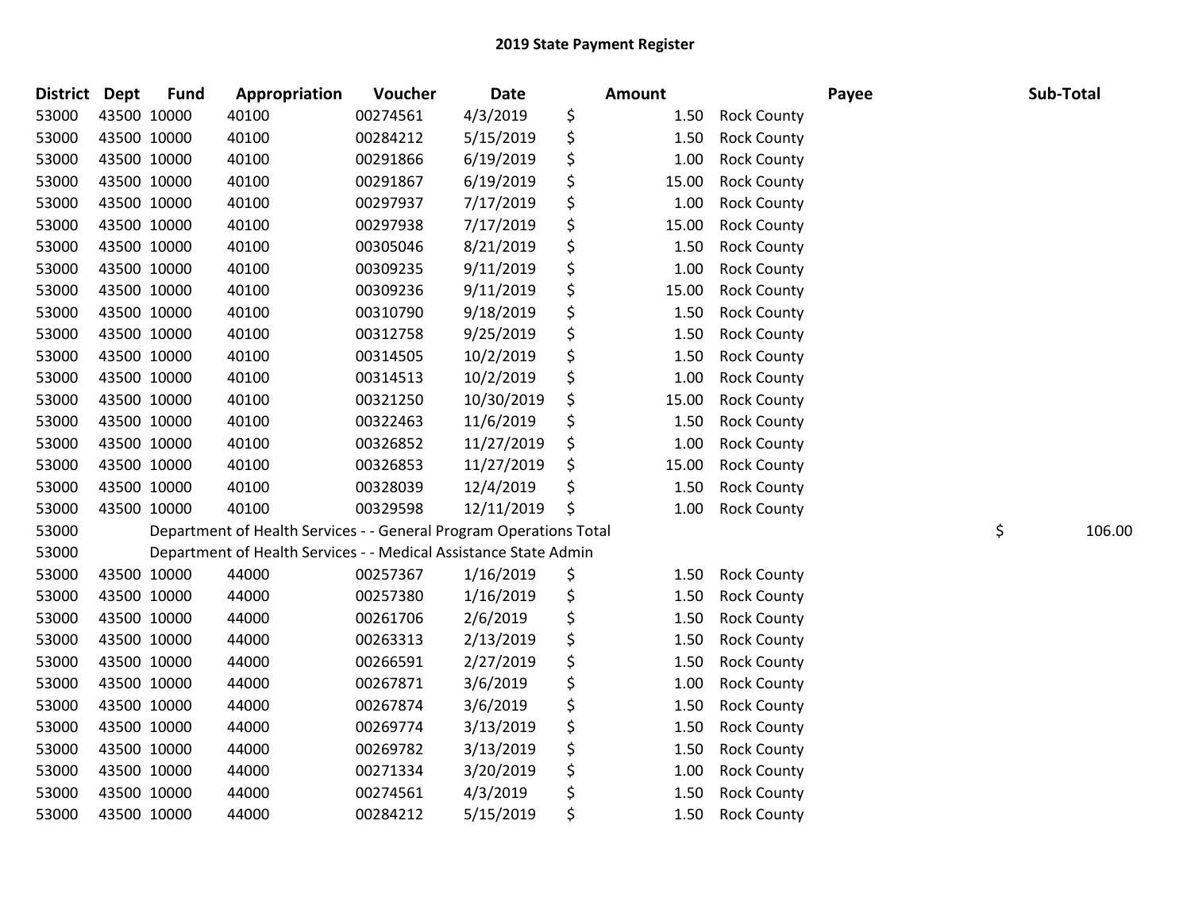# 2019 State Payment Register

| District | Dept | Fund | Appropriation | Voucher | Date | Amount | Payee | Sub-Total |
|---|---|---|---|---|---|---|---|---|
| 53000 | 43500 | 10000 | 40100 | 00274561 | 4/3/2019 | $ 1.50 | Rock County | |
| 53000 | 43500 | 10000 | 40100 | 00284212 | 5/15/2019 | $ 1.50 | Rock County | |
| 53000 | 43500 | 10000 | 40100 | 00291866 | 6/19/2019 | $ 1.00 | Rock County | |
| 53000 | 43500 | 10000 | 40100 | 00291867 | 6/19/2019 | $ 15.00 | Rock County | |
| 53000 | 43500 | 10000 | 40100 | 00297937 | 7/17/2019 | $ 1.00 | Rock County | |
| 53000 | 43500 | 10000 | 40100 | 00297938 | 7/17/2019 | $ 15.00 | Rock County | |
| 53000 | 43500 | 10000 | 40100 | 00305046 | 8/21/2019 | $ 1.50 | Rock County | |
| 53000 | 43500 | 10000 | 40100 | 00309235 | 9/11/2019 | $ 1.00 | Rock County | |
| 53000 | 43500 | 10000 | 40100 | 00309236 | 9/11/2019 | $ 15.00 | Rock County | |
| 53000 | 43500 | 10000 | 40100 | 00310790 | 9/18/2019 | $ 1.50 | Rock County | |
| 53000 | 43500 | 10000 | 40100 | 00312758 | 9/25/2019 | $ 1.50 | Rock County | |
| 53000 | 43500 | 10000 | 40100 | 00314505 | 10/2/2019 | $ 1.50 | Rock County | |
| 53000 | 43500 | 10000 | 40100 | 00314513 | 10/2/2019 | $ 1.00 | Rock County | |
| 53000 | 43500 | 10000 | 40100 | 00321250 | 10/30/2019 | $ 15.00 | Rock County | |
| 53000 | 43500 | 10000 | 40100 | 00322463 | 11/6/2019 | $ 1.50 | Rock County | |
| 53000 | 43500 | 10000 | 40100 | 00326852 | 11/27/2019 | $ 1.00 | Rock County | |
| 53000 | 43500 | 10000 | 40100 | 00326853 | 11/27/2019 | $ 15.00 | Rock County | |
| 53000 | 43500 | 10000 | 40100 | 00328039 | 12/4/2019 | $ 1.50 | Rock County | |
| 53000 | 43500 | 10000 | 40100 | 00329598 | 12/11/2019 | $ 1.00 | Rock County | |
| 53000 | Department of Health Services - - General Program Operations Total | | | | | | | $ 106.00 |
| 53000 | Department of Health Services - - Medical Assistance State Admin | | | | | | | |
| 53000 | 43500 | 10000 | 44000 | 00257367 | 1/16/2019 | $ 1.50 | Rock County | |
| 53000 | 43500 | 10000 | 44000 | 00257380 | 1/16/2019 | $ 1.50 | Rock County | |
| 53000 | 43500 | 10000 | 44000 | 00261706 | 2/6/2019 | $ 1.50 | Rock County | |
| 53000 | 43500 | 10000 | 44000 | 00263313 | 2/13/2019 | $ 1.50 | Rock County | |
| 53000 | 43500 | 10000 | 44000 | 00266591 | 2/27/2019 | $ 1.50 | Rock County | |
| 53000 | 43500 | 10000 | 44000 | 00267871 | 3/6/2019 | $ 1.00 | Rock County | |
| 53000 | 43500 | 10000 | 44000 | 00267874 | 3/6/2019 | $ 1.50 | Rock County | |
| 53000 | 43500 | 10000 | 44000 | 00269774 | 3/13/2019 | $ 1.50 | Rock County | |
| 53000 | 43500 | 10000 | 44000 | 00269782 | 3/13/2019 | $ 1.50 | Rock County | |
| 53000 | 43500 | 10000 | 44000 | 00271334 | 3/20/2019 | $ 1.00 | Rock County | |
| 53000 | 43500 | 10000 | 44000 | 00274561 | 4/3/2019 | $ 1.50 | Rock County | |
| 53000 | 43500 | 10000 | 44000 | 00284212 | 5/15/2019 | $ 1.50 | Rock County | |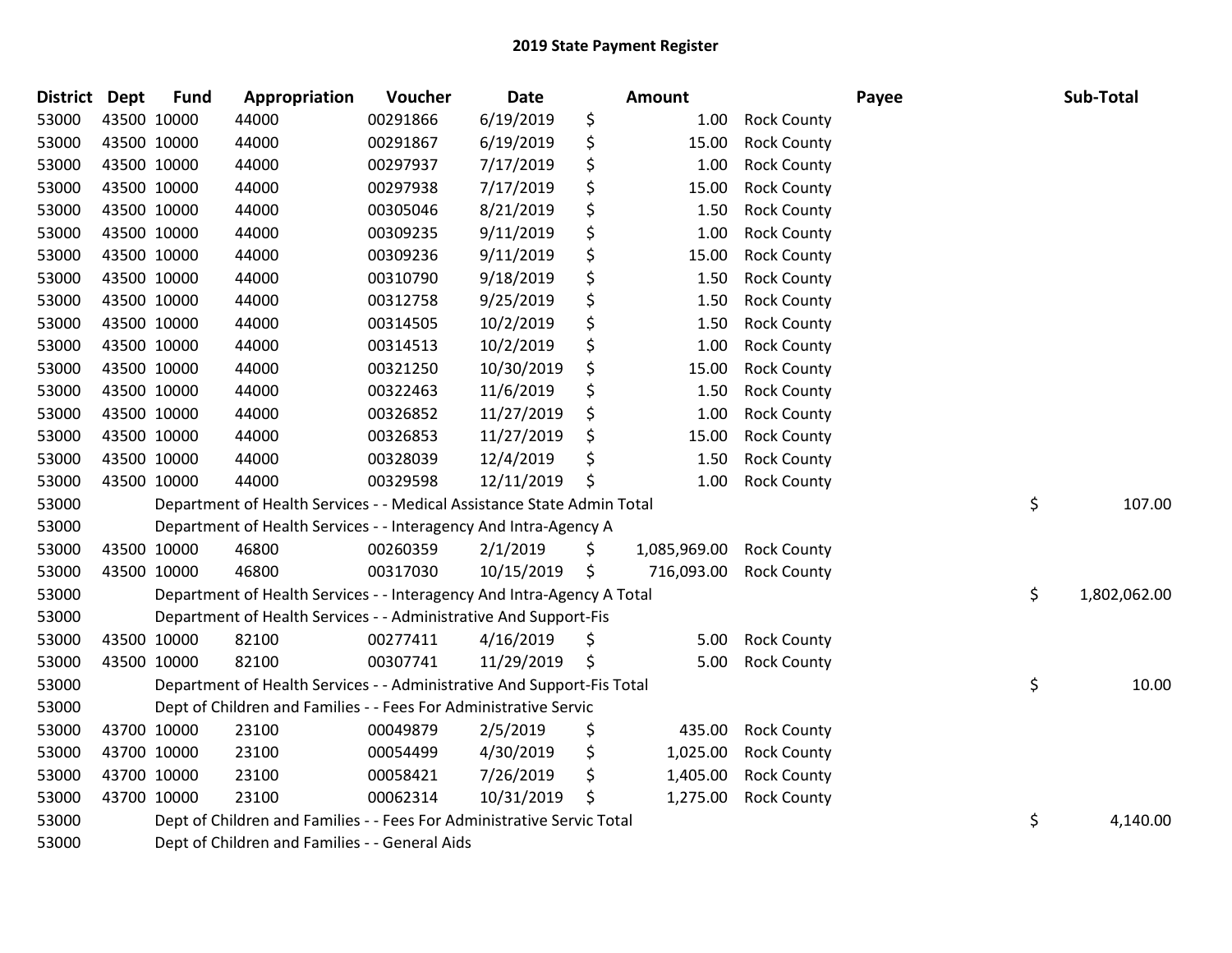# 2019 State Payment Register

| District | Dept | Fund | Appropriation | Voucher | Date | Amount | Payee | Sub-Total |
|---|---|---|---|---|---|---|---|---|
| 53000 | 43500 | 10000 | 44000 | 00291866 | 6/19/2019 | $ 1.00 | Rock County | |
| 53000 | 43500 | 10000 | 44000 | 00291867 | 6/19/2019 | $ 15.00 | Rock County | |
| 53000 | 43500 | 10000 | 44000 | 00297937 | 7/17/2019 | $ 1.00 | Rock County | |
| 53000 | 43500 | 10000 | 44000 | 00297938 | 7/17/2019 | $ 15.00 | Rock County | |
| 53000 | 43500 | 10000 | 44000 | 00305046 | 8/21/2019 | $ 1.50 | Rock County | |
| 53000 | 43500 | 10000 | 44000 | 00309235 | 9/11/2019 | $ 1.00 | Rock County | |
| 53000 | 43500 | 10000 | 44000 | 00309236 | 9/11/2019 | $ 15.00 | Rock County | |
| 53000 | 43500 | 10000 | 44000 | 00310790 | 9/18/2019 | $ 1.50 | Rock County | |
| 53000 | 43500 | 10000 | 44000 | 00312758 | 9/25/2019 | $ 1.50 | Rock County | |
| 53000 | 43500 | 10000 | 44000 | 00314505 | 10/2/2019 | $ 1.50 | Rock County | |
| 53000 | 43500 | 10000 | 44000 | 00314513 | 10/2/2019 | $ 1.00 | Rock County | |
| 53000 | 43500 | 10000 | 44000 | 00321250 | 10/30/2019 | $ 15.00 | Rock County | |
| 53000 | 43500 | 10000 | 44000 | 00322463 | 11/6/2019 | $ 1.50 | Rock County | |
| 53000 | 43500 | 10000 | 44000 | 00326852 | 11/27/2019 | $ 1.00 | Rock County | |
| 53000 | 43500 | 10000 | 44000 | 00326853 | 11/27/2019 | $ 15.00 | Rock County | |
| 53000 | 43500 | 10000 | 44000 | 00328039 | 12/4/2019 | $ 1.50 | Rock County | |
| 53000 | 43500 | 10000 | 44000 | 00329598 | 12/11/2019 | $ 1.00 | Rock County | |
| 53000 | | Department of Health Services - - Medical Assistance State Admin Total | | | | | | $ 107.00 |
| 53000 | | Department of Health Services - - Interagency And Intra-Agency A | | | | | | |
| 53000 | 43500 | 10000 | 46800 | 00260359 | 2/1/2019 | $ 1,085,969.00 | Rock County | |
| 53000 | 43500 | 10000 | 46800 | 00317030 | 10/15/2019 | $ 716,093.00 | Rock County | |
| 53000 | | Department of Health Services - - Interagency And Intra-Agency A Total | | | | | | $ 1,802,062.00 |
| 53000 | | Department of Health Services - - Administrative And Support-Fis | | | | | | |
| 53000 | 43500 | 10000 | 82100 | 00277411 | 4/16/2019 | $ 5.00 | Rock County | |
| 53000 | 43500 | 10000 | 82100 | 00307741 | 11/29/2019 | $ 5.00 | Rock County | |
| 53000 | | Department of Health Services - - Administrative And Support-Fis Total | | | | | | $ 10.00 |
| 53000 | | Dept of Children and Families - - Fees For Administrative Servic | | | | | | |
| 53000 | 43700 | 10000 | 23100 | 00049879 | 2/5/2019 | $ 435.00 | Rock County | |
| 53000 | 43700 | 10000 | 23100 | 00054499 | 4/30/2019 | $ 1,025.00 | Rock County | |
| 53000 | 43700 | 10000 | 23100 | 00058421 | 7/26/2019 | $ 1,405.00 | Rock County | |
| 53000 | 43700 | 10000 | 23100 | 00062314 | 10/31/2019 | $ 1,275.00 | Rock County | |
| 53000 | | Dept of Children and Families - - Fees For Administrative Servic Total | | | | | | $ 4,140.00 |
| 53000 | | Dept of Children and Families - - General Aids | | | | | | |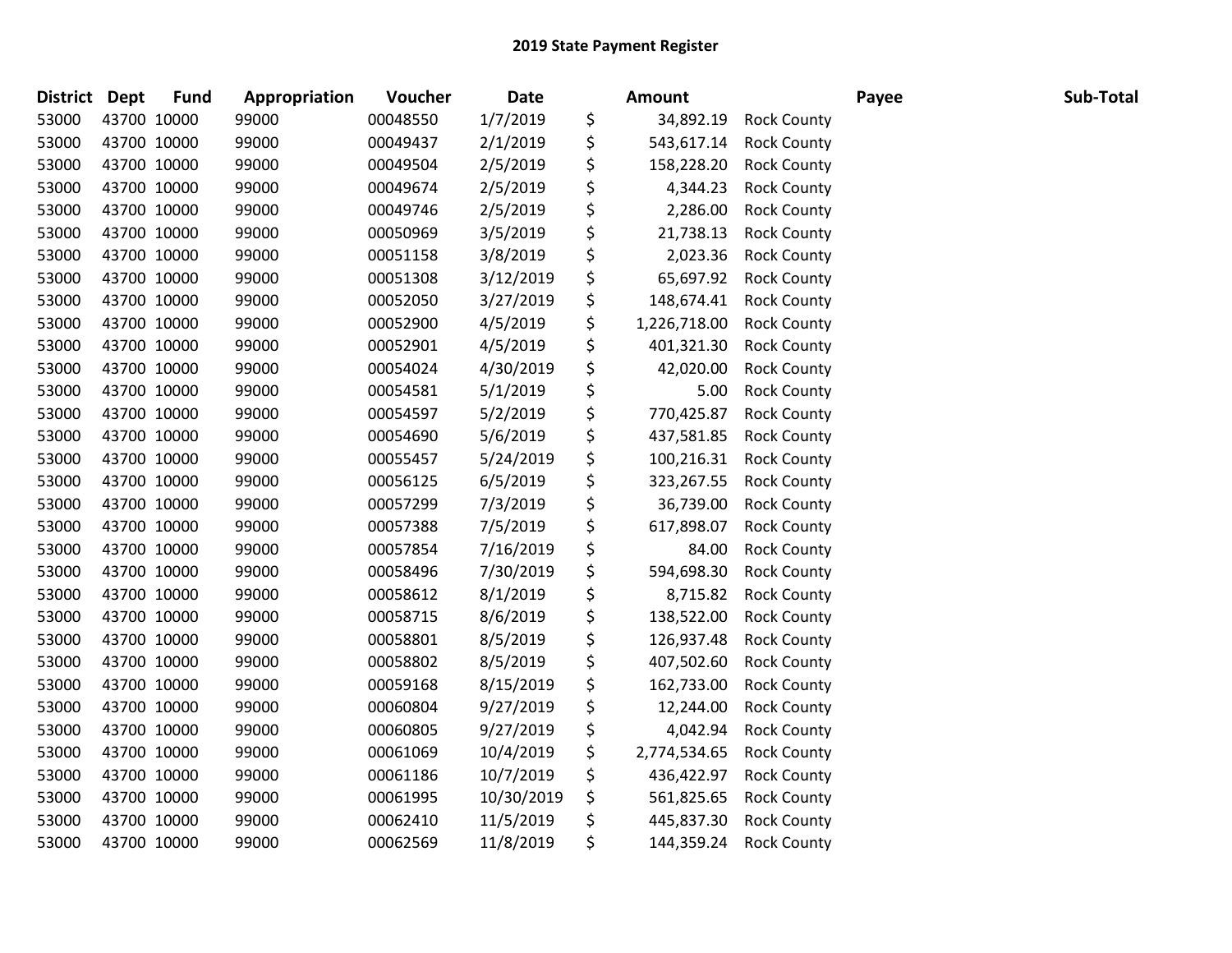# 2019 State Payment Register

| District | Dept | Fund | Appropriation | Voucher | Date | Amount | Payee | Sub-Total |
|---|---|---|---|---|---|---|---|---|
| 53000 | 43700 | 10000 | 99000 | 00048550 | 1/7/2019 | $ 34,892.19 | Rock County | |
| 53000 | 43700 | 10000 | 99000 | 00049437 | 2/1/2019 | $ 543,617.14 | Rock County | |
| 53000 | 43700 | 10000 | 99000 | 00049504 | 2/5/2019 | $ 158,228.20 | Rock County | |
| 53000 | 43700 | 10000 | 99000 | 00049674 | 2/5/2019 | $ 4,344.23 | Rock County | |
| 53000 | 43700 | 10000 | 99000 | 00049746 | 2/5/2019 | $ 2,286.00 | Rock County | |
| 53000 | 43700 | 10000 | 99000 | 00050969 | 3/5/2019 | $ 21,738.13 | Rock County | |
| 53000 | 43700 | 10000 | 99000 | 00051158 | 3/8/2019 | $ 2,023.36 | Rock County | |
| 53000 | 43700 | 10000 | 99000 | 00051308 | 3/12/2019 | $ 65,697.92 | Rock County | |
| 53000 | 43700 | 10000 | 99000 | 00052050 | 3/27/2019 | $ 148,674.41 | Rock County | |
| 53000 | 43700 | 10000 | 99000 | 00052900 | 4/5/2019 | $ 1,226,718.00 | Rock County | |
| 53000 | 43700 | 10000 | 99000 | 00052901 | 4/5/2019 | $ 401,321.30 | Rock County | |
| 53000 | 43700 | 10000 | 99000 | 00054024 | 4/30/2019 | $ 42,020.00 | Rock County | |
| 53000 | 43700 | 10000 | 99000 | 00054581 | 5/1/2019 | $ 5.00 | Rock County | |
| 53000 | 43700 | 10000 | 99000 | 00054597 | 5/2/2019 | $ 770,425.87 | Rock County | |
| 53000 | 43700 | 10000 | 99000 | 00054690 | 5/6/2019 | $ 437,581.85 | Rock County | |
| 53000 | 43700 | 10000 | 99000 | 00055457 | 5/24/2019 | $ 100,216.31 | Rock County | |
| 53000 | 43700 | 10000 | 99000 | 00056125 | 6/5/2019 | $ 323,267.55 | Rock County | |
| 53000 | 43700 | 10000 | 99000 | 00057299 | 7/3/2019 | $ 36,739.00 | Rock County | |
| 53000 | 43700 | 10000 | 99000 | 00057388 | 7/5/2019 | $ 617,898.07 | Rock County | |
| 53000 | 43700 | 10000 | 99000 | 00057854 | 7/16/2019 | $ 84.00 | Rock County | |
| 53000 | 43700 | 10000 | 99000 | 00058496 | 7/30/2019 | $ 594,698.30 | Rock County | |
| 53000 | 43700 | 10000 | 99000 | 00058612 | 8/1/2019 | $ 8,715.82 | Rock County | |
| 53000 | 43700 | 10000 | 99000 | 00058715 | 8/6/2019 | $ 138,522.00 | Rock County | |
| 53000 | 43700 | 10000 | 99000 | 00058801 | 8/5/2019 | $ 126,937.48 | Rock County | |
| 53000 | 43700 | 10000 | 99000 | 00058802 | 8/5/2019 | $ 407,502.60 | Rock County | |
| 53000 | 43700 | 10000 | 99000 | 00059168 | 8/15/2019 | $ 162,733.00 | Rock County | |
| 53000 | 43700 | 10000 | 99000 | 00060804 | 9/27/2019 | $ 12,244.00 | Rock County | |
| 53000 | 43700 | 10000 | 99000 | 00060805 | 9/27/2019 | $ 4,042.94 | Rock County | |
| 53000 | 43700 | 10000 | 99000 | 00061069 | 10/4/2019 | $ 2,774,534.65 | Rock County | |
| 53000 | 43700 | 10000 | 99000 | 00061186 | 10/7/2019 | $ 436,422.97 | Rock County | |
| 53000 | 43700 | 10000 | 99000 | 00061995 | 10/30/2019 | $ 561,825.65 | Rock County | |
| 53000 | 43700 | 10000 | 99000 | 00062410 | 11/5/2019 | $ 445,837.30 | Rock County | |
| 53000 | 43700 | 10000 | 99000 | 00062569 | 11/8/2019 | $ 144,359.24 | Rock County | |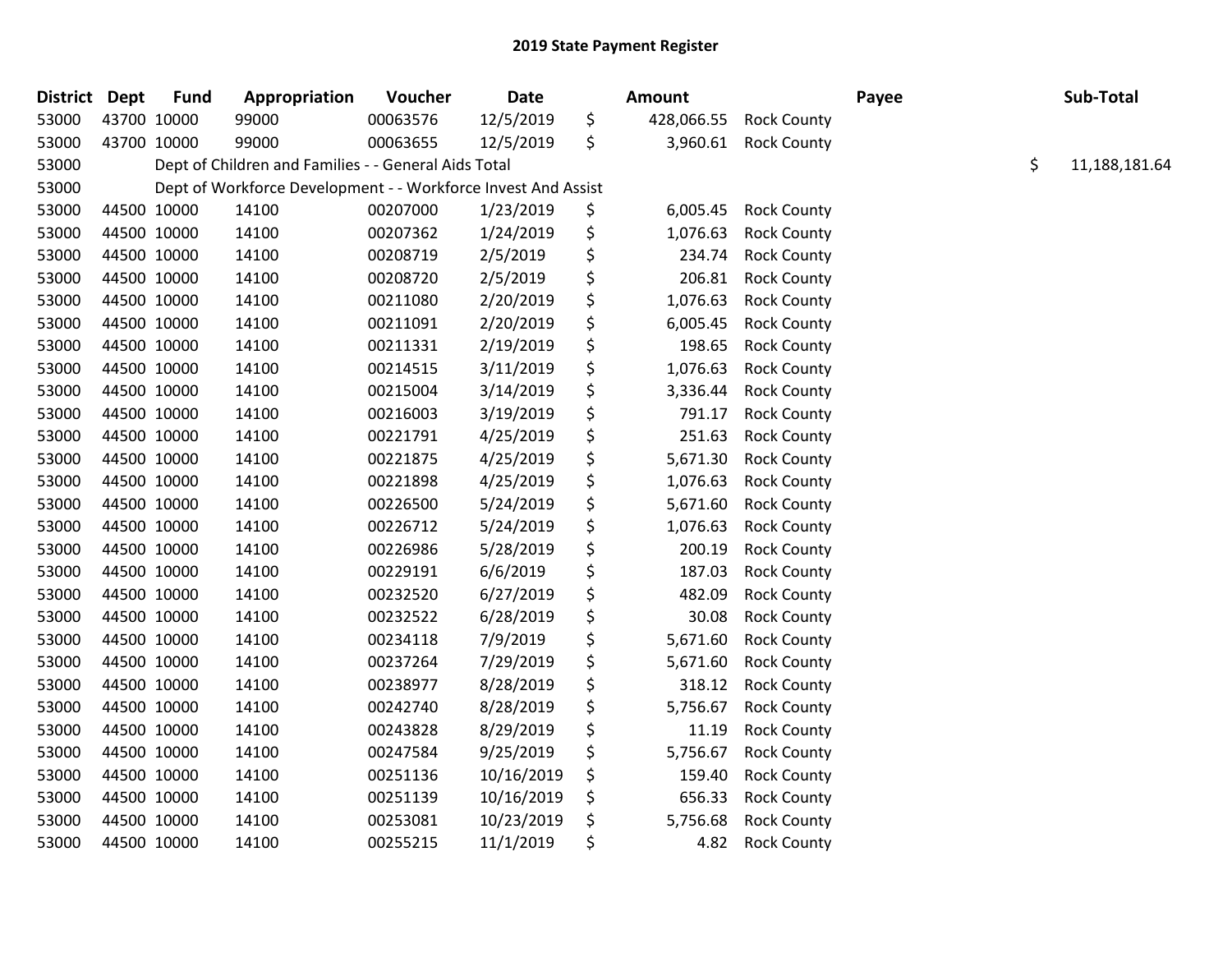## 2019 State Payment Register

| District | Dept | Fund | Appropriation | Voucher | Date | Amount | Payee | Sub-Total |
|---|---|---|---|---|---|---|---|---|
| 53000 | 43700 | 10000 | 99000 | 00063576 | 12/5/2019 | $ 428,066.55 | Rock County | |
| 53000 | 43700 | 10000 | 99000 | 00063655 | 12/5/2019 | $ 3,960.61 | Rock County | |
| 53000 | | | Dept of Children and Families - - General Aids Total | | | | | $ 11,188,181.64 |
| 53000 | | | Dept of Workforce Development - - Workforce Invest And Assist | | | | | |
| 53000 | 44500 | 10000 | 14100 | 00207000 | 1/23/2019 | $ 6,005.45 | Rock County | |
| 53000 | 44500 | 10000 | 14100 | 00207362 | 1/24/2019 | $ 1,076.63 | Rock County | |
| 53000 | 44500 | 10000 | 14100 | 00208719 | 2/5/2019 | $ 234.74 | Rock County | |
| 53000 | 44500 | 10000 | 14100 | 00208720 | 2/5/2019 | $ 206.81 | Rock County | |
| 53000 | 44500 | 10000 | 14100 | 00211080 | 2/20/2019 | $ 1,076.63 | Rock County | |
| 53000 | 44500 | 10000 | 14100 | 00211091 | 2/20/2019 | $ 6,005.45 | Rock County | |
| 53000 | 44500 | 10000 | 14100 | 00211331 | 2/19/2019 | $ 198.65 | Rock County | |
| 53000 | 44500 | 10000 | 14100 | 00214515 | 3/11/2019 | $ 1,076.63 | Rock County | |
| 53000 | 44500 | 10000 | 14100 | 00215004 | 3/14/2019 | $ 3,336.44 | Rock County | |
| 53000 | 44500 | 10000 | 14100 | 00216003 | 3/19/2019 | $ 791.17 | Rock County | |
| 53000 | 44500 | 10000 | 14100 | 00221791 | 4/25/2019 | $ 251.63 | Rock County | |
| 53000 | 44500 | 10000 | 14100 | 00221875 | 4/25/2019 | $ 5,671.30 | Rock County | |
| 53000 | 44500 | 10000 | 14100 | 00221898 | 4/25/2019 | $ 1,076.63 | Rock County | |
| 53000 | 44500 | 10000 | 14100 | 00226500 | 5/24/2019 | $ 5,671.60 | Rock County | |
| 53000 | 44500 | 10000 | 14100 | 00226712 | 5/24/2019 | $ 1,076.63 | Rock County | |
| 53000 | 44500 | 10000 | 14100 | 00226986 | 5/28/2019 | $ 200.19 | Rock County | |
| 53000 | 44500 | 10000 | 14100 | 00229191 | 6/6/2019 | $ 187.03 | Rock County | |
| 53000 | 44500 | 10000 | 14100 | 00232520 | 6/27/2019 | $ 482.09 | Rock County | |
| 53000 | 44500 | 10000 | 14100 | 00232522 | 6/28/2019 | $ 30.08 | Rock County | |
| 53000 | 44500 | 10000 | 14100 | 00234118 | 7/9/2019 | $ 5,671.60 | Rock County | |
| 53000 | 44500 | 10000 | 14100 | 00237264 | 7/29/2019 | $ 5,671.60 | Rock County | |
| 53000 | 44500 | 10000 | 14100 | 00238977 | 8/28/2019 | $ 318.12 | Rock County | |
| 53000 | 44500 | 10000 | 14100 | 00242740 | 8/28/2019 | $ 5,756.67 | Rock County | |
| 53000 | 44500 | 10000 | 14100 | 00243828 | 8/29/2019 | $ 11.19 | Rock County | |
| 53000 | 44500 | 10000 | 14100 | 00247584 | 9/25/2019 | $ 5,756.67 | Rock County | |
| 53000 | 44500 | 10000 | 14100 | 00251136 | 10/16/2019 | $ 159.40 | Rock County | |
| 53000 | 44500 | 10000 | 14100 | 00251139 | 10/16/2019 | $ 656.33 | Rock County | |
| 53000 | 44500 | 10000 | 14100 | 00253081 | 10/23/2019 | $ 5,756.68 | Rock County | |
| 53000 | 44500 | 10000 | 14100 | 00255215 | 11/1/2019 | $ 4.82 | Rock County | |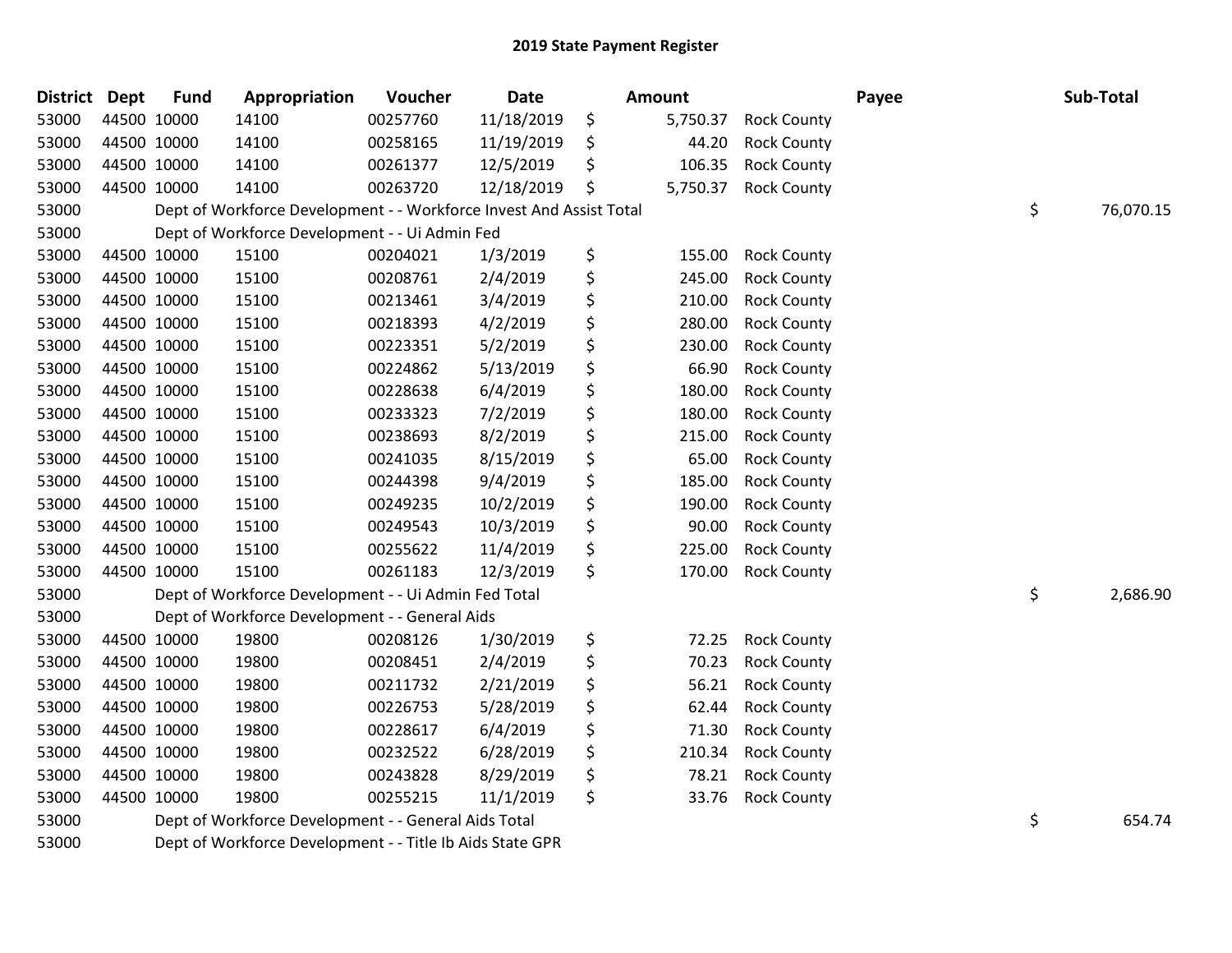## 2019 State Payment Register

| District | Dept | Fund | Appropriation | Voucher | Date | Amount | Payee | Sub-Total |
|---|---|---|---|---|---|---|---|---|
| 53000 | 44500 | 10000 | 14100 | 00257760 | 11/18/2019 | $ 5,750.37 | Rock County | |
| 53000 | 44500 | 10000 | 14100 | 00258165 | 11/19/2019 | $ 44.20 | Rock County | |
| 53000 | 44500 | 10000 | 14100 | 00261377 | 12/5/2019 | $ 106.35 | Rock County | |
| 53000 | 44500 | 10000 | 14100 | 00263720 | 12/18/2019 | $ 5,750.37 | Rock County | |
| 53000 | | Dept of Workforce Development - - Workforce Invest And Assist Total | | | | | | $ 76,070.15 |
| 53000 | | Dept of Workforce Development - - Ui Admin Fed | | | | | | |
| 53000 | 44500 | 10000 | 15100 | 00204021 | 1/3/2019 | $ 155.00 | Rock County | |
| 53000 | 44500 | 10000 | 15100 | 00208761 | 2/4/2019 | $ 245.00 | Rock County | |
| 53000 | 44500 | 10000 | 15100 | 00213461 | 3/4/2019 | $ 210.00 | Rock County | |
| 53000 | 44500 | 10000 | 15100 | 00218393 | 4/2/2019 | $ 280.00 | Rock County | |
| 53000 | 44500 | 10000 | 15100 | 00223351 | 5/2/2019 | $ 230.00 | Rock County | |
| 53000 | 44500 | 10000 | 15100 | 00224862 | 5/13/2019 | $ 66.90 | Rock County | |
| 53000 | 44500 | 10000 | 15100 | 00228638 | 6/4/2019 | $ 180.00 | Rock County | |
| 53000 | 44500 | 10000 | 15100 | 00233323 | 7/2/2019 | $ 180.00 | Rock County | |
| 53000 | 44500 | 10000 | 15100 | 00238693 | 8/2/2019 | $ 215.00 | Rock County | |
| 53000 | 44500 | 10000 | 15100 | 00241035 | 8/15/2019 | $ 65.00 | Rock County | |
| 53000 | 44500 | 10000 | 15100 | 00244398 | 9/4/2019 | $ 185.00 | Rock County | |
| 53000 | 44500 | 10000 | 15100 | 00249235 | 10/2/2019 | $ 190.00 | Rock County | |
| 53000 | 44500 | 10000 | 15100 | 00249543 | 10/3/2019 | $ 90.00 | Rock County | |
| 53000 | 44500 | 10000 | 15100 | 00255622 | 11/4/2019 | $ 225.00 | Rock County | |
| 53000 | 44500 | 10000 | 15100 | 00261183 | 12/3/2019 | $ 170.00 | Rock County | |
| 53000 | | Dept of Workforce Development - - Ui Admin Fed Total | | | | | | $ 2,686.90 |
| 53000 | | Dept of Workforce Development - - General Aids | | | | | | |
| 53000 | 44500 | 10000 | 19800 | 00208126 | 1/30/2019 | $ 72.25 | Rock County | |
| 53000 | 44500 | 10000 | 19800 | 00208451 | 2/4/2019 | $ 70.23 | Rock County | |
| 53000 | 44500 | 10000 | 19800 | 00211732 | 2/21/2019 | $ 56.21 | Rock County | |
| 53000 | 44500 | 10000 | 19800 | 00226753 | 5/28/2019 | $ 62.44 | Rock County | |
| 53000 | 44500 | 10000 | 19800 | 00228617 | 6/4/2019 | $ 71.30 | Rock County | |
| 53000 | 44500 | 10000 | 19800 | 00232522 | 6/28/2019 | $ 210.34 | Rock County | |
| 53000 | 44500 | 10000 | 19800 | 00243828 | 8/29/2019 | $ 78.21 | Rock County | |
| 53000 | 44500 | 10000 | 19800 | 00255215 | 11/1/2019 | $ 33.76 | Rock County | |
| 53000 | | Dept of Workforce Development - - General Aids Total | | | | | | $ 654.74 |
| 53000 | | Dept of Workforce Development - - Title Ib Aids State GPR | | | | | | |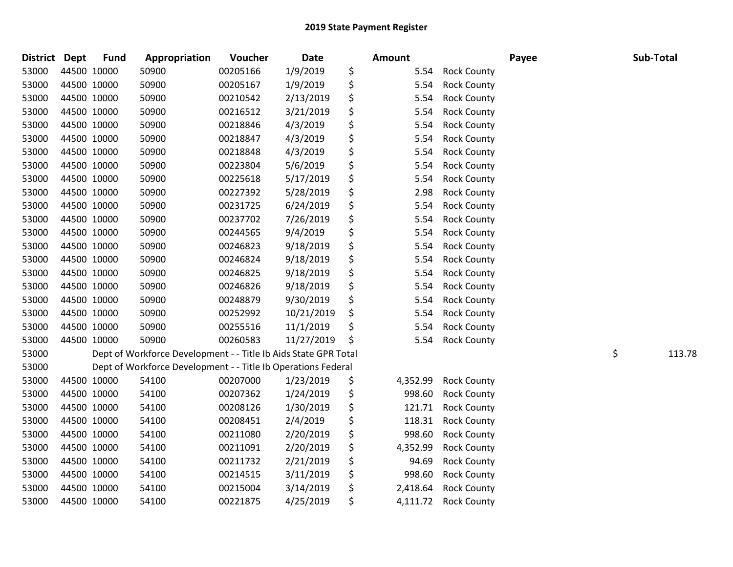# 2019 State Payment Register

| District | Dept | Fund | Appropriation | Voucher | Date | Amount | Payee | Sub-Total |
|---|---|---|---|---|---|---|---|---|
| 53000 | 44500 | 10000 | 50900 | 00205166 | 1/9/2019 | $ 5.54 | Rock County | |
| 53000 | 44500 | 10000 | 50900 | 00205167 | 1/9/2019 | $ 5.54 | Rock County | |
| 53000 | 44500 | 10000 | 50900 | 00210542 | 2/13/2019 | $ 5.54 | Rock County | |
| 53000 | 44500 | 10000 | 50900 | 00216512 | 3/21/2019 | $ 5.54 | Rock County | |
| 53000 | 44500 | 10000 | 50900 | 00218846 | 4/3/2019 | $ 5.54 | Rock County | |
| 53000 | 44500 | 10000 | 50900 | 00218847 | 4/3/2019 | $ 5.54 | Rock County | |
| 53000 | 44500 | 10000 | 50900 | 00218848 | 4/3/2019 | $ 5.54 | Rock County | |
| 53000 | 44500 | 10000 | 50900 | 00223804 | 5/6/2019 | $ 5.54 | Rock County | |
| 53000 | 44500 | 10000 | 50900 | 00225618 | 5/17/2019 | $ 5.54 | Rock County | |
| 53000 | 44500 | 10000 | 50900 | 00227392 | 5/28/2019 | $ 2.98 | Rock County | |
| 53000 | 44500 | 10000 | 50900 | 00231725 | 6/24/2019 | $ 5.54 | Rock County | |
| 53000 | 44500 | 10000 | 50900 | 00237702 | 7/26/2019 | $ 5.54 | Rock County | |
| 53000 | 44500 | 10000 | 50900 | 00244565 | 9/4/2019 | $ 5.54 | Rock County | |
| 53000 | 44500 | 10000 | 50900 | 00246823 | 9/18/2019 | $ 5.54 | Rock County | |
| 53000 | 44500 | 10000 | 50900 | 00246824 | 9/18/2019 | $ 5.54 | Rock County | |
| 53000 | 44500 | 10000 | 50900 | 00246825 | 9/18/2019 | $ 5.54 | Rock County | |
| 53000 | 44500 | 10000 | 50900 | 00246826 | 9/18/2019 | $ 5.54 | Rock County | |
| 53000 | 44500 | 10000 | 50900 | 00248879 | 9/30/2019 | $ 5.54 | Rock County | |
| 53000 | 44500 | 10000 | 50900 | 00252992 | 10/21/2019 | $ 5.54 | Rock County | |
| 53000 | 44500 | 10000 | 50900 | 00255516 | 11/1/2019 | $ 5.54 | Rock County | |
| 53000 | 44500 | 10000 | 50900 | 00260583 | 11/27/2019 | $ 5.54 | Rock County | |
| 53000 | Dept of Workforce Development - - Title Ib Aids State GPR Total | | | | | | | $ 113.78 |
| 53000 | Dept of Workforce Development - - Title Ib Operations Federal | | | | | | | |
| 53000 | 44500 | 10000 | 54100 | 00207000 | 1/23/2019 | $ 4,352.99 | Rock County | |
| 53000 | 44500 | 10000 | 54100 | 00207362 | 1/24/2019 | $ 998.60 | Rock County | |
| 53000 | 44500 | 10000 | 54100 | 00208126 | 1/30/2019 | $ 121.71 | Rock County | |
| 53000 | 44500 | 10000 | 54100 | 00208451 | 2/4/2019 | $ 118.31 | Rock County | |
| 53000 | 44500 | 10000 | 54100 | 00211080 | 2/20/2019 | $ 998.60 | Rock County | |
| 53000 | 44500 | 10000 | 54100 | 00211091 | 2/20/2019 | $ 4,352.99 | Rock County | |
| 53000 | 44500 | 10000 | 54100 | 00211732 | 2/21/2019 | $ 94.69 | Rock County | |
| 53000 | 44500 | 10000 | 54100 | 00214515 | 3/11/2019 | $ 998.60 | Rock County | |
| 53000 | 44500 | 10000 | 54100 | 00215004 | 3/14/2019 | $ 2,418.64 | Rock County | |
| 53000 | 44500 | 10000 | 54100 | 00221875 | 4/25/2019 | $ 4,111.72 | Rock County | |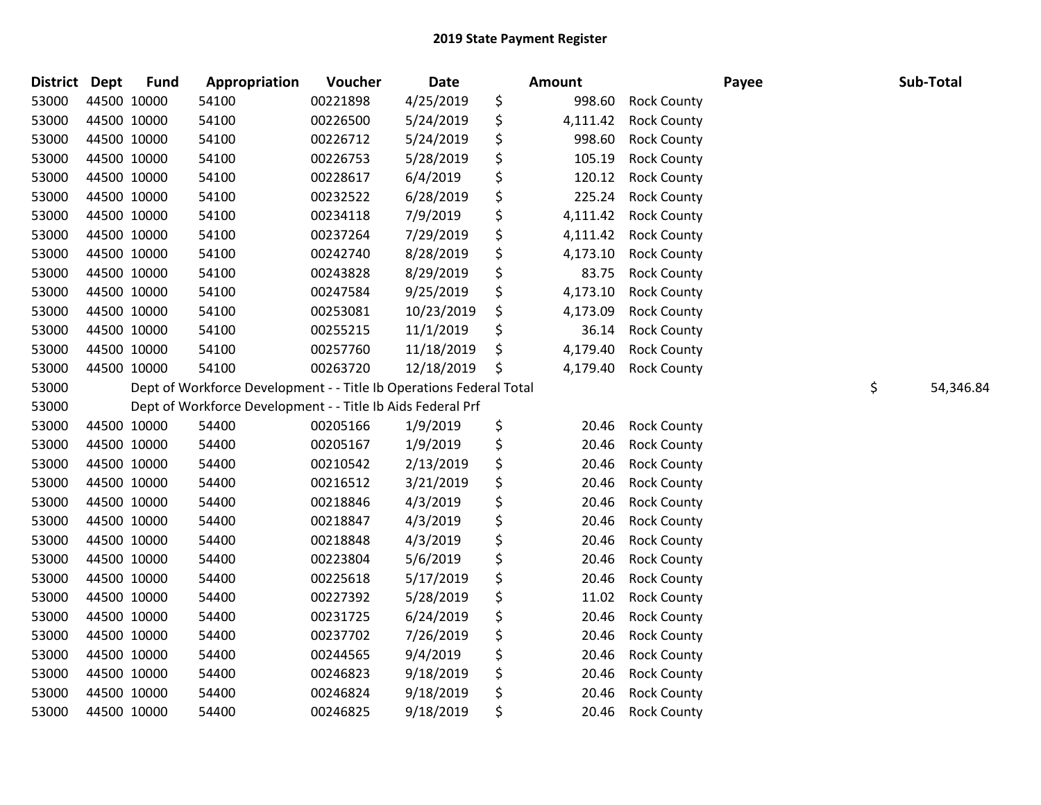# 2019 State Payment Register

| District | Dept | Fund | Appropriation | Voucher | Date | Amount | Payee | Sub-Total |
|---|---|---|---|---|---|---|---|---|
| 53000 | 44500 | 10000 | 54100 | 00221898 | 4/25/2019 | $ 998.60 | Rock County | |
| 53000 | 44500 | 10000 | 54100 | 00226500 | 5/24/2019 | $ 4,111.42 | Rock County | |
| 53000 | 44500 | 10000 | 54100 | 00226712 | 5/24/2019 | $ 998.60 | Rock County | |
| 53000 | 44500 | 10000 | 54100 | 00226753 | 5/28/2019 | $ 105.19 | Rock County | |
| 53000 | 44500 | 10000 | 54100 | 00228617 | 6/4/2019 | $ 120.12 | Rock County | |
| 53000 | 44500 | 10000 | 54100 | 00232522 | 6/28/2019 | $ 225.24 | Rock County | |
| 53000 | 44500 | 10000 | 54100 | 00234118 | 7/9/2019 | $ 4,111.42 | Rock County | |
| 53000 | 44500 | 10000 | 54100 | 00237264 | 7/29/2019 | $ 4,111.42 | Rock County | |
| 53000 | 44500 | 10000 | 54100 | 00242740 | 8/28/2019 | $ 4,173.10 | Rock County | |
| 53000 | 44500 | 10000 | 54100 | 00243828 | 8/29/2019 | $ 83.75 | Rock County | |
| 53000 | 44500 | 10000 | 54100 | 00247584 | 9/25/2019 | $ 4,173.10 | Rock County | |
| 53000 | 44500 | 10000 | 54100 | 00253081 | 10/23/2019 | $ 4,173.09 | Rock County | |
| 53000 | 44500 | 10000 | 54100 | 00255215 | 11/1/2019 | $ 36.14 | Rock County | |
| 53000 | 44500 | 10000 | 54100 | 00257760 | 11/18/2019 | $ 4,179.40 | Rock County | |
| 53000 | 44500 | 10000 | 54100 | 00263720 | 12/18/2019 | $ 4,179.40 | Rock County | |
| 53000 | | | Dept of Workforce Development - - Title Ib Operations Federal Total | | | | | $ 54,346.84 |
| 53000 | | | Dept of Workforce Development - - Title Ib Aids Federal Prf | | | | | |
| 53000 | 44500 | 10000 | 54400 | 00205166 | 1/9/2019 | $ 20.46 | Rock County | |
| 53000 | 44500 | 10000 | 54400 | 00205167 | 1/9/2019 | $ 20.46 | Rock County | |
| 53000 | 44500 | 10000 | 54400 | 00210542 | 2/13/2019 | $ 20.46 | Rock County | |
| 53000 | 44500 | 10000 | 54400 | 00216512 | 3/21/2019 | $ 20.46 | Rock County | |
| 53000 | 44500 | 10000 | 54400 | 00218846 | 4/3/2019 | $ 20.46 | Rock County | |
| 53000 | 44500 | 10000 | 54400 | 00218847 | 4/3/2019 | $ 20.46 | Rock County | |
| 53000 | 44500 | 10000 | 54400 | 00218848 | 4/3/2019 | $ 20.46 | Rock County | |
| 53000 | 44500 | 10000 | 54400 | 00223804 | 5/6/2019 | $ 20.46 | Rock County | |
| 53000 | 44500 | 10000 | 54400 | 00225618 | 5/17/2019 | $ 20.46 | Rock County | |
| 53000 | 44500 | 10000 | 54400 | 00227392 | 5/28/2019 | $ 11.02 | Rock County | |
| 53000 | 44500 | 10000 | 54400 | 00231725 | 6/24/2019 | $ 20.46 | Rock County | |
| 53000 | 44500 | 10000 | 54400 | 00237702 | 7/26/2019 | $ 20.46 | Rock County | |
| 53000 | 44500 | 10000 | 54400 | 00244565 | 9/4/2019 | $ 20.46 | Rock County | |
| 53000 | 44500 | 10000 | 54400 | 00246823 | 9/18/2019 | $ 20.46 | Rock County | |
| 53000 | 44500 | 10000 | 54400 | 00246824 | 9/18/2019 | $ 20.46 | Rock County | |
| 53000 | 44500 | 10000 | 54400 | 00246825 | 9/18/2019 | $ 20.46 | Rock County | |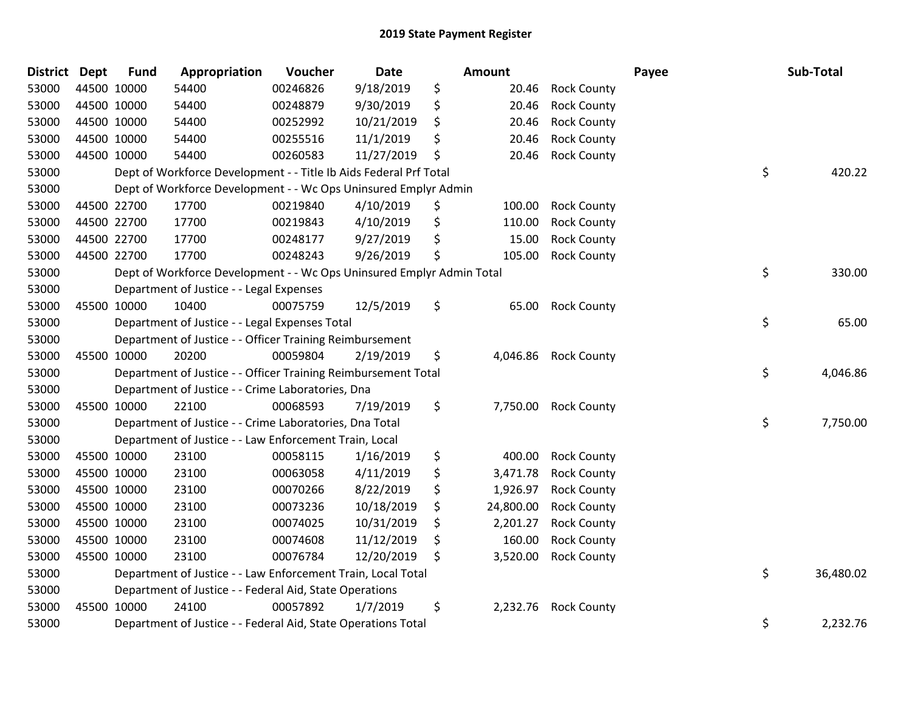# 2019 State Payment Register

| District | Dept | Fund | Appropriation | Voucher | Date | Amount | Payee | Sub-Total |
|---|---|---|---|---|---|---|---|---|
| 53000 | 44500 | 10000 | 54400 | 00246826 | 9/18/2019 | $ 20.46 | Rock County | |
| 53000 | 44500 | 10000 | 54400 | 00248879 | 9/30/2019 | $ 20.46 | Rock County | |
| 53000 | 44500 | 10000 | 54400 | 00252992 | 10/21/2019 | $ 20.46 | Rock County | |
| 53000 | 44500 | 10000 | 54400 | 00255516 | 11/1/2019 | $ 20.46 | Rock County | |
| 53000 | 44500 | 10000 | 54400 | 00260583 | 11/27/2019 | $ 20.46 | Rock County | |
| 53000 | | | Dept of Workforce Development - - Title Ib Aids Federal Prf Total | | | | | $ 420.22 |
| 53000 | | | Dept of Workforce Development - - Wc Ops Uninsured Emplyr Admin | | | | | |
| 53000 | 44500 | 22700 | 17700 | 00219840 | 4/10/2019 | $ 100.00 | Rock County | |
| 53000 | 44500 | 22700 | 17700 | 00219843 | 4/10/2019 | $ 110.00 | Rock County | |
| 53000 | 44500 | 22700 | 17700 | 00248177 | 9/27/2019 | $ 15.00 | Rock County | |
| 53000 | 44500 | 22700 | 17700 | 00248243 | 9/26/2019 | $ 105.00 | Rock County | |
| 53000 | | | Dept of Workforce Development - - Wc Ops Uninsured Emplyr Admin Total | | | | | $ 330.00 |
| 53000 | | | Department of Justice - - Legal Expenses | | | | | |
| 53000 | 45500 | 10000 | 10400 | 00075759 | 12/5/2019 | $ 65.00 | Rock County | |
| 53000 | | | Department of Justice - - Legal Expenses Total | | | | | $ 65.00 |
| 53000 | | | Department of Justice - - Officer Training Reimbursement | | | | | |
| 53000 | 45500 | 10000 | 20200 | 00059804 | 2/19/2019 | $ 4,046.86 | Rock County | |
| 53000 | | | Department of Justice - - Officer Training Reimbursement Total | | | | | $ 4,046.86 |
| 53000 | | | Department of Justice - - Crime Laboratories, Dna | | | | | |
| 53000 | 45500 | 10000 | 22100 | 00068593 | 7/19/2019 | $ 7,750.00 | Rock County | |
| 53000 | | | Department of Justice - - Crime Laboratories, Dna Total | | | | | $ 7,750.00 |
| 53000 | | | Department of Justice - - Law Enforcement Train, Local | | | | | |
| 53000 | 45500 | 10000 | 23100 | 00058115 | 1/16/2019 | $ 400.00 | Rock County | |
| 53000 | 45500 | 10000 | 23100 | 00063058 | 4/11/2019 | $ 3,471.78 | Rock County | |
| 53000 | 45500 | 10000 | 23100 | 00070266 | 8/22/2019 | $ 1,926.97 | Rock County | |
| 53000 | 45500 | 10000 | 23100 | 00073236 | 10/18/2019 | $ 24,800.00 | Rock County | |
| 53000 | 45500 | 10000 | 23100 | 00074025 | 10/31/2019 | $ 2,201.27 | Rock County | |
| 53000 | 45500 | 10000 | 23100 | 00074608 | 11/12/2019 | $ 160.00 | Rock County | |
| 53000 | 45500 | 10000 | 23100 | 00076784 | 12/20/2019 | $ 3,520.00 | Rock County | |
| 53000 | | | Department of Justice - - Law Enforcement Train, Local Total | | | | | $ 36,480.02 |
| 53000 | | | Department of Justice - - Federal Aid, State Operations | | | | | |
| 53000 | 45500 | 10000 | 24100 | 00057892 | 1/7/2019 | $ 2,232.76 | Rock County | |
| 53000 | | | Department of Justice - - Federal Aid, State Operations Total | | | | | $ 2,232.76 |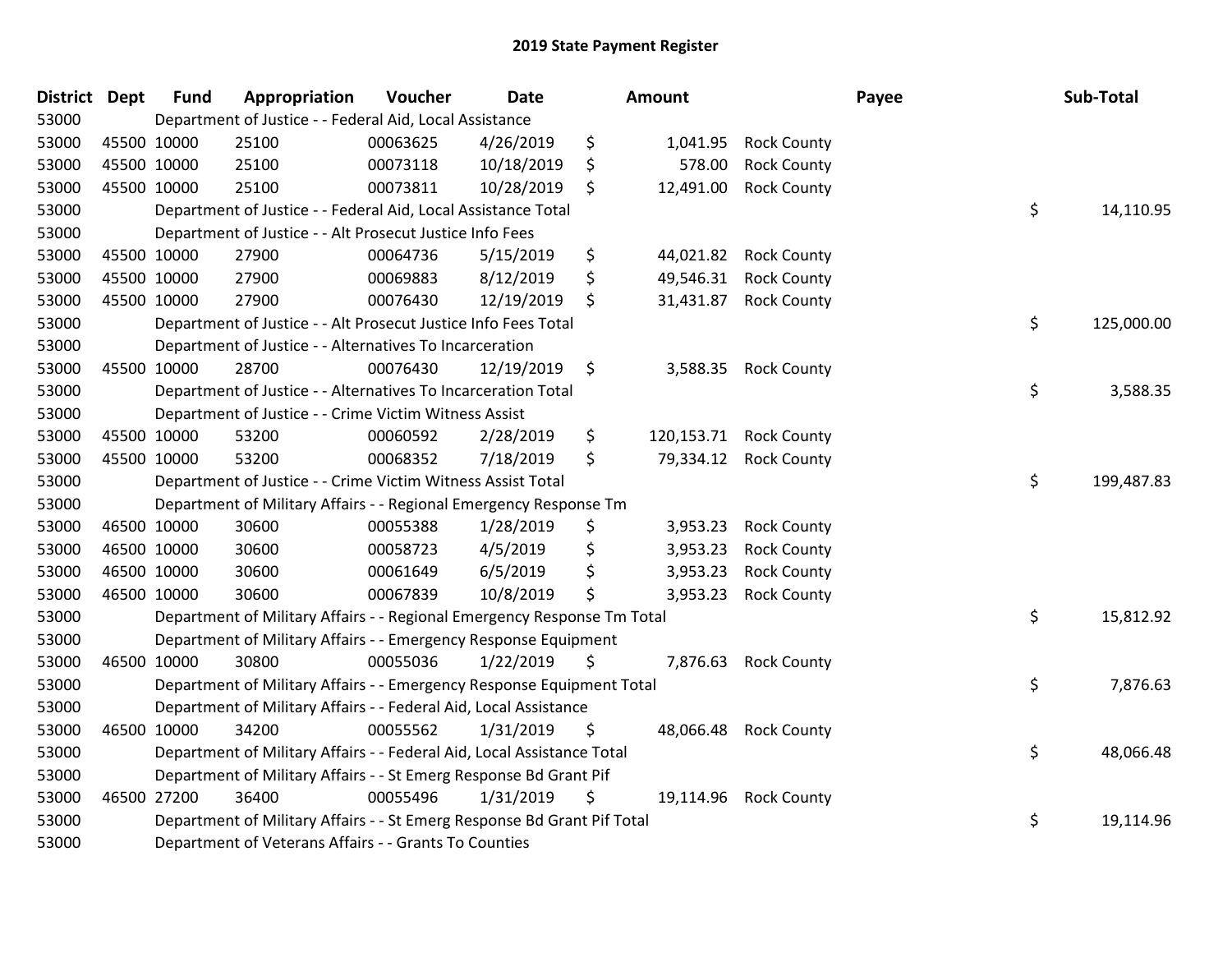# 2019 State Payment Register

| District | Dept | Fund | Appropriation | Voucher | Date | Amount | Payee | Sub-Total |
|---|---|---|---|---|---|---|---|---|
| 53000 | Department of Justice - - Federal Aid, Local Assistance | | | | | | | |
| 53000 | 45500 | 10000 | 25100 | 00063625 | 4/26/2019 | $ 1,041.95 | Rock County | |
| 53000 | 45500 | 10000 | 25100 | 00073118 | 10/18/2019 | $ 578.00 | Rock County | |
| 53000 | 45500 | 10000 | 25100 | 00073811 | 10/28/2019 | $ 12,491.00 | Rock County | |
| 53000 | Department of Justice - - Federal Aid, Local Assistance Total | | | | | | | $ 14,110.95 |
| 53000 | Department of Justice - - Alt Prosecut Justice Info Fees | | | | | | | |
| 53000 | 45500 | 10000 | 27900 | 00064736 | 5/15/2019 | $ 44,021.82 | Rock County | |
| 53000 | 45500 | 10000 | 27900 | 00069883 | 8/12/2019 | $ 49,546.31 | Rock County | |
| 53000 | 45500 | 10000 | 27900 | 00076430 | 12/19/2019 | $ 31,431.87 | Rock County | |
| 53000 | Department of Justice - - Alt Prosecut Justice Info Fees Total | | | | | | | $ 125,000.00 |
| 53000 | Department of Justice - - Alternatives To Incarceration | | | | | | | |
| 53000 | 45500 | 10000 | 28700 | 00076430 | 12/19/2019 | $ 3,588.35 | Rock County | |
| 53000 | Department of Justice - - Alternatives To Incarceration Total | | | | | | | $ 3,588.35 |
| 53000 | Department of Justice - - Crime Victim Witness Assist | | | | | | | |
| 53000 | 45500 | 10000 | 53200 | 00060592 | 2/28/2019 | $ 120,153.71 | Rock County | |
| 53000 | 45500 | 10000 | 53200 | 00068352 | 7/18/2019 | $ 79,334.12 | Rock County | |
| 53000 | Department of Justice - - Crime Victim Witness Assist Total | | | | | | | $ 199,487.83 |
| 53000 | Department of Military Affairs - - Regional Emergency Response Tm | | | | | | | |
| 53000 | 46500 | 10000 | 30600 | 00055388 | 1/28/2019 | $ 3,953.23 | Rock County | |
| 53000 | 46500 | 10000 | 30600 | 00058723 | 4/5/2019 | $ 3,953.23 | Rock County | |
| 53000 | 46500 | 10000 | 30600 | 00061649 | 6/5/2019 | $ 3,953.23 | Rock County | |
| 53000 | 46500 | 10000 | 30600 | 00067839 | 10/8/2019 | $ 3,953.23 | Rock County | |
| 53000 | Department of Military Affairs - - Regional Emergency Response Tm Total | | | | | | | $ 15,812.92 |
| 53000 | Department of Military Affairs - - Emergency Response Equipment | | | | | | | |
| 53000 | 46500 | 10000 | 30800 | 00055036 | 1/22/2019 | $ 7,876.63 | Rock County | |
| 53000 | Department of Military Affairs - - Emergency Response Equipment Total | | | | | | | $ 7,876.63 |
| 53000 | Department of Military Affairs - - Federal Aid, Local Assistance | | | | | | | |
| 53000 | 46500 | 10000 | 34200 | 00055562 | 1/31/2019 | $ 48,066.48 | Rock County | |
| 53000 | Department of Military Affairs - - Federal Aid, Local Assistance Total | | | | | | | $ 48,066.48 |
| 53000 | Department of Military Affairs - - St Emerg Response Bd Grant Pif | | | | | | | |
| 53000 | 46500 | 27200 | 36400 | 00055496 | 1/31/2019 | $ 19,114.96 | Rock County | |
| 53000 | Department of Military Affairs - - St Emerg Response Bd Grant Pif Total | | | | | | | $ 19,114.96 |
| 53000 | Department of Veterans Affairs - - Grants To Counties | | | | | | | |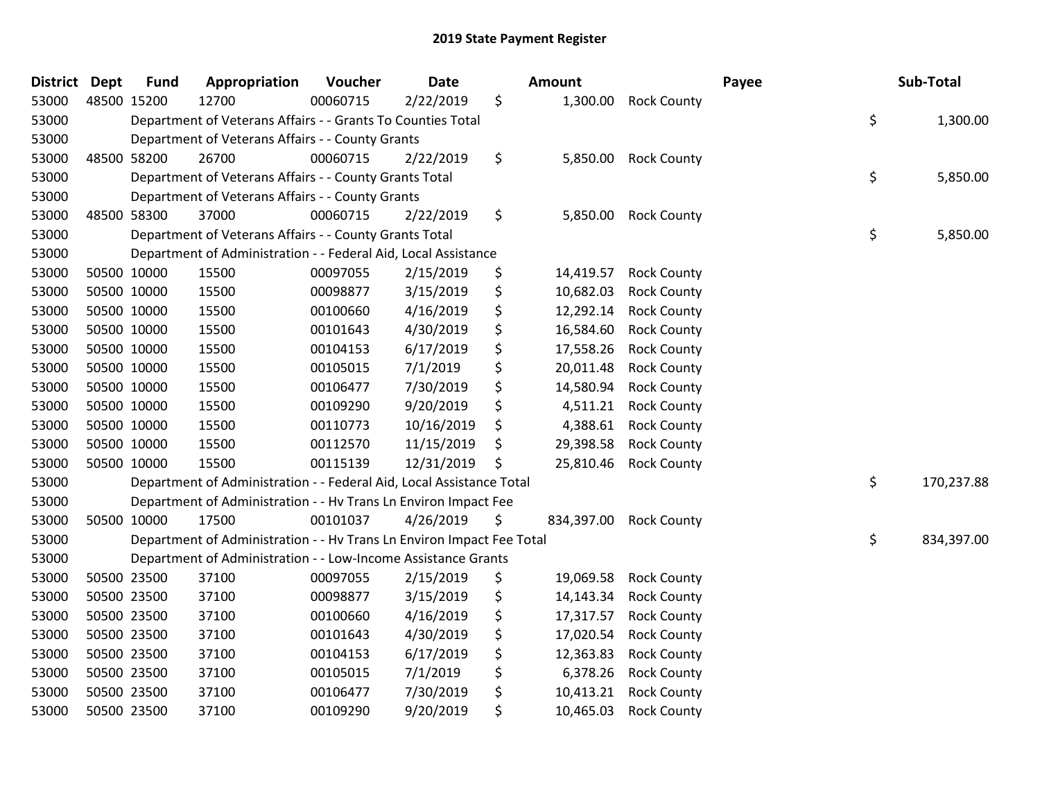## 2019 State Payment Register

| District | Dept | Fund | Appropriation | Voucher | Date | Amount | Payee | Sub-Total |
|---|---|---|---|---|---|---|---|---|
| 53000 | 48500 | 15200 | 12700 | 00060715 | 2/22/2019 | $ 1,300.00 | Rock County | |
| 53000 | | Department of Veterans Affairs - - Grants To Counties Total | | | | | | $ 1,300.00 |
| 53000 | | Department of Veterans Affairs - - County Grants | | | | | | |
| 53000 | 48500 | 58200 | 26700 | 00060715 | 2/22/2019 | $ 5,850.00 | Rock County | |
| 53000 | | Department of Veterans Affairs - - County Grants Total | | | | | | $ 5,850.00 |
| 53000 | | Department of Veterans Affairs - - County Grants | | | | | | |
| 53000 | 48500 | 58300 | 37000 | 00060715 | 2/22/2019 | $ 5,850.00 | Rock County | |
| 53000 | | Department of Veterans Affairs - - County Grants Total | | | | | | $ 5,850.00 |
| 53000 | | Department of Administration - - Federal Aid, Local Assistance | | | | | | |
| 53000 | 50500 | 10000 | 15500 | 00097055 | 2/15/2019 | $ 14,419.57 | Rock County | |
| 53000 | 50500 | 10000 | 15500 | 00098877 | 3/15/2019 | $ 10,682.03 | Rock County | |
| 53000 | 50500 | 10000 | 15500 | 00100660 | 4/16/2019 | $ 12,292.14 | Rock County | |
| 53000 | 50500 | 10000 | 15500 | 00101643 | 4/30/2019 | $ 16,584.60 | Rock County | |
| 53000 | 50500 | 10000 | 15500 | 00104153 | 6/17/2019 | $ 17,558.26 | Rock County | |
| 53000 | 50500 | 10000 | 15500 | 00105015 | 7/1/2019 | $ 20,011.48 | Rock County | |
| 53000 | 50500 | 10000 | 15500 | 00106477 | 7/30/2019 | $ 14,580.94 | Rock County | |
| 53000 | 50500 | 10000 | 15500 | 00109290 | 9/20/2019 | $ 4,511.21 | Rock County | |
| 53000 | 50500 | 10000 | 15500 | 00110773 | 10/16/2019 | $ 4,388.61 | Rock County | |
| 53000 | 50500 | 10000 | 15500 | 00112570 | 11/15/2019 | $ 29,398.58 | Rock County | |
| 53000 | 50500 | 10000 | 15500 | 00115139 | 12/31/2019 | $ 25,810.46 | Rock County | |
| 53000 | | Department of Administration - - Federal Aid, Local Assistance Total | | | | | | $ 170,237.88 |
| 53000 | | Department of Administration - - Hv Trans Ln Environ Impact Fee | | | | | | |
| 53000 | 50500 | 10000 | 17500 | 00101037 | 4/26/2019 | $ 834,397.00 | Rock County | |
| 53000 | | Department of Administration - - Hv Trans Ln Environ Impact Fee Total | | | | | | $ 834,397.00 |
| 53000 | | Department of Administration - - Low-Income Assistance Grants | | | | | | |
| 53000 | 50500 | 23500 | 37100 | 00097055 | 2/15/2019 | $ 19,069.58 | Rock County | |
| 53000 | 50500 | 23500 | 37100 | 00098877 | 3/15/2019 | $ 14,143.34 | Rock County | |
| 53000 | 50500 | 23500 | 37100 | 00100660 | 4/16/2019 | $ 17,317.57 | Rock County | |
| 53000 | 50500 | 23500 | 37100 | 00101643 | 4/30/2019 | $ 17,020.54 | Rock County | |
| 53000 | 50500 | 23500 | 37100 | 00104153 | 6/17/2019 | $ 12,363.83 | Rock County | |
| 53000 | 50500 | 23500 | 37100 | 00105015 | 7/1/2019 | $ 6,378.26 | Rock County | |
| 53000 | 50500 | 23500 | 37100 | 00106477 | 7/30/2019 | $ 10,413.21 | Rock County | |
| 53000 | 50500 | 23500 | 37100 | 00109290 | 9/20/2019 | $ 10,465.03 | Rock County | |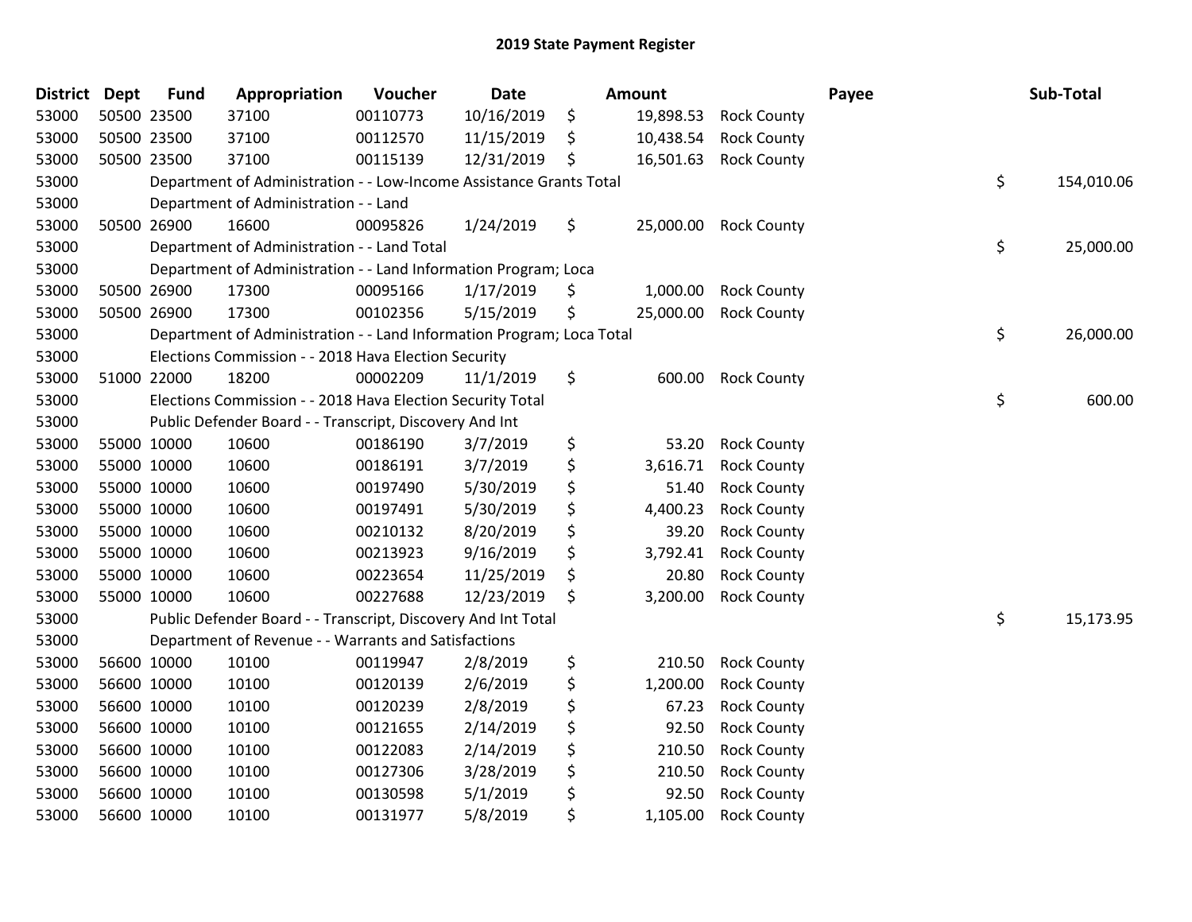# 2019 State Payment Register

| District | Dept | Fund | Appropriation | Voucher | Date | Amount | Payee | Sub-Total |
|---|---|---|---|---|---|---|---|---|
| 53000 | 50500 | 23500 | 37100 | 00110773 | 10/16/2019 | $ 19,898.53 | Rock County | |
| 53000 | 50500 | 23500 | 37100 | 00112570 | 11/15/2019 | $ 10,438.54 | Rock County | |
| 53000 | 50500 | 23500 | 37100 | 00115139 | 12/31/2019 | $ 16,501.63 | Rock County | |
| 53000 | | Department of Administration - - Low-Income Assistance Grants Total | | | | | | $ 154,010.06 |
| 53000 | | Department of Administration - - Land | | | | | | |
| 53000 | 50500 | 26900 | 16600 | 00095826 | 1/24/2019 | $ 25,000.00 | Rock County | |
| 53000 | | Department of Administration - - Land Total | | | | | | $ 25,000.00 |
| 53000 | | Department of Administration - - Land Information Program; Loca | | | | | | |
| 53000 | 50500 | 26900 | 17300 | 00095166 | 1/17/2019 | $ 1,000.00 | Rock County | |
| 53000 | 50500 | 26900 | 17300 | 00102356 | 5/15/2019 | $ 25,000.00 | Rock County | |
| 53000 | | Department of Administration - - Land Information Program; Loca Total | | | | | | $ 26,000.00 |
| 53000 | | Elections Commission - - 2018 Hava Election Security | | | | | | |
| 53000 | 51000 | 22000 | 18200 | 00002209 | 11/1/2019 | $ 600.00 | Rock County | |
| 53000 | | Elections Commission - - 2018 Hava Election Security Total | | | | | | $ 600.00 |
| 53000 | | Public Defender Board - - Transcript, Discovery And Int | | | | | | |
| 53000 | 55000 | 10000 | 10600 | 00186190 | 3/7/2019 | $ 53.20 | Rock County | |
| 53000 | 55000 | 10000 | 10600 | 00186191 | 3/7/2019 | $ 3,616.71 | Rock County | |
| 53000 | 55000 | 10000 | 10600 | 00197490 | 5/30/2019 | $ 51.40 | Rock County | |
| 53000 | 55000 | 10000 | 10600 | 00197491 | 5/30/2019 | $ 4,400.23 | Rock County | |
| 53000 | 55000 | 10000 | 10600 | 00210132 | 8/20/2019 | $ 39.20 | Rock County | |
| 53000 | 55000 | 10000 | 10600 | 00213923 | 9/16/2019 | $ 3,792.41 | Rock County | |
| 53000 | 55000 | 10000 | 10600 | 00223654 | 11/25/2019 | $ 20.80 | Rock County | |
| 53000 | 55000 | 10000 | 10600 | 00227688 | 12/23/2019 | $ 3,200.00 | Rock County | |
| 53000 | | Public Defender Board - - Transcript, Discovery And Int Total | | | | | | $ 15,173.95 |
| 53000 | | Department of Revenue - - Warrants and Satisfactions | | | | | | |
| 53000 | 56600 | 10000 | 10100 | 00119947 | 2/8/2019 | $ 210.50 | Rock County | |
| 53000 | 56600 | 10000 | 10100 | 00120139 | 2/6/2019 | $ 1,200.00 | Rock County | |
| 53000 | 56600 | 10000 | 10100 | 00120239 | 2/8/2019 | $ 67.23 | Rock County | |
| 53000 | 56600 | 10000 | 10100 | 00121655 | 2/14/2019 | $ 92.50 | Rock County | |
| 53000 | 56600 | 10000 | 10100 | 00122083 | 2/14/2019 | $ 210.50 | Rock County | |
| 53000 | 56600 | 10000 | 10100 | 00127306 | 3/28/2019 | $ 210.50 | Rock County | |
| 53000 | 56600 | 10000 | 10100 | 00130598 | 5/1/2019 | $ 92.50 | Rock County | |
| 53000 | 56600 | 10000 | 10100 | 00131977 | 5/8/2019 | $ 1,105.00 | Rock County | |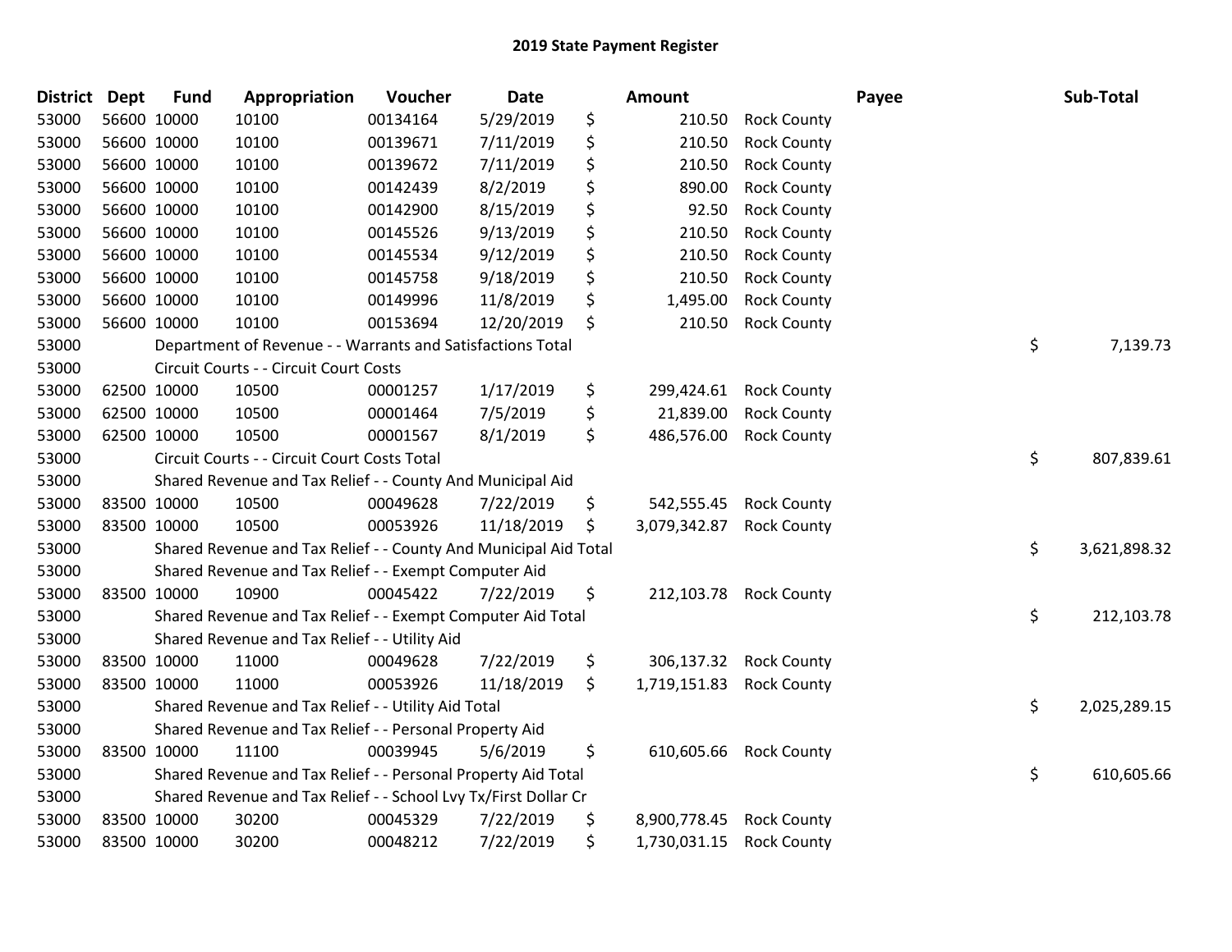# 2019 State Payment Register

| District | Dept | Fund | Appropriation | Voucher | Date | Amount | Payee | Sub-Total |
|---|---|---|---|---|---|---|---|---|
| 53000 | 56600 | 10000 | 10100 | 00134164 | 5/29/2019 | $ 210.50 | Rock County | |
| 53000 | 56600 | 10000 | 10100 | 00139671 | 7/11/2019 | $ 210.50 | Rock County | |
| 53000 | 56600 | 10000 | 10100 | 00139672 | 7/11/2019 | $ 210.50 | Rock County | |
| 53000 | 56600 | 10000 | 10100 | 00142439 | 8/2/2019 | $ 890.00 | Rock County | |
| 53000 | 56600 | 10000 | 10100 | 00142900 | 8/15/2019 | $ 92.50 | Rock County | |
| 53000 | 56600 | 10000 | 10100 | 00145526 | 9/13/2019 | $ 210.50 | Rock County | |
| 53000 | 56600 | 10000 | 10100 | 00145534 | 9/12/2019 | $ 210.50 | Rock County | |
| 53000 | 56600 | 10000 | 10100 | 00145758 | 9/18/2019 | $ 210.50 | Rock County | |
| 53000 | 56600 | 10000 | 10100 | 00149996 | 11/8/2019 | $ 1,495.00 | Rock County | |
| 53000 | 56600 | 10000 | 10100 | 00153694 | 12/20/2019 | $ 210.50 | Rock County | |
| 53000 | | Department of Revenue - - Warrants and Satisfactions Total | | | | | | $ 7,139.73 |
| 53000 | | Circuit Courts - - Circuit Court Costs | | | | | | |
| 53000 | 62500 | 10000 | 10500 | 00001257 | 1/17/2019 | $ 299,424.61 | Rock County | |
| 53000 | 62500 | 10000 | 10500 | 00001464 | 7/5/2019 | $ 21,839.00 | Rock County | |
| 53000 | 62500 | 10000 | 10500 | 00001567 | 8/1/2019 | $ 486,576.00 | Rock County | |
| 53000 | | Circuit Courts - - Circuit Court Costs Total | | | | | | $ 807,839.61 |
| 53000 | | Shared Revenue and Tax Relief - - County And Municipal Aid | | | | | | |
| 53000 | 83500 | 10000 | 10500 | 00049628 | 7/22/2019 | $ 542,555.45 | Rock County | |
| 53000 | 83500 | 10000 | 10500 | 00053926 | 11/18/2019 | $ 3,079,342.87 | Rock County | |
| 53000 | | Shared Revenue and Tax Relief - - County And Municipal Aid Total | | | | | | $ 3,621,898.32 |
| 53000 | | Shared Revenue and Tax Relief - - Exempt Computer Aid | | | | | | |
| 53000 | 83500 | 10000 | 10900 | 00045422 | 7/22/2019 | $ 212,103.78 | Rock County | |
| 53000 | | Shared Revenue and Tax Relief - - Exempt Computer Aid Total | | | | | | $ 212,103.78 |
| 53000 | | Shared Revenue and Tax Relief - - Utility Aid | | | | | | |
| 53000 | 83500 | 10000 | 11000 | 00049628 | 7/22/2019 | $ 306,137.32 | Rock County | |
| 53000 | 83500 | 10000 | 11000 | 00053926 | 11/18/2019 | $ 1,719,151.83 | Rock County | |
| 53000 | | Shared Revenue and Tax Relief - - Utility Aid Total | | | | | | $ 2,025,289.15 |
| 53000 | | Shared Revenue and Tax Relief - - Personal Property Aid | | | | | | |
| 53000 | 83500 | 10000 | 11100 | 00039945 | 5/6/2019 | $ 610,605.66 | Rock County | |
| 53000 | | Shared Revenue and Tax Relief - - Personal Property Aid Total | | | | | | $ 610,605.66 |
| 53000 | | Shared Revenue and Tax Relief - - School Lvy Tx/First Dollar Cr | | | | | | |
| 53000 | 83500 | 10000 | 30200 | 00045329 | 7/22/2019 | $ 8,900,778.45 | Rock County | |
| 53000 | 83500 | 10000 | 30200 | 00048212 | 7/22/2019 | $ 1,730,031.15 | Rock County | |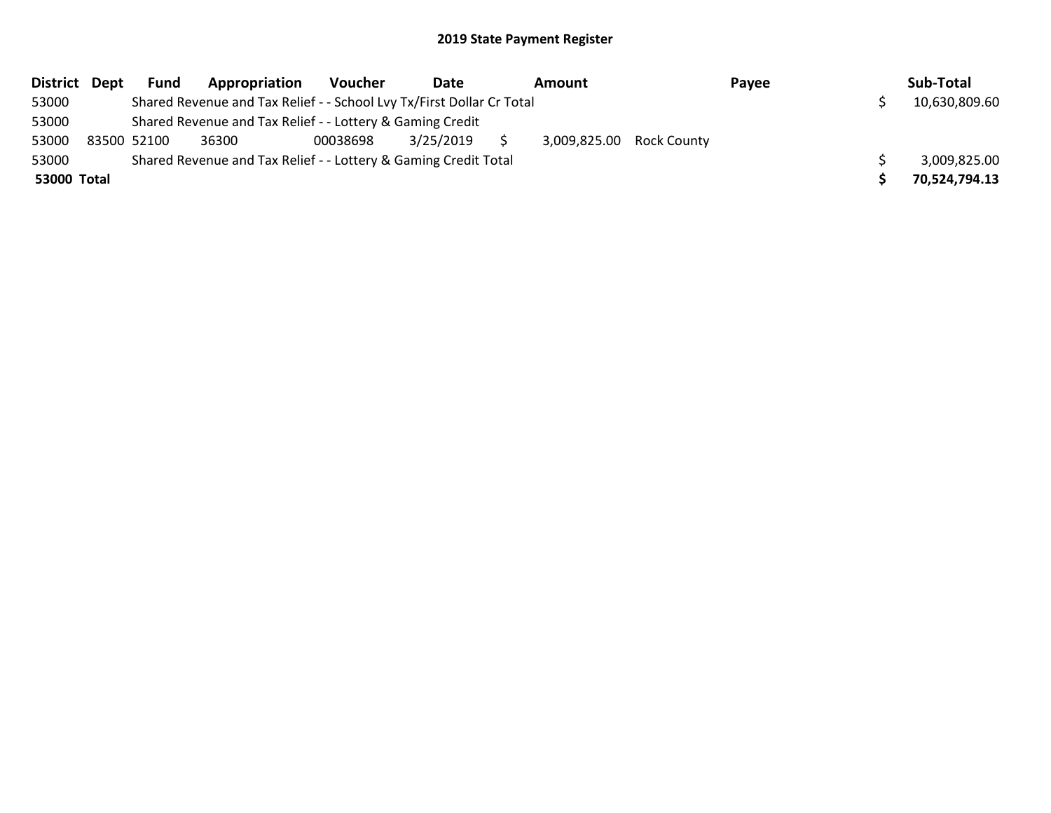## 2019 State Payment Register

| District | Dept | Fund | Appropriation | Voucher | Date | Amount | Payee | Sub-Total |
|---|---|---|---|---|---|---|---|---|
| 53000 | | Shared Revenue and Tax Relief - - School Lvy Tx/First Dollar Cr Total | | | | | | $ 10,630,809.60 |
| 53000 | | Shared Revenue and Tax Relief - - Lottery & Gaming Credit | | | | | | |
| 53000 | 83500 | 52100 | 36300 | 00038698 | 3/25/2019 | $ 3,009,825.00 | Rock County | |
| 53000 | | Shared Revenue and Tax Relief - - Lottery & Gaming Credit Total | | | | | | $ 3,009,825.00 |
| **53000 Total** | | | | | | | | **$ 70,524,794.13** |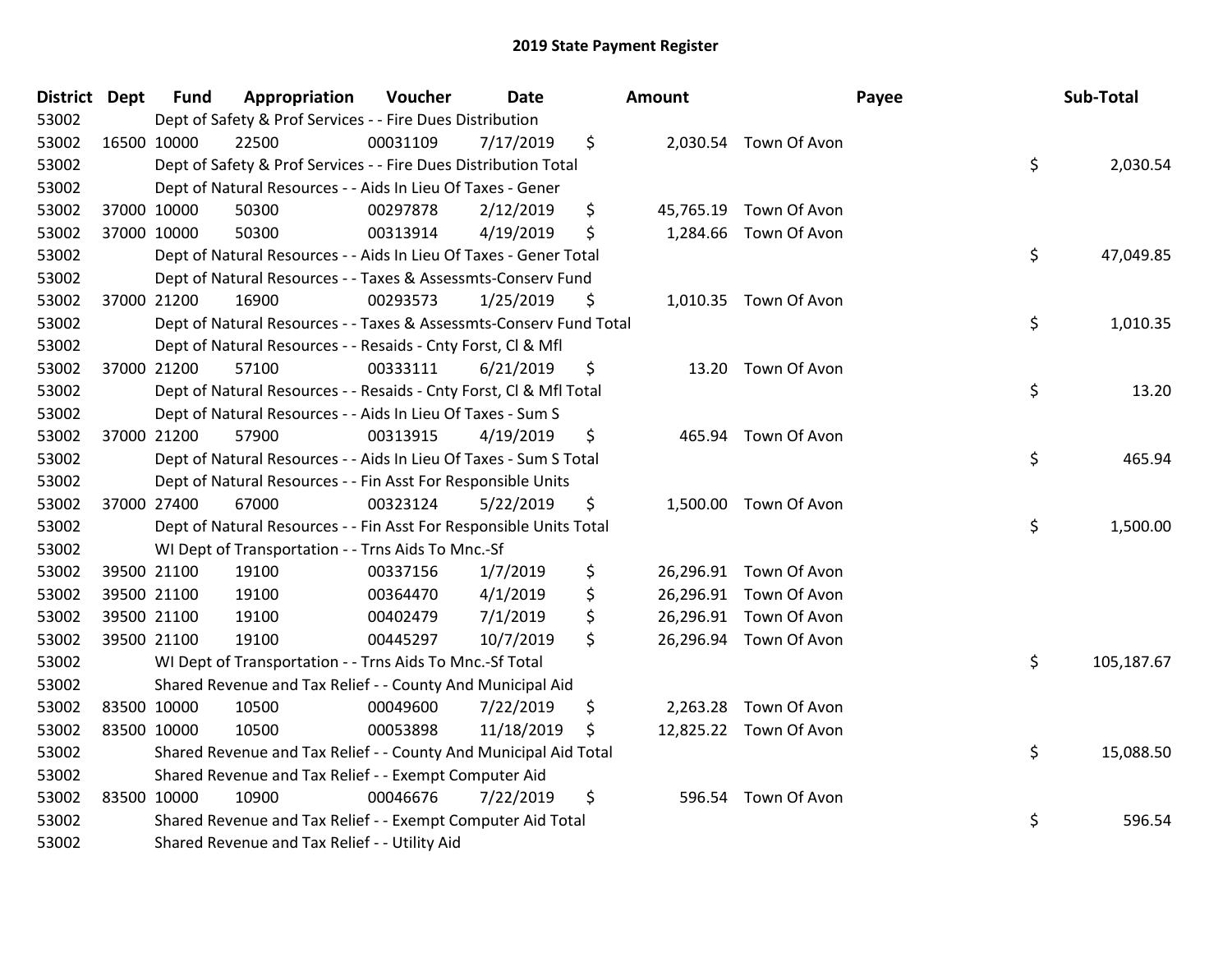# 2019 State Payment Register

| District | Dept | Fund | Appropriation | Voucher | Date | Amount | Payee | Sub-Total |
|---|---|---|---|---|---|---|---|---|
| 53002 | | Dept of Safety & Prof Services - - Fire Dues Distribution | | | | | | |
| 53002 | 16500 | 10000 | 22500 | 00031109 | 7/17/2019 | $ 2,030.54 | Town Of Avon | |
| 53002 | | Dept of Safety & Prof Services - - Fire Dues Distribution Total | | | | | | $ 2,030.54 |
| 53002 | | Dept of Natural Resources - - Aids In Lieu Of Taxes - Gener | | | | | | |
| 53002 | 37000 | 10000 | 50300 | 00297878 | 2/12/2019 | $ 45,765.19 | Town Of Avon | |
| 53002 | 37000 | 10000 | 50300 | 00313914 | 4/19/2019 | $ 1,284.66 | Town Of Avon | |
| 53002 | | Dept of Natural Resources - - Aids In Lieu Of Taxes - Gener Total | | | | | | $ 47,049.85 |
| 53002 | | Dept of Natural Resources - - Taxes & Assessmts-Conserv Fund | | | | | | |
| 53002 | 37000 | 21200 | 16900 | 00293573 | 1/25/2019 | $ 1,010.35 | Town Of Avon | |
| 53002 | | Dept of Natural Resources - - Taxes & Assessmts-Conserv Fund Total | | | | | | $ 1,010.35 |
| 53002 | | Dept of Natural Resources - - Resaids - Cnty Forst, Cl & Mfl | | | | | | |
| 53002 | 37000 | 21200 | 57100 | 00333111 | 6/21/2019 | $ 13.20 | Town Of Avon | |
| 53002 | | Dept of Natural Resources - - Resaids - Cnty Forst, Cl & Mfl Total | | | | | | $ 13.20 |
| 53002 | | Dept of Natural Resources - - Aids In Lieu Of Taxes - Sum S | | | | | | |
| 53002 | 37000 | 21200 | 57900 | 00313915 | 4/19/2019 | $ 465.94 | Town Of Avon | |
| 53002 | | Dept of Natural Resources - - Aids In Lieu Of Taxes - Sum S Total | | | | | | $ 465.94 |
| 53002 | | Dept of Natural Resources - - Fin Asst For Responsible Units | | | | | | |
| 53002 | 37000 | 27400 | 67000 | 00323124 | 5/22/2019 | $ 1,500.00 | Town Of Avon | |
| 53002 | | Dept of Natural Resources - - Fin Asst For Responsible Units Total | | | | | | $ 1,500.00 |
| 53002 | | WI Dept of Transportation - - Trns Aids To Mnc.-Sf | | | | | | |
| 53002 | 39500 | 21100 | 19100 | 00337156 | 1/7/2019 | $ 26,296.91 | Town Of Avon | |
| 53002 | 39500 | 21100 | 19100 | 00364470 | 4/1/2019 | $ 26,296.91 | Town Of Avon | |
| 53002 | 39500 | 21100 | 19100 | 00402479 | 7/1/2019 | $ 26,296.91 | Town Of Avon | |
| 53002 | 39500 | 21100 | 19100 | 00445297 | 10/7/2019 | $ 26,296.94 | Town Of Avon | |
| 53002 | | WI Dept of Transportation - - Trns Aids To Mnc.-Sf Total | | | | | | $ 105,187.67 |
| 53002 | | Shared Revenue and Tax Relief - - County And Municipal Aid | | | | | | |
| 53002 | 83500 | 10000 | 10500 | 00049600 | 7/22/2019 | $ 2,263.28 | Town Of Avon | |
| 53002 | 83500 | 10000 | 10500 | 00053898 | 11/18/2019 | $ 12,825.22 | Town Of Avon | |
| 53002 | | Shared Revenue and Tax Relief - - County And Municipal Aid Total | | | | | | $ 15,088.50 |
| 53002 | | Shared Revenue and Tax Relief - - Exempt Computer Aid | | | | | | |
| 53002 | 83500 | 10000 | 10900 | 00046676 | 7/22/2019 | $ 596.54 | Town Of Avon | |
| 53002 | | Shared Revenue and Tax Relief - - Exempt Computer Aid Total | | | | | | $ 596.54 |
| 53002 | | Shared Revenue and Tax Relief - - Utility Aid | | | | | | |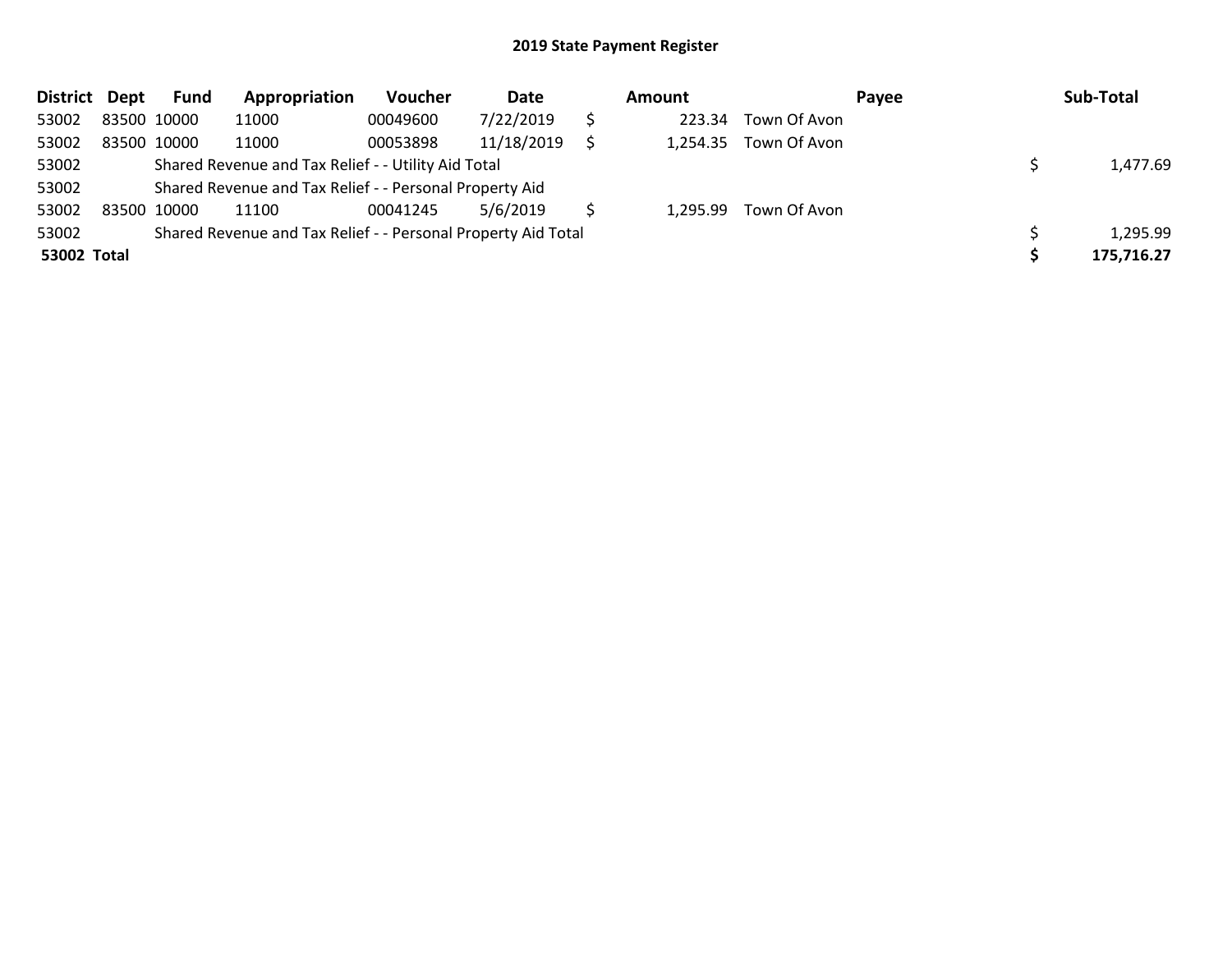## 2019 State Payment Register

| District | Dept | Fund | Appropriation | Voucher | Date | | Amount | Payee | | Sub-Total |
|---|---|---|---|---|---|---|---|---|---|---|
| 53002 | 83500 | 10000 | 11000 | 00049600 | 7/22/2019 | $ | 223.34 | Town Of Avon | | |
| 53002 | 83500 | 10000 | 11000 | 00053898 | 11/18/2019 | $ | 1,254.35 | Town Of Avon | | |
| 53002 | | Shared Revenue and Tax Relief - - Utility Aid Total | | | | | | | $ | 1,477.69 |
| 53002 | | Shared Revenue and Tax Relief - - Personal Property Aid | | | | | | | | |
| 53002 | 83500 | 10000 | 11100 | 00041245 | 5/6/2019 | $ | 1,295.99 | Town Of Avon | | |
| 53002 | | Shared Revenue and Tax Relief - - Personal Property Aid Total | | | | | | | $ | 1,295.99 |
| **53002** | **Total** | | | | | | | | **$** | **175,716.27** |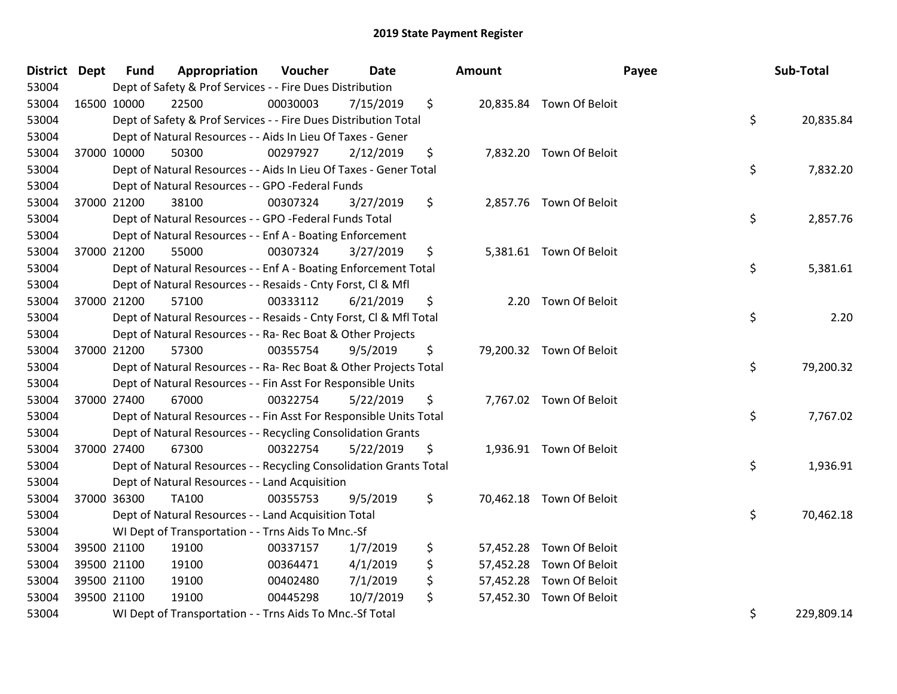# 2019 State Payment Register

| District | Dept | Fund | Appropriation | Voucher | Date | Amount | Payee | Sub-Total |
|---|---|---|---|---|---|---|---|---|
| 53004 | | Dept of Safety & Prof Services - - Fire Dues Distribution | | | | | | |
| 53004 | 16500 | 10000 | 22500 | 00030003 | 7/15/2019 | $ 20,835.84 | Town Of Beloit | |
| 53004 | | Dept of Safety & Prof Services - - Fire Dues Distribution Total | | | | | | $ 20,835.84 |
| 53004 | | Dept of Natural Resources - - Aids In Lieu Of Taxes - Gener | | | | | | |
| 53004 | 37000 | 10000 | 50300 | 00297927 | 2/12/2019 | $ 7,832.20 | Town Of Beloit | |
| 53004 | | Dept of Natural Resources - - Aids In Lieu Of Taxes - Gener Total | | | | | | $ 7,832.20 |
| 53004 | | Dept of Natural Resources - - GPO -Federal Funds | | | | | | |
| 53004 | 37000 | 21200 | 38100 | 00307324 | 3/27/2019 | $ 2,857.76 | Town Of Beloit | |
| 53004 | | Dept of Natural Resources - - GPO -Federal Funds Total | | | | | | $ 2,857.76 |
| 53004 | | Dept of Natural Resources - - Enf A - Boating Enforcement | | | | | | |
| 53004 | 37000 | 21200 | 55000 | 00307324 | 3/27/2019 | $ 5,381.61 | Town Of Beloit | |
| 53004 | | Dept of Natural Resources - - Enf A - Boating Enforcement Total | | | | | | $ 5,381.61 |
| 53004 | | Dept of Natural Resources - - Resaids - Cnty Forst, Cl & Mfl | | | | | | |
| 53004 | 37000 | 21200 | 57100 | 00333112 | 6/21/2019 | $ 2.20 | Town Of Beloit | |
| 53004 | | Dept of Natural Resources - - Resaids - Cnty Forst, Cl & Mfl Total | | | | | | $ 2.20 |
| 53004 | | Dept of Natural Resources - - Ra- Rec Boat & Other Projects | | | | | | |
| 53004 | 37000 | 21200 | 57300 | 00355754 | 9/5/2019 | $ 79,200.32 | Town Of Beloit | |
| 53004 | | Dept of Natural Resources - - Ra- Rec Boat & Other Projects Total | | | | | | $ 79,200.32 |
| 53004 | | Dept of Natural Resources - - Fin Asst For Responsible Units | | | | | | |
| 53004 | 37000 | 27400 | 67000 | 00322754 | 5/22/2019 | $ 7,767.02 | Town Of Beloit | |
| 53004 | | Dept of Natural Resources - - Fin Asst For Responsible Units Total | | | | | | $ 7,767.02 |
| 53004 | | Dept of Natural Resources - - Recycling Consolidation Grants | | | | | | |
| 53004 | 37000 | 27400 | 67300 | 00322754 | 5/22/2019 | $ 1,936.91 | Town Of Beloit | |
| 53004 | | Dept of Natural Resources - - Recycling Consolidation Grants Total | | | | | | $ 1,936.91 |
| 53004 | | Dept of Natural Resources - - Land Acquisition | | | | | | |
| 53004 | 37000 | 36300 | TA100 | 00355753 | 9/5/2019 | $ 70,462.18 | Town Of Beloit | |
| 53004 | | Dept of Natural Resources - - Land Acquisition Total | | | | | | $ 70,462.18 |
| 53004 | | WI Dept of Transportation - - Trns Aids To Mnc.-Sf | | | | | | |
| 53004 | 39500 | 21100 | 19100 | 00337157 | 1/7/2019 | $ 57,452.28 | Town Of Beloit | |
| 53004 | 39500 | 21100 | 19100 | 00364471 | 4/1/2019 | $ 57,452.28 | Town Of Beloit | |
| 53004 | 39500 | 21100 | 19100 | 00402480 | 7/1/2019 | $ 57,452.28 | Town Of Beloit | |
| 53004 | 39500 | 21100 | 19100 | 00445298 | 10/7/2019 | $ 57,452.30 | Town Of Beloit | |
| 53004 | | WI Dept of Transportation - - Trns Aids To Mnc.-Sf Total | | | | | | $ 229,809.14 |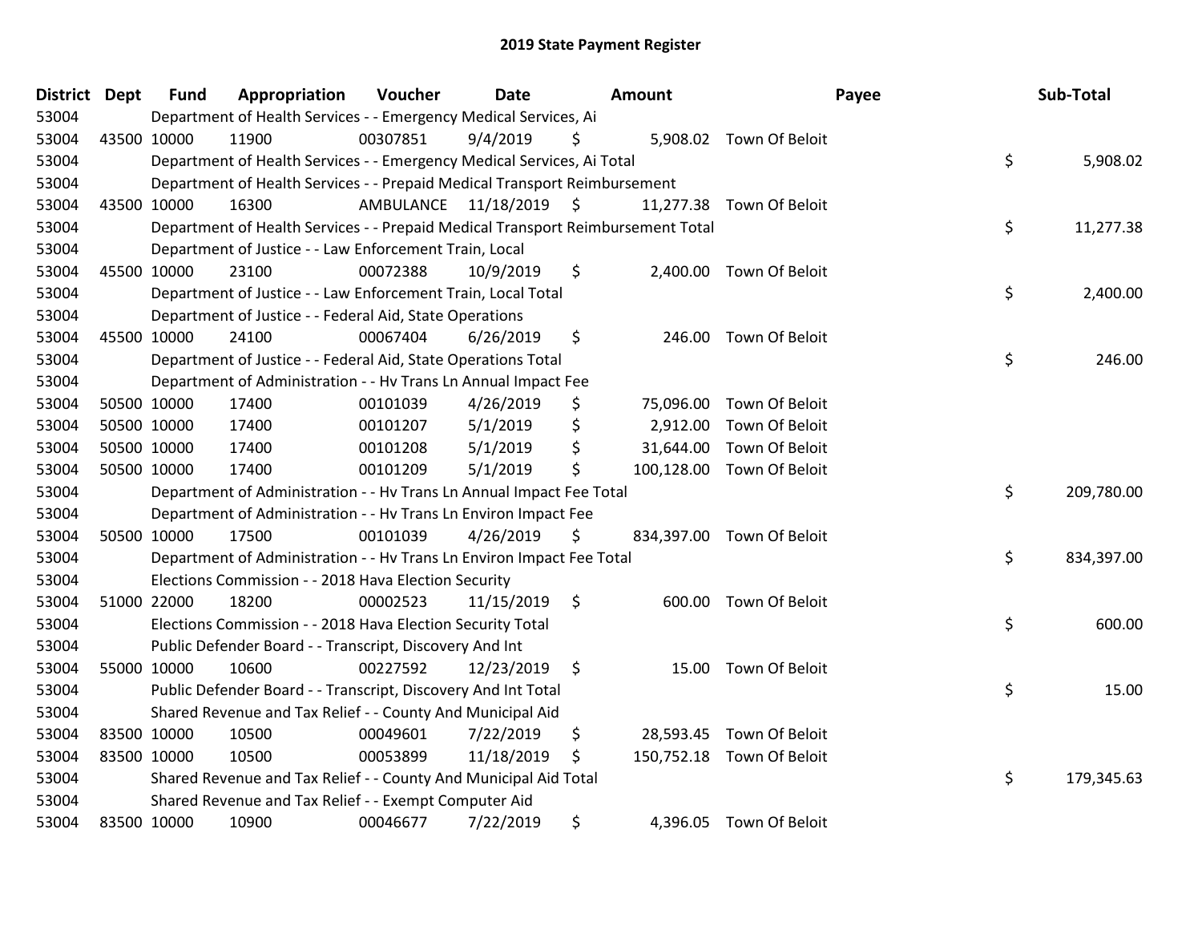# 2019 State Payment Register

| District | Dept | Fund | Appropriation | Voucher | Date | Amount | Payee | Sub-Total |
|---|---|---|---|---|---|---|---|---|
| 53004 | | Department of Health Services - - Emergency Medical Services, Ai | | | | | | |
| 53004 | 43500 | 10000 | 11900 | 00307851 | 9/4/2019 | $ 5,908.02 | Town Of Beloit | |
| 53004 | | Department of Health Services - - Emergency Medical Services, Ai Total | | | | | | $ 5,908.02 |
| 53004 | | Department of Health Services - - Prepaid Medical Transport Reimbursement | | | | | | |
| 53004 | 43500 | 10000 | 16300 | AMBULANCE | 11/18/2019 | $ 11,277.38 | Town Of Beloit | |
| 53004 | | Department of Health Services - - Prepaid Medical Transport Reimbursement Total | | | | | | $ 11,277.38 |
| 53004 | | Department of Justice - - Law Enforcement Train, Local | | | | | | |
| 53004 | 45500 | 10000 | 23100 | 00072388 | 10/9/2019 | $ 2,400.00 | Town Of Beloit | |
| 53004 | | Department of Justice - - Law Enforcement Train, Local Total | | | | | | $ 2,400.00 |
| 53004 | | Department of Justice - - Federal Aid, State Operations | | | | | | |
| 53004 | 45500 | 10000 | 24100 | 00067404 | 6/26/2019 | $ 246.00 | Town Of Beloit | |
| 53004 | | Department of Justice - - Federal Aid, State Operations Total | | | | | | $ 246.00 |
| 53004 | | Department of Administration - - Hv Trans Ln Annual Impact Fee | | | | | | |
| 53004 | 50500 | 10000 | 17400 | 00101039 | 4/26/2019 | $ 75,096.00 | Town Of Beloit | |
| 53004 | 50500 | 10000 | 17400 | 00101207 | 5/1/2019 | $ 2,912.00 | Town Of Beloit | |
| 53004 | 50500 | 10000 | 17400 | 00101208 | 5/1/2019 | $ 31,644.00 | Town Of Beloit | |
| 53004 | 50500 | 10000 | 17400 | 00101209 | 5/1/2019 | $ 100,128.00 | Town Of Beloit | |
| 53004 | | Department of Administration - - Hv Trans Ln Annual Impact Fee Total | | | | | | $ 209,780.00 |
| 53004 | | Department of Administration - - Hv Trans Ln Environ Impact Fee | | | | | | |
| 53004 | 50500 | 10000 | 17500 | 00101039 | 4/26/2019 | $ 834,397.00 | Town Of Beloit | |
| 53004 | | Department of Administration - - Hv Trans Ln Environ Impact Fee Total | | | | | | $ 834,397.00 |
| 53004 | | Elections Commission - - 2018 Hava Election Security | | | | | | |
| 53004 | 51000 | 22000 | 18200 | 00002523 | 11/15/2019 | $ 600.00 | Town Of Beloit | |
| 53004 | | Elections Commission - - 2018 Hava Election Security Total | | | | | | $ 600.00 |
| 53004 | | Public Defender Board - - Transcript, Discovery And Int | | | | | | |
| 53004 | 55000 | 10000 | 10600 | 00227592 | 12/23/2019 | $ 15.00 | Town Of Beloit | |
| 53004 | | Public Defender Board - - Transcript, Discovery And Int Total | | | | | | $ 15.00 |
| 53004 | | Shared Revenue and Tax Relief - - County And Municipal Aid | | | | | | |
| 53004 | 83500 | 10000 | 10500 | 00049601 | 7/22/2019 | $ 28,593.45 | Town Of Beloit | |
| 53004 | 83500 | 10000 | 10500 | 00053899 | 11/18/2019 | $ 150,752.18 | Town Of Beloit | |
| 53004 | | Shared Revenue and Tax Relief - - County And Municipal Aid Total | | | | | | $ 179,345.63 |
| 53004 | | Shared Revenue and Tax Relief - - Exempt Computer Aid | | | | | | |
| 53004 | 83500 | 10000 | 10900 | 00046677 | 7/22/2019 | $ 4,396.05 | Town Of Beloit | |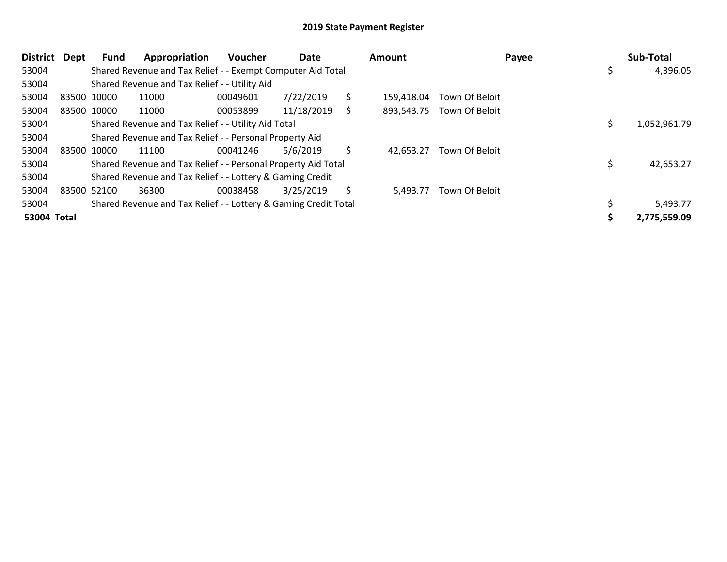## 2019 State Payment Register

| District | Dept | Fund | Appropriation | Voucher | Date | Amount | Payee | Sub-Total |
|---|---|---|---|---|---|---|---|---|
| 53004 | | Shared Revenue and Tax Relief - - Exempt Computer Aid Total | | | | | | $ 4,396.05 |
| 53004 | | Shared Revenue and Tax Relief - - Utility Aid | | | | | | |
| 53004 | 83500 | 10000 | 11000 | 00049601 | 7/22/2019 | $ 159,418.04 | Town Of Beloit | |
| 53004 | 83500 | 10000 | 11000 | 00053899 | 11/18/2019 | $ 893,543.75 | Town Of Beloit | |
| 53004 | | Shared Revenue and Tax Relief - - Utility Aid Total | | | | | | $ 1,052,961.79 |
| 53004 | | Shared Revenue and Tax Relief - - Personal Property Aid | | | | | | |
| 53004 | 83500 | 10000 | 11100 | 00041246 | 5/6/2019 | $ 42,653.27 | Town Of Beloit | |
| 53004 | | Shared Revenue and Tax Relief - - Personal Property Aid Total | | | | | | $ 42,653.27 |
| 53004 | | Shared Revenue and Tax Relief - - Lottery & Gaming Credit | | | | | | |
| 53004 | 83500 | 52100 | 36300 | 00038458 | 3/25/2019 | $ 5,493.77 | Town Of Beloit | |
| 53004 | | Shared Revenue and Tax Relief - - Lottery & Gaming Credit Total | | | | | | $ 5,493.77 |
| **53004 Total** | | | | | | | | **$ 2,775,559.09** |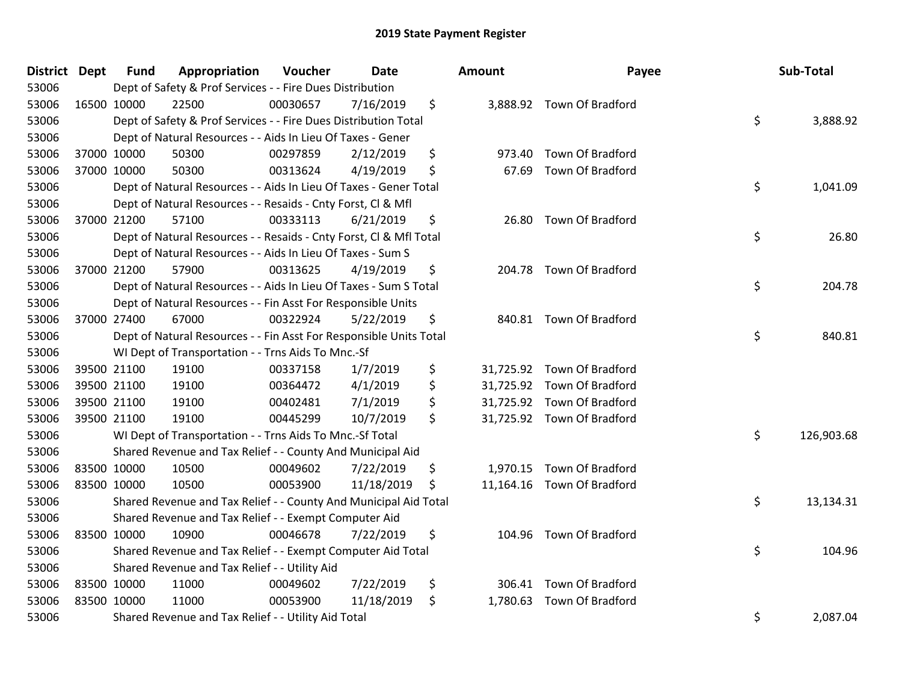# 2019 State Payment Register

| District | Dept | Fund | Appropriation | Voucher | Date | Amount | Payee | Sub-Total |
|---|---|---|---|---|---|---|---|---|
| 53006 | | Dept of Safety & Prof Services - - Fire Dues Distribution | | | | | | |
| 53006 | 16500 | 10000 | 22500 | 00030657 | 7/16/2019 | $ 3,888.92 | Town Of Bradford | |
| 53006 | | Dept of Safety & Prof Services - - Fire Dues Distribution Total | | | | | | $ 3,888.92 |
| 53006 | | Dept of Natural Resources - - Aids In Lieu Of Taxes - Gener | | | | | | |
| 53006 | 37000 | 10000 | 50300 | 00297859 | 2/12/2019 | $ 973.40 | Town Of Bradford | |
| 53006 | 37000 | 10000 | 50300 | 00313624 | 4/19/2019 | $ 67.69 | Town Of Bradford | |
| 53006 | | Dept of Natural Resources - - Aids In Lieu Of Taxes - Gener Total | | | | | | $ 1,041.09 |
| 53006 | | Dept of Natural Resources - - Resaids - Cnty Forst, Cl & Mfl | | | | | | |
| 53006 | 37000 | 21200 | 57100 | 00333113 | 6/21/2019 | $ 26.80 | Town Of Bradford | |
| 53006 | | Dept of Natural Resources - - Resaids - Cnty Forst, Cl & Mfl Total | | | | | | $ 26.80 |
| 53006 | | Dept of Natural Resources - - Aids In Lieu Of Taxes - Sum S | | | | | | |
| 53006 | 37000 | 21200 | 57900 | 00313625 | 4/19/2019 | $ 204.78 | Town Of Bradford | |
| 53006 | | Dept of Natural Resources - - Aids In Lieu Of Taxes - Sum S Total | | | | | | $ 204.78 |
| 53006 | | Dept of Natural Resources - - Fin Asst For Responsible Units | | | | | | |
| 53006 | 37000 | 27400 | 67000 | 00322924 | 5/22/2019 | $ 840.81 | Town Of Bradford | |
| 53006 | | Dept of Natural Resources - - Fin Asst For Responsible Units Total | | | | | | $ 840.81 |
| 53006 | | WI Dept of Transportation - - Trns Aids To Mnc.-Sf | | | | | | |
| 53006 | 39500 | 21100 | 19100 | 00337158 | 1/7/2019 | $ 31,725.92 | Town Of Bradford | |
| 53006 | 39500 | 21100 | 19100 | 00364472 | 4/1/2019 | $ 31,725.92 | Town Of Bradford | |
| 53006 | 39500 | 21100 | 19100 | 00402481 | 7/1/2019 | $ 31,725.92 | Town Of Bradford | |
| 53006 | 39500 | 21100 | 19100 | 00445299 | 10/7/2019 | $ 31,725.92 | Town Of Bradford | |
| 53006 | | WI Dept of Transportation - - Trns Aids To Mnc.-Sf Total | | | | | | $ 126,903.68 |
| 53006 | | Shared Revenue and Tax Relief - - County And Municipal Aid | | | | | | |
| 53006 | 83500 | 10000 | 10500 | 00049602 | 7/22/2019 | $ 1,970.15 | Town Of Bradford | |
| 53006 | 83500 | 10000 | 10500 | 00053900 | 11/18/2019 | $ 11,164.16 | Town Of Bradford | |
| 53006 | | Shared Revenue and Tax Relief - - County And Municipal Aid Total | | | | | | $ 13,134.31 |
| 53006 | | Shared Revenue and Tax Relief - - Exempt Computer Aid | | | | | | |
| 53006 | 83500 | 10000 | 10900 | 00046678 | 7/22/2019 | $ 104.96 | Town Of Bradford | |
| 53006 | | Shared Revenue and Tax Relief - - Exempt Computer Aid Total | | | | | | $ 104.96 |
| 53006 | | Shared Revenue and Tax Relief - - Utility Aid | | | | | | |
| 53006 | 83500 | 10000 | 11000 | 00049602 | 7/22/2019 | $ 306.41 | Town Of Bradford | |
| 53006 | 83500 | 10000 | 11000 | 00053900 | 11/18/2019 | $ 1,780.63 | Town Of Bradford | |
| 53006 | | Shared Revenue and Tax Relief - - Utility Aid Total | | | | | | $ 2,087.04 |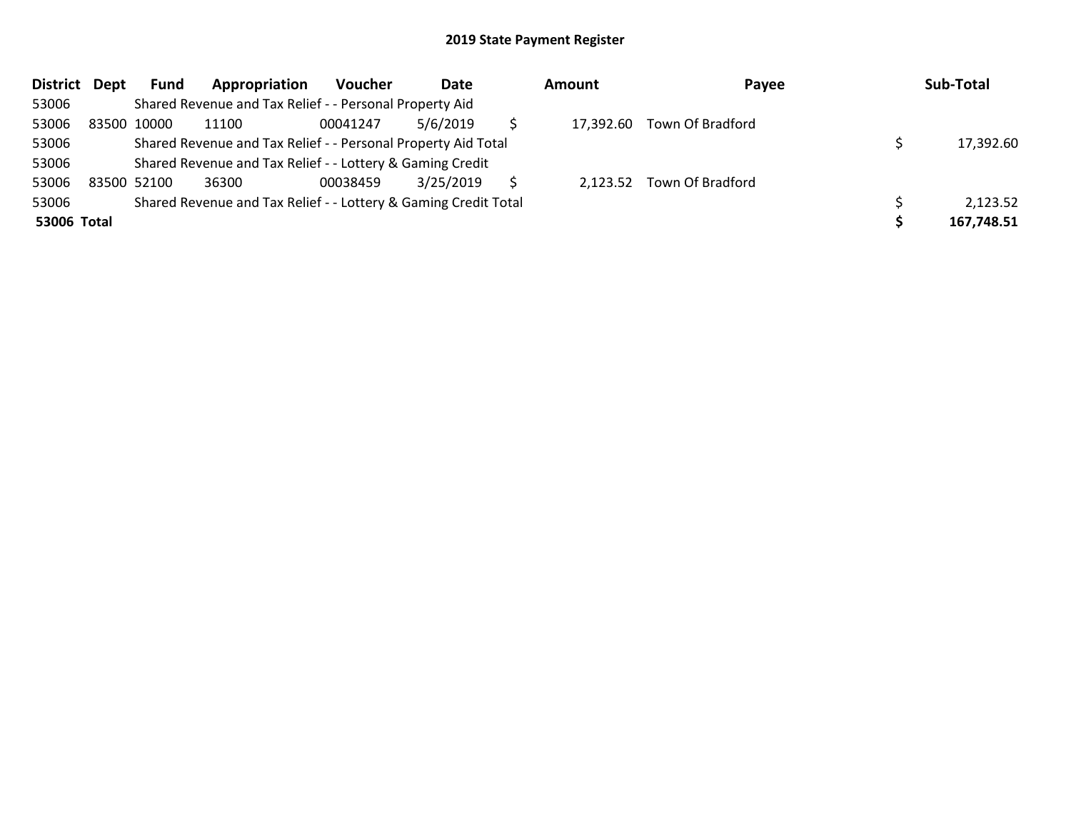## 2019 State Payment Register

| District | Dept | Fund | Appropriation | Voucher | Date | Amount | Payee | Sub-Total |
|---|---|---|---|---|---|---|---|---|
| 53006 | | Shared Revenue and Tax Relief - - Personal Property Aid | | | | | | |
| 53006 | 83500 | 10000 | 11100 | 00041247 | 5/6/2019 | $ 17,392.60 | Town Of Bradford | |
| 53006 | | Shared Revenue and Tax Relief - - Personal Property Aid Total | | | | | | $ 17,392.60 |
| 53006 | | Shared Revenue and Tax Relief - - Lottery & Gaming Credit | | | | | | |
| 53006 | 83500 | 52100 | 36300 | 00038459 | 3/25/2019 | $ 2,123.52 | Town Of Bradford | |
| 53006 | | Shared Revenue and Tax Relief - - Lottery & Gaming Credit Total | | | | | | $ 2,123.52 |
| **53006** | **Total** | | | | | | | **$ 167,748.51** |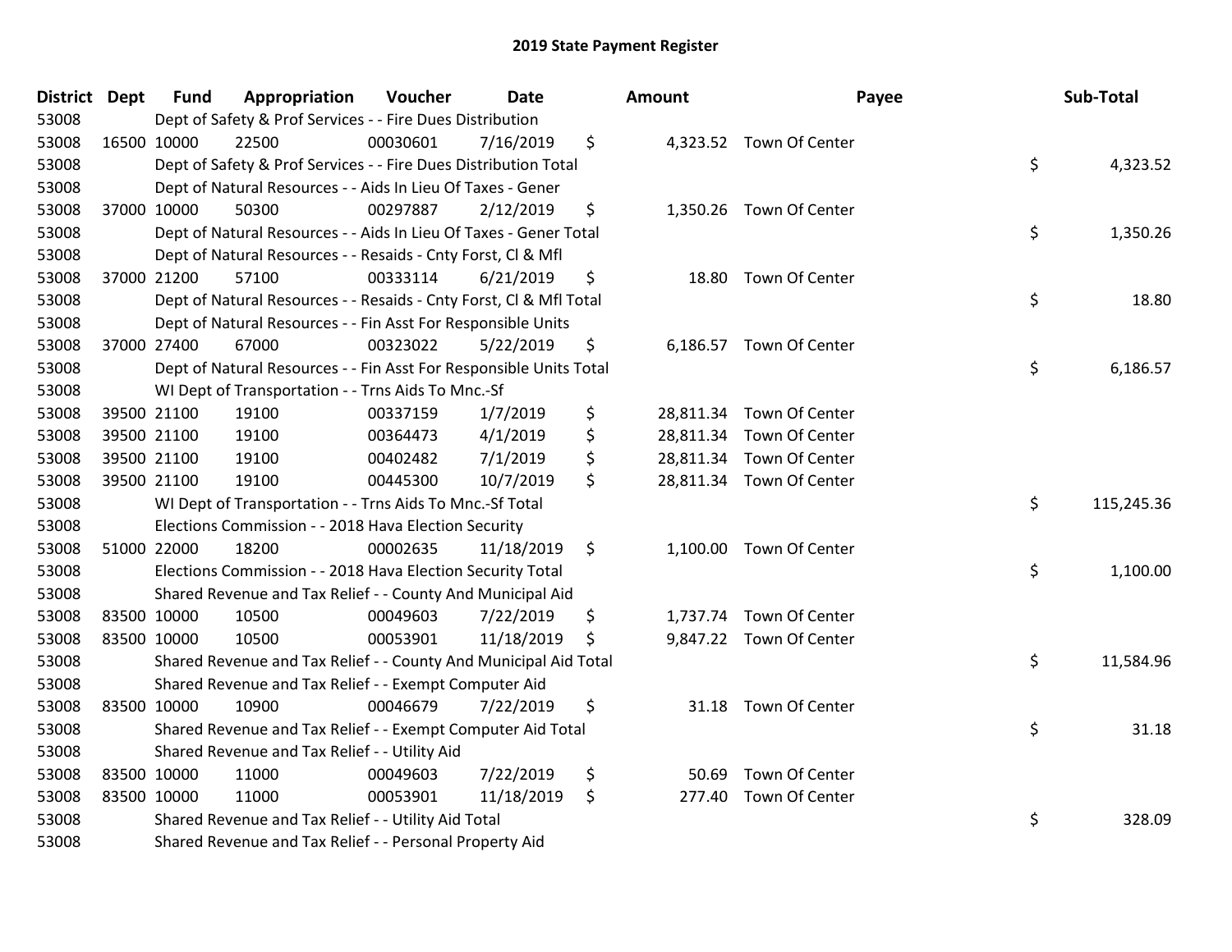# 2019 State Payment Register

| District | Dept | Fund | Appropriation | Voucher | Date | Amount | Payee | Sub-Total |
|---|---|---|---|---|---|---|---|---|
| 53008 | | Dept of Safety & Prof Services - - Fire Dues Distribution | | | | | | |
| 53008 | 16500 | 10000 | 22500 | 00030601 | 7/16/2019 | $ 4,323.52 | Town Of Center | |
| 53008 | | Dept of Safety & Prof Services - - Fire Dues Distribution Total | | | | | | $ 4,323.52 |
| 53008 | | Dept of Natural Resources - - Aids In Lieu Of Taxes - Gener | | | | | | |
| 53008 | 37000 | 10000 | 50300 | 00297887 | 2/12/2019 | $ 1,350.26 | Town Of Center | |
| 53008 | | Dept of Natural Resources - - Aids In Lieu Of Taxes - Gener Total | | | | | | $ 1,350.26 |
| 53008 | | Dept of Natural Resources - - Resaids - Cnty Forst, Cl & Mfl | | | | | | |
| 53008 | 37000 | 21200 | 57100 | 00333114 | 6/21/2019 | $ 18.80 | Town Of Center | |
| 53008 | | Dept of Natural Resources - - Resaids - Cnty Forst, Cl & Mfl Total | | | | | | $ 18.80 |
| 53008 | | Dept of Natural Resources - - Fin Asst For Responsible Units | | | | | | |
| 53008 | 37000 | 27400 | 67000 | 00323022 | 5/22/2019 | $ 6,186.57 | Town Of Center | |
| 53008 | | Dept of Natural Resources - - Fin Asst For Responsible Units Total | | | | | | $ 6,186.57 |
| 53008 | | WI Dept of Transportation - - Trns Aids To Mnc.-Sf | | | | | | |
| 53008 | 39500 | 21100 | 19100 | 00337159 | 1/7/2019 | $ 28,811.34 | Town Of Center | |
| 53008 | 39500 | 21100 | 19100 | 00364473 | 4/1/2019 | $ 28,811.34 | Town Of Center | |
| 53008 | 39500 | 21100 | 19100 | 00402482 | 7/1/2019 | $ 28,811.34 | Town Of Center | |
| 53008 | 39500 | 21100 | 19100 | 00445300 | 10/7/2019 | $ 28,811.34 | Town Of Center | |
| 53008 | | WI Dept of Transportation - - Trns Aids To Mnc.-Sf Total | | | | | | $ 115,245.36 |
| 53008 | | Elections Commission - - 2018 Hava Election Security | | | | | | |
| 53008 | 51000 | 22000 | 18200 | 00002635 | 11/18/2019 | $ 1,100.00 | Town Of Center | |
| 53008 | | Elections Commission - - 2018 Hava Election Security Total | | | | | | $ 1,100.00 |
| 53008 | | Shared Revenue and Tax Relief - - County And Municipal Aid | | | | | | |
| 53008 | 83500 | 10000 | 10500 | 00049603 | 7/22/2019 | $ 1,737.74 | Town Of Center | |
| 53008 | 83500 | 10000 | 10500 | 00053901 | 11/18/2019 | $ 9,847.22 | Town Of Center | |
| 53008 | | Shared Revenue and Tax Relief - - County And Municipal Aid Total | | | | | | $ 11,584.96 |
| 53008 | | Shared Revenue and Tax Relief - - Exempt Computer Aid | | | | | | |
| 53008 | 83500 | 10000 | 10900 | 00046679 | 7/22/2019 | $ 31.18 | Town Of Center | |
| 53008 | | Shared Revenue and Tax Relief - - Exempt Computer Aid Total | | | | | | $ 31.18 |
| 53008 | | Shared Revenue and Tax Relief - - Utility Aid | | | | | | |
| 53008 | 83500 | 10000 | 11000 | 00049603 | 7/22/2019 | $ 50.69 | Town Of Center | |
| 53008 | 83500 | 10000 | 11000 | 00053901 | 11/18/2019 | $ 277.40 | Town Of Center | |
| 53008 | | Shared Revenue and Tax Relief - - Utility Aid Total | | | | | | $ 328.09 |
| 53008 | | Shared Revenue and Tax Relief - - Personal Property Aid | | | | | | |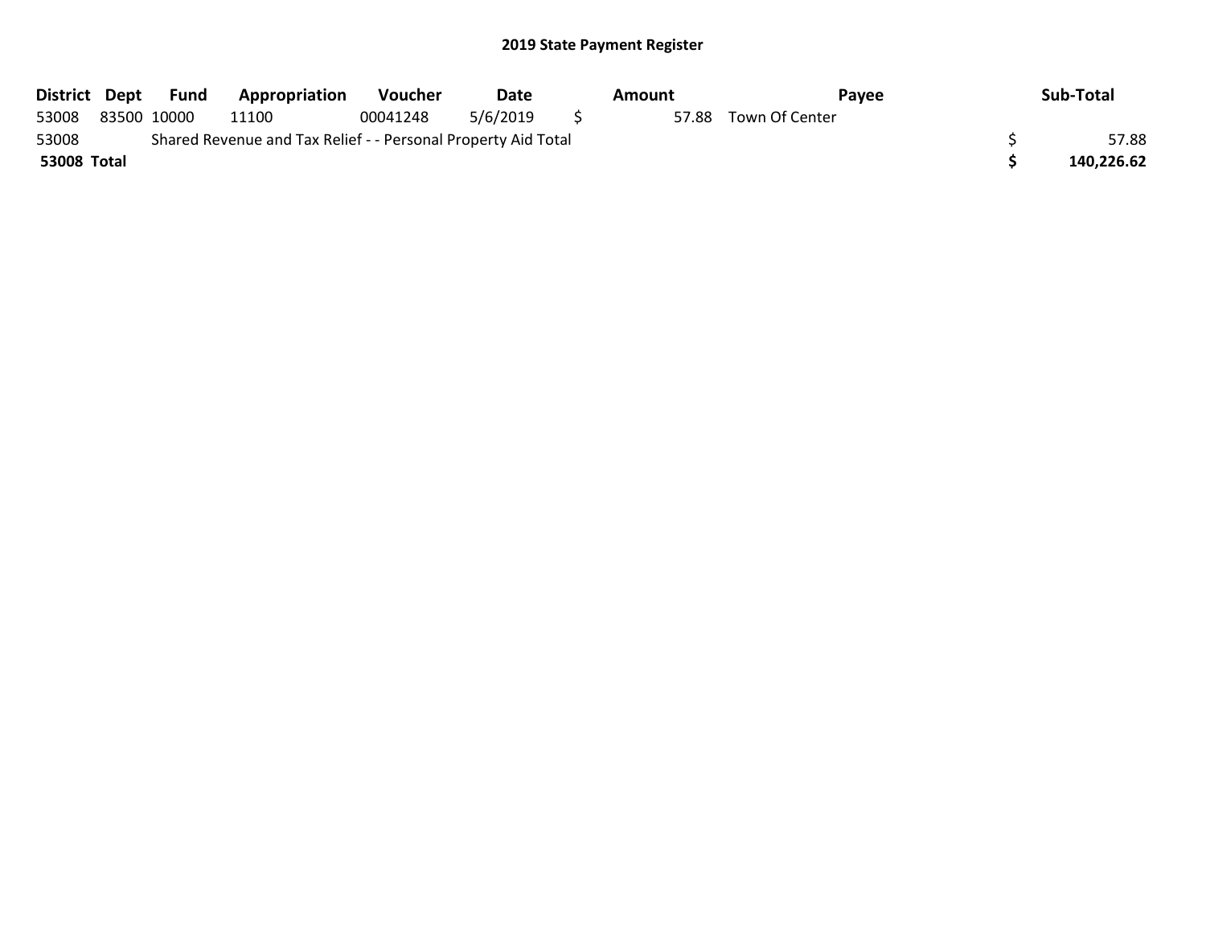## 2019 State Payment Register

| District | Dept | Fund | Appropriation | Voucher | Date | Amount | Payee | Sub-Total |
|---|---|---|---|---|---|---|---|---|
| 53008 | 83500 | 10000 | 11100 | 00041248 | 5/6/2019 | $ 57.88 | Town Of Center | |
| 53008 | | Shared Revenue and Tax Relief - - Personal Property Aid Total | | | | | | $ 57.88 |
| **53008 Total** | | | | | | | | **$ 140,226.62** |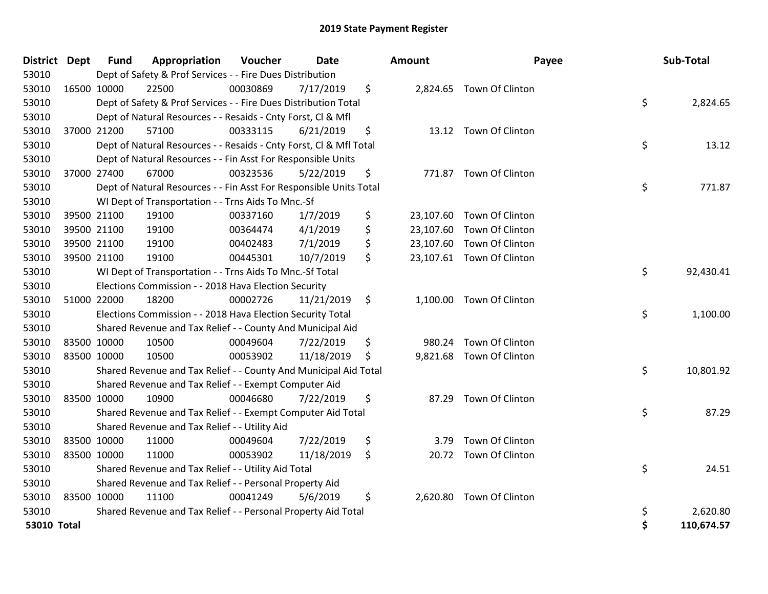## 2019 State Payment Register

| District | Dept | Fund | Appropriation | Voucher | Date | Amount | Payee | Sub-Total |
|---|---|---|---|---|---|---|---|---|
| 53010 | | Dept of Safety & Prof Services - - Fire Dues Distribution | | | | | | |
| 53010 | 16500 | 10000 | 22500 | 00030869 | 7/17/2019 | $ 2,824.65 | Town Of Clinton | |
| 53010 | | Dept of Safety & Prof Services - - Fire Dues Distribution Total | | | | | | $ 2,824.65 |
| 53010 | | Dept of Natural Resources - - Resaids - Cnty Forst, Cl & Mfl | | | | | | |
| 53010 | 37000 | 21200 | 57100 | 00333115 | 6/21/2019 | $ 13.12 | Town Of Clinton | |
| 53010 | | Dept of Natural Resources - - Resaids - Cnty Forst, Cl & Mfl Total | | | | | | $ 13.12 |
| 53010 | | Dept of Natural Resources - - Fin Asst For Responsible Units | | | | | | |
| 53010 | 37000 | 27400 | 67000 | 00323536 | 5/22/2019 | $ 771.87 | Town Of Clinton | |
| 53010 | | Dept of Natural Resources - - Fin Asst For Responsible Units Total | | | | | | $ 771.87 |
| 53010 | | WI Dept of Transportation - - Trns Aids To Mnc.-Sf | | | | | | |
| 53010 | 39500 | 21100 | 19100 | 00337160 | 1/7/2019 | $ 23,107.60 | Town Of Clinton | |
| 53010 | 39500 | 21100 | 19100 | 00364474 | 4/1/2019 | $ 23,107.60 | Town Of Clinton | |
| 53010 | 39500 | 21100 | 19100 | 00402483 | 7/1/2019 | $ 23,107.60 | Town Of Clinton | |
| 53010 | 39500 | 21100 | 19100 | 00445301 | 10/7/2019 | $ 23,107.61 | Town Of Clinton | |
| 53010 | | WI Dept of Transportation - - Trns Aids To Mnc.-Sf Total | | | | | | $ 92,430.41 |
| 53010 | | Elections Commission - - 2018 Hava Election Security | | | | | | |
| 53010 | 51000 | 22000 | 18200 | 00002726 | 11/21/2019 | $ 1,100.00 | Town Of Clinton | |
| 53010 | | Elections Commission - - 2018 Hava Election Security Total | | | | | | $ 1,100.00 |
| 53010 | | Shared Revenue and Tax Relief - - County And Municipal Aid | | | | | | |
| 53010 | 83500 | 10000 | 10500 | 00049604 | 7/22/2019 | $ 980.24 | Town Of Clinton | |
| 53010 | 83500 | 10000 | 10500 | 00053902 | 11/18/2019 | $ 9,821.68 | Town Of Clinton | |
| 53010 | | Shared Revenue and Tax Relief - - County And Municipal Aid Total | | | | | | $ 10,801.92 |
| 53010 | | Shared Revenue and Tax Relief - - Exempt Computer Aid | | | | | | |
| 53010 | 83500 | 10000 | 10900 | 00046680 | 7/22/2019 | $ 87.29 | Town Of Clinton | |
| 53010 | | Shared Revenue and Tax Relief - - Exempt Computer Aid Total | | | | | | $ 87.29 |
| 53010 | | Shared Revenue and Tax Relief - - Utility Aid | | | | | | |
| 53010 | 83500 | 10000 | 11000 | 00049604 | 7/22/2019 | $ 3.79 | Town Of Clinton | |
| 53010 | 83500 | 10000 | 11000 | 00053902 | 11/18/2019 | $ 20.72 | Town Of Clinton | |
| 53010 | | Shared Revenue and Tax Relief - - Utility Aid Total | | | | | | $ 24.51 |
| 53010 | | Shared Revenue and Tax Relief - - Personal Property Aid | | | | | | |
| 53010 | 83500 | 10000 | 11100 | 00041249 | 5/6/2019 | $ 2,620.80 | Town Of Clinton | |
| 53010 | | Shared Revenue and Tax Relief - - Personal Property Aid Total | | | | | | $ 2,620.80 |
| **53010 Total** | | | | | | | | **$ 110,674.57** |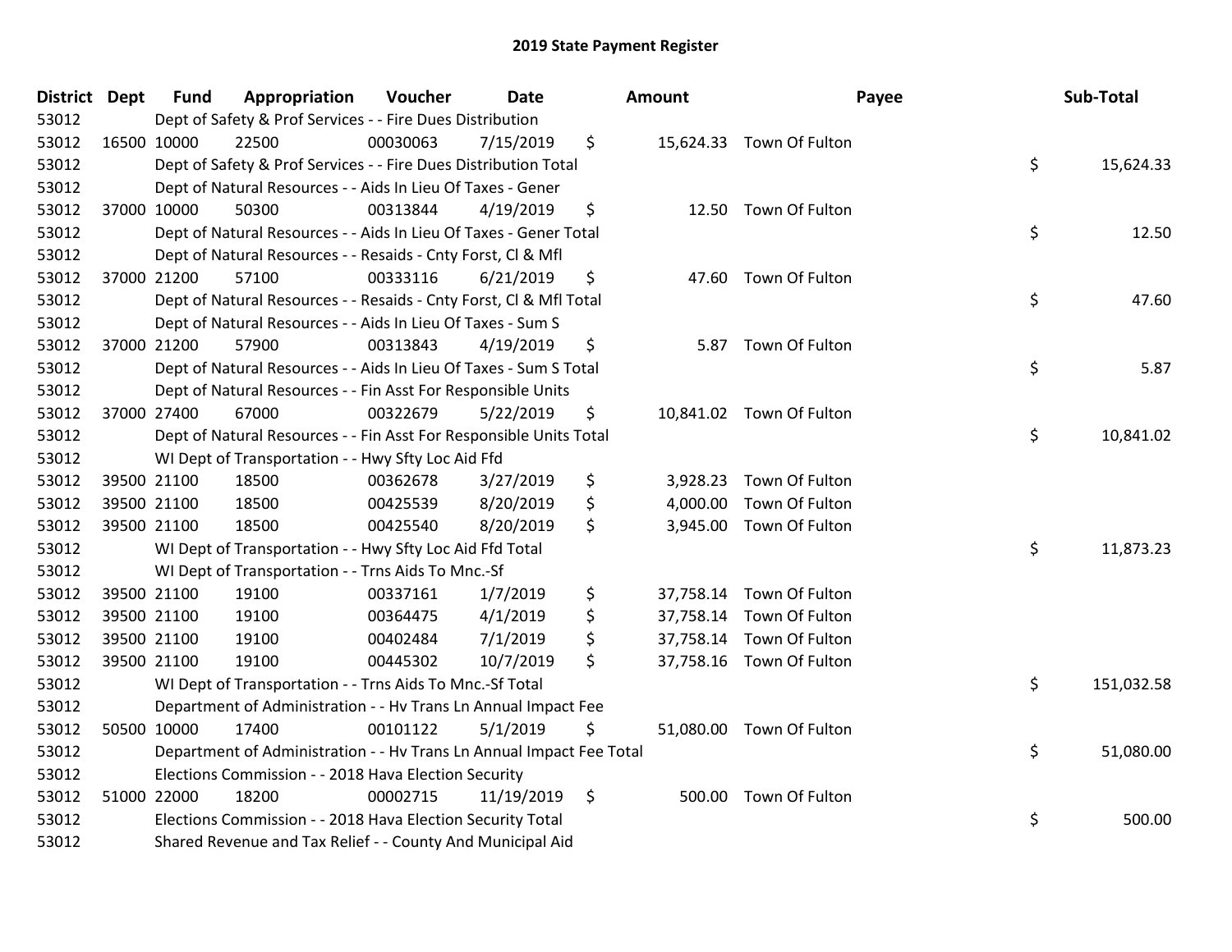# 2019 State Payment Register

| District | Dept | Fund | Appropriation | Voucher | Date | Amount | Payee | Sub-Total |
|---|---|---|---|---|---|---|---|---|
| 53012 | Dept of Safety & Prof Services - - Fire Dues Distribution | | | | | | | |
| 53012 | 16500 | 10000 | 22500 | 00030063 | 7/15/2019 | $ 15,624.33 | Town Of Fulton | |
| 53012 | Dept of Safety & Prof Services - - Fire Dues Distribution Total | | | | | | | $ 15,624.33 |
| 53012 | Dept of Natural Resources - - Aids In Lieu Of Taxes - Gener | | | | | | | |
| 53012 | 37000 | 10000 | 50300 | 00313844 | 4/19/2019 | $ 12.50 | Town Of Fulton | |
| 53012 | Dept of Natural Resources - - Aids In Lieu Of Taxes - Gener Total | | | | | | | $ 12.50 |
| 53012 | Dept of Natural Resources - - Resaids - Cnty Forst, Cl & Mfl | | | | | | | |
| 53012 | 37000 | 21200 | 57100 | 00333116 | 6/21/2019 | $ 47.60 | Town Of Fulton | |
| 53012 | Dept of Natural Resources - - Resaids - Cnty Forst, Cl & Mfl Total | | | | | | | $ 47.60 |
| 53012 | Dept of Natural Resources - - Aids In Lieu Of Taxes - Sum S | | | | | | | |
| 53012 | 37000 | 21200 | 57900 | 00313843 | 4/19/2019 | $ 5.87 | Town Of Fulton | |
| 53012 | Dept of Natural Resources - - Aids In Lieu Of Taxes - Sum S Total | | | | | | | $ 5.87 |
| 53012 | Dept of Natural Resources - - Fin Asst For Responsible Units | | | | | | | |
| 53012 | 37000 | 27400 | 67000 | 00322679 | 5/22/2019 | $ 10,841.02 | Town Of Fulton | |
| 53012 | Dept of Natural Resources - - Fin Asst For Responsible Units Total | | | | | | | $ 10,841.02 |
| 53012 | WI Dept of Transportation - - Hwy Sfty Loc Aid Ffd | | | | | | | |
| 53012 | 39500 | 21100 | 18500 | 00362678 | 3/27/2019 | $ 3,928.23 | Town Of Fulton | |
| 53012 | 39500 | 21100 | 18500 | 00425539 | 8/20/2019 | $ 4,000.00 | Town Of Fulton | |
| 53012 | 39500 | 21100 | 18500 | 00425540 | 8/20/2019 | $ 3,945.00 | Town Of Fulton | |
| 53012 | WI Dept of Transportation - - Hwy Sfty Loc Aid Ffd Total | | | | | | | $ 11,873.23 |
| 53012 | WI Dept of Transportation - - Trns Aids To Mnc.-Sf | | | | | | | |
| 53012 | 39500 | 21100 | 19100 | 00337161 | 1/7/2019 | $ 37,758.14 | Town Of Fulton | |
| 53012 | 39500 | 21100 | 19100 | 00364475 | 4/1/2019 | $ 37,758.14 | Town Of Fulton | |
| 53012 | 39500 | 21100 | 19100 | 00402484 | 7/1/2019 | $ 37,758.14 | Town Of Fulton | |
| 53012 | 39500 | 21100 | 19100 | 00445302 | 10/7/2019 | $ 37,758.16 | Town Of Fulton | |
| 53012 | WI Dept of Transportation - - Trns Aids To Mnc.-Sf Total | | | | | | | $ 151,032.58 |
| 53012 | Department of Administration - - Hv Trans Ln Annual Impact Fee | | | | | | | |
| 53012 | 50500 | 10000 | 17400 | 00101122 | 5/1/2019 | $ 51,080.00 | Town Of Fulton | |
| 53012 | Department of Administration - - Hv Trans Ln Annual Impact Fee Total | | | | | | | $ 51,080.00 |
| 53012 | Elections Commission - - 2018 Hava Election Security | | | | | | | |
| 53012 | 51000 | 22000 | 18200 | 00002715 | 11/19/2019 | $ 500.00 | Town Of Fulton | |
| 53012 | Elections Commission - - 2018 Hava Election Security Total | | | | | | | $ 500.00 |
| 53012 | Shared Revenue and Tax Relief - - County And Municipal Aid | | | | | | | |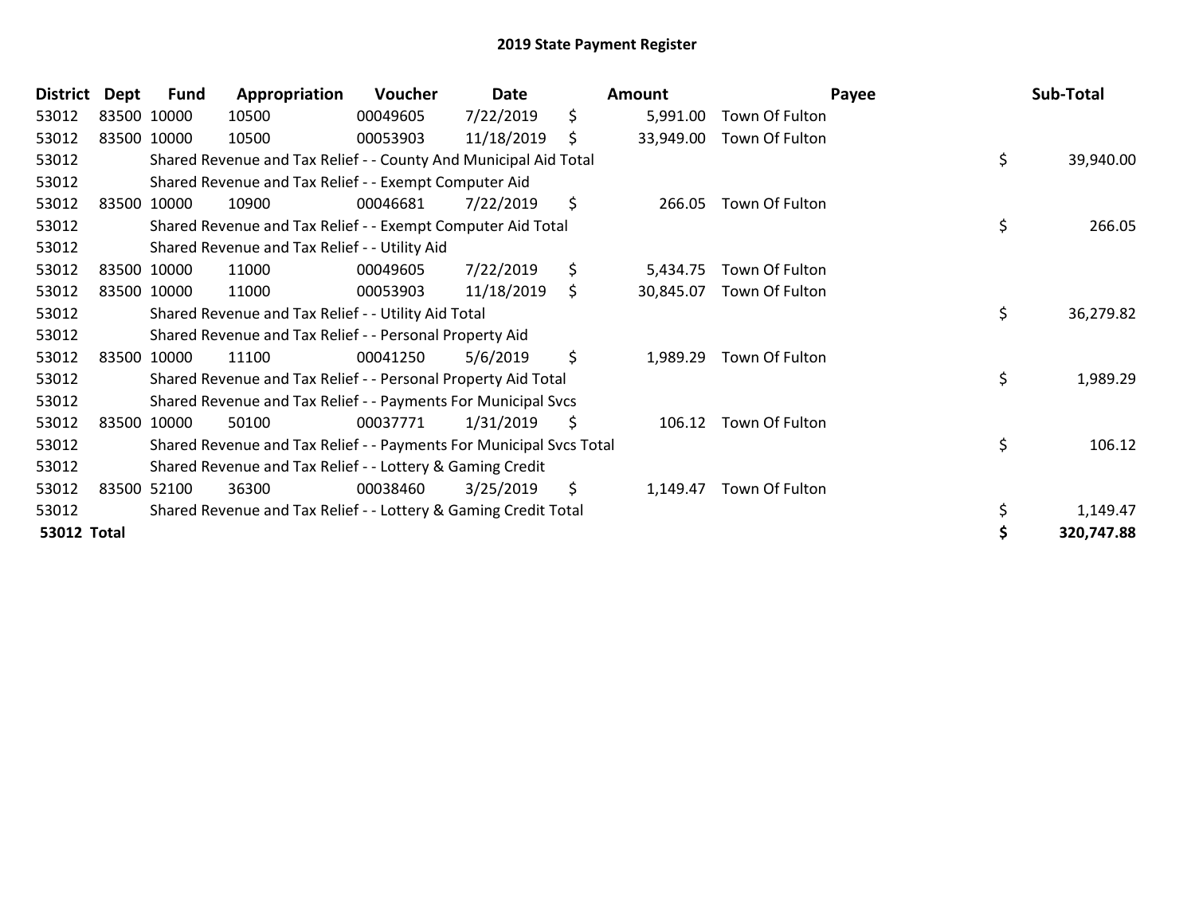# 2019 State Payment Register

| District | Dept | Fund | Appropriation | Voucher | Date | Amount | Payee | Sub-Total |
|---|---|---|---|---|---|---|---|---|
| 53012 | 83500 | 10000 | 10500 | 00049605 | 7/22/2019 | $ 5,991.00 | Town Of Fulton | |
| 53012 | 83500 | 10000 | 10500 | 00053903 | 11/18/2019 | $ 33,949.00 | Town Of Fulton | |
| 53012 | | Shared Revenue and Tax Relief - - County And Municipal Aid Total | | | | | | $ 39,940.00 |
| 53012 | | Shared Revenue and Tax Relief - - Exempt Computer Aid | | | | | | |
| 53012 | 83500 | 10000 | 10900 | 00046681 | 7/22/2019 | $ 266.05 | Town Of Fulton | |
| 53012 | | Shared Revenue and Tax Relief - - Exempt Computer Aid Total | | | | | | $ 266.05 |
| 53012 | | Shared Revenue and Tax Relief - - Utility Aid | | | | | | |
| 53012 | 83500 | 10000 | 11000 | 00049605 | 7/22/2019 | $ 5,434.75 | Town Of Fulton | |
| 53012 | 83500 | 10000 | 11000 | 00053903 | 11/18/2019 | $ 30,845.07 | Town Of Fulton | |
| 53012 | | Shared Revenue and Tax Relief - - Utility Aid Total | | | | | | $ 36,279.82 |
| 53012 | | Shared Revenue and Tax Relief - - Personal Property Aid | | | | | | |
| 53012 | 83500 | 10000 | 11100 | 00041250 | 5/6/2019 | $ 1,989.29 | Town Of Fulton | |
| 53012 | | Shared Revenue and Tax Relief - - Personal Property Aid Total | | | | | | $ 1,989.29 |
| 53012 | | Shared Revenue and Tax Relief - - Payments For Municipal Svcs | | | | | | |
| 53012 | 83500 | 10000 | 50100 | 00037771 | 1/31/2019 | $ 106.12 | Town Of Fulton | |
| 53012 | | Shared Revenue and Tax Relief - - Payments For Municipal Svcs Total | | | | | | $ 106.12 |
| 53012 | | Shared Revenue and Tax Relief - - Lottery & Gaming Credit | | | | | | |
| 53012 | 83500 | 52100 | 36300 | 00038460 | 3/25/2019 | $ 1,149.47 | Town Of Fulton | |
| 53012 | | Shared Revenue and Tax Relief - - Lottery & Gaming Credit Total | | | | | | $ 1,149.47 |
| **53012 Total** | | | | | | | | **$ 320,747.88** |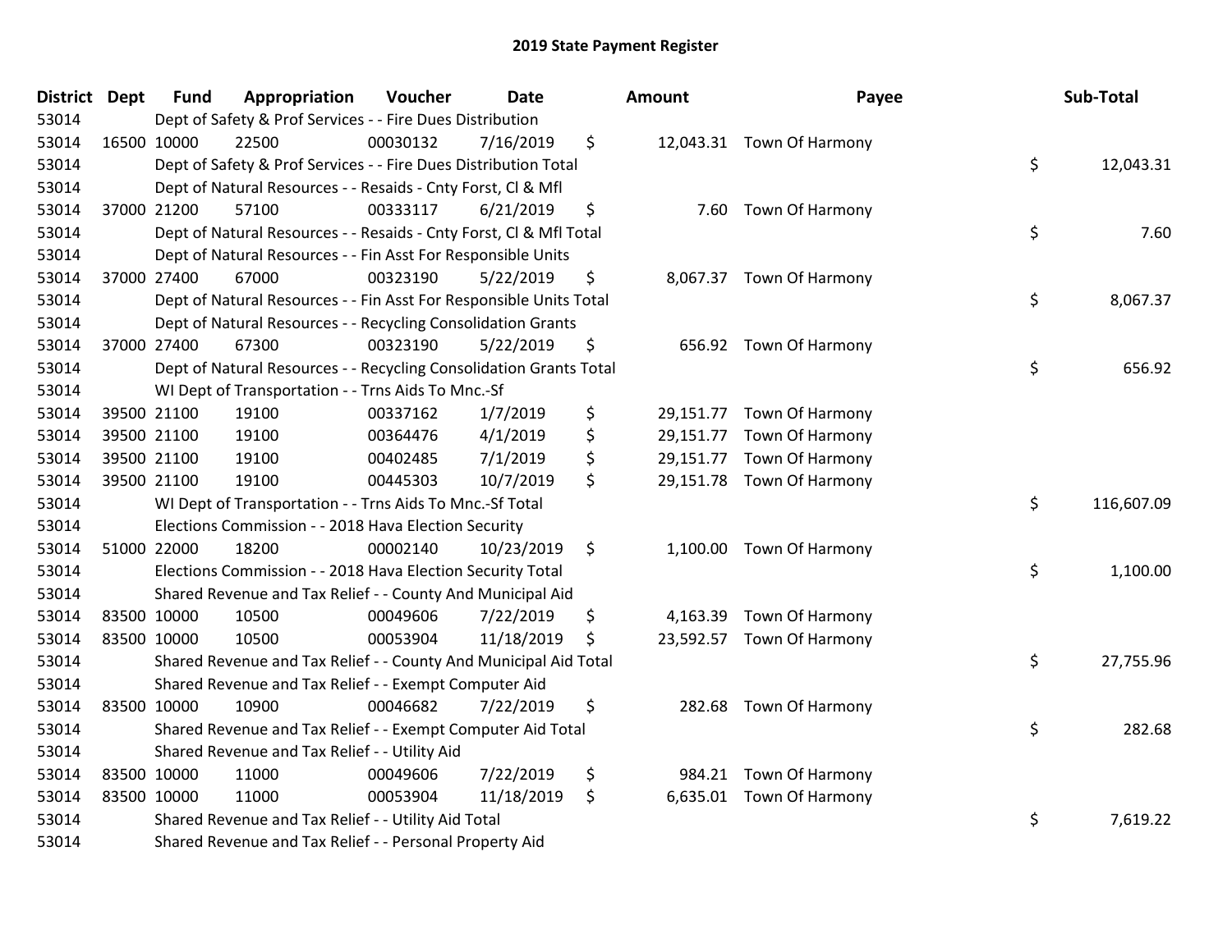# 2019 State Payment Register

| District | Dept | Fund | Appropriation | Voucher | Date | Amount | Payee | Sub-Total |
|---|---|---|---|---|---|---|---|---|
| 53014 | | Dept of Safety & Prof Services - - Fire Dues Distribution | | | | | | |
| 53014 | 16500 | 10000 | 22500 | 00030132 | 7/16/2019 | $ 12,043.31 | Town Of Harmony | |
| 53014 | | Dept of Safety & Prof Services - - Fire Dues Distribution Total | | | | | | $ 12,043.31 |
| 53014 | | Dept of Natural Resources - - Resaids - Cnty Forst, Cl & Mfl | | | | | | |
| 53014 | 37000 | 21200 | 57100 | 00333117 | 6/21/2019 | $ 7.60 | Town Of Harmony | |
| 53014 | | Dept of Natural Resources - - Resaids - Cnty Forst, Cl & Mfl Total | | | | | | $ 7.60 |
| 53014 | | Dept of Natural Resources - - Fin Asst For Responsible Units | | | | | | |
| 53014 | 37000 | 27400 | 67000 | 00323190 | 5/22/2019 | $ 8,067.37 | Town Of Harmony | |
| 53014 | | Dept of Natural Resources - - Fin Asst For Responsible Units Total | | | | | | $ 8,067.37 |
| 53014 | | Dept of Natural Resources - - Recycling Consolidation Grants | | | | | | |
| 53014 | 37000 | 27400 | 67300 | 00323190 | 5/22/2019 | $ 656.92 | Town Of Harmony | |
| 53014 | | Dept of Natural Resources - - Recycling Consolidation Grants Total | | | | | | $ 656.92 |
| 53014 | | WI Dept of Transportation - - Trns Aids To Mnc.-Sf | | | | | | |
| 53014 | 39500 | 21100 | 19100 | 00337162 | 1/7/2019 | $ 29,151.77 | Town Of Harmony | |
| 53014 | 39500 | 21100 | 19100 | 00364476 | 4/1/2019 | $ 29,151.77 | Town Of Harmony | |
| 53014 | 39500 | 21100 | 19100 | 00402485 | 7/1/2019 | $ 29,151.77 | Town Of Harmony | |
| 53014 | 39500 | 21100 | 19100 | 00445303 | 10/7/2019 | $ 29,151.78 | Town Of Harmony | |
| 53014 | | WI Dept of Transportation - - Trns Aids To Mnc.-Sf Total | | | | | | $ 116,607.09 |
| 53014 | | Elections Commission - - 2018 Hava Election Security | | | | | | |
| 53014 | 51000 | 22000 | 18200 | 00002140 | 10/23/2019 | $ 1,100.00 | Town Of Harmony | |
| 53014 | | Elections Commission - - 2018 Hava Election Security Total | | | | | | $ 1,100.00 |
| 53014 | | Shared Revenue and Tax Relief - - County And Municipal Aid | | | | | | |
| 53014 | 83500 | 10000 | 10500 | 00049606 | 7/22/2019 | $ 4,163.39 | Town Of Harmony | |
| 53014 | 83500 | 10000 | 10500 | 00053904 | 11/18/2019 | $ 23,592.57 | Town Of Harmony | |
| 53014 | | Shared Revenue and Tax Relief - - County And Municipal Aid Total | | | | | | $ 27,755.96 |
| 53014 | | Shared Revenue and Tax Relief - - Exempt Computer Aid | | | | | | |
| 53014 | 83500 | 10000 | 10900 | 00046682 | 7/22/2019 | $ 282.68 | Town Of Harmony | |
| 53014 | | Shared Revenue and Tax Relief - - Exempt Computer Aid Total | | | | | | $ 282.68 |
| 53014 | | Shared Revenue and Tax Relief - - Utility Aid | | | | | | |
| 53014 | 83500 | 10000 | 11000 | 00049606 | 7/22/2019 | $ 984.21 | Town Of Harmony | |
| 53014 | 83500 | 10000 | 11000 | 00053904 | 11/18/2019 | $ 6,635.01 | Town Of Harmony | |
| 53014 | | Shared Revenue and Tax Relief - - Utility Aid Total | | | | | | $ 7,619.22 |
| 53014 | | Shared Revenue and Tax Relief - - Personal Property Aid | | | | | | |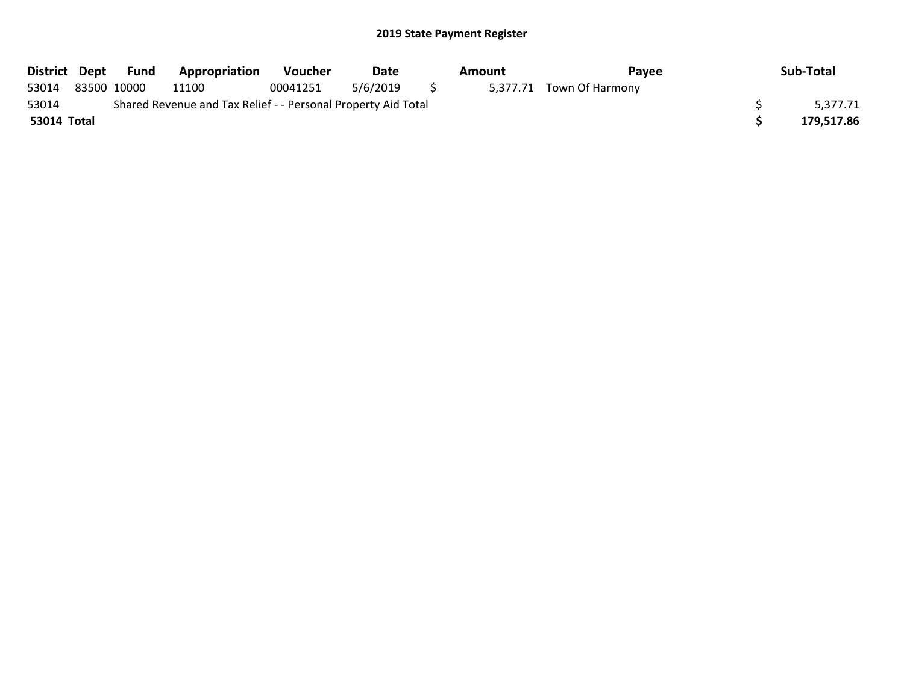## 2019 State Payment Register

| District | Dept | Fund | Appropriation | Voucher | Date | Amount | Payee | Sub-Total |
|---|---|---|---|---|---|---|---|---|
| 53014 | 83500 | 10000 | 11100 | 00041251 | 5/6/2019 | $ 5,377.71 | Town Of Harmony | |
| 53014 | Shared Revenue and Tax Relief - - Personal Property Aid Total | | | | | | | $ 5,377.71 |
| **53014 Total** | | | | | | | | **$ 179,517.86** |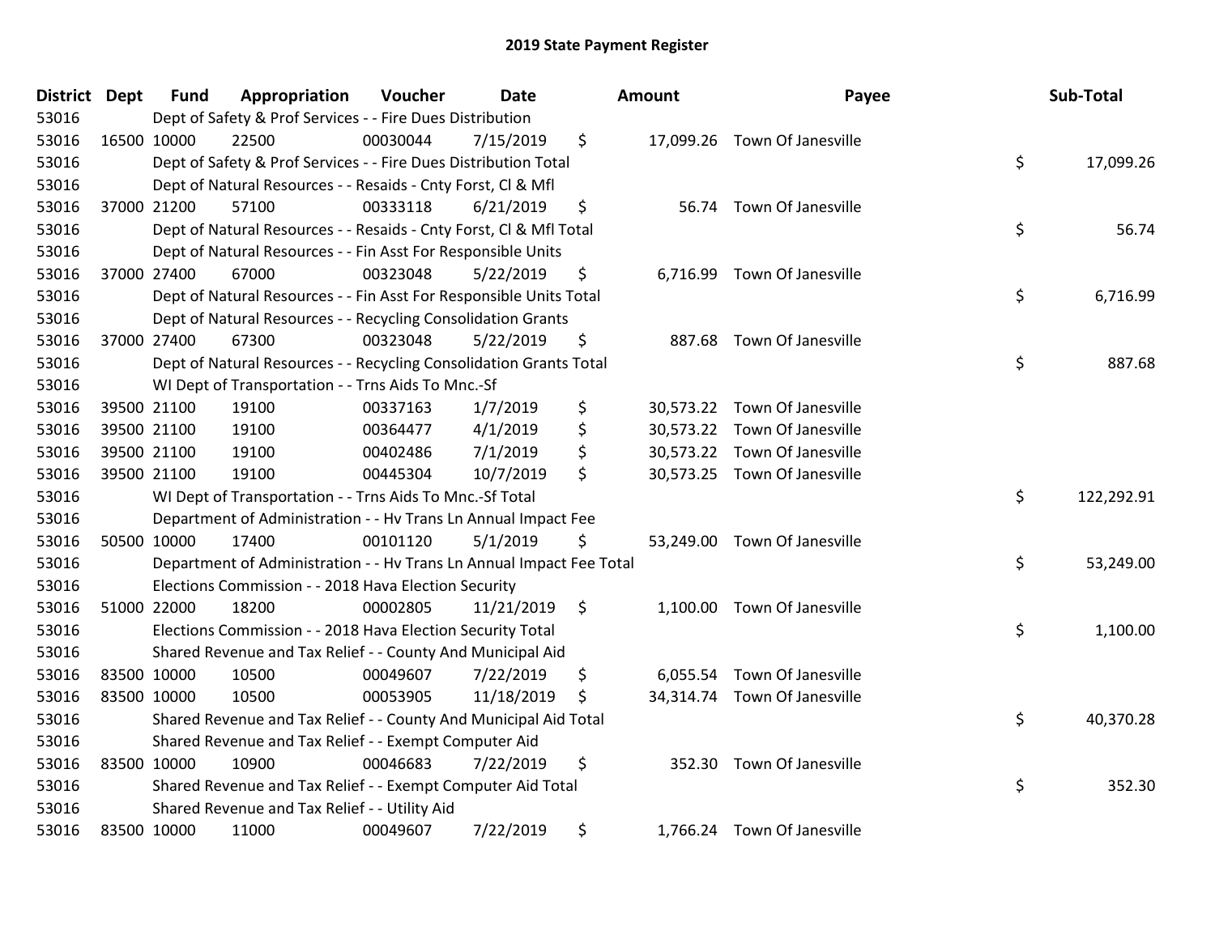# 2019 State Payment Register

| District | Dept | Fund | Appropriation | Voucher | Date | Amount | Payee | Sub-Total |
|---|---|---|---|---|---|---|---|---|
| 53016 | | Dept of Safety & Prof Services - - Fire Dues Distribution | | | | | | |
| 53016 | 16500 | 10000 | 22500 | 00030044 | 7/15/2019 | $ 17,099.26 | Town Of Janesville | |
| 53016 | | Dept of Safety & Prof Services - - Fire Dues Distribution Total | | | | | | $ 17,099.26 |
| 53016 | | Dept of Natural Resources - - Resaids - Cnty Forst, Cl & Mfl | | | | | | |
| 53016 | 37000 | 21200 | 57100 | 00333118 | 6/21/2019 | $ 56.74 | Town Of Janesville | |
| 53016 | | Dept of Natural Resources - - Resaids - Cnty Forst, Cl & Mfl Total | | | | | | $ 56.74 |
| 53016 | | Dept of Natural Resources - - Fin Asst For Responsible Units | | | | | | |
| 53016 | 37000 | 27400 | 67000 | 00323048 | 5/22/2019 | $ 6,716.99 | Town Of Janesville | |
| 53016 | | Dept of Natural Resources - - Fin Asst For Responsible Units Total | | | | | | $ 6,716.99 |
| 53016 | | Dept of Natural Resources - - Recycling Consolidation Grants | | | | | | |
| 53016 | 37000 | 27400 | 67300 | 00323048 | 5/22/2019 | $ 887.68 | Town Of Janesville | |
| 53016 | | Dept of Natural Resources - - Recycling Consolidation Grants Total | | | | | | $ 887.68 |
| 53016 | | WI Dept of Transportation - - Trns Aids To Mnc.-Sf | | | | | | |
| 53016 | 39500 | 21100 | 19100 | 00337163 | 1/7/2019 | $ 30,573.22 | Town Of Janesville | |
| 53016 | 39500 | 21100 | 19100 | 00364477 | 4/1/2019 | $ 30,573.22 | Town Of Janesville | |
| 53016 | 39500 | 21100 | 19100 | 00402486 | 7/1/2019 | $ 30,573.22 | Town Of Janesville | |
| 53016 | 39500 | 21100 | 19100 | 00445304 | 10/7/2019 | $ 30,573.25 | Town Of Janesville | |
| 53016 | | WI Dept of Transportation - - Trns Aids To Mnc.-Sf Total | | | | | | $ 122,292.91 |
| 53016 | | Department of Administration - - Hv Trans Ln Annual Impact Fee | | | | | | |
| 53016 | 50500 | 10000 | 17400 | 00101120 | 5/1/2019 | $ 53,249.00 | Town Of Janesville | |
| 53016 | | Department of Administration - - Hv Trans Ln Annual Impact Fee Total | | | | | | $ 53,249.00 |
| 53016 | | Elections Commission - - 2018 Hava Election Security | | | | | | |
| 53016 | 51000 | 22000 | 18200 | 00002805 | 11/21/2019 | $ 1,100.00 | Town Of Janesville | |
| 53016 | | Elections Commission - - 2018 Hava Election Security Total | | | | | | $ 1,100.00 |
| 53016 | | Shared Revenue and Tax Relief - - County And Municipal Aid | | | | | | |
| 53016 | 83500 | 10000 | 10500 | 00049607 | 7/22/2019 | $ 6,055.54 | Town Of Janesville | |
| 53016 | 83500 | 10000 | 10500 | 00053905 | 11/18/2019 | $ 34,314.74 | Town Of Janesville | |
| 53016 | | Shared Revenue and Tax Relief - - County And Municipal Aid Total | | | | | | $ 40,370.28 |
| 53016 | | Shared Revenue and Tax Relief - - Exempt Computer Aid | | | | | | |
| 53016 | 83500 | 10000 | 10900 | 00046683 | 7/22/2019 | $ 352.30 | Town Of Janesville | |
| 53016 | | Shared Revenue and Tax Relief - - Exempt Computer Aid Total | | | | | | $ 352.30 |
| 53016 | | Shared Revenue and Tax Relief - - Utility Aid | | | | | | |
| 53016 | 83500 | 10000 | 11000 | 00049607 | 7/22/2019 | $ 1,766.24 | Town Of Janesville | |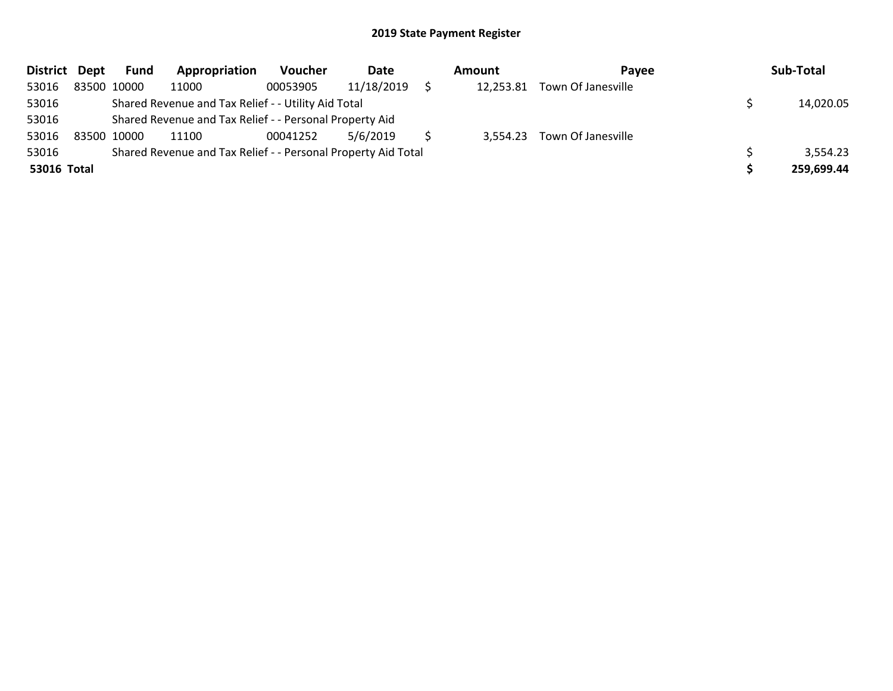## 2019 State Payment Register

| District | Dept | Fund | Appropriation | Voucher | Date | Amount | Payee | Sub-Total |
|---|---|---|---|---|---|---|---|---|
| 53016 | 83500 | 10000 | 11000 | 00053905 | 11/18/2019 | $ 12,253.81 | Town Of Janesville | |
| 53016 | | Shared Revenue and Tax Relief - - Utility Aid Total | | | | | | $ 14,020.05 |
| 53016 | | Shared Revenue and Tax Relief - - Personal Property Aid | | | | | | |
| 53016 | 83500 | 10000 | 11100 | 00041252 | 5/6/2019 | $ 3,554.23 | Town Of Janesville | |
| 53016 | | Shared Revenue and Tax Relief - - Personal Property Aid Total | | | | | | $ 3,554.23 |
| **53016 Total** | | | | | | | | **$ 259,699.44** |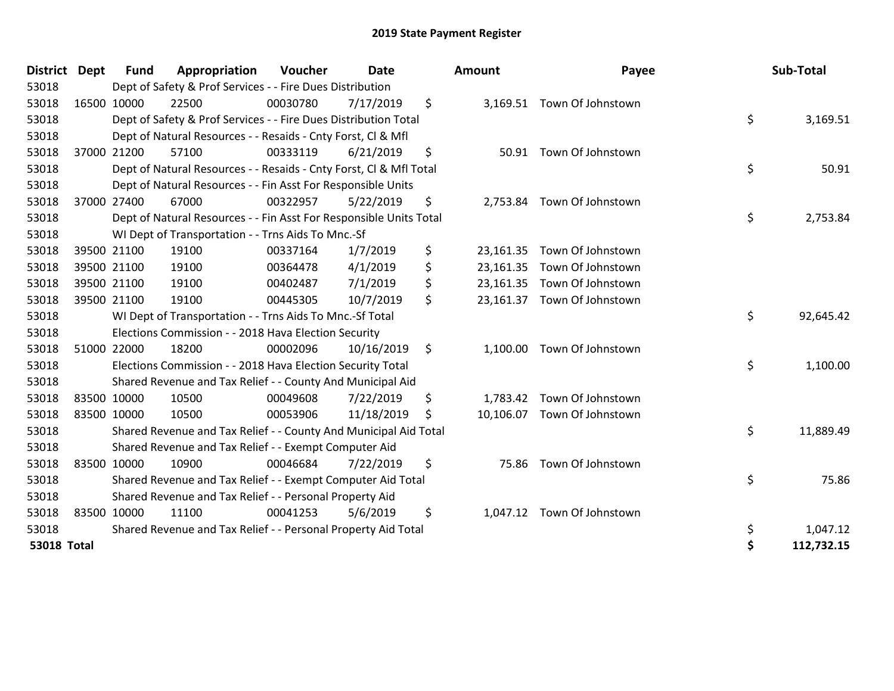# 2019 State Payment Register

| District | Dept | Fund | Appropriation | Voucher | Date | Amount | Payee | Sub-Total |
|---|---|---|---|---|---|---|---|---|
| 53018 | | Dept of Safety & Prof Services - - Fire Dues Distribution | | | | | | |
| 53018 | 16500 | 10000 | 22500 | 00030780 | 7/17/2019 | $ 3,169.51 | Town Of Johnstown | |
| 53018 | | Dept of Safety & Prof Services - - Fire Dues Distribution Total | | | | | | $ 3,169.51 |
| 53018 | | Dept of Natural Resources - - Resaids - Cnty Forst, Cl & Mfl | | | | | | |
| 53018 | 37000 | 21200 | 57100 | 00333119 | 6/21/2019 | $ 50.91 | Town Of Johnstown | |
| 53018 | | Dept of Natural Resources - - Resaids - Cnty Forst, Cl & Mfl Total | | | | | | $ 50.91 |
| 53018 | | Dept of Natural Resources - - Fin Asst For Responsible Units | | | | | | |
| 53018 | 37000 | 27400 | 67000 | 00322957 | 5/22/2019 | $ 2,753.84 | Town Of Johnstown | |
| 53018 | | Dept of Natural Resources - - Fin Asst For Responsible Units Total | | | | | | $ 2,753.84 |
| 53018 | | WI Dept of Transportation - - Trns Aids To Mnc.-Sf | | | | | | |
| 53018 | 39500 | 21100 | 19100 | 00337164 | 1/7/2019 | $ 23,161.35 | Town Of Johnstown | |
| 53018 | 39500 | 21100 | 19100 | 00364478 | 4/1/2019 | $ 23,161.35 | Town Of Johnstown | |
| 53018 | 39500 | 21100 | 19100 | 00402487 | 7/1/2019 | $ 23,161.35 | Town Of Johnstown | |
| 53018 | 39500 | 21100 | 19100 | 00445305 | 10/7/2019 | $ 23,161.37 | Town Of Johnstown | |
| 53018 | | WI Dept of Transportation - - Trns Aids To Mnc.-Sf Total | | | | | | $ 92,645.42 |
| 53018 | | Elections Commission - - 2018 Hava Election Security | | | | | | |
| 53018 | 51000 | 22000 | 18200 | 00002096 | 10/16/2019 | $ 1,100.00 | Town Of Johnstown | |
| 53018 | | Elections Commission - - 2018 Hava Election Security Total | | | | | | $ 1,100.00 |
| 53018 | | Shared Revenue and Tax Relief - - County And Municipal Aid | | | | | | |
| 53018 | 83500 | 10000 | 10500 | 00049608 | 7/22/2019 | $ 1,783.42 | Town Of Johnstown | |
| 53018 | 83500 | 10000 | 10500 | 00053906 | 11/18/2019 | $ 10,106.07 | Town Of Johnstown | |
| 53018 | | Shared Revenue and Tax Relief - - County And Municipal Aid Total | | | | | | $ 11,889.49 |
| 53018 | | Shared Revenue and Tax Relief - - Exempt Computer Aid | | | | | | |
| 53018 | 83500 | 10000 | 10900 | 00046684 | 7/22/2019 | $ 75.86 | Town Of Johnstown | |
| 53018 | | Shared Revenue and Tax Relief - - Exempt Computer Aid Total | | | | | | $ 75.86 |
| 53018 | | Shared Revenue and Tax Relief - - Personal Property Aid | | | | | | |
| 53018 | 83500 | 10000 | 11100 | 00041253 | 5/6/2019 | $ 1,047.12 | Town Of Johnstown | |
| 53018 | | Shared Revenue and Tax Relief - - Personal Property Aid Total | | | | | | $ 1,047.12 |
| **53018 Total** | | | | | | | | **$ 112,732.15** |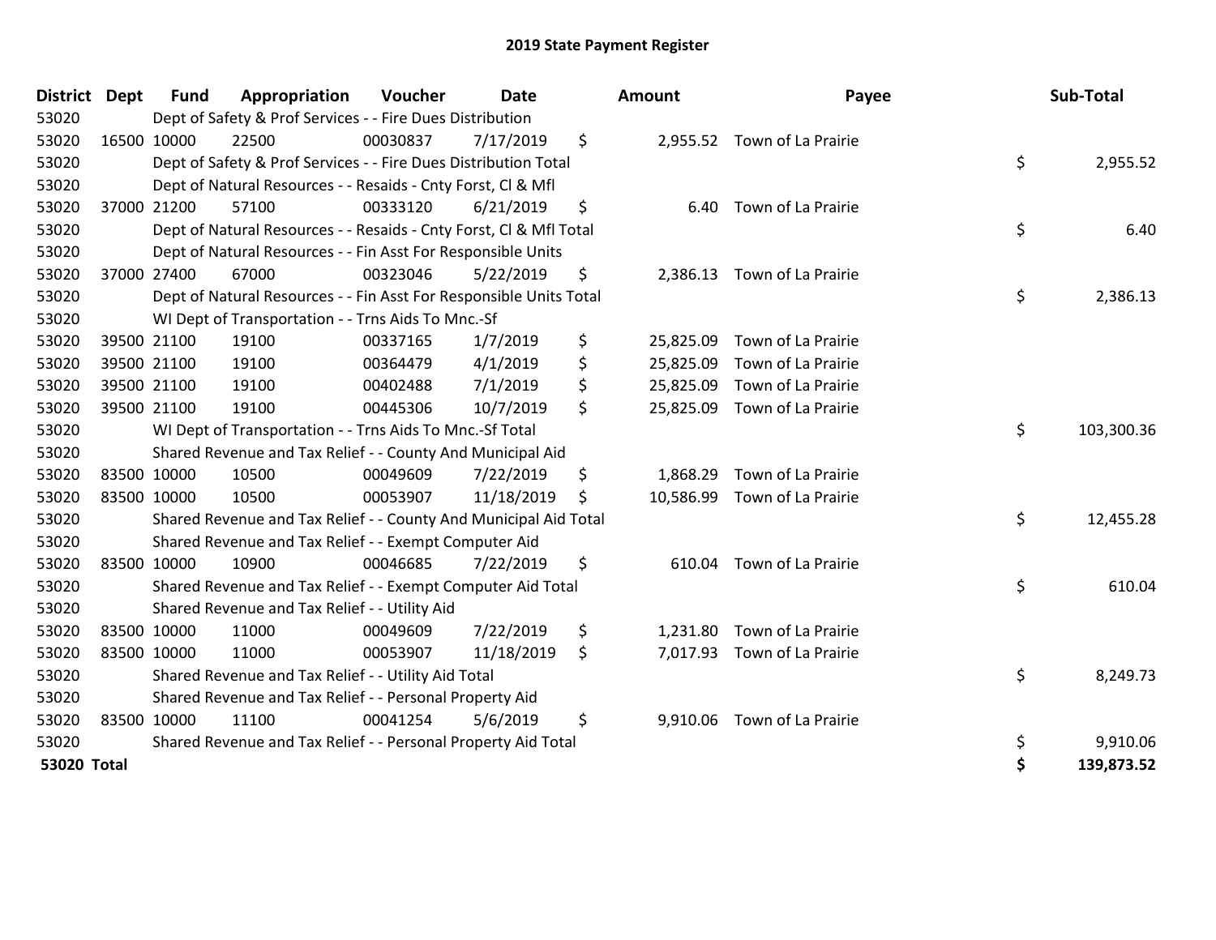# 2019 State Payment Register

| District | Dept | Fund | Appropriation | Voucher | Date | Amount | Payee | Sub-Total |
|---|---|---|---|---|---|---|---|---|
| 53020 | | Dept of Safety & Prof Services - - Fire Dues Distribution | | | | | | |
| 53020 | 16500 | 10000 | 22500 | 00030837 | 7/17/2019 | $ 2,955.52 | Town of La Prairie | |
| 53020 | | Dept of Safety & Prof Services - - Fire Dues Distribution Total | | | | | | $ 2,955.52 |
| 53020 | | Dept of Natural Resources - - Resaids - Cnty Forst, Cl & Mfl | | | | | | |
| 53020 | 37000 | 21200 | 57100 | 00333120 | 6/21/2019 | $ 6.40 | Town of La Prairie | |
| 53020 | | Dept of Natural Resources - - Resaids - Cnty Forst, Cl & Mfl Total | | | | | | $ 6.40 |
| 53020 | | Dept of Natural Resources - - Fin Asst For Responsible Units | | | | | | |
| 53020 | 37000 | 27400 | 67000 | 00323046 | 5/22/2019 | $ 2,386.13 | Town of La Prairie | |
| 53020 | | Dept of Natural Resources - - Fin Asst For Responsible Units Total | | | | | | $ 2,386.13 |
| 53020 | | WI Dept of Transportation - - Trns Aids To Mnc.-Sf | | | | | | |
| 53020 | 39500 | 21100 | 19100 | 00337165 | 1/7/2019 | $ 25,825.09 | Town of La Prairie | |
| 53020 | 39500 | 21100 | 19100 | 00364479 | 4/1/2019 | $ 25,825.09 | Town of La Prairie | |
| 53020 | 39500 | 21100 | 19100 | 00402488 | 7/1/2019 | $ 25,825.09 | Town of La Prairie | |
| 53020 | 39500 | 21100 | 19100 | 00445306 | 10/7/2019 | $ 25,825.09 | Town of La Prairie | |
| 53020 | | WI Dept of Transportation - - Trns Aids To Mnc.-Sf Total | | | | | | $ 103,300.36 |
| 53020 | | Shared Revenue and Tax Relief - - County And Municipal Aid | | | | | | |
| 53020 | 83500 | 10000 | 10500 | 00049609 | 7/22/2019 | $ 1,868.29 | Town of La Prairie | |
| 53020 | 83500 | 10000 | 10500 | 00053907 | 11/18/2019 | $ 10,586.99 | Town of La Prairie | |
| 53020 | | Shared Revenue and Tax Relief - - County And Municipal Aid Total | | | | | | $ 12,455.28 |
| 53020 | | Shared Revenue and Tax Relief - - Exempt Computer Aid | | | | | | |
| 53020 | 83500 | 10000 | 10900 | 00046685 | 7/22/2019 | $ 610.04 | Town of La Prairie | |
| 53020 | | Shared Revenue and Tax Relief - - Exempt Computer Aid Total | | | | | | $ 610.04 |
| 53020 | | Shared Revenue and Tax Relief - - Utility Aid | | | | | | |
| 53020 | 83500 | 10000 | 11000 | 00049609 | 7/22/2019 | $ 1,231.80 | Town of La Prairie | |
| 53020 | 83500 | 10000 | 11000 | 00053907 | 11/18/2019 | $ 7,017.93 | Town of La Prairie | |
| 53020 | | Shared Revenue and Tax Relief - - Utility Aid Total | | | | | | $ 8,249.73 |
| 53020 | | Shared Revenue and Tax Relief - - Personal Property Aid | | | | | | |
| 53020 | 83500 | 10000 | 11100 | 00041254 | 5/6/2019 | $ 9,910.06 | Town of La Prairie | |
| 53020 | | Shared Revenue and Tax Relief - - Personal Property Aid Total | | | | | | $ 9,910.06 |
| **53020 Total** | | | | | | | | **$ 139,873.52** |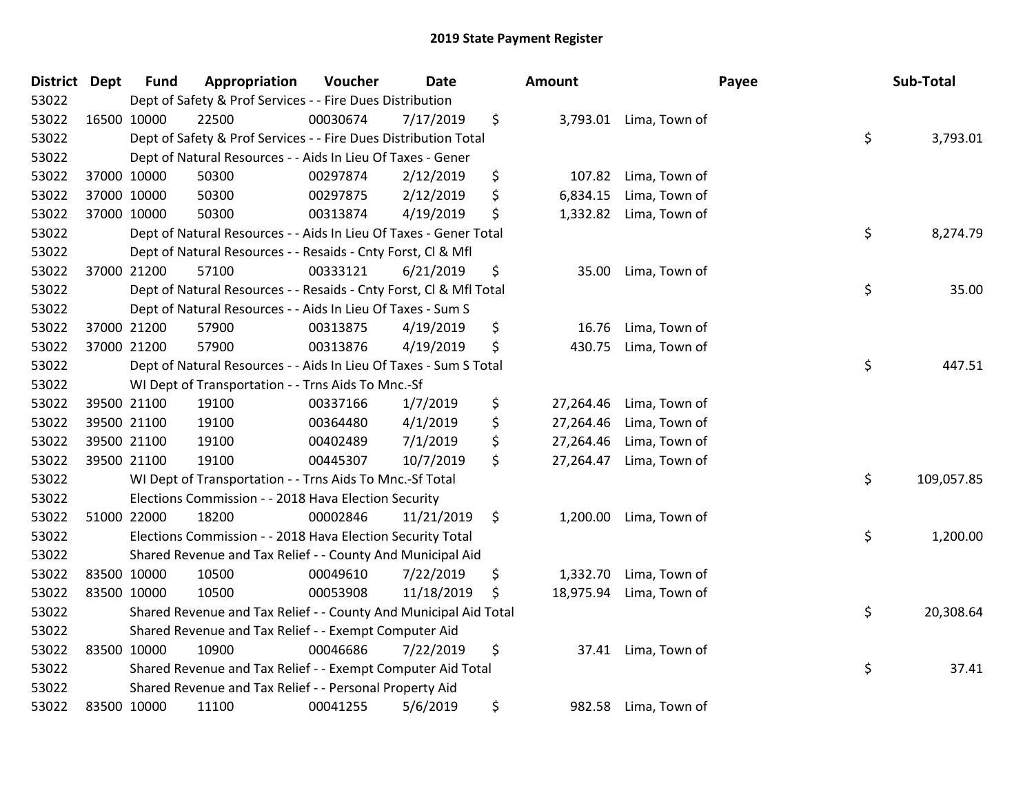# 2019 State Payment Register

| District | Dept | Fund | Appropriation | Voucher | Date | Amount | Payee | Sub-Total |
|---|---|---|---|---|---|---|---|---|
| 53022 | | Dept of Safety & Prof Services - - Fire Dues Distribution | | | | | | |
| 53022 | 16500 | 10000 | 22500 | 00030674 | 7/17/2019 | $ 3,793.01 | Lima, Town of | |
| 53022 | | Dept of Safety & Prof Services - - Fire Dues Distribution Total | | | | | | $ 3,793.01 |
| 53022 | | Dept of Natural Resources - - Aids In Lieu Of Taxes - Gener | | | | | | |
| 53022 | 37000 | 10000 | 50300 | 00297874 | 2/12/2019 | $ 107.82 | Lima, Town of | |
| 53022 | 37000 | 10000 | 50300 | 00297875 | 2/12/2019 | $ 6,834.15 | Lima, Town of | |
| 53022 | 37000 | 10000 | 50300 | 00313874 | 4/19/2019 | $ 1,332.82 | Lima, Town of | |
| 53022 | | Dept of Natural Resources - - Aids In Lieu Of Taxes - Gener Total | | | | | | $ 8,274.79 |
| 53022 | | Dept of Natural Resources - - Resaids - Cnty Forst, Cl & Mfl | | | | | | |
| 53022 | 37000 | 21200 | 57100 | 00333121 | 6/21/2019 | $ 35.00 | Lima, Town of | |
| 53022 | | Dept of Natural Resources - - Resaids - Cnty Forst, Cl & Mfl Total | | | | | | $ 35.00 |
| 53022 | | Dept of Natural Resources - - Aids In Lieu Of Taxes - Sum S | | | | | | |
| 53022 | 37000 | 21200 | 57900 | 00313875 | 4/19/2019 | $ 16.76 | Lima, Town of | |
| 53022 | 37000 | 21200 | 57900 | 00313876 | 4/19/2019 | $ 430.75 | Lima, Town of | |
| 53022 | | Dept of Natural Resources - - Aids In Lieu Of Taxes - Sum S Total | | | | | | $ 447.51 |
| 53022 | | WI Dept of Transportation - - Trns Aids To Mnc.-Sf | | | | | | |
| 53022 | 39500 | 21100 | 19100 | 00337166 | 1/7/2019 | $ 27,264.46 | Lima, Town of | |
| 53022 | 39500 | 21100 | 19100 | 00364480 | 4/1/2019 | $ 27,264.46 | Lima, Town of | |
| 53022 | 39500 | 21100 | 19100 | 00402489 | 7/1/2019 | $ 27,264.46 | Lima, Town of | |
| 53022 | 39500 | 21100 | 19100 | 00445307 | 10/7/2019 | $ 27,264.47 | Lima, Town of | |
| 53022 | | WI Dept of Transportation - - Trns Aids To Mnc.-Sf Total | | | | | | $ 109,057.85 |
| 53022 | | Elections Commission - - 2018 Hava Election Security | | | | | | |
| 53022 | 51000 | 22000 | 18200 | 00002846 | 11/21/2019 | $ 1,200.00 | Lima, Town of | |
| 53022 | | Elections Commission - - 2018 Hava Election Security Total | | | | | | $ 1,200.00 |
| 53022 | | Shared Revenue and Tax Relief - - County And Municipal Aid | | | | | | |
| 53022 | 83500 | 10000 | 10500 | 00049610 | 7/22/2019 | $ 1,332.70 | Lima, Town of | |
| 53022 | 83500 | 10000 | 10500 | 00053908 | 11/18/2019 | $ 18,975.94 | Lima, Town of | |
| 53022 | | Shared Revenue and Tax Relief - - County And Municipal Aid Total | | | | | | $ 20,308.64 |
| 53022 | | Shared Revenue and Tax Relief - - Exempt Computer Aid | | | | | | |
| 53022 | 83500 | 10000 | 10900 | 00046686 | 7/22/2019 | $ 37.41 | Lima, Town of | |
| 53022 | | Shared Revenue and Tax Relief - - Exempt Computer Aid Total | | | | | | $ 37.41 |
| 53022 | | Shared Revenue and Tax Relief - - Personal Property Aid | | | | | | |
| 53022 | 83500 | 10000 | 11100 | 00041255 | 5/6/2019 | $ 982.58 | Lima, Town of | |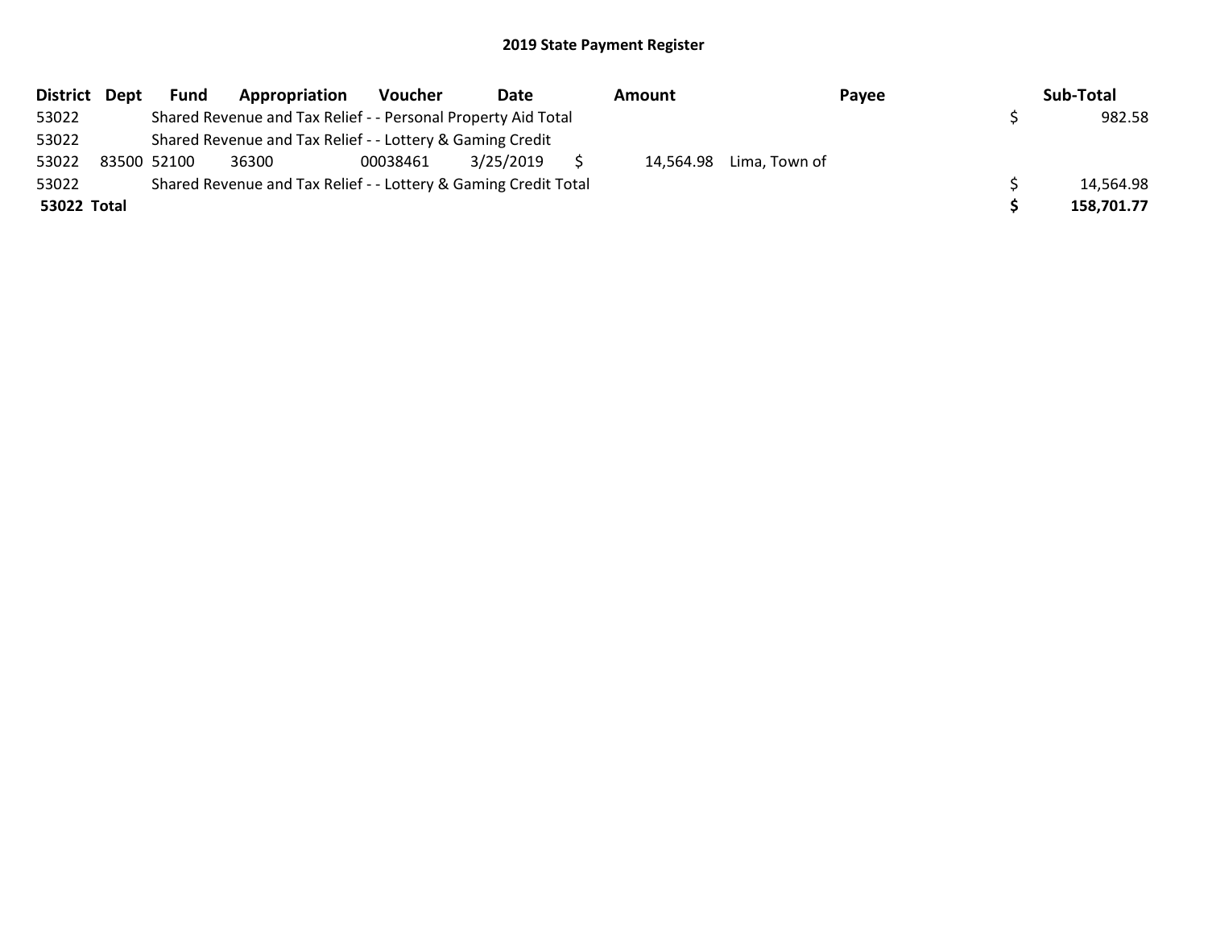# 2019 State Payment Register

| District | Dept | Fund | Appropriation | Voucher | Date | Amount | Payee | Sub-Total |
|---|---|---|---|---|---|---|---|---|
| 53022 | Shared Revenue and Tax Relief - - Personal Property Aid Total | | | | | | | $ 982.58 |
| 53022 | Shared Revenue and Tax Relief - - Lottery & Gaming Credit | | | | | | | |
| 53022 | 83500 | 52100 | 36300 | 00038461 | 3/25/2019 | $ 14,564.98 | Lima, Town of | |
| 53022 | Shared Revenue and Tax Relief - - Lottery & Gaming Credit Total | | | | | | | $ 14,564.98 |
| **53022 Total** | | | | | | | | **$ 158,701.77** |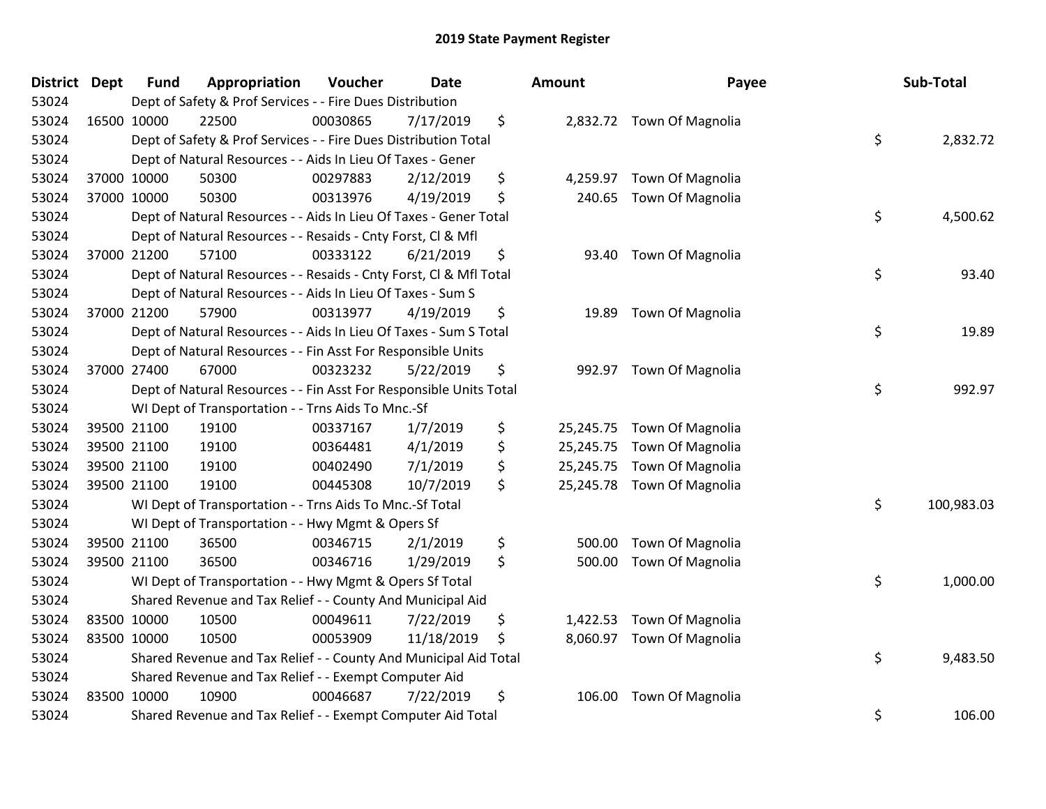# 2019 State Payment Register

| District | Dept | Fund | Appropriation | Voucher | Date | Amount | Payee | Sub-Total |
|---|---|---|---|---|---|---|---|---|
| 53024 | | Dept of Safety & Prof Services - - Fire Dues Distribution | | | | | | |
| 53024 | 16500 | 10000 | 22500 | 00030865 | 7/17/2019 | $ 2,832.72 | Town Of Magnolia | |
| 53024 | | Dept of Safety & Prof Services - - Fire Dues Distribution Total | | | | | | $ 2,832.72 |
| 53024 | | Dept of Natural Resources - - Aids In Lieu Of Taxes - Gener | | | | | | |
| 53024 | 37000 | 10000 | 50300 | 00297883 | 2/12/2019 | $ 4,259.97 | Town Of Magnolia | |
| 53024 | 37000 | 10000 | 50300 | 00313976 | 4/19/2019 | $ 240.65 | Town Of Magnolia | |
| 53024 | | Dept of Natural Resources - - Aids In Lieu Of Taxes - Gener Total | | | | | | $ 4,500.62 |
| 53024 | | Dept of Natural Resources - - Resaids - Cnty Forst, Cl & Mfl | | | | | | |
| 53024 | 37000 | 21200 | 57100 | 00333122 | 6/21/2019 | $ 93.40 | Town Of Magnolia | |
| 53024 | | Dept of Natural Resources - - Resaids - Cnty Forst, Cl & Mfl Total | | | | | | $ 93.40 |
| 53024 | | Dept of Natural Resources - - Aids In Lieu Of Taxes - Sum S | | | | | | |
| 53024 | 37000 | 21200 | 57900 | 00313977 | 4/19/2019 | $ 19.89 | Town Of Magnolia | |
| 53024 | | Dept of Natural Resources - - Aids In Lieu Of Taxes - Sum S Total | | | | | | $ 19.89 |
| 53024 | | Dept of Natural Resources - - Fin Asst For Responsible Units | | | | | | |
| 53024 | 37000 | 27400 | 67000 | 00323232 | 5/22/2019 | $ 992.97 | Town Of Magnolia | |
| 53024 | | Dept of Natural Resources - - Fin Asst For Responsible Units Total | | | | | | $ 992.97 |
| 53024 | | WI Dept of Transportation - - Trns Aids To Mnc.-Sf | | | | | | |
| 53024 | 39500 | 21100 | 19100 | 00337167 | 1/7/2019 | $ 25,245.75 | Town Of Magnolia | |
| 53024 | 39500 | 21100 | 19100 | 00364481 | 4/1/2019 | $ 25,245.75 | Town Of Magnolia | |
| 53024 | 39500 | 21100 | 19100 | 00402490 | 7/1/2019 | $ 25,245.75 | Town Of Magnolia | |
| 53024 | 39500 | 21100 | 19100 | 00445308 | 10/7/2019 | $ 25,245.78 | Town Of Magnolia | |
| 53024 | | WI Dept of Transportation - - Trns Aids To Mnc.-Sf Total | | | | | | $ 100,983.03 |
| 53024 | | WI Dept of Transportation - - Hwy Mgmt & Opers Sf | | | | | | |
| 53024 | 39500 | 21100 | 36500 | 00346715 | 2/1/2019 | $ 500.00 | Town Of Magnolia | |
| 53024 | 39500 | 21100 | 36500 | 00346716 | 1/29/2019 | $ 500.00 | Town Of Magnolia | |
| 53024 | | WI Dept of Transportation - - Hwy Mgmt & Opers Sf Total | | | | | | $ 1,000.00 |
| 53024 | | Shared Revenue and Tax Relief - - County And Municipal Aid | | | | | | |
| 53024 | 83500 | 10000 | 10500 | 00049611 | 7/22/2019 | $ 1,422.53 | Town Of Magnolia | |
| 53024 | 83500 | 10000 | 10500 | 00053909 | 11/18/2019 | $ 8,060.97 | Town Of Magnolia | |
| 53024 | | Shared Revenue and Tax Relief - - County And Municipal Aid Total | | | | | | $ 9,483.50 |
| 53024 | | Shared Revenue and Tax Relief - - Exempt Computer Aid | | | | | | |
| 53024 | 83500 | 10000 | 10900 | 00046687 | 7/22/2019 | $ 106.00 | Town Of Magnolia | |
| 53024 | | Shared Revenue and Tax Relief - - Exempt Computer Aid Total | | | | | | $ 106.00 |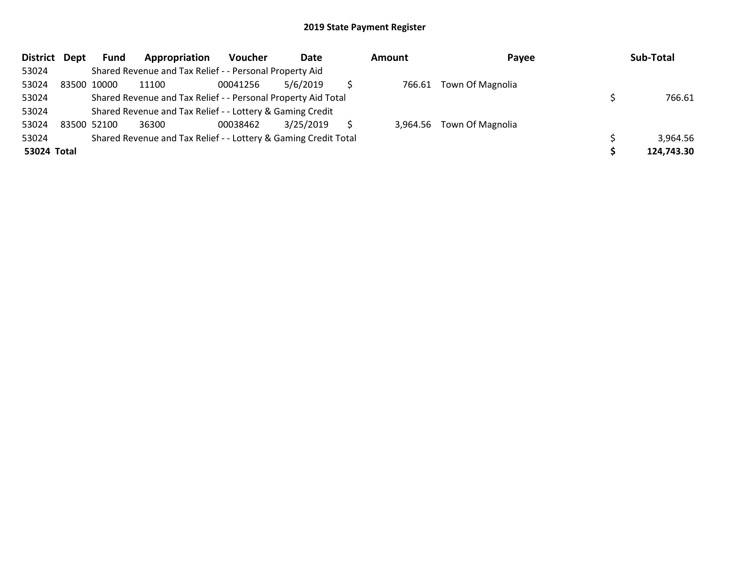# 2019 State Payment Register

| District | Dept | Fund | Appropriation | Voucher | Date | Amount | Payee | Sub-Total |
|---|---|---|---|---|---|---|---|---|
| 53024 | | Shared Revenue and Tax Relief - - Personal Property Aid | | | | | | |
| 53024 | 83500 | 10000 | 11100 | 00041256 | 5/6/2019 | $ 766.61 | Town Of Magnolia | |
| 53024 | | Shared Revenue and Tax Relief - - Personal Property Aid Total | | | | | | $ 766.61 |
| 53024 | | Shared Revenue and Tax Relief - - Lottery & Gaming Credit | | | | | | |
| 53024 | 83500 | 52100 | 36300 | 00038462 | 3/25/2019 | $ 3,964.56 | Town Of Magnolia | |
| 53024 | | Shared Revenue and Tax Relief - - Lottery & Gaming Credit Total | | | | | | $ 3,964.56 |
| **53024** | **Total** | | | | | | | **$ 124,743.30** |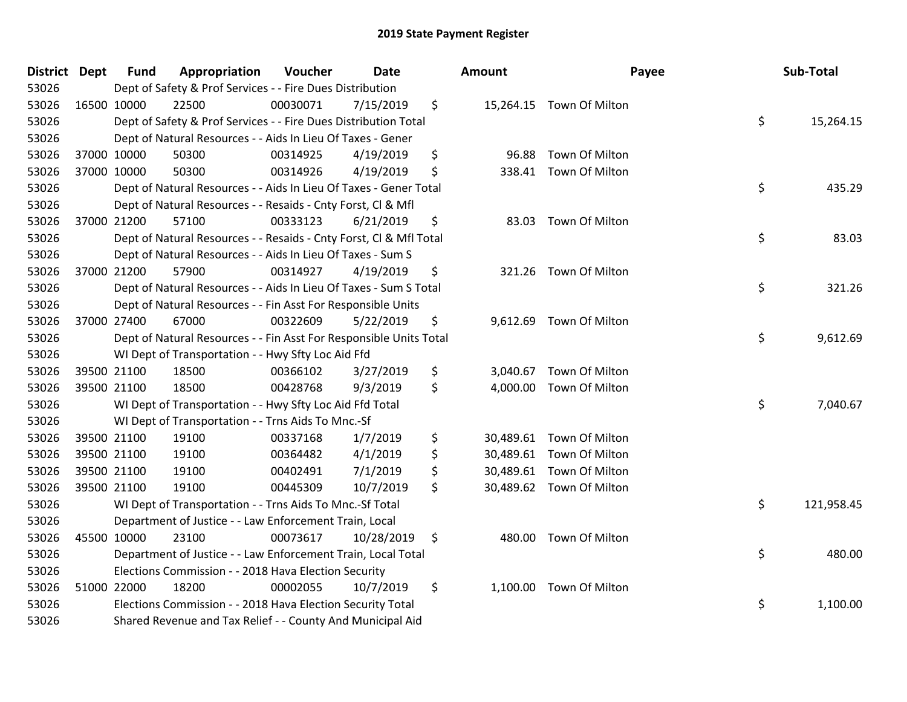# 2019 State Payment Register

| District | Dept | Fund | Appropriation | Voucher | Date | Amount | Payee | Sub-Total |
|---|---|---|---|---|---|---|---|---|
| 53026 | | Dept of Safety & Prof Services - - Fire Dues Distribution | | | | | | |
| 53026 | 16500 | 10000 | 22500 | 00030071 | 7/15/2019 | $ 15,264.15 | Town Of Milton | |
| 53026 | | Dept of Safety & Prof Services - - Fire Dues Distribution Total | | | | | | $ 15,264.15 |
| 53026 | | Dept of Natural Resources - - Aids In Lieu Of Taxes - Gener | | | | | | |
| 53026 | 37000 | 10000 | 50300 | 00314925 | 4/19/2019 | $ 96.88 | Town Of Milton | |
| 53026 | 37000 | 10000 | 50300 | 00314926 | 4/19/2019 | $ 338.41 | Town Of Milton | |
| 53026 | | Dept of Natural Resources - - Aids In Lieu Of Taxes - Gener Total | | | | | | $ 435.29 |
| 53026 | | Dept of Natural Resources - - Resaids - Cnty Forst, Cl & Mfl | | | | | | |
| 53026 | 37000 | 21200 | 57100 | 00333123 | 6/21/2019 | $ 83.03 | Town Of Milton | |
| 53026 | | Dept of Natural Resources - - Resaids - Cnty Forst, Cl & Mfl Total | | | | | | $ 83.03 |
| 53026 | | Dept of Natural Resources - - Aids In Lieu Of Taxes - Sum S | | | | | | |
| 53026 | 37000 | 21200 | 57900 | 00314927 | 4/19/2019 | $ 321.26 | Town Of Milton | |
| 53026 | | Dept of Natural Resources - - Aids In Lieu Of Taxes - Sum S Total | | | | | | $ 321.26 |
| 53026 | | Dept of Natural Resources - - Fin Asst For Responsible Units | | | | | | |
| 53026 | 37000 | 27400 | 67000 | 00322609 | 5/22/2019 | $ 9,612.69 | Town Of Milton | |
| 53026 | | Dept of Natural Resources - - Fin Asst For Responsible Units Total | | | | | | $ 9,612.69 |
| 53026 | | WI Dept of Transportation - - Hwy Sfty Loc Aid Ffd | | | | | | |
| 53026 | 39500 | 21100 | 18500 | 00366102 | 3/27/2019 | $ 3,040.67 | Town Of Milton | |
| 53026 | 39500 | 21100 | 18500 | 00428768 | 9/3/2019 | $ 4,000.00 | Town Of Milton | |
| 53026 | | WI Dept of Transportation - - Hwy Sfty Loc Aid Ffd Total | | | | | | $ 7,040.67 |
| 53026 | | WI Dept of Transportation - - Trns Aids To Mnc.-Sf | | | | | | |
| 53026 | 39500 | 21100 | 19100 | 00337168 | 1/7/2019 | $ 30,489.61 | Town Of Milton | |
| 53026 | 39500 | 21100 | 19100 | 00364482 | 4/1/2019 | $ 30,489.61 | Town Of Milton | |
| 53026 | 39500 | 21100 | 19100 | 00402491 | 7/1/2019 | $ 30,489.61 | Town Of Milton | |
| 53026 | 39500 | 21100 | 19100 | 00445309 | 10/7/2019 | $ 30,489.62 | Town Of Milton | |
| 53026 | | WI Dept of Transportation - - Trns Aids To Mnc.-Sf Total | | | | | | $ 121,958.45 |
| 53026 | | Department of Justice - - Law Enforcement Train, Local | | | | | | |
| 53026 | 45500 | 10000 | 23100 | 00073617 | 10/28/2019 | $ 480.00 | Town Of Milton | |
| 53026 | | Department of Justice - - Law Enforcement Train, Local Total | | | | | | $ 480.00 |
| 53026 | | Elections Commission - - 2018 Hava Election Security | | | | | | |
| 53026 | 51000 | 22000 | 18200 | 00002055 | 10/7/2019 | $ 1,100.00 | Town Of Milton | |
| 53026 | | Elections Commission - - 2018 Hava Election Security Total | | | | | | $ 1,100.00 |
| 53026 | | Shared Revenue and Tax Relief - - County And Municipal Aid | | | | | | |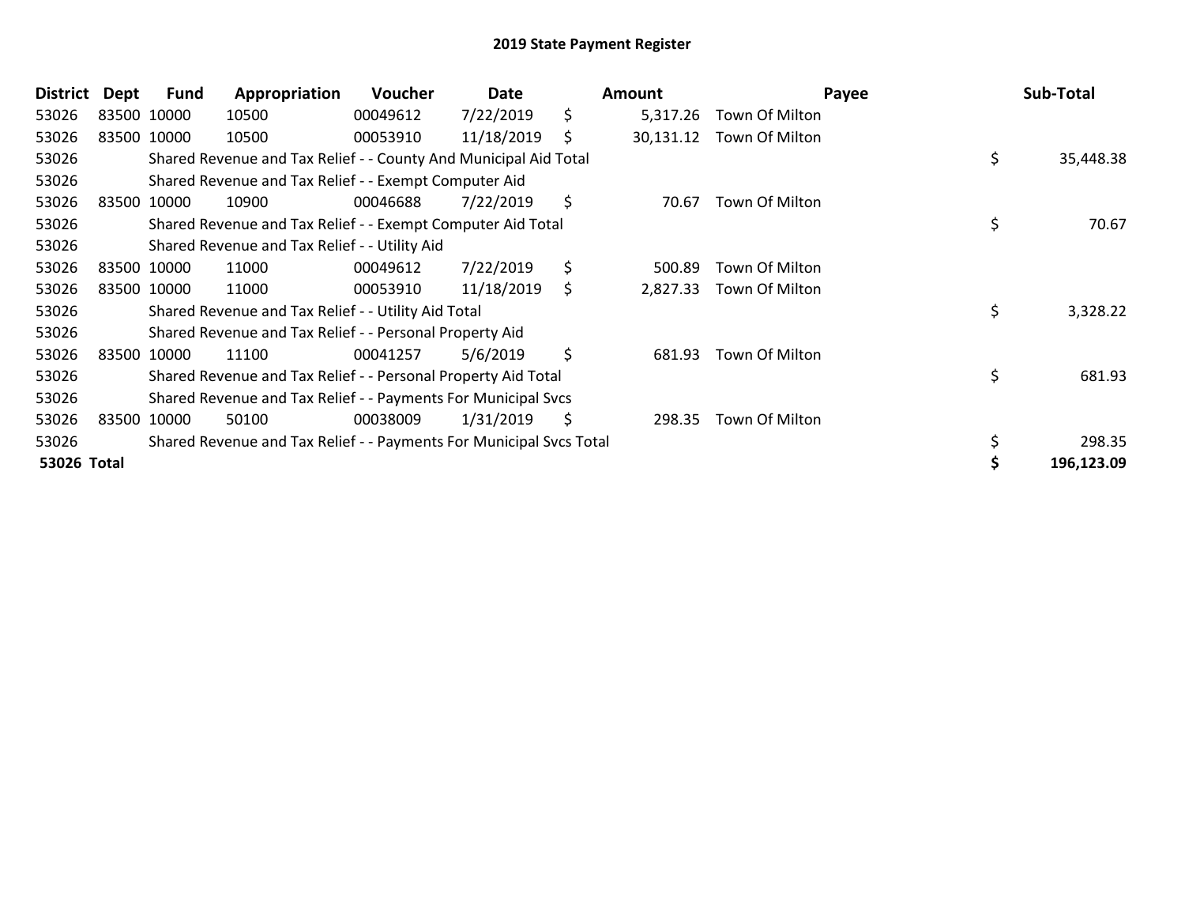## 2019 State Payment Register

| District | Dept | Fund | Appropriation | Voucher | Date | Amount | Payee | Sub-Total |
|---|---|---|---|---|---|---|---|---|
| 53026 | 83500 | 10000 | 10500 | 00049612 | 7/22/2019 | $ 5,317.26 | Town Of Milton | |
| 53026 | 83500 | 10000 | 10500 | 00053910 | 11/18/2019 | $ 30,131.12 | Town Of Milton | |
| 53026 | | Shared Revenue and Tax Relief - - County And Municipal Aid Total | | | | | | $ 35,448.38 |
| 53026 | | Shared Revenue and Tax Relief - - Exempt Computer Aid | | | | | | |
| 53026 | 83500 | 10000 | 10900 | 00046688 | 7/22/2019 | $ 70.67 | Town Of Milton | |
| 53026 | | Shared Revenue and Tax Relief - - Exempt Computer Aid Total | | | | | | $ 70.67 |
| 53026 | | Shared Revenue and Tax Relief - - Utility Aid | | | | | | |
| 53026 | 83500 | 10000 | 11000 | 00049612 | 7/22/2019 | $ 500.89 | Town Of Milton | |
| 53026 | 83500 | 10000 | 11000 | 00053910 | 11/18/2019 | $ 2,827.33 | Town Of Milton | |
| 53026 | | Shared Revenue and Tax Relief - - Utility Aid Total | | | | | | $ 3,328.22 |
| 53026 | | Shared Revenue and Tax Relief - - Personal Property Aid | | | | | | |
| 53026 | 83500 | 10000 | 11100 | 00041257 | 5/6/2019 | $ 681.93 | Town Of Milton | |
| 53026 | | Shared Revenue and Tax Relief - - Personal Property Aid Total | | | | | | $ 681.93 |
| 53026 | | Shared Revenue and Tax Relief - - Payments For Municipal Svcs | | | | | | |
| 53026 | 83500 | 10000 | 50100 | 00038009 | 1/31/2019 | $ 298.35 | Town Of Milton | |
| 53026 | | Shared Revenue and Tax Relief - - Payments For Municipal Svcs Total | | | | | | $ 298.35 |
| **53026 Total** | | | | | | | | **$ 196,123.09** |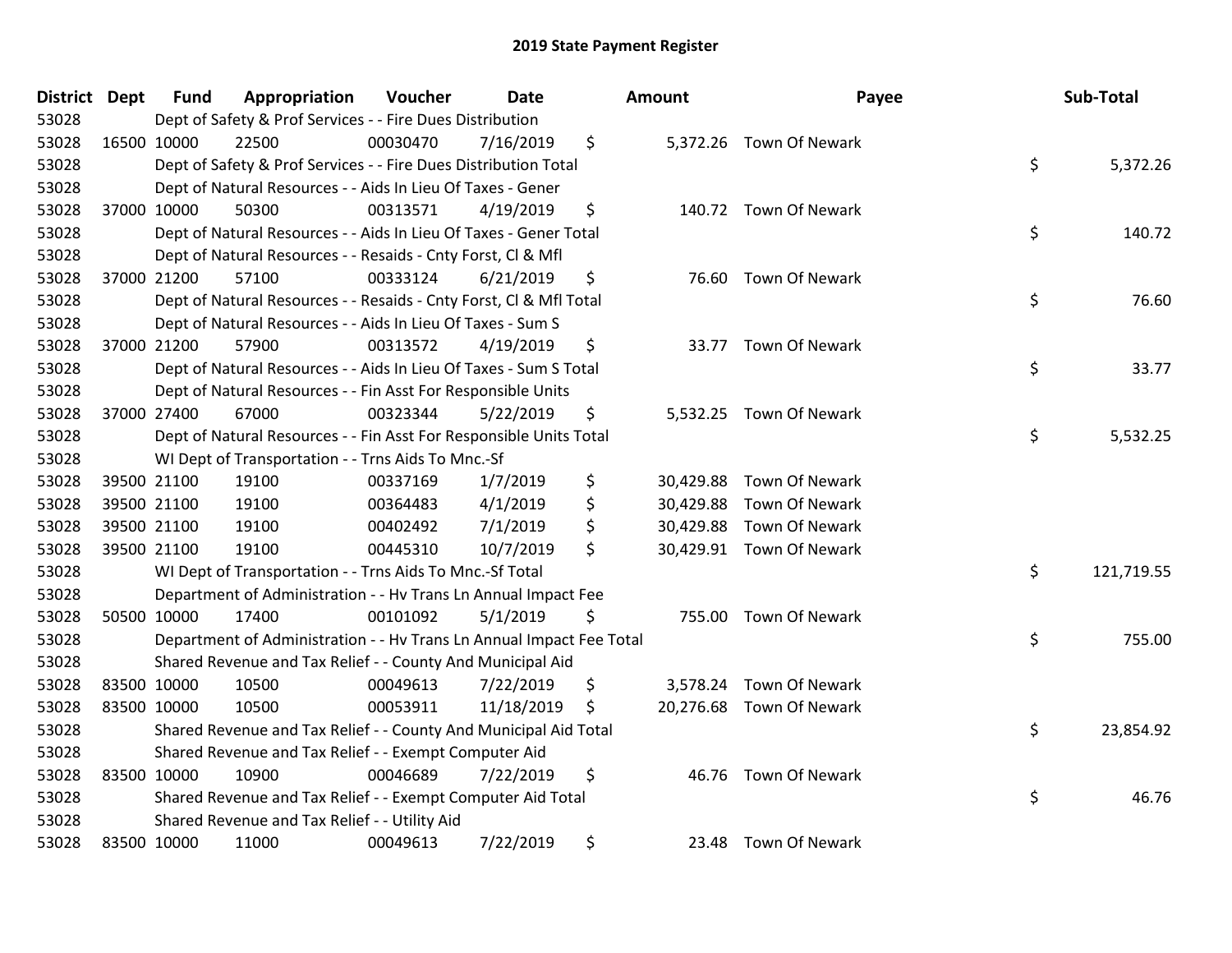# 2019 State Payment Register

| District | Dept | Fund | Appropriation | Voucher | Date | Amount | Payee | Sub-Total |
|---|---|---|---|---|---|---|---|---|
| 53028 | | Dept of Safety & Prof Services - - Fire Dues Distribution | | | | | | |
| 53028 | 16500 | 10000 | 22500 | 00030470 | 7/16/2019 | $ 5,372.26 | Town Of Newark | |
| 53028 | | Dept of Safety & Prof Services - - Fire Dues Distribution Total | | | | | | $ 5,372.26 |
| 53028 | | Dept of Natural Resources - - Aids In Lieu Of Taxes - Gener | | | | | | |
| 53028 | 37000 | 10000 | 50300 | 00313571 | 4/19/2019 | $ 140.72 | Town Of Newark | |
| 53028 | | Dept of Natural Resources - - Aids In Lieu Of Taxes - Gener Total | | | | | | $ 140.72 |
| 53028 | | Dept of Natural Resources - - Resaids - Cnty Forst, Cl & Mfl | | | | | | |
| 53028 | 37000 | 21200 | 57100 | 00333124 | 6/21/2019 | $ 76.60 | Town Of Newark | |
| 53028 | | Dept of Natural Resources - - Resaids - Cnty Forst, Cl & Mfl Total | | | | | | $ 76.60 |
| 53028 | | Dept of Natural Resources - - Aids In Lieu Of Taxes - Sum S | | | | | | |
| 53028 | 37000 | 21200 | 57900 | 00313572 | 4/19/2019 | $ 33.77 | Town Of Newark | |
| 53028 | | Dept of Natural Resources - - Aids In Lieu Of Taxes - Sum S Total | | | | | | $ 33.77 |
| 53028 | | Dept of Natural Resources - - Fin Asst For Responsible Units | | | | | | |
| 53028 | 37000 | 27400 | 67000 | 00323344 | 5/22/2019 | $ 5,532.25 | Town Of Newark | |
| 53028 | | Dept of Natural Resources - - Fin Asst For Responsible Units Total | | | | | | $ 5,532.25 |
| 53028 | | WI Dept of Transportation - - Trns Aids To Mnc.-Sf | | | | | | |
| 53028 | 39500 | 21100 | 19100 | 00337169 | 1/7/2019 | $ 30,429.88 | Town Of Newark | |
| 53028 | 39500 | 21100 | 19100 | 00364483 | 4/1/2019 | $ 30,429.88 | Town Of Newark | |
| 53028 | 39500 | 21100 | 19100 | 00402492 | 7/1/2019 | $ 30,429.88 | Town Of Newark | |
| 53028 | 39500 | 21100 | 19100 | 00445310 | 10/7/2019 | $ 30,429.91 | Town Of Newark | |
| 53028 | | WI Dept of Transportation - - Trns Aids To Mnc.-Sf Total | | | | | | $ 121,719.55 |
| 53028 | | Department of Administration - - Hv Trans Ln Annual Impact Fee | | | | | | |
| 53028 | 50500 | 10000 | 17400 | 00101092 | 5/1/2019 | $ 755.00 | Town Of Newark | |
| 53028 | | Department of Administration - - Hv Trans Ln Annual Impact Fee Total | | | | | | $ 755.00 |
| 53028 | | Shared Revenue and Tax Relief - - County And Municipal Aid | | | | | | |
| 53028 | 83500 | 10000 | 10500 | 00049613 | 7/22/2019 | $ 3,578.24 | Town Of Newark | |
| 53028 | 83500 | 10000 | 10500 | 00053911 | 11/18/2019 | $ 20,276.68 | Town Of Newark | |
| 53028 | | Shared Revenue and Tax Relief - - County And Municipal Aid Total | | | | | | $ 23,854.92 |
| 53028 | | Shared Revenue and Tax Relief - - Exempt Computer Aid | | | | | | |
| 53028 | 83500 | 10000 | 10900 | 00046689 | 7/22/2019 | $ 46.76 | Town Of Newark | |
| 53028 | | Shared Revenue and Tax Relief - - Exempt Computer Aid Total | | | | | | $ 46.76 |
| 53028 | | Shared Revenue and Tax Relief - - Utility Aid | | | | | | |
| 53028 | 83500 | 10000 | 11000 | 00049613 | 7/22/2019 | $ 23.48 | Town Of Newark | |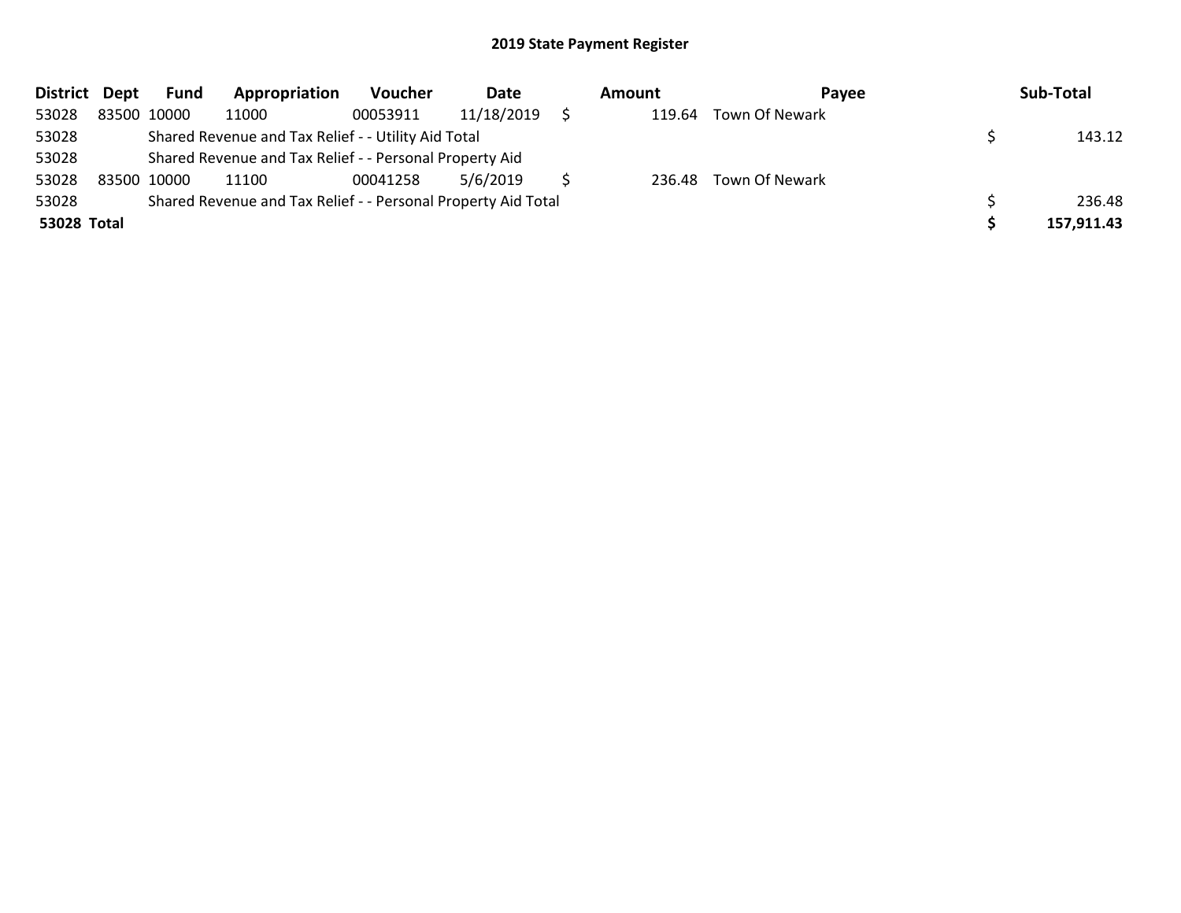# 2019 State Payment Register

| District | Dept | Fund | Appropriation | Voucher | Date | Amount | Payee | Sub-Total |
|---|---|---|---|---|---|---|---|---|
| 53028 | 83500 | 10000 | 11000 | 00053911 | 11/18/2019 | $ 119.64 | Town Of Newark | |
| 53028 | | Shared Revenue and Tax Relief - - Utility Aid Total | | | | | | $ 143.12 |
| 53028 | | Shared Revenue and Tax Relief - - Personal Property Aid | | | | | | |
| 53028 | 83500 | 10000 | 11100 | 00041258 | 5/6/2019 | $ 236.48 | Town Of Newark | |
| 53028 | | Shared Revenue and Tax Relief - - Personal Property Aid Total | | | | | | $ 236.48 |
| **53028** | **Total** | | | | | | | **$ 157,911.43** |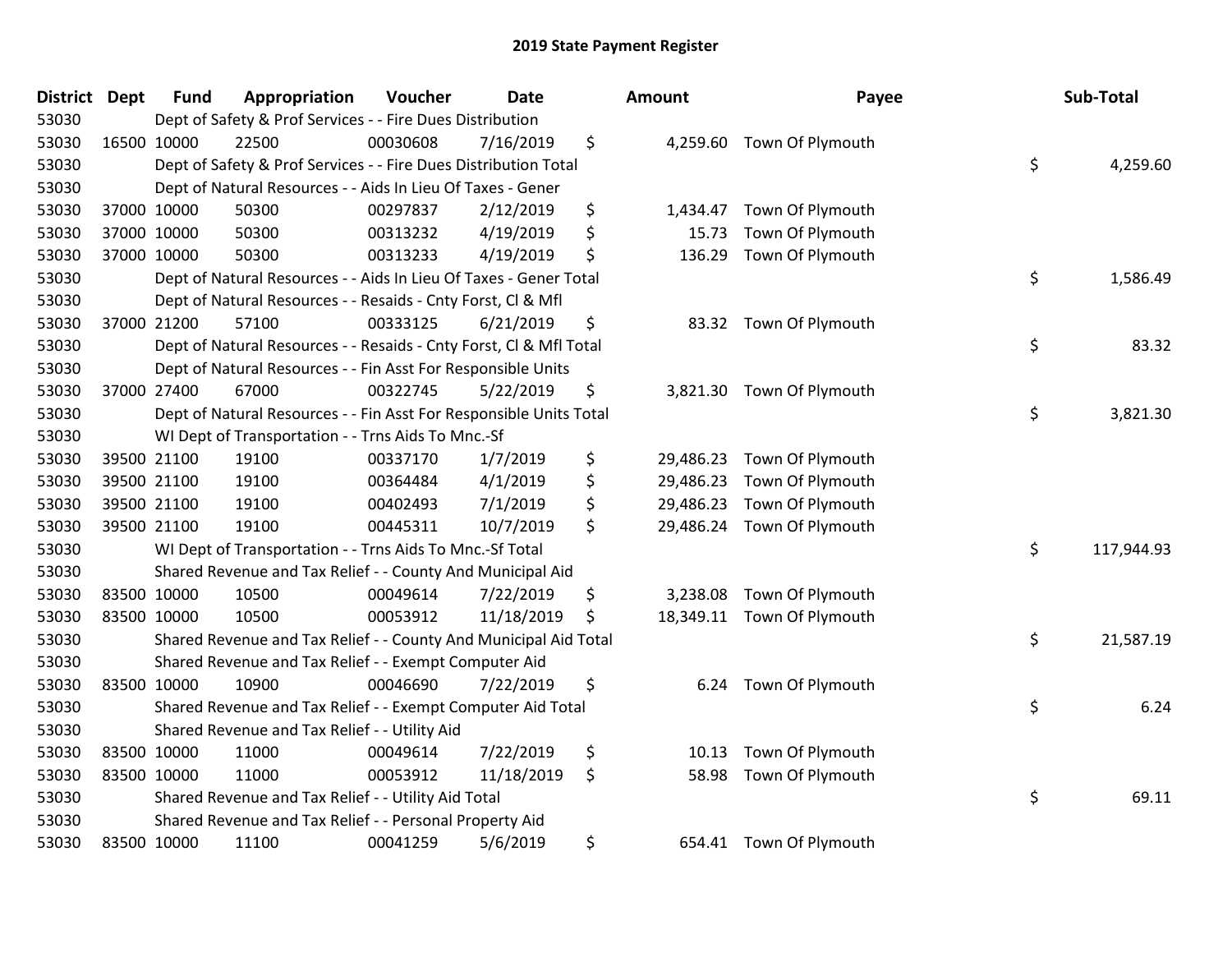# 2019 State Payment Register

| District | Dept | Fund | Appropriation | Voucher | Date | Amount | Payee | Sub-Total |
|---|---|---|---|---|---|---|---|---|
| 53030 | | Dept of Safety & Prof Services - - Fire Dues Distribution | | | | | | |
| 53030 | 16500 | 10000 | 22500 | 00030608 | 7/16/2019 | $ 4,259.60 | Town Of Plymouth | |
| 53030 | | Dept of Safety & Prof Services - - Fire Dues Distribution Total | | | | | | $ 4,259.60 |
| 53030 | | Dept of Natural Resources - - Aids In Lieu Of Taxes - Gener | | | | | | |
| 53030 | 37000 | 10000 | 50300 | 00297837 | 2/12/2019 | $ 1,434.47 | Town Of Plymouth | |
| 53030 | 37000 | 10000 | 50300 | 00313232 | 4/19/2019 | $ 15.73 | Town Of Plymouth | |
| 53030 | 37000 | 10000 | 50300 | 00313233 | 4/19/2019 | $ 136.29 | Town Of Plymouth | |
| 53030 | | Dept of Natural Resources - - Aids In Lieu Of Taxes - Gener Total | | | | | | $ 1,586.49 |
| 53030 | | Dept of Natural Resources - - Resaids - Cnty Forst, Cl & Mfl | | | | | | |
| 53030 | 37000 | 21200 | 57100 | 00333125 | 6/21/2019 | $ 83.32 | Town Of Plymouth | |
| 53030 | | Dept of Natural Resources - - Resaids - Cnty Forst, Cl & Mfl Total | | | | | | $ 83.32 |
| 53030 | | Dept of Natural Resources - - Fin Asst For Responsible Units | | | | | | |
| 53030 | 37000 | 27400 | 67000 | 00322745 | 5/22/2019 | $ 3,821.30 | Town Of Plymouth | |
| 53030 | | Dept of Natural Resources - - Fin Asst For Responsible Units Total | | | | | | $ 3,821.30 |
| 53030 | | WI Dept of Transportation - - Trns Aids To Mnc.-Sf | | | | | | |
| 53030 | 39500 | 21100 | 19100 | 00337170 | 1/7/2019 | $ 29,486.23 | Town Of Plymouth | |
| 53030 | 39500 | 21100 | 19100 | 00364484 | 4/1/2019 | $ 29,486.23 | Town Of Plymouth | |
| 53030 | 39500 | 21100 | 19100 | 00402493 | 7/1/2019 | $ 29,486.23 | Town Of Plymouth | |
| 53030 | 39500 | 21100 | 19100 | 00445311 | 10/7/2019 | $ 29,486.24 | Town Of Plymouth | |
| 53030 | | WI Dept of Transportation - - Trns Aids To Mnc.-Sf Total | | | | | | $ 117,944.93 |
| 53030 | | Shared Revenue and Tax Relief - - County And Municipal Aid | | | | | | |
| 53030 | 83500 | 10000 | 10500 | 00049614 | 7/22/2019 | $ 3,238.08 | Town Of Plymouth | |
| 53030 | 83500 | 10000 | 10500 | 00053912 | 11/18/2019 | $ 18,349.11 | Town Of Plymouth | |
| 53030 | | Shared Revenue and Tax Relief - - County And Municipal Aid Total | | | | | | $ 21,587.19 |
| 53030 | | Shared Revenue and Tax Relief - - Exempt Computer Aid | | | | | | |
| 53030 | 83500 | 10000 | 10900 | 00046690 | 7/22/2019 | $ 6.24 | Town Of Plymouth | |
| 53030 | | Shared Revenue and Tax Relief - - Exempt Computer Aid Total | | | | | | $ 6.24 |
| 53030 | | Shared Revenue and Tax Relief - - Utility Aid | | | | | | |
| 53030 | 83500 | 10000 | 11000 | 00049614 | 7/22/2019 | $ 10.13 | Town Of Plymouth | |
| 53030 | 83500 | 10000 | 11000 | 00053912 | 11/18/2019 | $ 58.98 | Town Of Plymouth | |
| 53030 | | Shared Revenue and Tax Relief - - Utility Aid Total | | | | | | $ 69.11 |
| 53030 | | Shared Revenue and Tax Relief - - Personal Property Aid | | | | | | |
| 53030 | 83500 | 10000 | 11100 | 00041259 | 5/6/2019 | $ 654.41 | Town Of Plymouth | |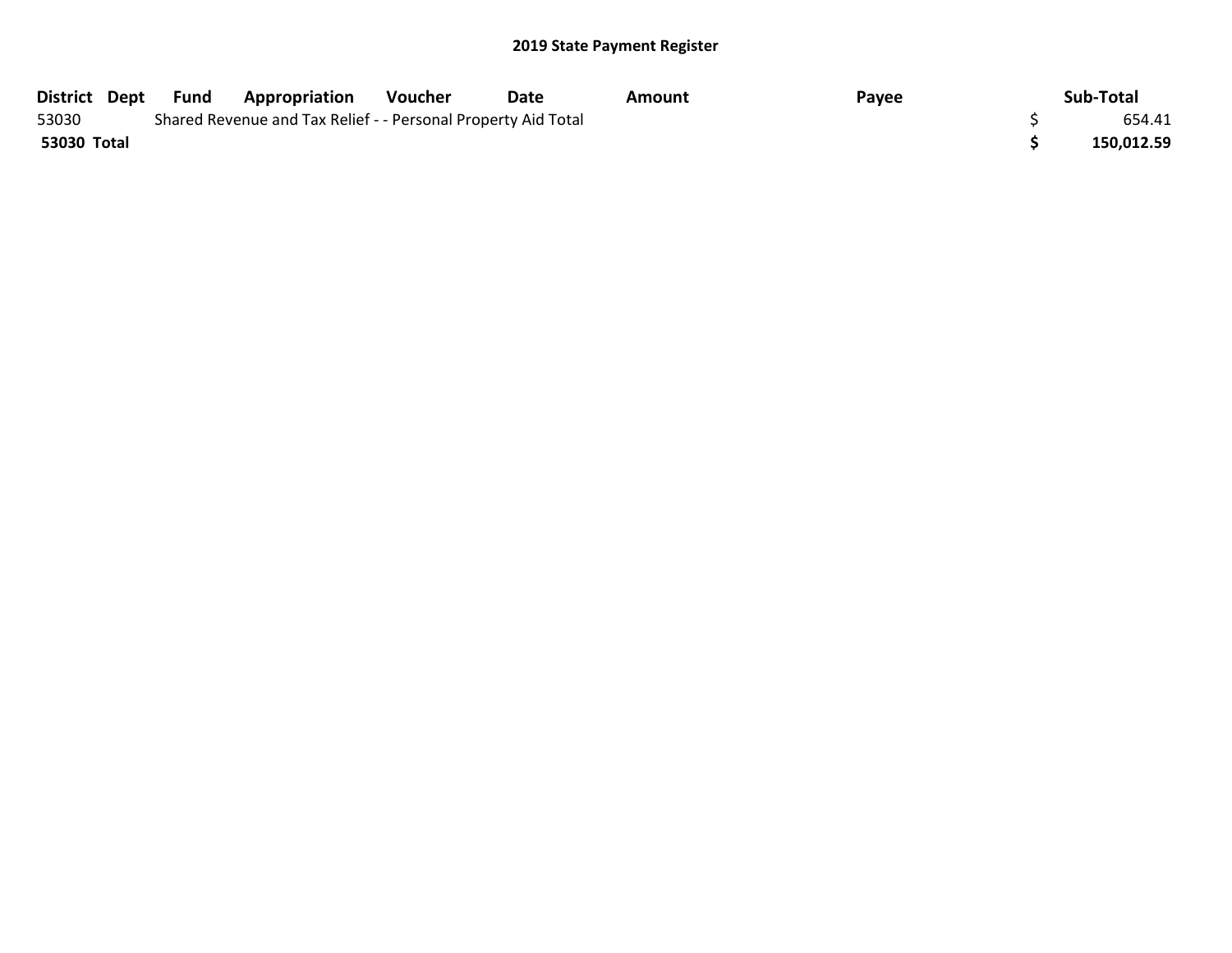## 2019 State Payment Register

| District | Dept | Fund | Appropriation | Voucher | Date | Amount | Payee | Sub-Total |
|---|---|---|---|---|---|---|---|---|
| 53030 | | Shared Revenue and Tax Relief - - Personal Property Aid Total | | | | | | $ 654.41 |
| **53030 Total** | | | | | | | | **$ 150,012.59** |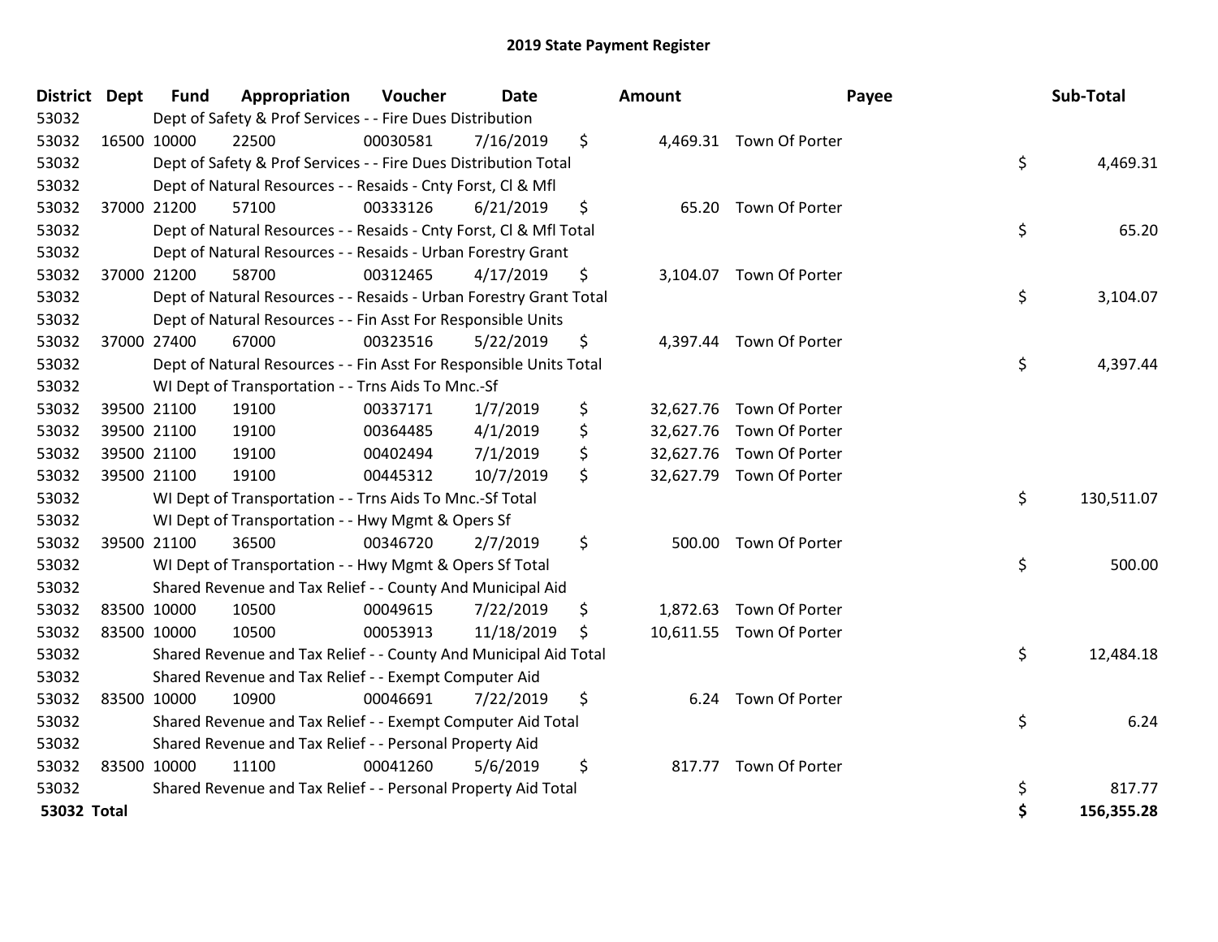# 2019 State Payment Register

| District | Dept | Fund | Appropriation | Voucher | Date | Amount | Payee | Sub-Total |
|---|---|---|---|---|---|---|---|---|
| 53032 | Dept of Safety & Prof Services - - Fire Dues Distribution | | | | | | | |
| 53032 | 16500 | 10000 | 22500 | 00030581 | 7/16/2019 | $ 4,469.31 | Town Of Porter | |
| 53032 | Dept of Safety & Prof Services - - Fire Dues Distribution Total | | | | | | | $ 4,469.31 |
| 53032 | Dept of Natural Resources - - Resaids - Cnty Forst, Cl & Mfl | | | | | | | |
| 53032 | 37000 | 21200 | 57100 | 00333126 | 6/21/2019 | $ 65.20 | Town Of Porter | |
| 53032 | Dept of Natural Resources - - Resaids - Cnty Forst, Cl & Mfl Total | | | | | | | $ 65.20 |
| 53032 | Dept of Natural Resources - - Resaids - Urban Forestry Grant | | | | | | | |
| 53032 | 37000 | 21200 | 58700 | 00312465 | 4/17/2019 | $ 3,104.07 | Town Of Porter | |
| 53032 | Dept of Natural Resources - - Resaids - Urban Forestry Grant Total | | | | | | | $ 3,104.07 |
| 53032 | Dept of Natural Resources - - Fin Asst For Responsible Units | | | | | | | |
| 53032 | 37000 | 27400 | 67000 | 00323516 | 5/22/2019 | $ 4,397.44 | Town Of Porter | |
| 53032 | Dept of Natural Resources - - Fin Asst For Responsible Units Total | | | | | | | $ 4,397.44 |
| 53032 | WI Dept of Transportation - - Trns Aids To Mnc.-Sf | | | | | | | |
| 53032 | 39500 | 21100 | 19100 | 00337171 | 1/7/2019 | $ 32,627.76 | Town Of Porter | |
| 53032 | 39500 | 21100 | 19100 | 00364485 | 4/1/2019 | $ 32,627.76 | Town Of Porter | |
| 53032 | 39500 | 21100 | 19100 | 00402494 | 7/1/2019 | $ 32,627.76 | Town Of Porter | |
| 53032 | 39500 | 21100 | 19100 | 00445312 | 10/7/2019 | $ 32,627.79 | Town Of Porter | |
| 53032 | WI Dept of Transportation - - Trns Aids To Mnc.-Sf Total | | | | | | | $ 130,511.07 |
| 53032 | WI Dept of Transportation - - Hwy Mgmt & Opers Sf | | | | | | | |
| 53032 | 39500 | 21100 | 36500 | 00346720 | 2/7/2019 | $ 500.00 | Town Of Porter | |
| 53032 | WI Dept of Transportation - - Hwy Mgmt & Opers Sf Total | | | | | | | $ 500.00 |
| 53032 | Shared Revenue and Tax Relief - - County And Municipal Aid | | | | | | | |
| 53032 | 83500 | 10000 | 10500 | 00049615 | 7/22/2019 | $ 1,872.63 | Town Of Porter | |
| 53032 | 83500 | 10000 | 10500 | 00053913 | 11/18/2019 | $ 10,611.55 | Town Of Porter | |
| 53032 | Shared Revenue and Tax Relief - - County And Municipal Aid Total | | | | | | | $ 12,484.18 |
| 53032 | Shared Revenue and Tax Relief - - Exempt Computer Aid | | | | | | | |
| 53032 | 83500 | 10000 | 10900 | 00046691 | 7/22/2019 | $ 6.24 | Town Of Porter | |
| 53032 | Shared Revenue and Tax Relief - - Exempt Computer Aid Total | | | | | | | $ 6.24 |
| 53032 | Shared Revenue and Tax Relief - - Personal Property Aid | | | | | | | |
| 53032 | 83500 | 10000 | 11100 | 00041260 | 5/6/2019 | $ 817.77 | Town Of Porter | |
| 53032 | Shared Revenue and Tax Relief - - Personal Property Aid Total | | | | | | | $ 817.77 |
| **53032 Total** | | | | | | | | **$ 156,355.28** |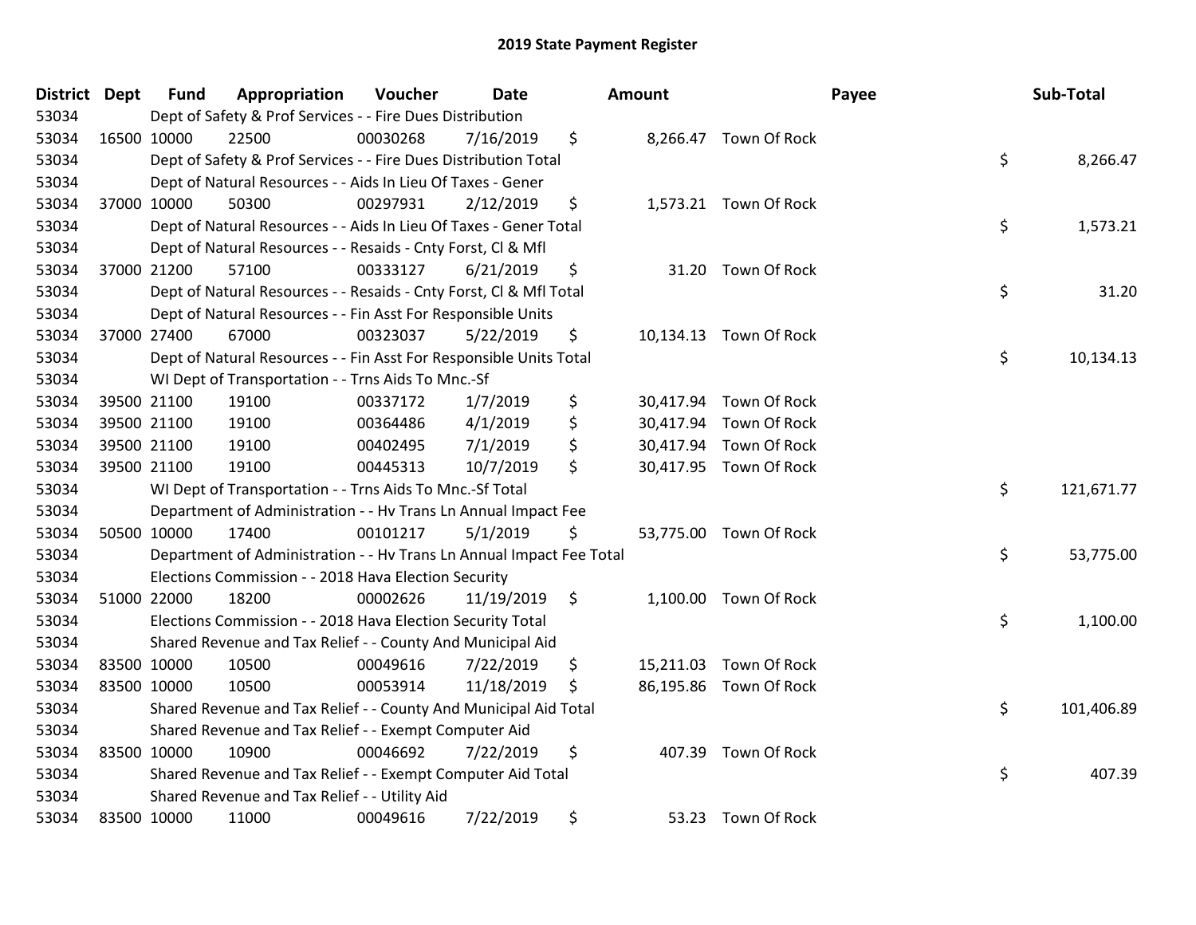## 2019 State Payment Register

| District | Dept | Fund | Appropriation | Voucher | Date | Amount | Payee | Sub-Total |
|---|---|---|---|---|---|---|---|---|
| 53034 | | Dept of Safety & Prof Services - - Fire Dues Distribution | | | | | | |
| 53034 | 16500 | 10000 | 22500 | 00030268 | 7/16/2019 | $ 8,266.47 | Town Of Rock | |
| 53034 | | Dept of Safety & Prof Services - - Fire Dues Distribution Total | | | | | | $ 8,266.47 |
| 53034 | | Dept of Natural Resources - - Aids In Lieu Of Taxes - Gener | | | | | | |
| 53034 | 37000 | 10000 | 50300 | 00297931 | 2/12/2019 | $ 1,573.21 | Town Of Rock | |
| 53034 | | Dept of Natural Resources - - Aids In Lieu Of Taxes - Gener Total | | | | | | $ 1,573.21 |
| 53034 | | Dept of Natural Resources - - Resaids - Cnty Forst, Cl & Mfl | | | | | | |
| 53034 | 37000 | 21200 | 57100 | 00333127 | 6/21/2019 | $ 31.20 | Town Of Rock | |
| 53034 | | Dept of Natural Resources - - Resaids - Cnty Forst, Cl & Mfl Total | | | | | | $ 31.20 |
| 53034 | | Dept of Natural Resources - - Fin Asst For Responsible Units | | | | | | |
| 53034 | 37000 | 27400 | 67000 | 00323037 | 5/22/2019 | $ 10,134.13 | Town Of Rock | |
| 53034 | | Dept of Natural Resources - - Fin Asst For Responsible Units Total | | | | | | $ 10,134.13 |
| 53034 | | WI Dept of Transportation - - Trns Aids To Mnc.-Sf | | | | | | |
| 53034 | 39500 | 21100 | 19100 | 00337172 | 1/7/2019 | $ 30,417.94 | Town Of Rock | |
| 53034 | 39500 | 21100 | 19100 | 00364486 | 4/1/2019 | $ 30,417.94 | Town Of Rock | |
| 53034 | 39500 | 21100 | 19100 | 00402495 | 7/1/2019 | $ 30,417.94 | Town Of Rock | |
| 53034 | 39500 | 21100 | 19100 | 00445313 | 10/7/2019 | $ 30,417.95 | Town Of Rock | |
| 53034 | | WI Dept of Transportation - - Trns Aids To Mnc.-Sf Total | | | | | | $ 121,671.77 |
| 53034 | | Department of Administration - - Hv Trans Ln Annual Impact Fee | | | | | | |
| 53034 | 50500 | 10000 | 17400 | 00101217 | 5/1/2019 | $ 53,775.00 | Town Of Rock | |
| 53034 | | Department of Administration - - Hv Trans Ln Annual Impact Fee Total | | | | | | $ 53,775.00 |
| 53034 | | Elections Commission - - 2018 Hava Election Security | | | | | | |
| 53034 | 51000 | 22000 | 18200 | 00002626 | 11/19/2019 | $ 1,100.00 | Town Of Rock | |
| 53034 | | Elections Commission - - 2018 Hava Election Security Total | | | | | | $ 1,100.00 |
| 53034 | | Shared Revenue and Tax Relief - - County And Municipal Aid | | | | | | |
| 53034 | 83500 | 10000 | 10500 | 00049616 | 7/22/2019 | $ 15,211.03 | Town Of Rock | |
| 53034 | 83500 | 10000 | 10500 | 00053914 | 11/18/2019 | $ 86,195.86 | Town Of Rock | |
| 53034 | | Shared Revenue and Tax Relief - - County And Municipal Aid Total | | | | | | $ 101,406.89 |
| 53034 | | Shared Revenue and Tax Relief - - Exempt Computer Aid | | | | | | |
| 53034 | 83500 | 10000 | 10900 | 00046692 | 7/22/2019 | $ 407.39 | Town Of Rock | |
| 53034 | | Shared Revenue and Tax Relief - - Exempt Computer Aid Total | | | | | | $ 407.39 |
| 53034 | | Shared Revenue and Tax Relief - - Utility Aid | | | | | | |
| 53034 | 83500 | 10000 | 11000 | 00049616 | 7/22/2019 | $ 53.23 | Town Of Rock | |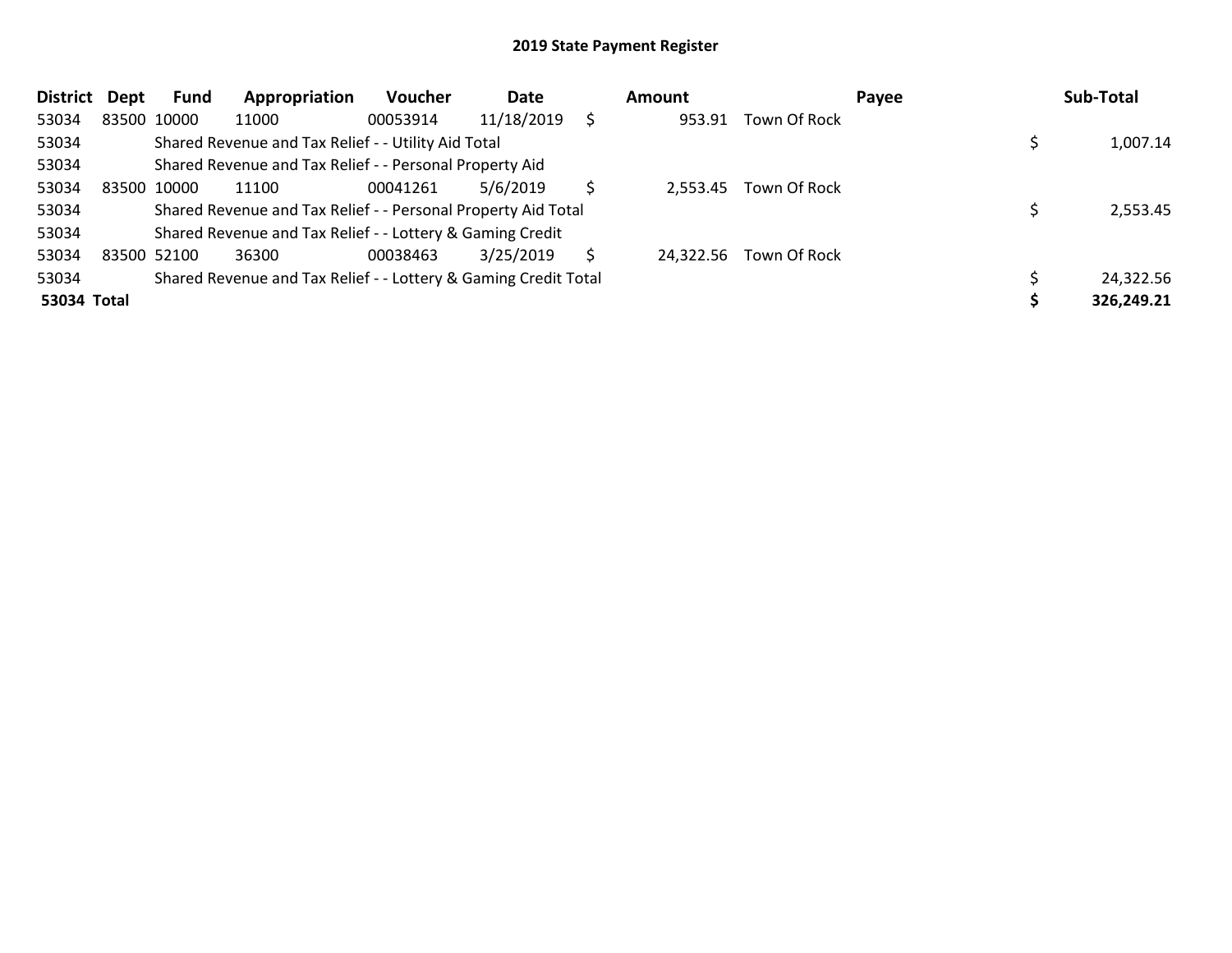## 2019 State Payment Register

| District | Dept | Fund | Appropriation | Voucher | Date | Amount | Payee | Sub-Total |
|---|---|---|---|---|---|---|---|---|
| 53034 | 83500 | 10000 | 11000 | 00053914 | 11/18/2019 | $ 953.91 | Town Of Rock | |
| 53034 | | Shared Revenue and Tax Relief - - Utility Aid Total | | | | | | $ 1,007.14 |
| 53034 | | Shared Revenue and Tax Relief - - Personal Property Aid | | | | | | |
| 53034 | 83500 | 10000 | 11100 | 00041261 | 5/6/2019 | $ 2,553.45 | Town Of Rock | |
| 53034 | | Shared Revenue and Tax Relief - - Personal Property Aid Total | | | | | | $ 2,553.45 |
| 53034 | | Shared Revenue and Tax Relief - - Lottery & Gaming Credit | | | | | | |
| 53034 | 83500 | 52100 | 36300 | 00038463 | 3/25/2019 | $ 24,322.56 | Town Of Rock | |
| 53034 | | Shared Revenue and Tax Relief - - Lottery & Gaming Credit Total | | | | | | $ 24,322.56 |
| **53034 Total** | | | | | | | | **$ 326,249.21** |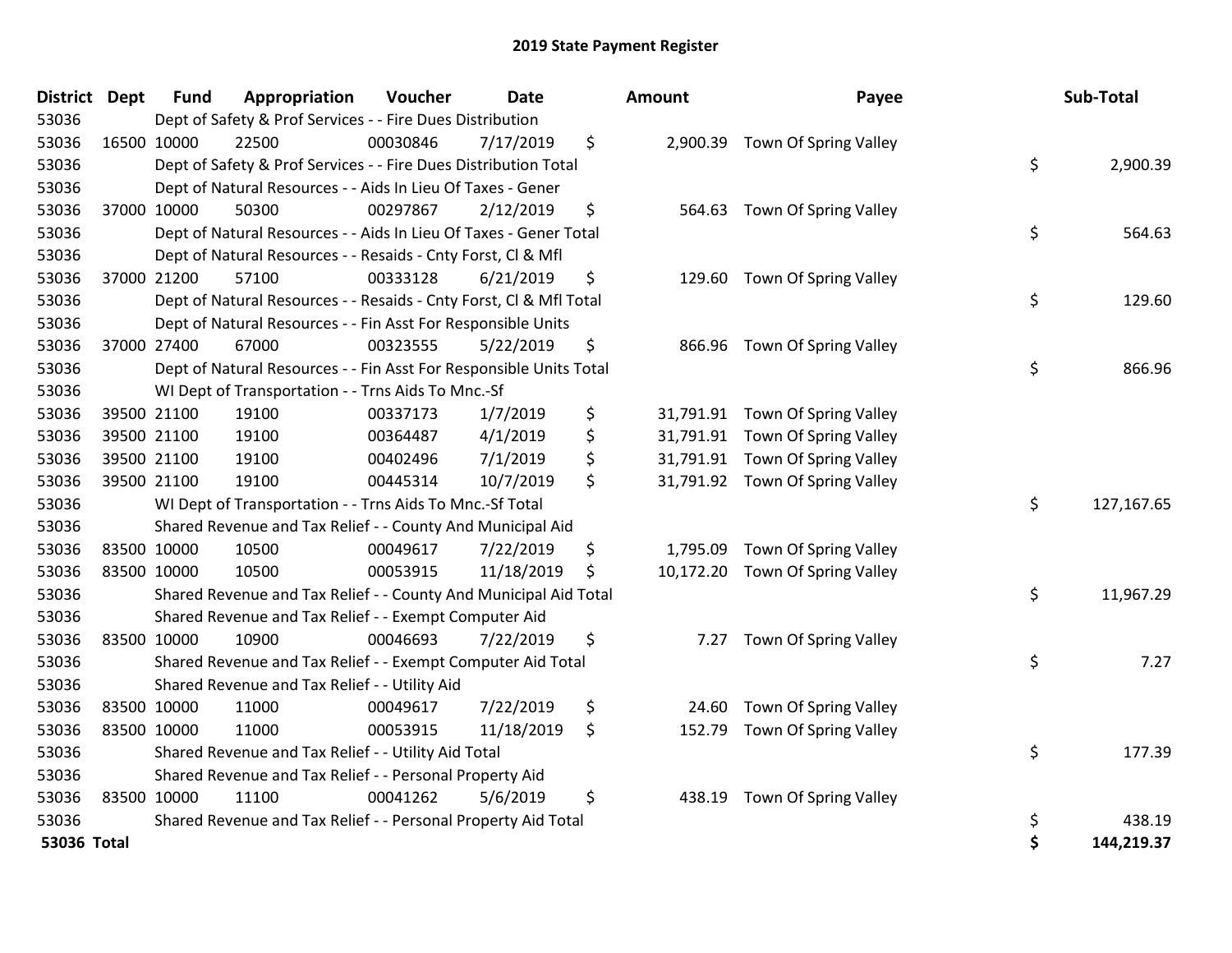# 2019 State Payment Register

| District | Dept | Fund | Appropriation | Voucher | Date | Amount | Payee | Sub-Total |
|---|---|---|---|---|---|---|---|---|
| 53036 | | Dept of Safety & Prof Services - - Fire Dues Distribution | | | | | | |
| 53036 | 16500 | 10000 | 22500 | 00030846 | 7/17/2019 | $ 2,900.39 | Town Of Spring Valley | |
| 53036 | | Dept of Safety & Prof Services - - Fire Dues Distribution Total | | | | | | $ 2,900.39 |
| 53036 | | Dept of Natural Resources - - Aids In Lieu Of Taxes - Gener | | | | | | |
| 53036 | 37000 | 10000 | 50300 | 00297867 | 2/12/2019 | $ 564.63 | Town Of Spring Valley | |
| 53036 | | Dept of Natural Resources - - Aids In Lieu Of Taxes - Gener Total | | | | | | $ 564.63 |
| 53036 | | Dept of Natural Resources - - Resaids - Cnty Forst, Cl & Mfl | | | | | | |
| 53036 | 37000 | 21200 | 57100 | 00333128 | 6/21/2019 | $ 129.60 | Town Of Spring Valley | |
| 53036 | | Dept of Natural Resources - - Resaids - Cnty Forst, Cl & Mfl Total | | | | | | $ 129.60 |
| 53036 | | Dept of Natural Resources - - Fin Asst For Responsible Units | | | | | | |
| 53036 | 37000 | 27400 | 67000 | 00323555 | 5/22/2019 | $ 866.96 | Town Of Spring Valley | |
| 53036 | | Dept of Natural Resources - - Fin Asst For Responsible Units Total | | | | | | $ 866.96 |
| 53036 | | WI Dept of Transportation - - Trns Aids To Mnc.-Sf | | | | | | |
| 53036 | 39500 | 21100 | 19100 | 00337173 | 1/7/2019 | $ 31,791.91 | Town Of Spring Valley | |
| 53036 | 39500 | 21100 | 19100 | 00364487 | 4/1/2019 | $ 31,791.91 | Town Of Spring Valley | |
| 53036 | 39500 | 21100 | 19100 | 00402496 | 7/1/2019 | $ 31,791.91 | Town Of Spring Valley | |
| 53036 | 39500 | 21100 | 19100 | 00445314 | 10/7/2019 | $ 31,791.92 | Town Of Spring Valley | |
| 53036 | | WI Dept of Transportation - - Trns Aids To Mnc.-Sf Total | | | | | | $ 127,167.65 |
| 53036 | | Shared Revenue and Tax Relief - - County And Municipal Aid | | | | | | |
| 53036 | 83500 | 10000 | 10500 | 00049617 | 7/22/2019 | $ 1,795.09 | Town Of Spring Valley | |
| 53036 | 83500 | 10000 | 10500 | 00053915 | 11/18/2019 | $ 10,172.20 | Town Of Spring Valley | |
| 53036 | | Shared Revenue and Tax Relief - - County And Municipal Aid Total | | | | | | $ 11,967.29 |
| 53036 | | Shared Revenue and Tax Relief - - Exempt Computer Aid | | | | | | |
| 53036 | 83500 | 10000 | 10900 | 00046693 | 7/22/2019 | $ 7.27 | Town Of Spring Valley | |
| 53036 | | Shared Revenue and Tax Relief - - Exempt Computer Aid Total | | | | | | $ 7.27 |
| 53036 | | Shared Revenue and Tax Relief - - Utility Aid | | | | | | |
| 53036 | 83500 | 10000 | 11000 | 00049617 | 7/22/2019 | $ 24.60 | Town Of Spring Valley | |
| 53036 | 83500 | 10000 | 11000 | 00053915 | 11/18/2019 | $ 152.79 | Town Of Spring Valley | |
| 53036 | | Shared Revenue and Tax Relief - - Utility Aid Total | | | | | | $ 177.39 |
| 53036 | | Shared Revenue and Tax Relief - - Personal Property Aid | | | | | | |
| 53036 | 83500 | 10000 | 11100 | 00041262 | 5/6/2019 | $ 438.19 | Town Of Spring Valley | |
| 53036 | | Shared Revenue and Tax Relief - - Personal Property Aid Total | | | | | | $ 438.19 |
| **53036 Total** | | | | | | | | **$ 144,219.37** |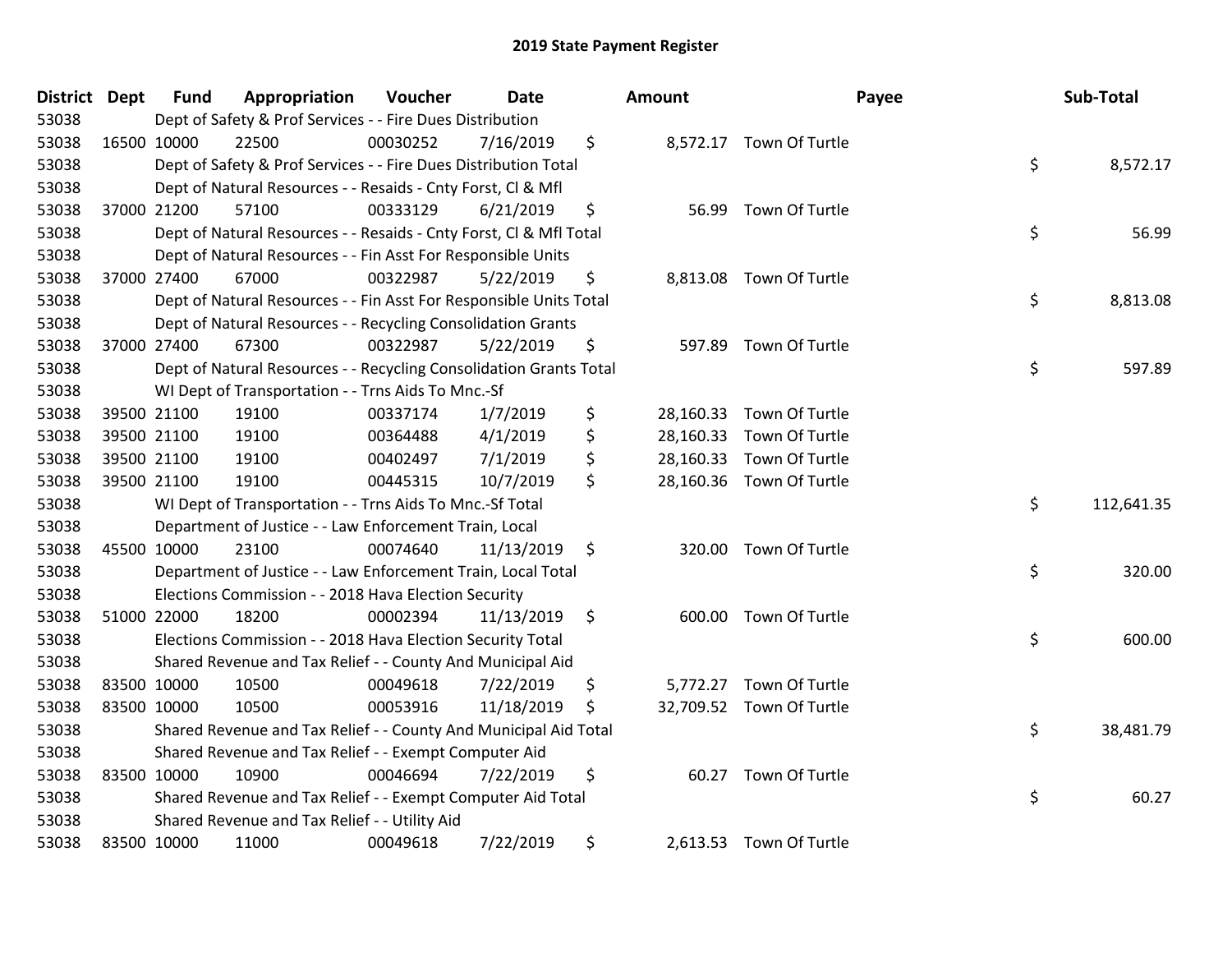# 2019 State Payment Register

| District | Dept | Fund | Appropriation | Voucher | Date | Amount | Payee | Sub-Total |
|---|---|---|---|---|---|---|---|---|
| 53038 | | Dept of Safety & Prof Services - - Fire Dues Distribution | | | | | | |
| 53038 | 16500 | 10000 | 22500 | 00030252 | 7/16/2019 | $ 8,572.17 | Town Of Turtle | |
| 53038 | | Dept of Safety & Prof Services - - Fire Dues Distribution Total | | | | | | $ 8,572.17 |
| 53038 | | Dept of Natural Resources - - Resaids - Cnty Forst, Cl & Mfl | | | | | | |
| 53038 | 37000 | 21200 | 57100 | 00333129 | 6/21/2019 | $ 56.99 | Town Of Turtle | |
| 53038 | | Dept of Natural Resources - - Resaids - Cnty Forst, Cl & Mfl Total | | | | | | $ 56.99 |
| 53038 | | Dept of Natural Resources - - Fin Asst For Responsible Units | | | | | | |
| 53038 | 37000 | 27400 | 67000 | 00322987 | 5/22/2019 | $ 8,813.08 | Town Of Turtle | |
| 53038 | | Dept of Natural Resources - - Fin Asst For Responsible Units Total | | | | | | $ 8,813.08 |
| 53038 | | Dept of Natural Resources - - Recycling Consolidation Grants | | | | | | |
| 53038 | 37000 | 27400 | 67300 | 00322987 | 5/22/2019 | $ 597.89 | Town Of Turtle | |
| 53038 | | Dept of Natural Resources - - Recycling Consolidation Grants Total | | | | | | $ 597.89 |
| 53038 | | WI Dept of Transportation - - Trns Aids To Mnc.-Sf | | | | | | |
| 53038 | 39500 | 21100 | 19100 | 00337174 | 1/7/2019 | $ 28,160.33 | Town Of Turtle | |
| 53038 | 39500 | 21100 | 19100 | 00364488 | 4/1/2019 | $ 28,160.33 | Town Of Turtle | |
| 53038 | 39500 | 21100 | 19100 | 00402497 | 7/1/2019 | $ 28,160.33 | Town Of Turtle | |
| 53038 | 39500 | 21100 | 19100 | 00445315 | 10/7/2019 | $ 28,160.36 | Town Of Turtle | |
| 53038 | | WI Dept of Transportation - - Trns Aids To Mnc.-Sf Total | | | | | | $ 112,641.35 |
| 53038 | | Department of Justice - - Law Enforcement Train, Local | | | | | | |
| 53038 | 45500 | 10000 | 23100 | 00074640 | 11/13/2019 | $ 320.00 | Town Of Turtle | |
| 53038 | | Department of Justice - - Law Enforcement Train, Local Total | | | | | | $ 320.00 |
| 53038 | | Elections Commission - - 2018 Hava Election Security | | | | | | |
| 53038 | 51000 | 22000 | 18200 | 00002394 | 11/13/2019 | $ 600.00 | Town Of Turtle | |
| 53038 | | Elections Commission - - 2018 Hava Election Security Total | | | | | | $ 600.00 |
| 53038 | | Shared Revenue and Tax Relief - - County And Municipal Aid | | | | | | |
| 53038 | 83500 | 10000 | 10500 | 00049618 | 7/22/2019 | $ 5,772.27 | Town Of Turtle | |
| 53038 | 83500 | 10000 | 10500 | 00053916 | 11/18/2019 | $ 32,709.52 | Town Of Turtle | |
| 53038 | | Shared Revenue and Tax Relief - - County And Municipal Aid Total | | | | | | $ 38,481.79 |
| 53038 | | Shared Revenue and Tax Relief - - Exempt Computer Aid | | | | | | |
| 53038 | 83500 | 10000 | 10900 | 00046694 | 7/22/2019 | $ 60.27 | Town Of Turtle | |
| 53038 | | Shared Revenue and Tax Relief - - Exempt Computer Aid Total | | | | | | $ 60.27 |
| 53038 | | Shared Revenue and Tax Relief - - Utility Aid | | | | | | |
| 53038 | 83500 | 10000 | 11000 | 00049618 | 7/22/2019 | $ 2,613.53 | Town Of Turtle | |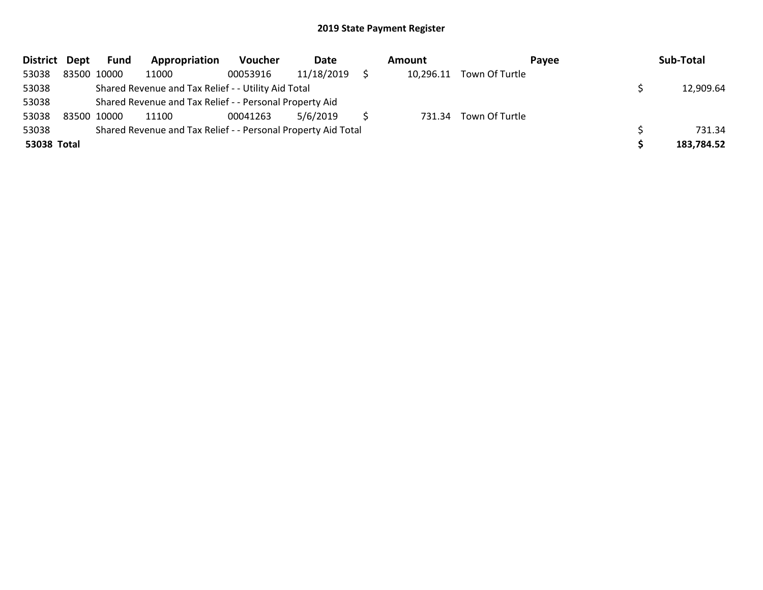# 2019 State Payment Register

| District | Dept | Fund | Appropriation | Voucher | Date | Amount | Payee | Sub-Total |
|---|---|---|---|---|---|---|---|---|
| 53038 | 83500 | 10000 | 11000 | 00053916 | 11/18/2019 | $ 10,296.11 | Town Of Turtle | |
| 53038 | | Shared Revenue and Tax Relief - - Utility Aid Total | | | | | | $ 12,909.64 |
| 53038 | | Shared Revenue and Tax Relief - - Personal Property Aid | | | | | | |
| 53038 | 83500 | 10000 | 11100 | 00041263 | 5/6/2019 | $ 731.34 | Town Of Turtle | |
| 53038 | | Shared Revenue and Tax Relief - - Personal Property Aid Total | | | | | | $ 731.34 |
| **53038** | **Total** | | | | | | | **$ 183,784.52** |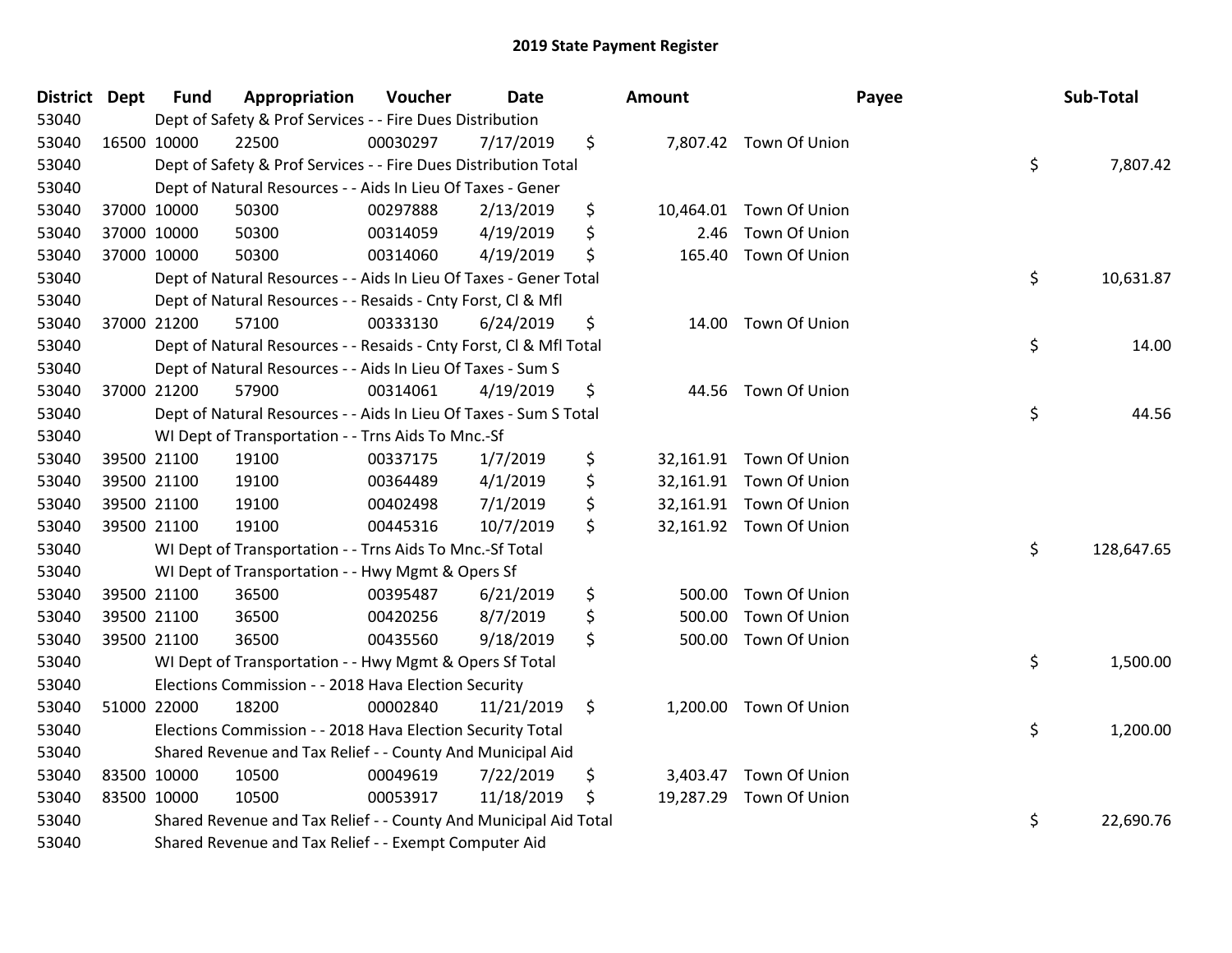# 2019 State Payment Register

| District | Dept | Fund | Appropriation | Voucher | Date | Amount | Payee | Sub-Total |
|---|---|---|---|---|---|---|---|---|
| 53040 | | Dept of Safety & Prof Services - - Fire Dues Distribution | | | | | | |
| 53040 | 16500 | 10000 | 22500 | 00030297 | 7/17/2019 | $ 7,807.42 | Town Of Union | |
| 53040 | | Dept of Safety & Prof Services - - Fire Dues Distribution Total | | | | | | $ 7,807.42 |
| 53040 | | Dept of Natural Resources - - Aids In Lieu Of Taxes - Gener | | | | | | |
| 53040 | 37000 | 10000 | 50300 | 00297888 | 2/13/2019 | $ 10,464.01 | Town Of Union | |
| 53040 | 37000 | 10000 | 50300 | 00314059 | 4/19/2019 | $ 2.46 | Town Of Union | |
| 53040 | 37000 | 10000 | 50300 | 00314060 | 4/19/2019 | $ 165.40 | Town Of Union | |
| 53040 | | Dept of Natural Resources - - Aids In Lieu Of Taxes - Gener Total | | | | | | $ 10,631.87 |
| 53040 | | Dept of Natural Resources - - Resaids - Cnty Forst, Cl & Mfl | | | | | | |
| 53040 | 37000 | 21200 | 57100 | 00333130 | 6/24/2019 | $ 14.00 | Town Of Union | |
| 53040 | | Dept of Natural Resources - - Resaids - Cnty Forst, Cl & Mfl Total | | | | | | $ 14.00 |
| 53040 | | Dept of Natural Resources - - Aids In Lieu Of Taxes - Sum S | | | | | | |
| 53040 | 37000 | 21200 | 57900 | 00314061 | 4/19/2019 | $ 44.56 | Town Of Union | |
| 53040 | | Dept of Natural Resources - - Aids In Lieu Of Taxes - Sum S Total | | | | | | $ 44.56 |
| 53040 | | WI Dept of Transportation - - Trns Aids To Mnc.-Sf | | | | | | |
| 53040 | 39500 | 21100 | 19100 | 00337175 | 1/7/2019 | $ 32,161.91 | Town Of Union | |
| 53040 | 39500 | 21100 | 19100 | 00364489 | 4/1/2019 | $ 32,161.91 | Town Of Union | |
| 53040 | 39500 | 21100 | 19100 | 00402498 | 7/1/2019 | $ 32,161.91 | Town Of Union | |
| 53040 | 39500 | 21100 | 19100 | 00445316 | 10/7/2019 | $ 32,161.92 | Town Of Union | |
| 53040 | | WI Dept of Transportation - - Trns Aids To Mnc.-Sf Total | | | | | | $ 128,647.65 |
| 53040 | | WI Dept of Transportation - - Hwy Mgmt & Opers Sf | | | | | | |
| 53040 | 39500 | 21100 | 36500 | 00395487 | 6/21/2019 | $ 500.00 | Town Of Union | |
| 53040 | 39500 | 21100 | 36500 | 00420256 | 8/7/2019 | $ 500.00 | Town Of Union | |
| 53040 | 39500 | 21100 | 36500 | 00435560 | 9/18/2019 | $ 500.00 | Town Of Union | |
| 53040 | | WI Dept of Transportation - - Hwy Mgmt & Opers Sf Total | | | | | | $ 1,500.00 |
| 53040 | | Elections Commission - - 2018 Hava Election Security | | | | | | |
| 53040 | 51000 | 22000 | 18200 | 00002840 | 11/21/2019 | $ 1,200.00 | Town Of Union | |
| 53040 | | Elections Commission - - 2018 Hava Election Security Total | | | | | | $ 1,200.00 |
| 53040 | | Shared Revenue and Tax Relief - - County And Municipal Aid | | | | | | |
| 53040 | 83500 | 10000 | 10500 | 00049619 | 7/22/2019 | $ 3,403.47 | Town Of Union | |
| 53040 | 83500 | 10000 | 10500 | 00053917 | 11/18/2019 | $ 19,287.29 | Town Of Union | |
| 53040 | | Shared Revenue and Tax Relief - - County And Municipal Aid Total | | | | | | $ 22,690.76 |
| 53040 | | Shared Revenue and Tax Relief - - Exempt Computer Aid | | | | | | |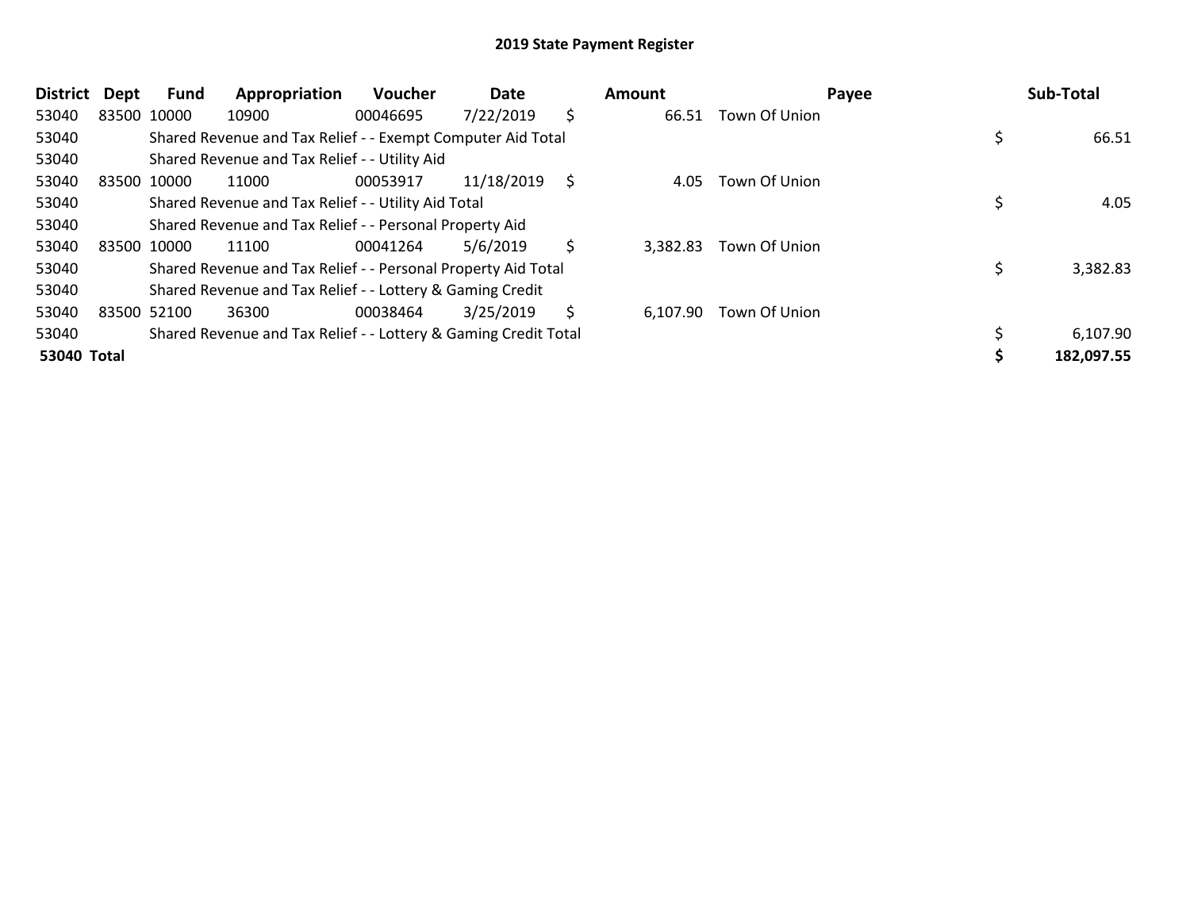# 2019 State Payment Register

| District | Dept | Fund | Appropriation | Voucher | Date | Amount | Payee | Sub-Total |
|---|---|---|---|---|---|---|---|---|
| 53040 | 83500 | 10000 | 10900 | 00046695 | 7/22/2019 | $ 66.51 | Town Of Union | |
| 53040 | | Shared Revenue and Tax Relief - - Exempt Computer Aid Total | | | | | | $ 66.51 |
| 53040 | | Shared Revenue and Tax Relief - - Utility Aid | | | | | | |
| 53040 | 83500 | 10000 | 11000 | 00053917 | 11/18/2019 | $ 4.05 | Town Of Union | |
| 53040 | | Shared Revenue and Tax Relief - - Utility Aid Total | | | | | | $ 4.05 |
| 53040 | | Shared Revenue and Tax Relief - - Personal Property Aid | | | | | | |
| 53040 | 83500 | 10000 | 11100 | 00041264 | 5/6/2019 | $ 3,382.83 | Town Of Union | |
| 53040 | | Shared Revenue and Tax Relief - - Personal Property Aid Total | | | | | | $ 3,382.83 |
| 53040 | | Shared Revenue and Tax Relief - - Lottery & Gaming Credit | | | | | | |
| 53040 | 83500 | 52100 | 36300 | 00038464 | 3/25/2019 | $ 6,107.90 | Town Of Union | |
| 53040 | | Shared Revenue and Tax Relief - - Lottery & Gaming Credit Total | | | | | | $ 6,107.90 |
| **53040 Total** | | | | | | | | **$ 182,097.55** |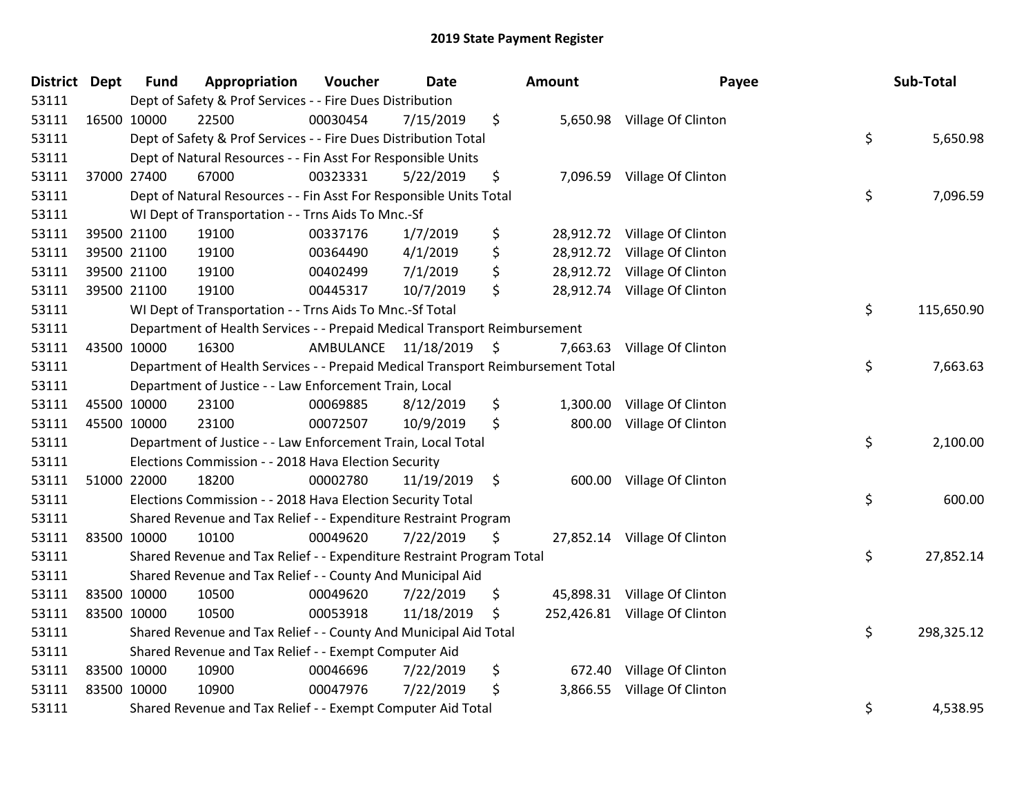# 2019 State Payment Register

| District | Dept | Fund | Appropriation | Voucher | Date | Amount | Payee | Sub-Total |
|---|---|---|---|---|---|---|---|---|
| 53111 | Dept of Safety & Prof Services - - Fire Dues Distribution | | | | | | | |
| 53111 | 16500 | 10000 | 22500 | 00030454 | 7/15/2019 | $ 5,650.98 | Village Of Clinton | |
| 53111 | Dept of Safety & Prof Services - - Fire Dues Distribution Total | | | | | | | $ 5,650.98 |
| 53111 | Dept of Natural Resources - - Fin Asst For Responsible Units | | | | | | | |
| 53111 | 37000 | 27400 | 67000 | 00323331 | 5/22/2019 | $ 7,096.59 | Village Of Clinton | |
| 53111 | Dept of Natural Resources - - Fin Asst For Responsible Units Total | | | | | | | $ 7,096.59 |
| 53111 | WI Dept of Transportation - - Trns Aids To Mnc.-Sf | | | | | | | |
| 53111 | 39500 | 21100 | 19100 | 00337176 | 1/7/2019 | $ 28,912.72 | Village Of Clinton | |
| 53111 | 39500 | 21100 | 19100 | 00364490 | 4/1/2019 | $ 28,912.72 | Village Of Clinton | |
| 53111 | 39500 | 21100 | 19100 | 00402499 | 7/1/2019 | $ 28,912.72 | Village Of Clinton | |
| 53111 | 39500 | 21100 | 19100 | 00445317 | 10/7/2019 | $ 28,912.74 | Village Of Clinton | |
| 53111 | WI Dept of Transportation - - Trns Aids To Mnc.-Sf Total | | | | | | | $ 115,650.90 |
| 53111 | Department of Health Services - - Prepaid Medical Transport Reimbursement | | | | | | | |
| 53111 | 43500 | 10000 | 16300 | AMBULANCE | 11/18/2019 | $ 7,663.63 | Village Of Clinton | |
| 53111 | Department of Health Services - - Prepaid Medical Transport Reimbursement Total | | | | | | | $ 7,663.63 |
| 53111 | Department of Justice - - Law Enforcement Train, Local | | | | | | | |
| 53111 | 45500 | 10000 | 23100 | 00069885 | 8/12/2019 | $ 1,300.00 | Village Of Clinton | |
| 53111 | 45500 | 10000 | 23100 | 00072507 | 10/9/2019 | $ 800.00 | Village Of Clinton | |
| 53111 | Department of Justice - - Law Enforcement Train, Local Total | | | | | | | $ 2,100.00 |
| 53111 | Elections Commission - - 2018 Hava Election Security | | | | | | | |
| 53111 | 51000 | 22000 | 18200 | 00002780 | 11/19/2019 | $ 600.00 | Village Of Clinton | |
| 53111 | Elections Commission - - 2018 Hava Election Security Total | | | | | | | $ 600.00 |
| 53111 | Shared Revenue and Tax Relief - - Expenditure Restraint Program | | | | | | | |
| 53111 | 83500 | 10000 | 10100 | 00049620 | 7/22/2019 | $ 27,852.14 | Village Of Clinton | |
| 53111 | Shared Revenue and Tax Relief - - Expenditure Restraint Program Total | | | | | | | $ 27,852.14 |
| 53111 | Shared Revenue and Tax Relief - - County And Municipal Aid | | | | | | | |
| 53111 | 83500 | 10000 | 10500 | 00049620 | 7/22/2019 | $ 45,898.31 | Village Of Clinton | |
| 53111 | 83500 | 10000 | 10500 | 00053918 | 11/18/2019 | $ 252,426.81 | Village Of Clinton | |
| 53111 | Shared Revenue and Tax Relief - - County And Municipal Aid Total | | | | | | | $ 298,325.12 |
| 53111 | Shared Revenue and Tax Relief - - Exempt Computer Aid | | | | | | | |
| 53111 | 83500 | 10000 | 10900 | 00046696 | 7/22/2019 | $ 672.40 | Village Of Clinton | |
| 53111 | 83500 | 10000 | 10900 | 00047976 | 7/22/2019 | $ 3,866.55 | Village Of Clinton | |
| 53111 | Shared Revenue and Tax Relief - - Exempt Computer Aid Total | | | | | | | $ 4,538.95 |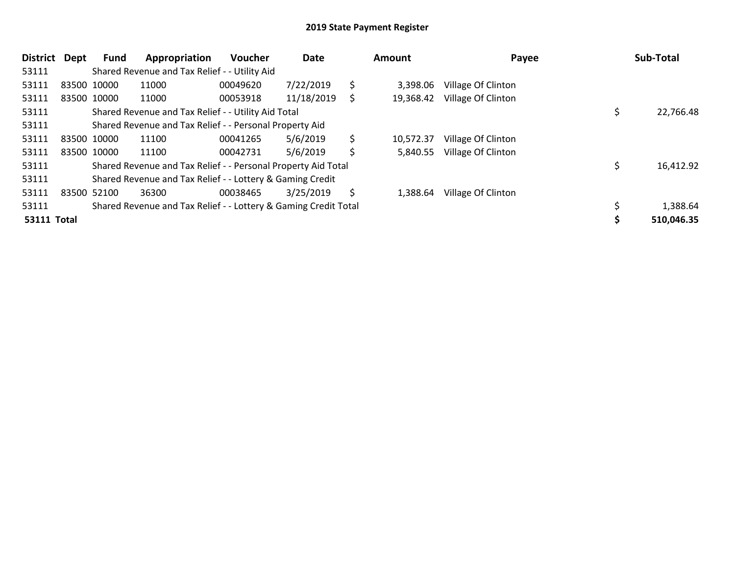# 2019 State Payment Register

| District | Dept | Fund | Appropriation | Voucher | Date | Amount | Payee | Sub-Total |
|---|---|---|---|---|---|---|---|---|
| 53111 | | Shared Revenue and Tax Relief - - Utility Aid | | | | | | |
| 53111 | 83500 | 10000 | 11000 | 00049620 | 7/22/2019 | $ 3,398.06 | Village Of Clinton | |
| 53111 | 83500 | 10000 | 11000 | 00053918 | 11/18/2019 | $ 19,368.42 | Village Of Clinton | |
| 53111 | | Shared Revenue and Tax Relief - - Utility Aid Total | | | | | | $ 22,766.48 |
| 53111 | | Shared Revenue and Tax Relief - - Personal Property Aid | | | | | | |
| 53111 | 83500 | 10000 | 11100 | 00041265 | 5/6/2019 | $ 10,572.37 | Village Of Clinton | |
| 53111 | 83500 | 10000 | 11100 | 00042731 | 5/6/2019 | $ 5,840.55 | Village Of Clinton | |
| 53111 | | Shared Revenue and Tax Relief - - Personal Property Aid Total | | | | | | $ 16,412.92 |
| 53111 | | Shared Revenue and Tax Relief - - Lottery & Gaming Credit | | | | | | |
| 53111 | 83500 | 52100 | 36300 | 00038465 | 3/25/2019 | $ 1,388.64 | Village Of Clinton | |
| 53111 | | Shared Revenue and Tax Relief - - Lottery & Gaming Credit Total | | | | | | $ 1,388.64 |
| **53111 Total** | | | | | | | | **$ 510,046.35** |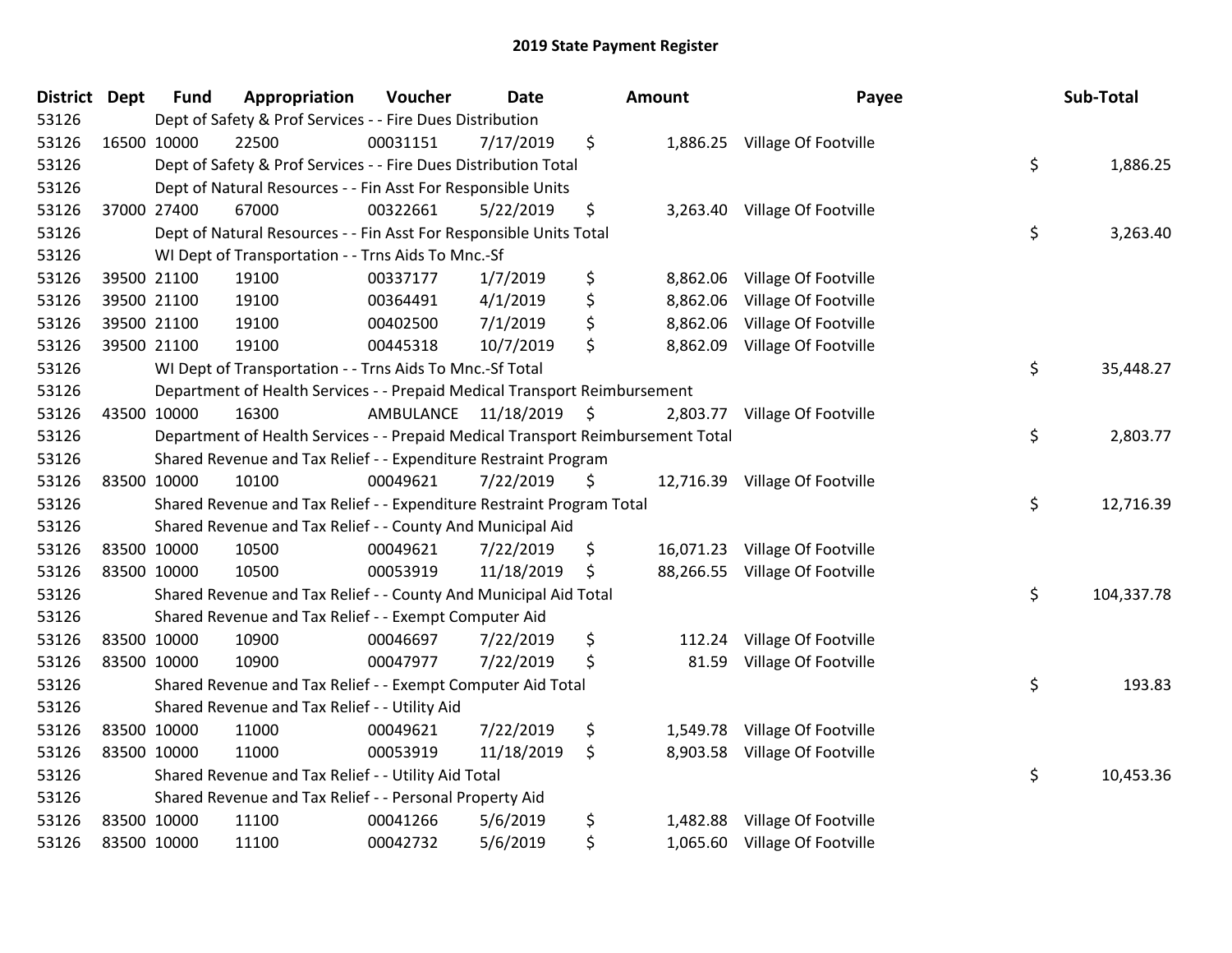# 2019 State Payment Register

| District | Dept | Fund | Appropriation | Voucher | Date | Amount | Payee | Sub-Total |
|---|---|---|---|---|---|---|---|---|
| 53126 | | Dept of Safety & Prof Services - - Fire Dues Distribution | | | | | | |
| 53126 | 16500 | 10000 | 22500 | 00031151 | 7/17/2019 | $ 1,886.25 | Village Of Footville | |
| 53126 | | Dept of Safety & Prof Services - - Fire Dues Distribution Total | | | | | | $ 1,886.25 |
| 53126 | | Dept of Natural Resources - - Fin Asst For Responsible Units | | | | | | |
| 53126 | 37000 | 27400 | 67000 | 00322661 | 5/22/2019 | $ 3,263.40 | Village Of Footville | |
| 53126 | | Dept of Natural Resources - - Fin Asst For Responsible Units Total | | | | | | $ 3,263.40 |
| 53126 | | WI Dept of Transportation - - Trns Aids To Mnc.-Sf | | | | | | |
| 53126 | 39500 | 21100 | 19100 | 00337177 | 1/7/2019 | $ 8,862.06 | Village Of Footville | |
| 53126 | 39500 | 21100 | 19100 | 00364491 | 4/1/2019 | $ 8,862.06 | Village Of Footville | |
| 53126 | 39500 | 21100 | 19100 | 00402500 | 7/1/2019 | $ 8,862.06 | Village Of Footville | |
| 53126 | 39500 | 21100 | 19100 | 00445318 | 10/7/2019 | $ 8,862.09 | Village Of Footville | |
| 53126 | | WI Dept of Transportation - - Trns Aids To Mnc.-Sf Total | | | | | | $ 35,448.27 |
| 53126 | | Department of Health Services - - Prepaid Medical Transport Reimbursement | | | | | | |
| 53126 | 43500 | 10000 | 16300 | AMBULANCE | 11/18/2019 | $ 2,803.77 | Village Of Footville | |
| 53126 | | Department of Health Services - - Prepaid Medical Transport Reimbursement Total | | | | | | $ 2,803.77 |
| 53126 | | Shared Revenue and Tax Relief - - Expenditure Restraint Program | | | | | | |
| 53126 | 83500 | 10000 | 10100 | 00049621 | 7/22/2019 | $ 12,716.39 | Village Of Footville | |
| 53126 | | Shared Revenue and Tax Relief - - Expenditure Restraint Program Total | | | | | | $ 12,716.39 |
| 53126 | | Shared Revenue and Tax Relief - - County And Municipal Aid | | | | | | |
| 53126 | 83500 | 10000 | 10500 | 00049621 | 7/22/2019 | $ 16,071.23 | Village Of Footville | |
| 53126 | 83500 | 10000 | 10500 | 00053919 | 11/18/2019 | $ 88,266.55 | Village Of Footville | |
| 53126 | | Shared Revenue and Tax Relief - - County And Municipal Aid Total | | | | | | $ 104,337.78 |
| 53126 | | Shared Revenue and Tax Relief - - Exempt Computer Aid | | | | | | |
| 53126 | 83500 | 10000 | 10900 | 00046697 | 7/22/2019 | $ 112.24 | Village Of Footville | |
| 53126 | 83500 | 10000 | 10900 | 00047977 | 7/22/2019 | $ 81.59 | Village Of Footville | |
| 53126 | | Shared Revenue and Tax Relief - - Exempt Computer Aid Total | | | | | | $ 193.83 |
| 53126 | | Shared Revenue and Tax Relief - - Utility Aid | | | | | | |
| 53126 | 83500 | 10000 | 11000 | 00049621 | 7/22/2019 | $ 1,549.78 | Village Of Footville | |
| 53126 | 83500 | 10000 | 11000 | 00053919 | 11/18/2019 | $ 8,903.58 | Village Of Footville | |
| 53126 | | Shared Revenue and Tax Relief - - Utility Aid Total | | | | | | $ 10,453.36 |
| 53126 | | Shared Revenue and Tax Relief - - Personal Property Aid | | | | | | |
| 53126 | 83500 | 10000 | 11100 | 00041266 | 5/6/2019 | $ 1,482.88 | Village Of Footville | |
| 53126 | 83500 | 10000 | 11100 | 00042732 | 5/6/2019 | $ 1,065.60 | Village Of Footville | |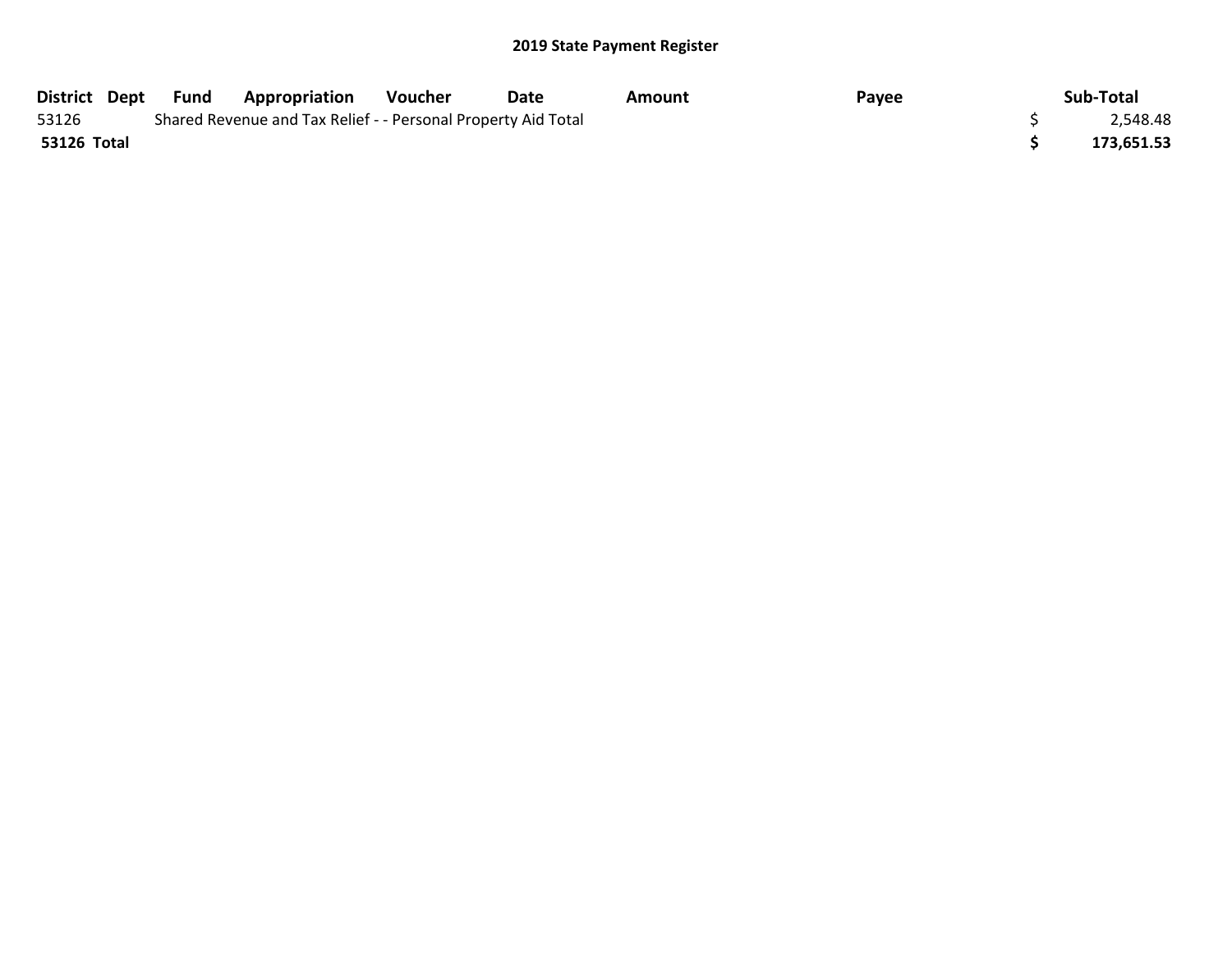## 2019 State Payment Register

| District | Dept | Fund | Appropriation | Voucher | Date | Amount | Payee | Sub-Total |
|---|---|---|---|---|---|---|---|---|
| 53126 | | Shared Revenue and Tax Relief - - Personal Property Aid Total | | | | | | $ 2,548.48 |
| **53126 Total** | | | | | | | | **$ 173,651.53** |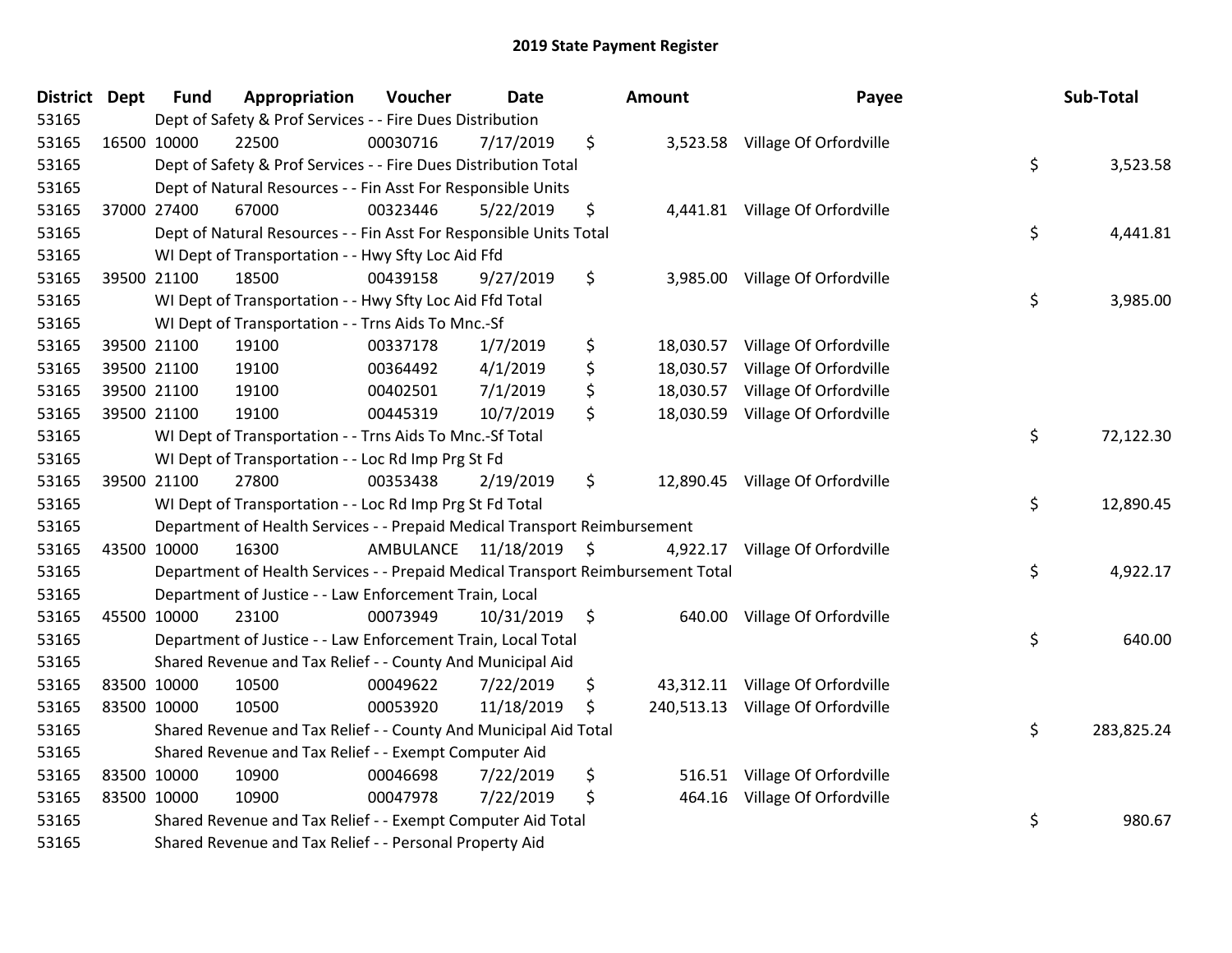# 2019 State Payment Register

| District | Dept | Fund | Appropriation | Voucher | Date | Amount | Payee | Sub-Total |
|---|---|---|---|---|---|---|---|---|
| 53165 | | Dept of Safety & Prof Services - - Fire Dues Distribution | | | | | | |
| 53165 | 16500 | 10000 | 22500 | 00030716 | 7/17/2019 | $ 3,523.58 | Village Of Orfordville | |
| 53165 | | Dept of Safety & Prof Services - - Fire Dues Distribution Total | | | | | | $ 3,523.58 |
| 53165 | | Dept of Natural Resources - - Fin Asst For Responsible Units | | | | | | |
| 53165 | 37000 | 27400 | 67000 | 00323446 | 5/22/2019 | $ 4,441.81 | Village Of Orfordville | |
| 53165 | | Dept of Natural Resources - - Fin Asst For Responsible Units Total | | | | | | $ 4,441.81 |
| 53165 | | WI Dept of Transportation - - Hwy Sfty Loc Aid Ffd | | | | | | |
| 53165 | 39500 | 21100 | 18500 | 00439158 | 9/27/2019 | $ 3,985.00 | Village Of Orfordville | |
| 53165 | | WI Dept of Transportation - - Hwy Sfty Loc Aid Ffd Total | | | | | | $ 3,985.00 |
| 53165 | | WI Dept of Transportation - - Trns Aids To Mnc.-Sf | | | | | | |
| 53165 | 39500 | 21100 | 19100 | 00337178 | 1/7/2019 | $ 18,030.57 | Village Of Orfordville | |
| 53165 | 39500 | 21100 | 19100 | 00364492 | 4/1/2019 | $ 18,030.57 | Village Of Orfordville | |
| 53165 | 39500 | 21100 | 19100 | 00402501 | 7/1/2019 | $ 18,030.57 | Village Of Orfordville | |
| 53165 | 39500 | 21100 | 19100 | 00445319 | 10/7/2019 | $ 18,030.59 | Village Of Orfordville | |
| 53165 | | WI Dept of Transportation - - Trns Aids To Mnc.-Sf Total | | | | | | $ 72,122.30 |
| 53165 | | WI Dept of Transportation - - Loc Rd Imp Prg St Fd | | | | | | |
| 53165 | 39500 | 21100 | 27800 | 00353438 | 2/19/2019 | $ 12,890.45 | Village Of Orfordville | |
| 53165 | | WI Dept of Transportation - - Loc Rd Imp Prg St Fd Total | | | | | | $ 12,890.45 |
| 53165 | | Department of Health Services - - Prepaid Medical Transport Reimbursement | | | | | | |
| 53165 | 43500 | 10000 | 16300 | AMBULANCE | 11/18/2019 | $ 4,922.17 | Village Of Orfordville | |
| 53165 | | Department of Health Services - - Prepaid Medical Transport Reimbursement Total | | | | | | $ 4,922.17 |
| 53165 | | Department of Justice - - Law Enforcement Train, Local | | | | | | |
| 53165 | 45500 | 10000 | 23100 | 00073949 | 10/31/2019 | $ 640.00 | Village Of Orfordville | |
| 53165 | | Department of Justice - - Law Enforcement Train, Local Total | | | | | | $ 640.00 |
| 53165 | | Shared Revenue and Tax Relief - - County And Municipal Aid | | | | | | |
| 53165 | 83500 | 10000 | 10500 | 00049622 | 7/22/2019 | $ 43,312.11 | Village Of Orfordville | |
| 53165 | 83500 | 10000 | 10500 | 00053920 | 11/18/2019 | $ 240,513.13 | Village Of Orfordville | |
| 53165 | | Shared Revenue and Tax Relief - - County And Municipal Aid Total | | | | | | $ 283,825.24 |
| 53165 | | Shared Revenue and Tax Relief - - Exempt Computer Aid | | | | | | |
| 53165 | 83500 | 10000 | 10900 | 00046698 | 7/22/2019 | $ 516.51 | Village Of Orfordville | |
| 53165 | 83500 | 10000 | 10900 | 00047978 | 7/22/2019 | $ 464.16 | Village Of Orfordville | |
| 53165 | | Shared Revenue and Tax Relief - - Exempt Computer Aid Total | | | | | | $ 980.67 |
| 53165 | | Shared Revenue and Tax Relief - - Personal Property Aid | | | | | | |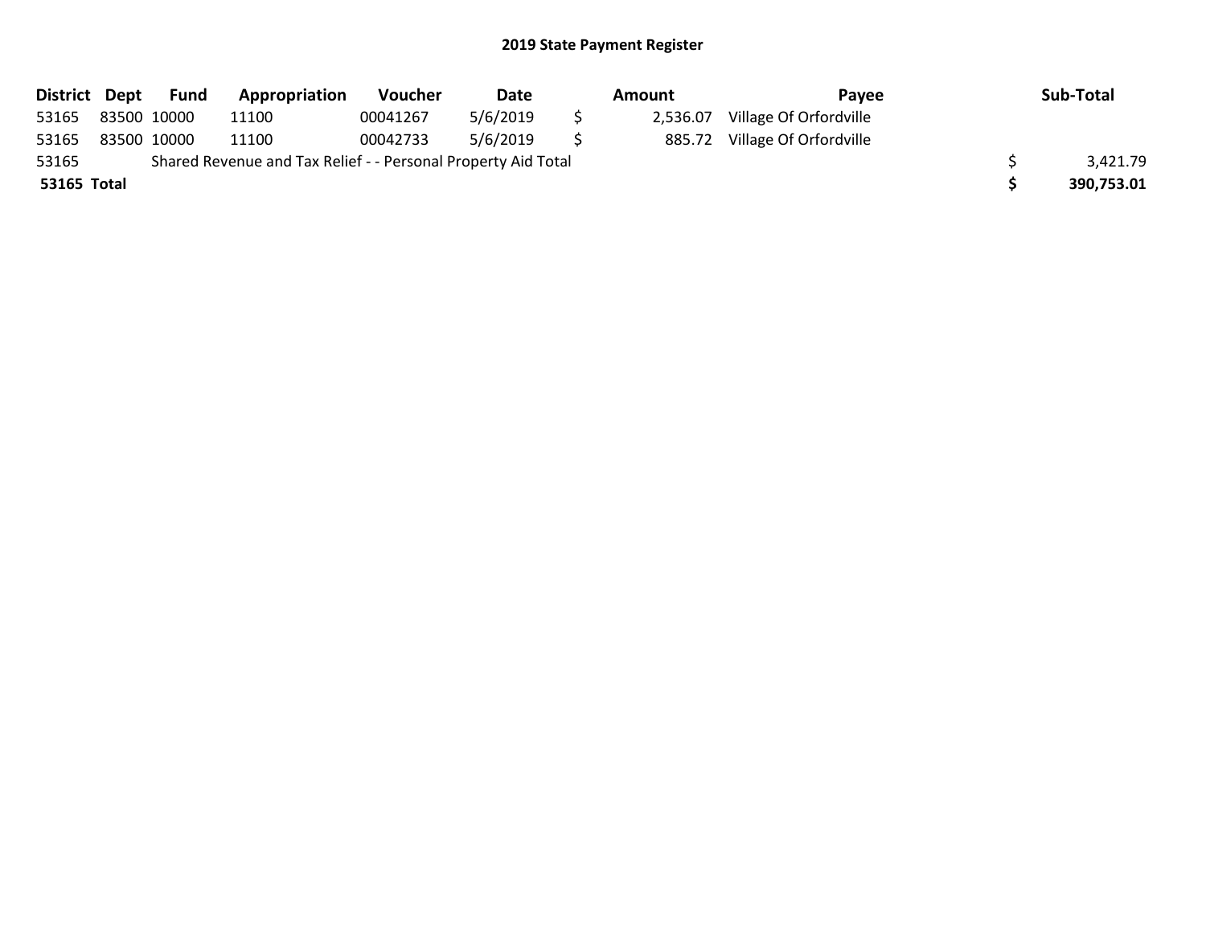# 2019 State Payment Register

| District | Dept | Fund | Appropriation | Voucher | Date | Amount | Payee | Sub-Total |
|---|---|---|---|---|---|---|---|---|
| 53165 | 83500 | 10000 | 11100 | 00041267 | 5/6/2019 | $ 2,536.07 | Village Of Orfordville | |
| 53165 | 83500 | 10000 | 11100 | 00042733 | 5/6/2019 | $ 885.72 | Village Of Orfordville | |
| 53165 | Shared Revenue and Tax Relief - - Personal Property Aid Total | | | | | | | $ 3,421.79 |
| **53165 Total** | | | | | | | | **$ 390,753.01** |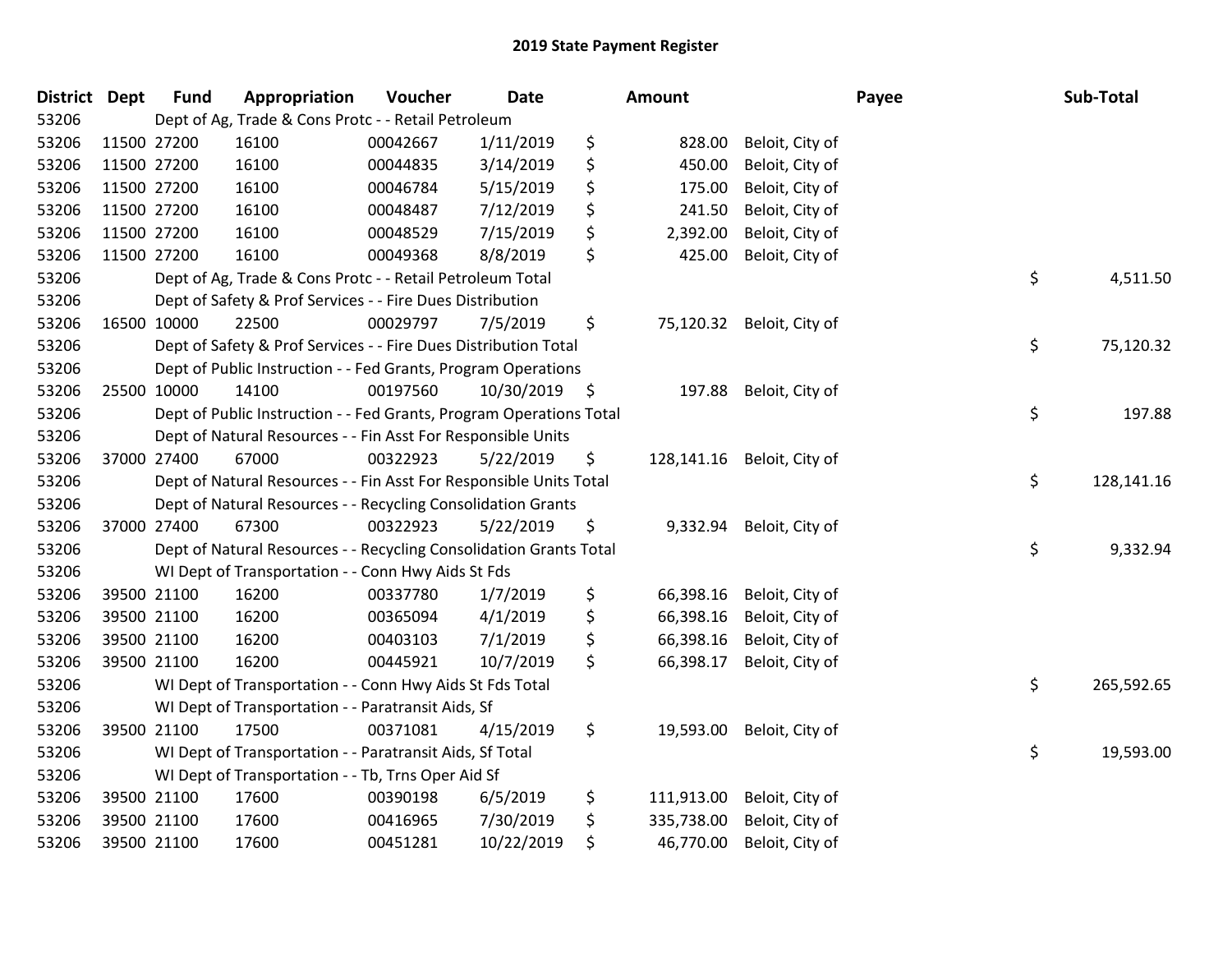# 2019 State Payment Register

| District | Dept | Fund | Appropriation | Voucher | Date | Amount | Payee | Sub-Total |
|---|---|---|---|---|---|---|---|---|
| 53206 | | Dept of Ag, Trade & Cons Protc - - Retail Petroleum | | | | | | |
| 53206 | 11500 | 27200 | 16100 | 00042667 | 1/11/2019 | $ 828.00 | Beloit, City of | |
| 53206 | 11500 | 27200 | 16100 | 00044835 | 3/14/2019 | $ 450.00 | Beloit, City of | |
| 53206 | 11500 | 27200 | 16100 | 00046784 | 5/15/2019 | $ 175.00 | Beloit, City of | |
| 53206 | 11500 | 27200 | 16100 | 00048487 | 7/12/2019 | $ 241.50 | Beloit, City of | |
| 53206 | 11500 | 27200 | 16100 | 00048529 | 7/15/2019 | $ 2,392.00 | Beloit, City of | |
| 53206 | 11500 | 27200 | 16100 | 00049368 | 8/8/2019 | $ 425.00 | Beloit, City of | |
| 53206 | | Dept of Ag, Trade & Cons Protc - - Retail Petroleum Total | | | | | | $ 4,511.50 |
| 53206 | | Dept of Safety & Prof Services - - Fire Dues Distribution | | | | | | |
| 53206 | 16500 | 10000 | 22500 | 00029797 | 7/5/2019 | $ 75,120.32 | Beloit, City of | |
| 53206 | | Dept of Safety & Prof Services - - Fire Dues Distribution Total | | | | | | $ 75,120.32 |
| 53206 | | Dept of Public Instruction - - Fed Grants, Program Operations | | | | | | |
| 53206 | 25500 | 10000 | 14100 | 00197560 | 10/30/2019 | $ 197.88 | Beloit, City of | |
| 53206 | | Dept of Public Instruction - - Fed Grants, Program Operations Total | | | | | | $ 197.88 |
| 53206 | | Dept of Natural Resources - - Fin Asst For Responsible Units | | | | | | |
| 53206 | 37000 | 27400 | 67000 | 00322923 | 5/22/2019 | $ 128,141.16 | Beloit, City of | |
| 53206 | | Dept of Natural Resources - - Fin Asst For Responsible Units Total | | | | | | $ 128,141.16 |
| 53206 | | Dept of Natural Resources - - Recycling Consolidation Grants | | | | | | |
| 53206 | 37000 | 27400 | 67300 | 00322923 | 5/22/2019 | $ 9,332.94 | Beloit, City of | |
| 53206 | | Dept of Natural Resources - - Recycling Consolidation Grants Total | | | | | | $ 9,332.94 |
| 53206 | | WI Dept of Transportation - - Conn Hwy Aids St Fds | | | | | | |
| 53206 | 39500 | 21100 | 16200 | 00337780 | 1/7/2019 | $ 66,398.16 | Beloit, City of | |
| 53206 | 39500 | 21100 | 16200 | 00365094 | 4/1/2019 | $ 66,398.16 | Beloit, City of | |
| 53206 | 39500 | 21100 | 16200 | 00403103 | 7/1/2019 | $ 66,398.16 | Beloit, City of | |
| 53206 | 39500 | 21100 | 16200 | 00445921 | 10/7/2019 | $ 66,398.17 | Beloit, City of | |
| 53206 | | WI Dept of Transportation - - Conn Hwy Aids St Fds Total | | | | | | $ 265,592.65 |
| 53206 | | WI Dept of Transportation - - Paratransit Aids, Sf | | | | | | |
| 53206 | 39500 | 21100 | 17500 | 00371081 | 4/15/2019 | $ 19,593.00 | Beloit, City of | |
| 53206 | | WI Dept of Transportation - - Paratransit Aids, Sf Total | | | | | | $ 19,593.00 |
| 53206 | | WI Dept of Transportation - - Tb, Trns Oper Aid Sf | | | | | | |
| 53206 | 39500 | 21100 | 17600 | 00390198 | 6/5/2019 | $ 111,913.00 | Beloit, City of | |
| 53206 | 39500 | 21100 | 17600 | 00416965 | 7/30/2019 | $ 335,738.00 | Beloit, City of | |
| 53206 | 39500 | 21100 | 17600 | 00451281 | 10/22/2019 | $ 46,770.00 | Beloit, City of | |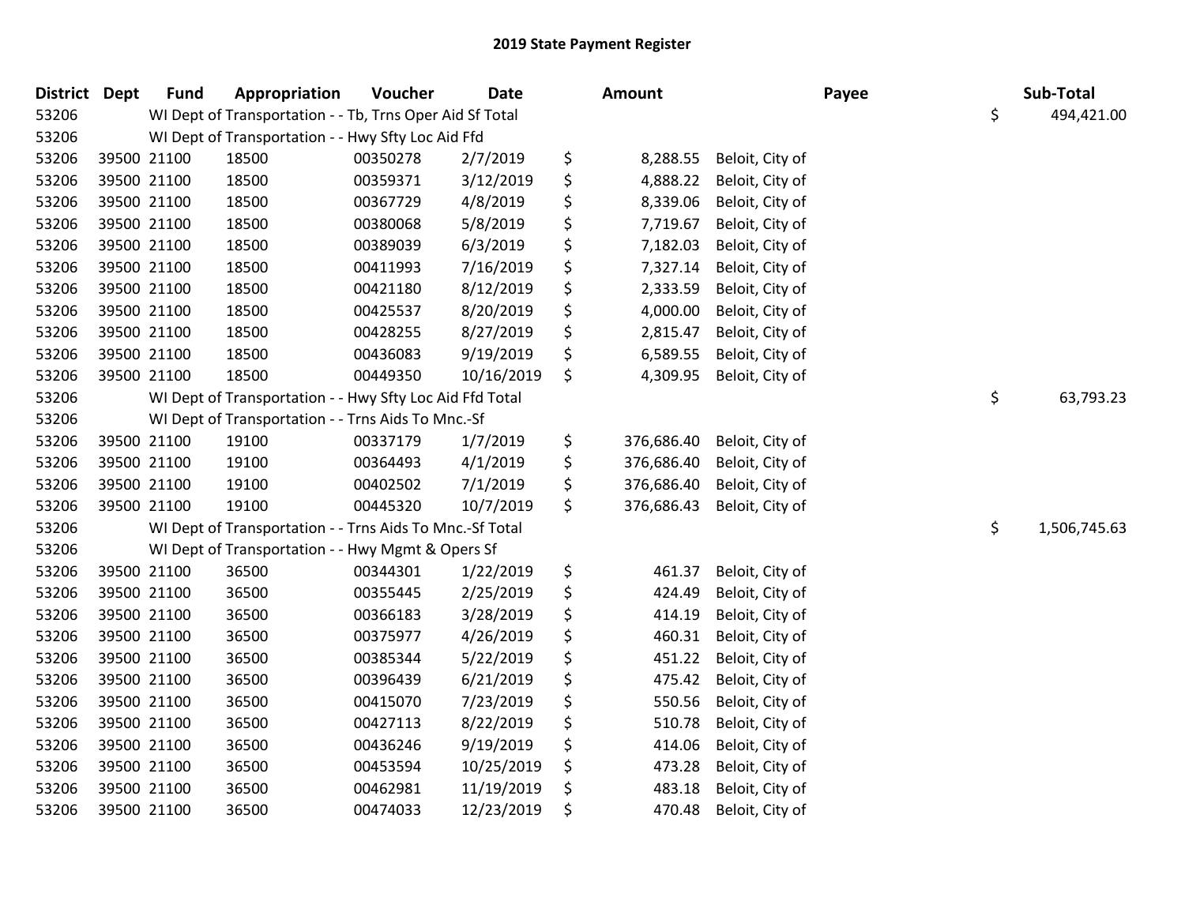## 2019 State Payment Register

| District | Dept | Fund | Appropriation | Voucher | Date | Amount | Payee | Sub-Total |
|---|---|---|---|---|---|---|---|---|
| 53206 | | WI Dept of Transportation - - Tb, Trns Oper Aid Sf Total | | | | | | $ 494,421.00 |
| 53206 | | WI Dept of Transportation - - Hwy Sfty Loc Aid Ffd | | | | | | |
| 53206 | 39500 | 21100 | 18500 | 00350278 | 2/7/2019 | $ 8,288.55 | Beloit, City of | |
| 53206 | 39500 | 21100 | 18500 | 00359371 | 3/12/2019 | $ 4,888.22 | Beloit, City of | |
| 53206 | 39500 | 21100 | 18500 | 00367729 | 4/8/2019 | $ 8,339.06 | Beloit, City of | |
| 53206 | 39500 | 21100 | 18500 | 00380068 | 5/8/2019 | $ 7,719.67 | Beloit, City of | |
| 53206 | 39500 | 21100 | 18500 | 00389039 | 6/3/2019 | $ 7,182.03 | Beloit, City of | |
| 53206 | 39500 | 21100 | 18500 | 00411993 | 7/16/2019 | $ 7,327.14 | Beloit, City of | |
| 53206 | 39500 | 21100 | 18500 | 00421180 | 8/12/2019 | $ 2,333.59 | Beloit, City of | |
| 53206 | 39500 | 21100 | 18500 | 00425537 | 8/20/2019 | $ 4,000.00 | Beloit, City of | |
| 53206 | 39500 | 21100 | 18500 | 00428255 | 8/27/2019 | $ 2,815.47 | Beloit, City of | |
| 53206 | 39500 | 21100 | 18500 | 00436083 | 9/19/2019 | $ 6,589.55 | Beloit, City of | |
| 53206 | 39500 | 21100 | 18500 | 00449350 | 10/16/2019 | $ 4,309.95 | Beloit, City of | |
| 53206 | | WI Dept of Transportation - - Hwy Sfty Loc Aid Ffd Total | | | | | | $ 63,793.23 |
| 53206 | | WI Dept of Transportation - - Trns Aids To Mnc.-Sf | | | | | | |
| 53206 | 39500 | 21100 | 19100 | 00337179 | 1/7/2019 | $ 376,686.40 | Beloit, City of | |
| 53206 | 39500 | 21100 | 19100 | 00364493 | 4/1/2019 | $ 376,686.40 | Beloit, City of | |
| 53206 | 39500 | 21100 | 19100 | 00402502 | 7/1/2019 | $ 376,686.40 | Beloit, City of | |
| 53206 | 39500 | 21100 | 19100 | 00445320 | 10/7/2019 | $ 376,686.43 | Beloit, City of | |
| 53206 | | WI Dept of Transportation - - Trns Aids To Mnc.-Sf Total | | | | | | $ 1,506,745.63 |
| 53206 | | WI Dept of Transportation - - Hwy Mgmt & Opers Sf | | | | | | |
| 53206 | 39500 | 21100 | 36500 | 00344301 | 1/22/2019 | $ 461.37 | Beloit, City of | |
| 53206 | 39500 | 21100 | 36500 | 00355445 | 2/25/2019 | $ 424.49 | Beloit, City of | |
| 53206 | 39500 | 21100 | 36500 | 00366183 | 3/28/2019 | $ 414.19 | Beloit, City of | |
| 53206 | 39500 | 21100 | 36500 | 00375977 | 4/26/2019 | $ 460.31 | Beloit, City of | |
| 53206 | 39500 | 21100 | 36500 | 00385344 | 5/22/2019 | $ 451.22 | Beloit, City of | |
| 53206 | 39500 | 21100 | 36500 | 00396439 | 6/21/2019 | $ 475.42 | Beloit, City of | |
| 53206 | 39500 | 21100 | 36500 | 00415070 | 7/23/2019 | $ 550.56 | Beloit, City of | |
| 53206 | 39500 | 21100 | 36500 | 00427113 | 8/22/2019 | $ 510.78 | Beloit, City of | |
| 53206 | 39500 | 21100 | 36500 | 00436246 | 9/19/2019 | $ 414.06 | Beloit, City of | |
| 53206 | 39500 | 21100 | 36500 | 00453594 | 10/25/2019 | $ 473.28 | Beloit, City of | |
| 53206 | 39500 | 21100 | 36500 | 00462981 | 11/19/2019 | $ 483.18 | Beloit, City of | |
| 53206 | 39500 | 21100 | 36500 | 00474033 | 12/23/2019 | $ 470.48 | Beloit, City of | |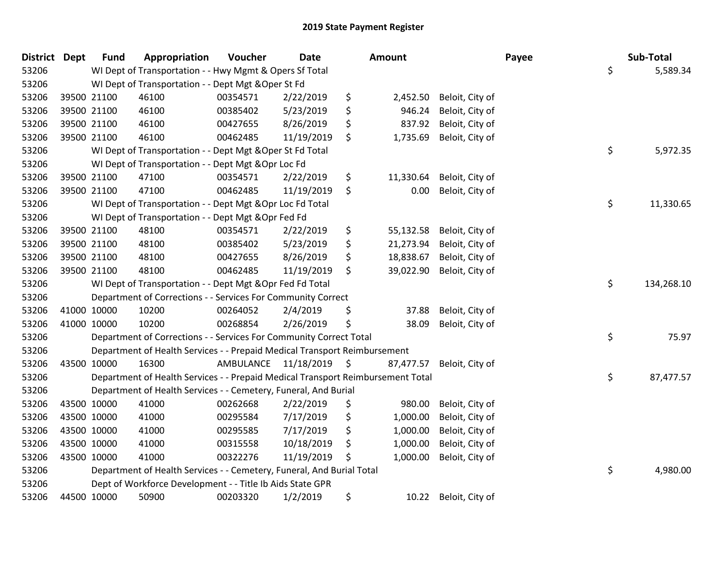# 2019 State Payment Register

| District | Dept | Fund | Appropriation | Voucher | Date | Amount | Payee | Sub-Total |
|---|---|---|---|---|---|---|---|---|
| 53206 | | WI Dept of Transportation - - Hwy Mgmt & Opers Sf Total | | | | | | $ 5,589.34 |
| 53206 | | WI Dept of Transportation - - Dept Mgt &Oper St Fd | | | | | | |
| 53206 | 39500 | 21100 | 46100 | 00354571 | 2/22/2019 | $ 2,452.50 | Beloit, City of | |
| 53206 | 39500 | 21100 | 46100 | 00385402 | 5/23/2019 | $ 946.24 | Beloit, City of | |
| 53206 | 39500 | 21100 | 46100 | 00427655 | 8/26/2019 | $ 837.92 | Beloit, City of | |
| 53206 | 39500 | 21100 | 46100 | 00462485 | 11/19/2019 | $ 1,735.69 | Beloit, City of | |
| 53206 | | WI Dept of Transportation - - Dept Mgt &Oper St Fd Total | | | | | | $ 5,972.35 |
| 53206 | | WI Dept of Transportation - - Dept Mgt &Opr Loc Fd | | | | | | |
| 53206 | 39500 | 21100 | 47100 | 00354571 | 2/22/2019 | $ 11,330.64 | Beloit, City of | |
| 53206 | 39500 | 21100 | 47100 | 00462485 | 11/19/2019 | $ 0.00 | Beloit, City of | |
| 53206 | | WI Dept of Transportation - - Dept Mgt &Opr Loc Fd Total | | | | | | $ 11,330.65 |
| 53206 | | WI Dept of Transportation - - Dept Mgt &Opr Fed Fd | | | | | | |
| 53206 | 39500 | 21100 | 48100 | 00354571 | 2/22/2019 | $ 55,132.58 | Beloit, City of | |
| 53206 | 39500 | 21100 | 48100 | 00385402 | 5/23/2019 | $ 21,273.94 | Beloit, City of | |
| 53206 | 39500 | 21100 | 48100 | 00427655 | 8/26/2019 | $ 18,838.67 | Beloit, City of | |
| 53206 | 39500 | 21100 | 48100 | 00462485 | 11/19/2019 | $ 39,022.90 | Beloit, City of | |
| 53206 | | WI Dept of Transportation - - Dept Mgt &Opr Fed Fd Total | | | | | | $ 134,268.10 |
| 53206 | | Department of Corrections - - Services For Community Correct | | | | | | |
| 53206 | 41000 | 10000 | 10200 | 00264052 | 2/4/2019 | $ 37.88 | Beloit, City of | |
| 53206 | 41000 | 10000 | 10200 | 00268854 | 2/26/2019 | $ 38.09 | Beloit, City of | |
| 53206 | | Department of Corrections - - Services For Community Correct Total | | | | | | $ 75.97 |
| 53206 | | Department of Health Services - - Prepaid Medical Transport Reimbursement | | | | | | |
| 53206 | 43500 | 10000 | 16300 | AMBULANCE | 11/18/2019 | $ 87,477.57 | Beloit, City of | |
| 53206 | | Department of Health Services - - Prepaid Medical Transport Reimbursement Total | | | | | | $ 87,477.57 |
| 53206 | | Department of Health Services - - Cemetery, Funeral, And Burial | | | | | | |
| 53206 | 43500 | 10000 | 41000 | 00262668 | 2/22/2019 | $ 980.00 | Beloit, City of | |
| 53206 | 43500 | 10000 | 41000 | 00295584 | 7/17/2019 | $ 1,000.00 | Beloit, City of | |
| 53206 | 43500 | 10000 | 41000 | 00295585 | 7/17/2019 | $ 1,000.00 | Beloit, City of | |
| 53206 | 43500 | 10000 | 41000 | 00315558 | 10/18/2019 | $ 1,000.00 | Beloit, City of | |
| 53206 | 43500 | 10000 | 41000 | 00322276 | 11/19/2019 | $ 1,000.00 | Beloit, City of | |
| 53206 | | Department of Health Services - - Cemetery, Funeral, And Burial Total | | | | | | $ 4,980.00 |
| 53206 | | Dept of Workforce Development - - Title Ib Aids State GPR | | | | | | |
| 53206 | 44500 | 10000 | 50900 | 00203320 | 1/2/2019 | $ 10.22 | Beloit, City of | |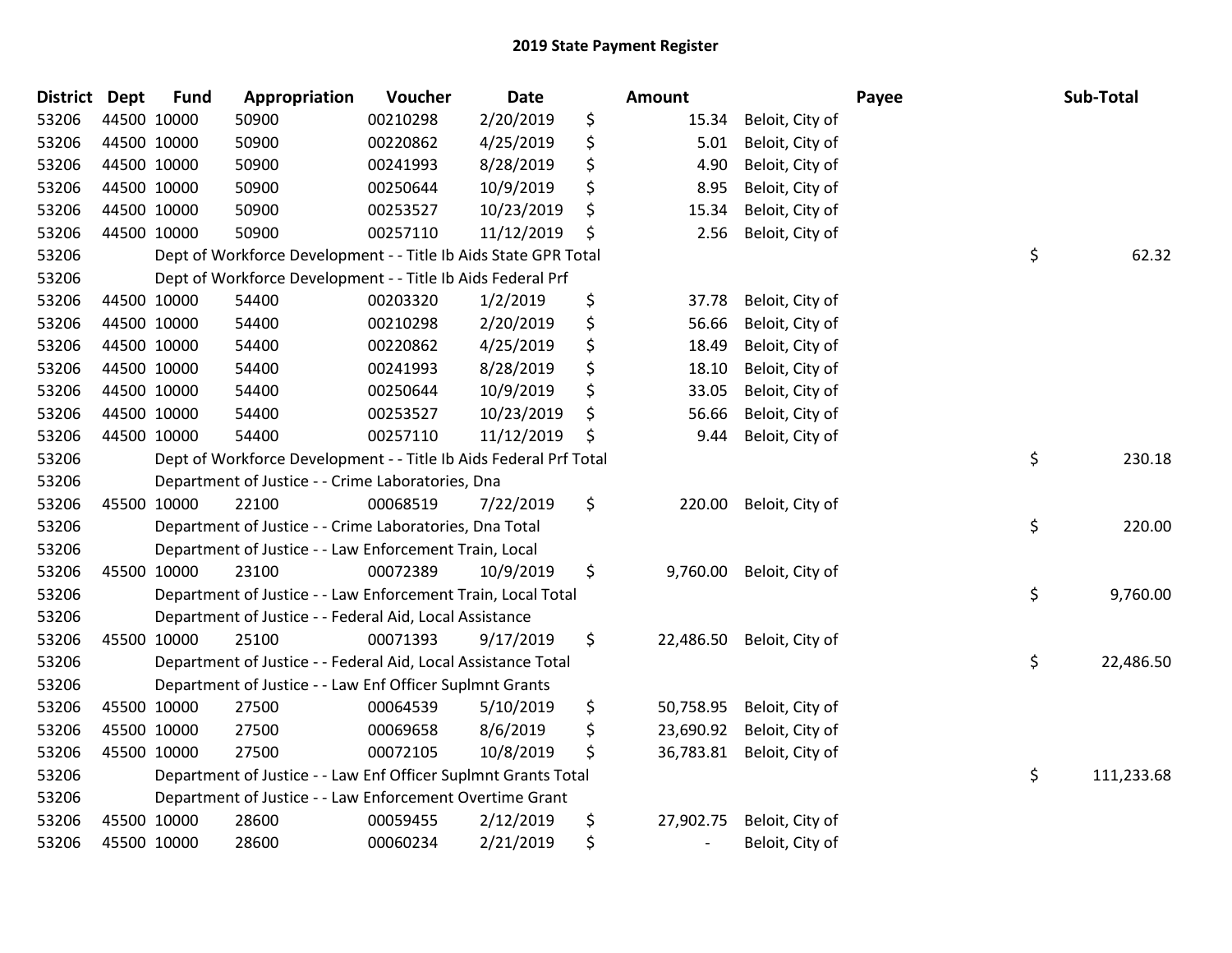# 2019 State Payment Register

| District | Dept | Fund | Appropriation | Voucher | Date | Amount | Payee | Sub-Total |
|---|---|---|---|---|---|---|---|---|
| 53206 | 44500 | 10000 | 50900 | 00210298 | 2/20/2019 | $ 15.34 | Beloit, City of | |
| 53206 | 44500 | 10000 | 50900 | 00220862 | 4/25/2019 | $ 5.01 | Beloit, City of | |
| 53206 | 44500 | 10000 | 50900 | 00241993 | 8/28/2019 | $ 4.90 | Beloit, City of | |
| 53206 | 44500 | 10000 | 50900 | 00250644 | 10/9/2019 | $ 8.95 | Beloit, City of | |
| 53206 | 44500 | 10000 | 50900 | 00253527 | 10/23/2019 | $ 15.34 | Beloit, City of | |
| 53206 | 44500 | 10000 | 50900 | 00257110 | 11/12/2019 | $ 2.56 | Beloit, City of | |
| 53206 | | | Dept of Workforce Development - - Title Ib Aids State GPR Total | | | | | $ 62.32 |
| 53206 | | | Dept of Workforce Development - - Title Ib Aids Federal Prf | | | | | |
| 53206 | 44500 | 10000 | 54400 | 00203320 | 1/2/2019 | $ 37.78 | Beloit, City of | |
| 53206 | 44500 | 10000 | 54400 | 00210298 | 2/20/2019 | $ 56.66 | Beloit, City of | |
| 53206 | 44500 | 10000 | 54400 | 00220862 | 4/25/2019 | $ 18.49 | Beloit, City of | |
| 53206 | 44500 | 10000 | 54400 | 00241993 | 8/28/2019 | $ 18.10 | Beloit, City of | |
| 53206 | 44500 | 10000 | 54400 | 00250644 | 10/9/2019 | $ 33.05 | Beloit, City of | |
| 53206 | 44500 | 10000 | 54400 | 00253527 | 10/23/2019 | $ 56.66 | Beloit, City of | |
| 53206 | 44500 | 10000 | 54400 | 00257110 | 11/12/2019 | $ 9.44 | Beloit, City of | |
| 53206 | | | Dept of Workforce Development - - Title Ib Aids Federal Prf Total | | | | | $ 230.18 |
| 53206 | | | Department of Justice - - Crime Laboratories, Dna | | | | | |
| 53206 | 45500 | 10000 | 22100 | 00068519 | 7/22/2019 | $ 220.00 | Beloit, City of | |
| 53206 | | | Department of Justice - - Crime Laboratories, Dna Total | | | | | $ 220.00 |
| 53206 | | | Department of Justice - - Law Enforcement Train, Local | | | | | |
| 53206 | 45500 | 10000 | 23100 | 00072389 | 10/9/2019 | $ 9,760.00 | Beloit, City of | |
| 53206 | | | Department of Justice - - Law Enforcement Train, Local Total | | | | | $ 9,760.00 |
| 53206 | | | Department of Justice - - Federal Aid, Local Assistance | | | | | |
| 53206 | 45500 | 10000 | 25100 | 00071393 | 9/17/2019 | $ 22,486.50 | Beloit, City of | |
| 53206 | | | Department of Justice - - Federal Aid, Local Assistance Total | | | | | $ 22,486.50 |
| 53206 | | | Department of Justice - - Law Enf Officer Suplmnt Grants | | | | | |
| 53206 | 45500 | 10000 | 27500 | 00064539 | 5/10/2019 | $ 50,758.95 | Beloit, City of | |
| 53206 | 45500 | 10000 | 27500 | 00069658 | 8/6/2019 | $ 23,690.92 | Beloit, City of | |
| 53206 | 45500 | 10000 | 27500 | 00072105 | 10/8/2019 | $ 36,783.81 | Beloit, City of | |
| 53206 | | | Department of Justice - - Law Enf Officer Suplmnt Grants Total | | | | | $ 111,233.68 |
| 53206 | | | Department of Justice - - Law Enforcement Overtime Grant | | | | | |
| 53206 | 45500 | 10000 | 28600 | 00059455 | 2/12/2019 | $ 27,902.75 | Beloit, City of | |
| 53206 | 45500 | 10000 | 28600 | 00060234 | 2/21/2019 | $ - | Beloit, City of | |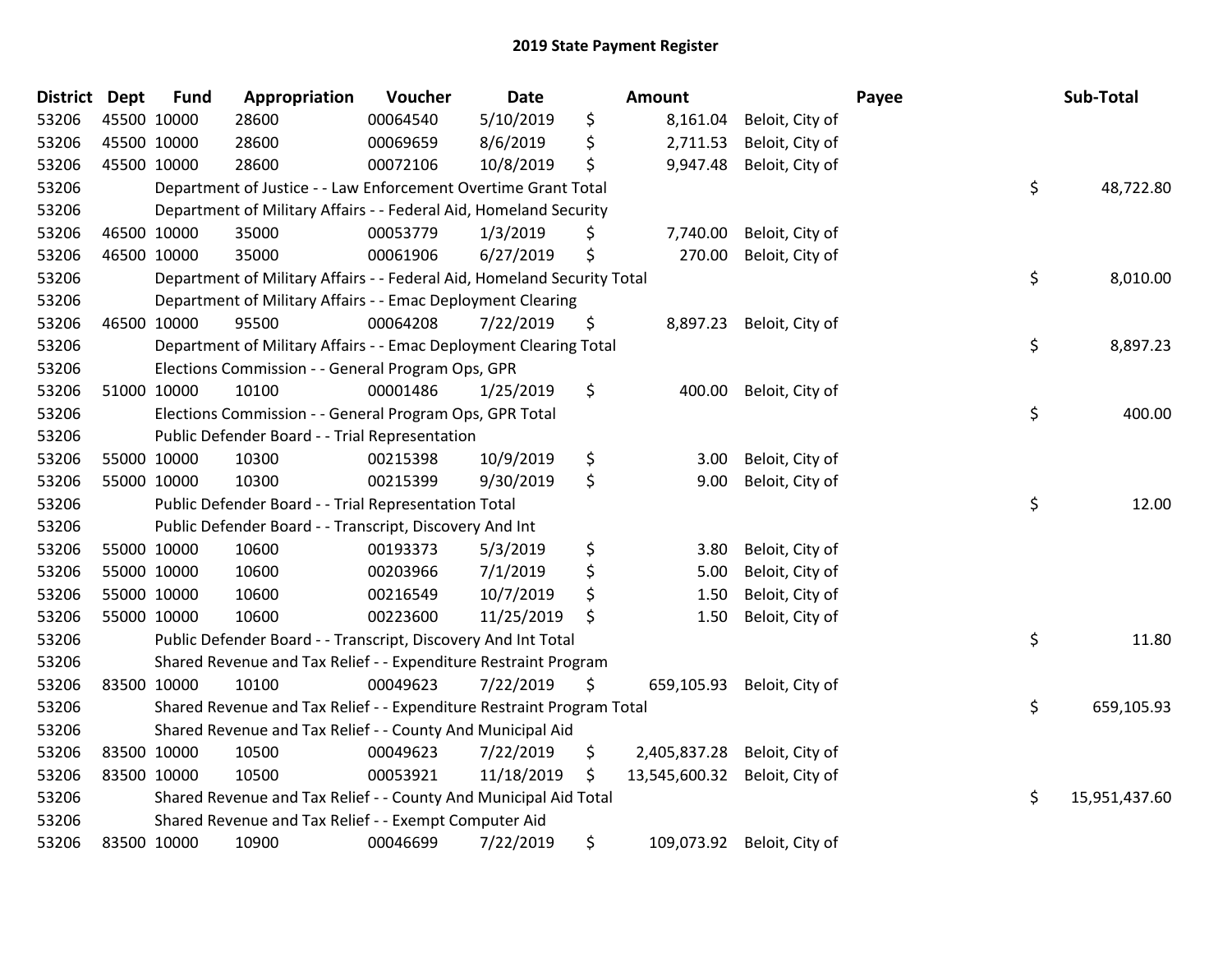## 2019 State Payment Register

| District | Dept | Fund | Appropriation | Voucher | Date | Amount | Payee | Sub-Total |
|---|---|---|---|---|---|---|---|---|
| 53206 | 45500 | 10000 | 28600 | 00064540 | 5/10/2019 | $ 8,161.04 | Beloit, City of | |
| 53206 | 45500 | 10000 | 28600 | 00069659 | 8/6/2019 | $ 2,711.53 | Beloit, City of | |
| 53206 | 45500 | 10000 | 28600 | 00072106 | 10/8/2019 | $ 9,947.48 | Beloit, City of | |
| 53206 | | Department of Justice - - Law Enforcement Overtime Grant Total | | | | | | $ 48,722.80 |
| 53206 | | Department of Military Affairs - - Federal Aid, Homeland Security | | | | | | |
| 53206 | 46500 | 10000 | 35000 | 00053779 | 1/3/2019 | $ 7,740.00 | Beloit, City of | |
| 53206 | 46500 | 10000 | 35000 | 00061906 | 6/27/2019 | $ 270.00 | Beloit, City of | |
| 53206 | | Department of Military Affairs - - Federal Aid, Homeland Security Total | | | | | | $ 8,010.00 |
| 53206 | | Department of Military Affairs - - Emac Deployment Clearing | | | | | | |
| 53206 | 46500 | 10000 | 95500 | 00064208 | 7/22/2019 | $ 8,897.23 | Beloit, City of | |
| 53206 | | Department of Military Affairs - - Emac Deployment Clearing Total | | | | | | $ 8,897.23 |
| 53206 | | Elections Commission - - General Program Ops, GPR | | | | | | |
| 53206 | 51000 | 10000 | 10100 | 00001486 | 1/25/2019 | $ 400.00 | Beloit, City of | |
| 53206 | | Elections Commission - - General Program Ops, GPR Total | | | | | | $ 400.00 |
| 53206 | | Public Defender Board - - Trial Representation | | | | | | |
| 53206 | 55000 | 10000 | 10300 | 00215398 | 10/9/2019 | $ 3.00 | Beloit, City of | |
| 53206 | 55000 | 10000 | 10300 | 00215399 | 9/30/2019 | $ 9.00 | Beloit, City of | |
| 53206 | | Public Defender Board - - Trial Representation Total | | | | | | $ 12.00 |
| 53206 | | Public Defender Board - - Transcript, Discovery And Int | | | | | | |
| 53206 | 55000 | 10000 | 10600 | 00193373 | 5/3/2019 | $ 3.80 | Beloit, City of | |
| 53206 | 55000 | 10000 | 10600 | 00203966 | 7/1/2019 | $ 5.00 | Beloit, City of | |
| 53206 | 55000 | 10000 | 10600 | 00216549 | 10/7/2019 | $ 1.50 | Beloit, City of | |
| 53206 | 55000 | 10000 | 10600 | 00223600 | 11/25/2019 | $ 1.50 | Beloit, City of | |
| 53206 | | Public Defender Board - - Transcript, Discovery And Int Total | | | | | | $ 11.80 |
| 53206 | | Shared Revenue and Tax Relief - - Expenditure Restraint Program | | | | | | |
| 53206 | 83500 | 10000 | 10100 | 00049623 | 7/22/2019 | $ 659,105.93 | Beloit, City of | |
| 53206 | | Shared Revenue and Tax Relief - - Expenditure Restraint Program Total | | | | | | $ 659,105.93 |
| 53206 | | Shared Revenue and Tax Relief - - County And Municipal Aid | | | | | | |
| 53206 | 83500 | 10000 | 10500 | 00049623 | 7/22/2019 | $ 2,405,837.28 | Beloit, City of | |
| 53206 | 83500 | 10000 | 10500 | 00053921 | 11/18/2019 | $ 13,545,600.32 | Beloit, City of | |
| 53206 | | Shared Revenue and Tax Relief - - County And Municipal Aid Total | | | | | | $ 15,951,437.60 |
| 53206 | | Shared Revenue and Tax Relief - - Exempt Computer Aid | | | | | | |
| 53206 | 83500 | 10000 | 10900 | 00046699 | 7/22/2019 | $ 109,073.92 | Beloit, City of | |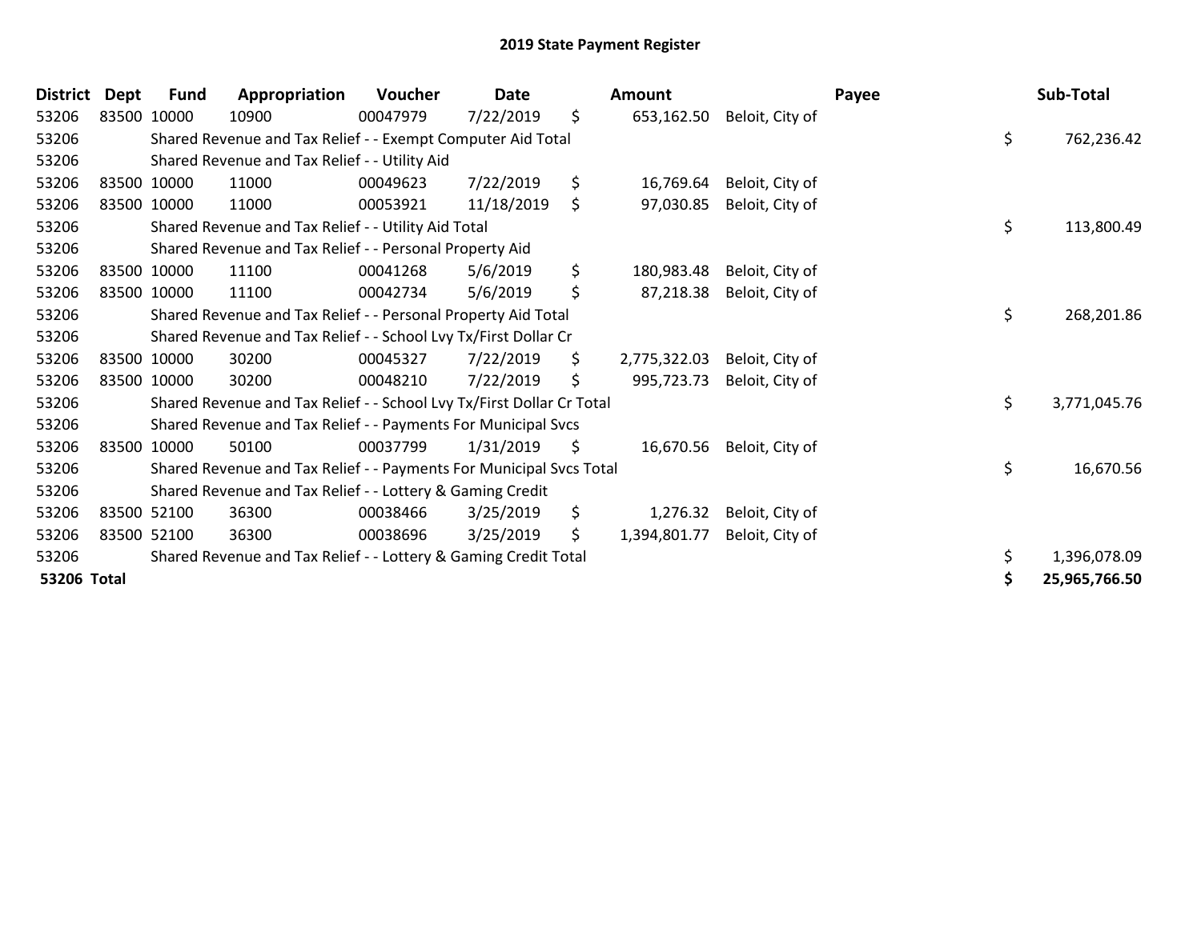## 2019 State Payment Register

| District | Dept | Fund | Appropriation | Voucher | Date | Amount | Payee | Sub-Total |
|---|---|---|---|---|---|---|---|---|
| 53206 | 83500 | 10000 | 10900 | 00047979 | 7/22/2019 | $ 653,162.50 | Beloit, City of | |
| 53206 | | Shared Revenue and Tax Relief - - Exempt Computer Aid Total | | | | | | $ 762,236.42 |
| 53206 | | Shared Revenue and Tax Relief - - Utility Aid | | | | | | |
| 53206 | 83500 | 10000 | 11000 | 00049623 | 7/22/2019 | $ 16,769.64 | Beloit, City of | |
| 53206 | 83500 | 10000 | 11000 | 00053921 | 11/18/2019 | $ 97,030.85 | Beloit, City of | |
| 53206 | | Shared Revenue and Tax Relief - - Utility Aid Total | | | | | | $ 113,800.49 |
| 53206 | | Shared Revenue and Tax Relief - - Personal Property Aid | | | | | | |
| 53206 | 83500 | 10000 | 11100 | 00041268 | 5/6/2019 | $ 180,983.48 | Beloit, City of | |
| 53206 | 83500 | 10000 | 11100 | 00042734 | 5/6/2019 | $ 87,218.38 | Beloit, City of | |
| 53206 | | Shared Revenue and Tax Relief - - Personal Property Aid Total | | | | | | $ 268,201.86 |
| 53206 | | Shared Revenue and Tax Relief - - School Lvy Tx/First Dollar Cr | | | | | | |
| 53206 | 83500 | 10000 | 30200 | 00045327 | 7/22/2019 | $ 2,775,322.03 | Beloit, City of | |
| 53206 | 83500 | 10000 | 30200 | 00048210 | 7/22/2019 | $ 995,723.73 | Beloit, City of | |
| 53206 | | Shared Revenue and Tax Relief - - School Lvy Tx/First Dollar Cr Total | | | | | | $ 3,771,045.76 |
| 53206 | | Shared Revenue and Tax Relief - - Payments For Municipal Svcs | | | | | | |
| 53206 | 83500 | 10000 | 50100 | 00037799 | 1/31/2019 | $ 16,670.56 | Beloit, City of | |
| 53206 | | Shared Revenue and Tax Relief - - Payments For Municipal Svcs Total | | | | | | $ 16,670.56 |
| 53206 | | Shared Revenue and Tax Relief - - Lottery & Gaming Credit | | | | | | |
| 53206 | 83500 | 52100 | 36300 | 00038466 | 3/25/2019 | $ 1,276.32 | Beloit, City of | |
| 53206 | 83500 | 52100 | 36300 | 00038696 | 3/25/2019 | $ 1,394,801.77 | Beloit, City of | |
| 53206 | | Shared Revenue and Tax Relief - - Lottery & Gaming Credit Total | | | | | | $ 1,396,078.09 |
| **53206 Total** | | | | | | | | **$ 25,965,766.50** |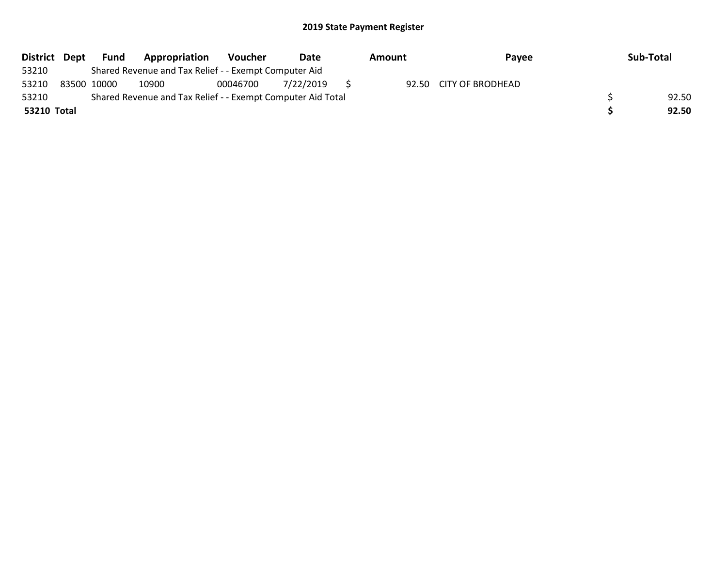# 2019 State Payment Register

| District | Dept | Fund | Appropriation | Voucher | Date | Amount | Payee | Sub-Total |
|---|---|---|---|---|---|---|---|---|
| 53210 | | Shared Revenue and Tax Relief - - Exempt Computer Aid | | | | | | |
| 53210 | 83500 | 10000 | 10900 | 00046700 | 7/22/2019 | $ 92.50 | CITY OF BRODHEAD | |
| 53210 | | Shared Revenue and Tax Relief - - Exempt Computer Aid Total | | | | | | $ 92.50 |
| **53210 Total** | | | | | | | | **$ 92.50** |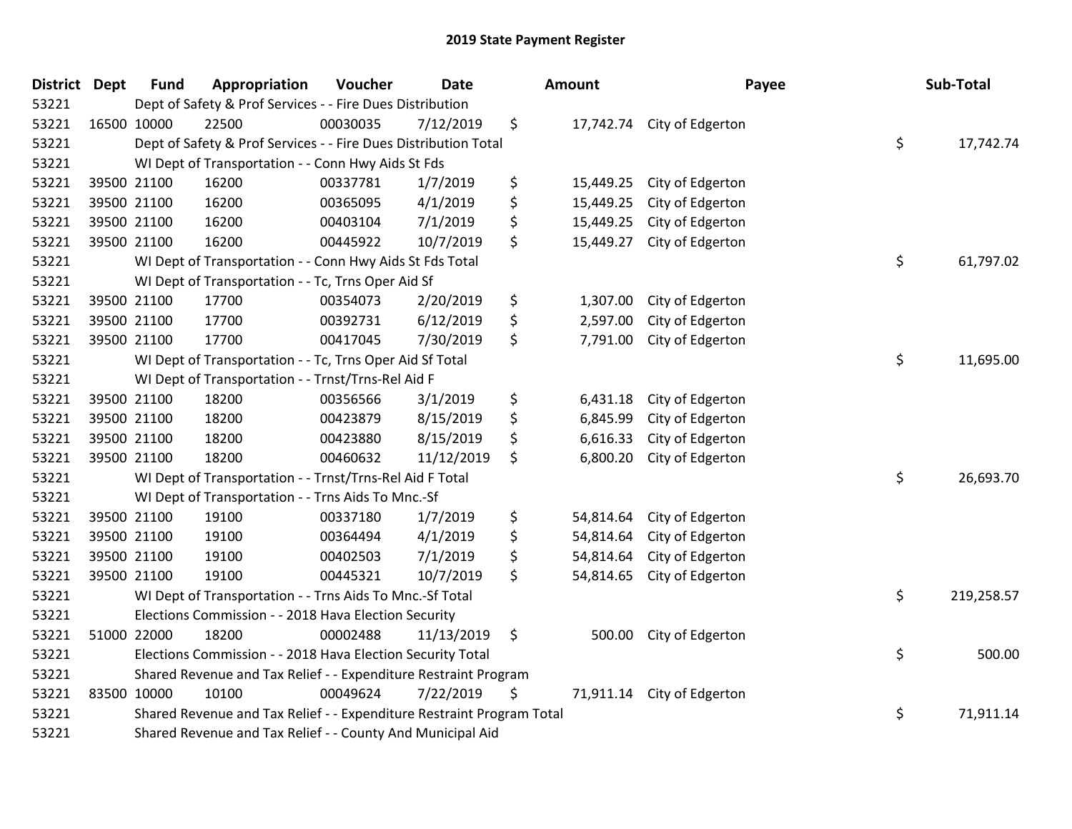# 2019 State Payment Register

| District | Dept | Fund | Appropriation | Voucher | Date | Amount | Payee | Sub-Total |
|---|---|---|---|---|---|---|---|---|
| 53221 | | Dept of Safety & Prof Services - - Fire Dues Distribution | | | | | | |
| 53221 | 16500 | 10000 | 22500 | 00030035 | 7/12/2019 | $ 17,742.74 | City of Edgerton | |
| 53221 | | Dept of Safety & Prof Services - - Fire Dues Distribution Total | | | | | | $ 17,742.74 |
| 53221 | | WI Dept of Transportation - - Conn Hwy Aids St Fds | | | | | | |
| 53221 | 39500 | 21100 | 16200 | 00337781 | 1/7/2019 | $ 15,449.25 | City of Edgerton | |
| 53221 | 39500 | 21100 | 16200 | 00365095 | 4/1/2019 | $ 15,449.25 | City of Edgerton | |
| 53221 | 39500 | 21100 | 16200 | 00403104 | 7/1/2019 | $ 15,449.25 | City of Edgerton | |
| 53221 | 39500 | 21100 | 16200 | 00445922 | 10/7/2019 | $ 15,449.27 | City of Edgerton | |
| 53221 | | WI Dept of Transportation - - Conn Hwy Aids St Fds Total | | | | | | $ 61,797.02 |
| 53221 | | WI Dept of Transportation - - Tc, Trns Oper Aid Sf | | | | | | |
| 53221 | 39500 | 21100 | 17700 | 00354073 | 2/20/2019 | $ 1,307.00 | City of Edgerton | |
| 53221 | 39500 | 21100 | 17700 | 00392731 | 6/12/2019 | $ 2,597.00 | City of Edgerton | |
| 53221 | 39500 | 21100 | 17700 | 00417045 | 7/30/2019 | $ 7,791.00 | City of Edgerton | |
| 53221 | | WI Dept of Transportation - - Tc, Trns Oper Aid Sf Total | | | | | | $ 11,695.00 |
| 53221 | | WI Dept of Transportation - - Trnst/Trns-Rel Aid F | | | | | | |
| 53221 | 39500 | 21100 | 18200 | 00356566 | 3/1/2019 | $ 6,431.18 | City of Edgerton | |
| 53221 | 39500 | 21100 | 18200 | 00423879 | 8/15/2019 | $ 6,845.99 | City of Edgerton | |
| 53221 | 39500 | 21100 | 18200 | 00423880 | 8/15/2019 | $ 6,616.33 | City of Edgerton | |
| 53221 | 39500 | 21100 | 18200 | 00460632 | 11/12/2019 | $ 6,800.20 | City of Edgerton | |
| 53221 | | WI Dept of Transportation - - Trnst/Trns-Rel Aid F Total | | | | | | $ 26,693.70 |
| 53221 | | WI Dept of Transportation - - Trns Aids To Mnc.-Sf | | | | | | |
| 53221 | 39500 | 21100 | 19100 | 00337180 | 1/7/2019 | $ 54,814.64 | City of Edgerton | |
| 53221 | 39500 | 21100 | 19100 | 00364494 | 4/1/2019 | $ 54,814.64 | City of Edgerton | |
| 53221 | 39500 | 21100 | 19100 | 00402503 | 7/1/2019 | $ 54,814.64 | City of Edgerton | |
| 53221 | 39500 | 21100 | 19100 | 00445321 | 10/7/2019 | $ 54,814.65 | City of Edgerton | |
| 53221 | | WI Dept of Transportation - - Trns Aids To Mnc.-Sf Total | | | | | | $ 219,258.57 |
| 53221 | | Elections Commission - - 2018 Hava Election Security | | | | | | |
| 53221 | 51000 | 22000 | 18200 | 00002488 | 11/13/2019 | $ 500.00 | City of Edgerton | |
| 53221 | | Elections Commission - - 2018 Hava Election Security Total | | | | | | $ 500.00 |
| 53221 | | Shared Revenue and Tax Relief - - Expenditure Restraint Program | | | | | | |
| 53221 | 83500 | 10000 | 10100 | 00049624 | 7/22/2019 | $ 71,911.14 | City of Edgerton | |
| 53221 | | Shared Revenue and Tax Relief - - Expenditure Restraint Program Total | | | | | | $ 71,911.14 |
| 53221 | | Shared Revenue and Tax Relief - - County And Municipal Aid | | | | | | |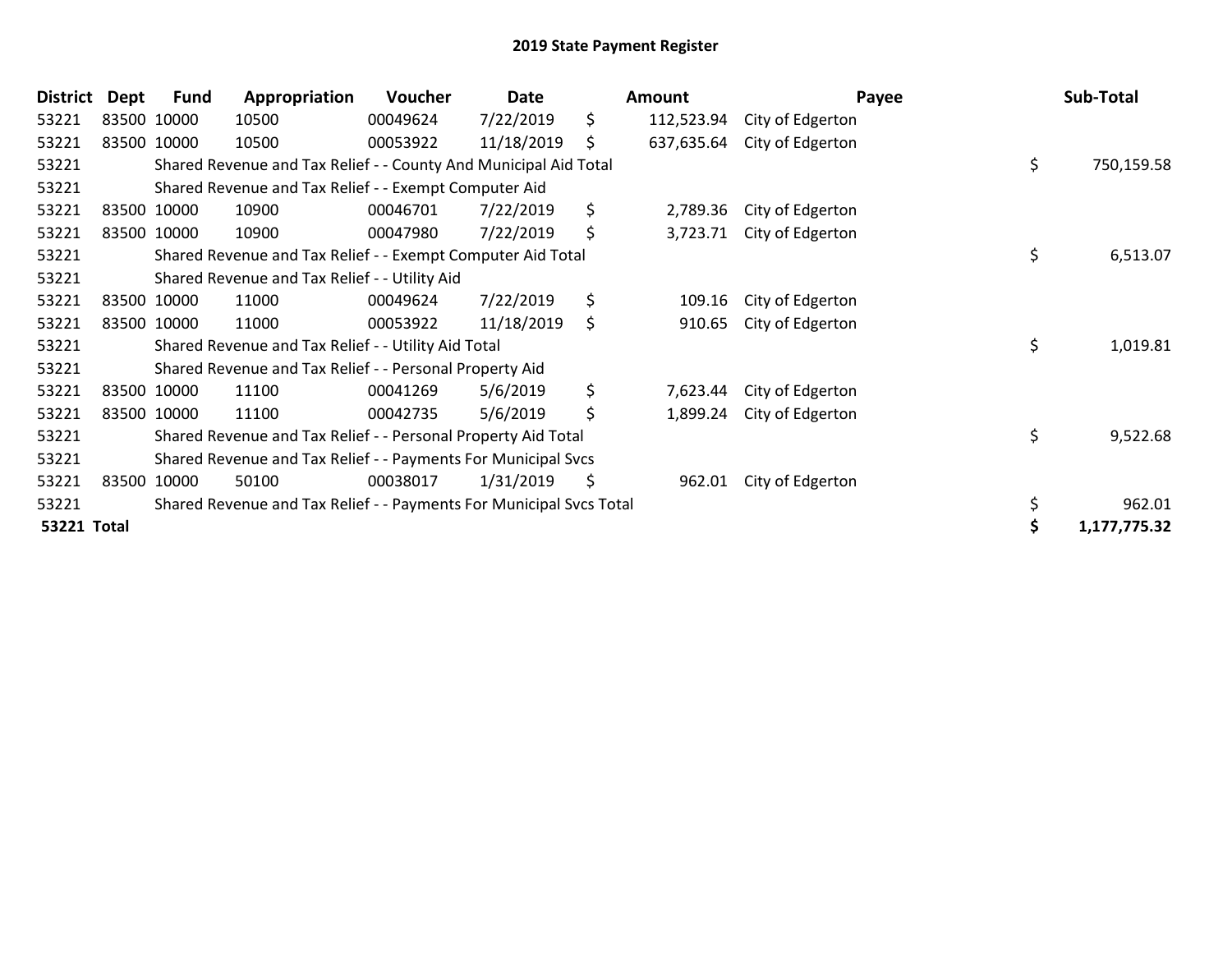# 2019 State Payment Register

| District | Dept | Fund | Appropriation | Voucher | Date | Amount | Payee | Sub-Total |
|---|---|---|---|---|---|---|---|---|
| 53221 | 83500 | 10000 | 10500 | 00049624 | 7/22/2019 | $ 112,523.94 | City of Edgerton | |
| 53221 | 83500 | 10000 | 10500 | 00053922 | 11/18/2019 | $ 637,635.64 | City of Edgerton | |
| 53221 | | Shared Revenue and Tax Relief - - County And Municipal Aid Total | | | | | | $ 750,159.58 |
| 53221 | | Shared Revenue and Tax Relief - - Exempt Computer Aid | | | | | | |
| 53221 | 83500 | 10000 | 10900 | 00046701 | 7/22/2019 | $ 2,789.36 | City of Edgerton | |
| 53221 | 83500 | 10000 | 10900 | 00047980 | 7/22/2019 | $ 3,723.71 | City of Edgerton | |
| 53221 | | Shared Revenue and Tax Relief - - Exempt Computer Aid Total | | | | | | $ 6,513.07 |
| 53221 | | Shared Revenue and Tax Relief - - Utility Aid | | | | | | |
| 53221 | 83500 | 10000 | 11000 | 00049624 | 7/22/2019 | $ 109.16 | City of Edgerton | |
| 53221 | 83500 | 10000 | 11000 | 00053922 | 11/18/2019 | $ 910.65 | City of Edgerton | |
| 53221 | | Shared Revenue and Tax Relief - - Utility Aid Total | | | | | | $ 1,019.81 |
| 53221 | | Shared Revenue and Tax Relief - - Personal Property Aid | | | | | | |
| 53221 | 83500 | 10000 | 11100 | 00041269 | 5/6/2019 | $ 7,623.44 | City of Edgerton | |
| 53221 | 83500 | 10000 | 11100 | 00042735 | 5/6/2019 | $ 1,899.24 | City of Edgerton | |
| 53221 | | Shared Revenue and Tax Relief - - Personal Property Aid Total | | | | | | $ 9,522.68 |
| 53221 | | Shared Revenue and Tax Relief - - Payments For Municipal Svcs | | | | | | |
| 53221 | 83500 | 10000 | 50100 | 00038017 | 1/31/2019 | $ 962.01 | City of Edgerton | |
| 53221 | | Shared Revenue and Tax Relief - - Payments For Municipal Svcs Total | | | | | | $ 962.01 |
| **53221 Total** | | | | | | | | **$ 1,177,775.32** |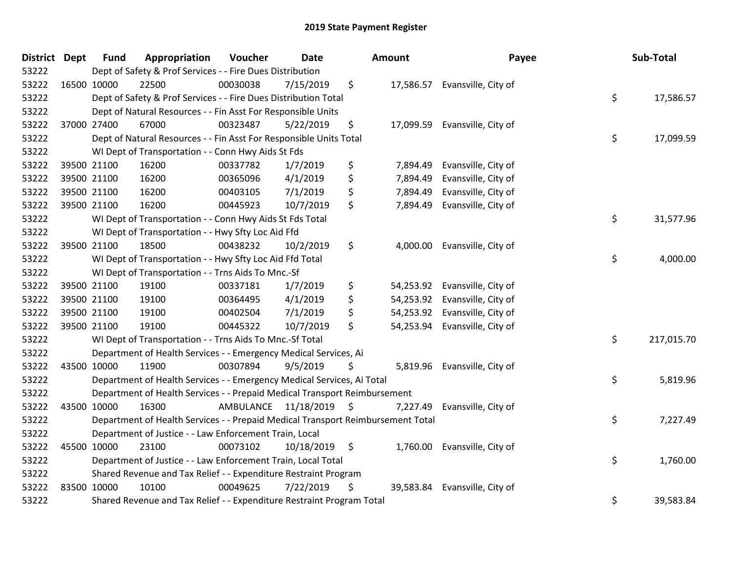## 2019 State Payment Register

| District | Dept | Fund | Appropriation | Voucher | Date | Amount | Payee | Sub-Total |
|---|---|---|---|---|---|---|---|---|
| 53222 | | Dept of Safety & Prof Services - - Fire Dues Distribution | | | | | | |
| 53222 | 16500 | 10000 | 22500 | 00030038 | 7/15/2019 | $ 17,586.57 | Evansville, City of | |
| 53222 | | Dept of Safety & Prof Services - - Fire Dues Distribution Total | | | | | | $ 17,586.57 |
| 53222 | | Dept of Natural Resources - - Fin Asst For Responsible Units | | | | | | |
| 53222 | 37000 | 27400 | 67000 | 00323487 | 5/22/2019 | $ 17,099.59 | Evansville, City of | |
| 53222 | | Dept of Natural Resources - - Fin Asst For Responsible Units Total | | | | | | $ 17,099.59 |
| 53222 | | WI Dept of Transportation - - Conn Hwy Aids St Fds | | | | | | |
| 53222 | 39500 | 21100 | 16200 | 00337782 | 1/7/2019 | $ 7,894.49 | Evansville, City of | |
| 53222 | 39500 | 21100 | 16200 | 00365096 | 4/1/2019 | $ 7,894.49 | Evansville, City of | |
| 53222 | 39500 | 21100 | 16200 | 00403105 | 7/1/2019 | $ 7,894.49 | Evansville, City of | |
| 53222 | 39500 | 21100 | 16200 | 00445923 | 10/7/2019 | $ 7,894.49 | Evansville, City of | |
| 53222 | | WI Dept of Transportation - - Conn Hwy Aids St Fds Total | | | | | | $ 31,577.96 |
| 53222 | | WI Dept of Transportation - - Hwy Sfty Loc Aid Ffd | | | | | | |
| 53222 | 39500 | 21100 | 18500 | 00438232 | 10/2/2019 | $ 4,000.00 | Evansville, City of | |
| 53222 | | WI Dept of Transportation - - Hwy Sfty Loc Aid Ffd Total | | | | | | $ 4,000.00 |
| 53222 | | WI Dept of Transportation - - Trns Aids To Mnc.-Sf | | | | | | |
| 53222 | 39500 | 21100 | 19100 | 00337181 | 1/7/2019 | $ 54,253.92 | Evansville, City of | |
| 53222 | 39500 | 21100 | 19100 | 00364495 | 4/1/2019 | $ 54,253.92 | Evansville, City of | |
| 53222 | 39500 | 21100 | 19100 | 00402504 | 7/1/2019 | $ 54,253.92 | Evansville, City of | |
| 53222 | 39500 | 21100 | 19100 | 00445322 | 10/7/2019 | $ 54,253.94 | Evansville, City of | |
| 53222 | | WI Dept of Transportation - - Trns Aids To Mnc.-Sf Total | | | | | | $ 217,015.70 |
| 53222 | | Department of Health Services - - Emergency Medical Services, Ai | | | | | | |
| 53222 | 43500 | 10000 | 11900 | 00307894 | 9/5/2019 | $ 5,819.96 | Evansville, City of | |
| 53222 | | Department of Health Services - - Emergency Medical Services, Ai Total | | | | | | $ 5,819.96 |
| 53222 | | Department of Health Services - - Prepaid Medical Transport Reimbursement | | | | | | |
| 53222 | 43500 | 10000 | 16300 | AMBULANCE | 11/18/2019 | $ 7,227.49 | Evansville, City of | |
| 53222 | | Department of Health Services - - Prepaid Medical Transport Reimbursement Total | | | | | | $ 7,227.49 |
| 53222 | | Department of Justice - - Law Enforcement Train, Local | | | | | | |
| 53222 | 45500 | 10000 | 23100 | 00073102 | 10/18/2019 | $ 1,760.00 | Evansville, City of | |
| 53222 | | Department of Justice - - Law Enforcement Train, Local Total | | | | | | $ 1,760.00 |
| 53222 | | Shared Revenue and Tax Relief - - Expenditure Restraint Program | | | | | | |
| 53222 | 83500 | 10000 | 10100 | 00049625 | 7/22/2019 | $ 39,583.84 | Evansville, City of | |
| 53222 | | Shared Revenue and Tax Relief - - Expenditure Restraint Program Total | | | | | | $ 39,583.84 |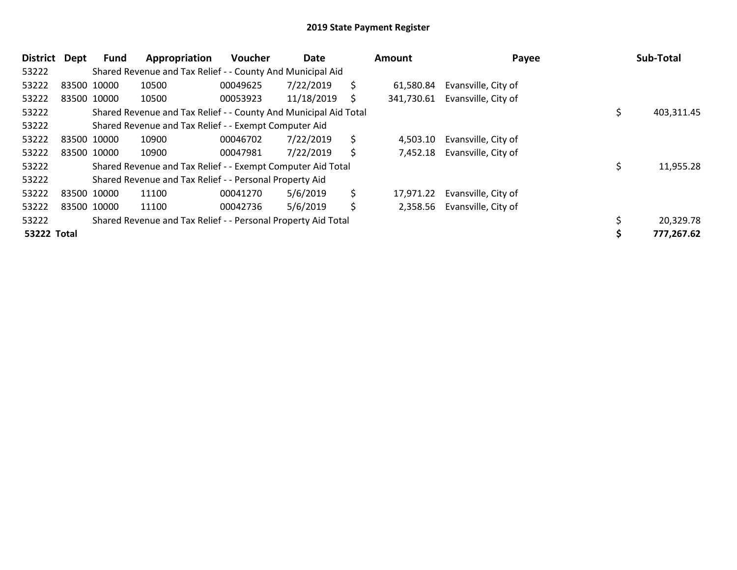# 2019 State Payment Register

| District | Dept | Fund | Appropriation | Voucher | Date | Amount | Payee | Sub-Total |
|---|---|---|---|---|---|---|---|---|
| 53222 | | Shared Revenue and Tax Relief - - County And Municipal Aid | | | | | | |
| 53222 | 83500 | 10000 | 10500 | 00049625 | 7/22/2019 | $ 61,580.84 | Evansville, City of | |
| 53222 | 83500 | 10000 | 10500 | 00053923 | 11/18/2019 | $ 341,730.61 | Evansville, City of | |
| 53222 | | Shared Revenue and Tax Relief - - County And Municipal Aid Total | | | | | | $ 403,311.45 |
| 53222 | | Shared Revenue and Tax Relief - - Exempt Computer Aid | | | | | | |
| 53222 | 83500 | 10000 | 10900 | 00046702 | 7/22/2019 | $ 4,503.10 | Evansville, City of | |
| 53222 | 83500 | 10000 | 10900 | 00047981 | 7/22/2019 | $ 7,452.18 | Evansville, City of | |
| 53222 | | Shared Revenue and Tax Relief - - Exempt Computer Aid Total | | | | | | $ 11,955.28 |
| 53222 | | Shared Revenue and Tax Relief - - Personal Property Aid | | | | | | |
| 53222 | 83500 | 10000 | 11100 | 00041270 | 5/6/2019 | $ 17,971.22 | Evansville, City of | |
| 53222 | 83500 | 10000 | 11100 | 00042736 | 5/6/2019 | $ 2,358.56 | Evansville, City of | |
| 53222 | | Shared Revenue and Tax Relief - - Personal Property Aid Total | | | | | | $ 20,329.78 |
| **53222 Total** | | | | | | | | **$ 777,267.62** |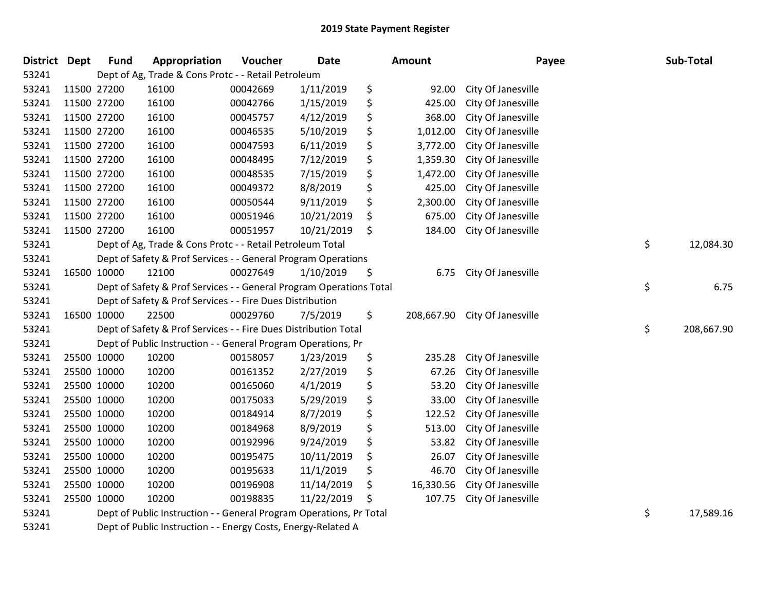# 2019 State Payment Register

| District | Dept | Fund | Appropriation | Voucher | Date | Amount | Payee | Sub-Total |
|---|---|---|---|---|---|---|---|---|
| 53241 | | Dept of Ag, Trade & Cons Protc - - Retail Petroleum | | | | | | |
| 53241 | 11500 | 27200 | 16100 | 00042669 | 1/11/2019 | $ 92.00 | City Of Janesville | |
| 53241 | 11500 | 27200 | 16100 | 00042766 | 1/15/2019 | $ 425.00 | City Of Janesville | |
| 53241 | 11500 | 27200 | 16100 | 00045757 | 4/12/2019 | $ 368.00 | City Of Janesville | |
| 53241 | 11500 | 27200 | 16100 | 00046535 | 5/10/2019 | $ 1,012.00 | City Of Janesville | |
| 53241 | 11500 | 27200 | 16100 | 00047593 | 6/11/2019 | $ 3,772.00 | City Of Janesville | |
| 53241 | 11500 | 27200 | 16100 | 00048495 | 7/12/2019 | $ 1,359.30 | City Of Janesville | |
| 53241 | 11500 | 27200 | 16100 | 00048535 | 7/15/2019 | $ 1,472.00 | City Of Janesville | |
| 53241 | 11500 | 27200 | 16100 | 00049372 | 8/8/2019 | $ 425.00 | City Of Janesville | |
| 53241 | 11500 | 27200 | 16100 | 00050544 | 9/11/2019 | $ 2,300.00 | City Of Janesville | |
| 53241 | 11500 | 27200 | 16100 | 00051946 | 10/21/2019 | $ 675.00 | City Of Janesville | |
| 53241 | 11500 | 27200 | 16100 | 00051957 | 10/21/2019 | $ 184.00 | City Of Janesville | |
| 53241 | | Dept of Ag, Trade & Cons Protc - - Retail Petroleum Total | | | | | | $ 12,084.30 |
| 53241 | | Dept of Safety & Prof Services - - General Program Operations | | | | | | |
| 53241 | 16500 | 10000 | 12100 | 00027649 | 1/10/2019 | $ 6.75 | City Of Janesville | |
| 53241 | | Dept of Safety & Prof Services - - General Program Operations Total | | | | | | $ 6.75 |
| 53241 | | Dept of Safety & Prof Services - - Fire Dues Distribution | | | | | | |
| 53241 | 16500 | 10000 | 22500 | 00029760 | 7/5/2019 | $ 208,667.90 | City Of Janesville | |
| 53241 | | Dept of Safety & Prof Services - - Fire Dues Distribution Total | | | | | | $ 208,667.90 |
| 53241 | | Dept of Public Instruction - - General Program Operations, Pr | | | | | | |
| 53241 | 25500 | 10000 | 10200 | 00158057 | 1/23/2019 | $ 235.28 | City Of Janesville | |
| 53241 | 25500 | 10000 | 10200 | 00161352 | 2/27/2019 | $ 67.26 | City Of Janesville | |
| 53241 | 25500 | 10000 | 10200 | 00165060 | 4/1/2019 | $ 53.20 | City Of Janesville | |
| 53241 | 25500 | 10000 | 10200 | 00175033 | 5/29/2019 | $ 33.00 | City Of Janesville | |
| 53241 | 25500 | 10000 | 10200 | 00184914 | 8/7/2019 | $ 122.52 | City Of Janesville | |
| 53241 | 25500 | 10000 | 10200 | 00184968 | 8/9/2019 | $ 513.00 | City Of Janesville | |
| 53241 | 25500 | 10000 | 10200 | 00192996 | 9/24/2019 | $ 53.82 | City Of Janesville | |
| 53241 | 25500 | 10000 | 10200 | 00195475 | 10/11/2019 | $ 26.07 | City Of Janesville | |
| 53241 | 25500 | 10000 | 10200 | 00195633 | 11/1/2019 | $ 46.70 | City Of Janesville | |
| 53241 | 25500 | 10000 | 10200 | 00196908 | 11/14/2019 | $ 16,330.56 | City Of Janesville | |
| 53241 | 25500 | 10000 | 10200 | 00198835 | 11/22/2019 | $ 107.75 | City Of Janesville | |
| 53241 | | Dept of Public Instruction - - General Program Operations, Pr Total | | | | | | $ 17,589.16 |
| 53241 | | Dept of Public Instruction - - Energy Costs, Energy-Related A | | | | | | |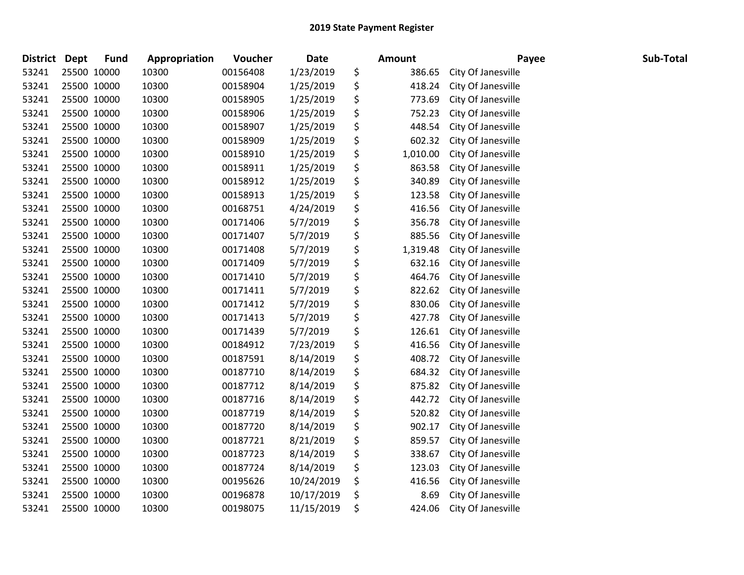## 2019 State Payment Register

| District | Dept | Fund | Appropriation | Voucher | Date | Amount | Payee | Sub-Total |
|---|---|---|---|---|---|---|---|---|
| 53241 | 25500 | 10000 | 10300 | 00156408 | 1/23/2019 | $ 386.65 | City Of Janesville | |
| 53241 | 25500 | 10000 | 10300 | 00158904 | 1/25/2019 | $ 418.24 | City Of Janesville | |
| 53241 | 25500 | 10000 | 10300 | 00158905 | 1/25/2019 | $ 773.69 | City Of Janesville | |
| 53241 | 25500 | 10000 | 10300 | 00158906 | 1/25/2019 | $ 752.23 | City Of Janesville | |
| 53241 | 25500 | 10000 | 10300 | 00158907 | 1/25/2019 | $ 448.54 | City Of Janesville | |
| 53241 | 25500 | 10000 | 10300 | 00158909 | 1/25/2019 | $ 602.32 | City Of Janesville | |
| 53241 | 25500 | 10000 | 10300 | 00158910 | 1/25/2019 | $ 1,010.00 | City Of Janesville | |
| 53241 | 25500 | 10000 | 10300 | 00158911 | 1/25/2019 | $ 863.58 | City Of Janesville | |
| 53241 | 25500 | 10000 | 10300 | 00158912 | 1/25/2019 | $ 340.89 | City Of Janesville | |
| 53241 | 25500 | 10000 | 10300 | 00158913 | 1/25/2019 | $ 123.58 | City Of Janesville | |
| 53241 | 25500 | 10000 | 10300 | 00168751 | 4/24/2019 | $ 416.56 | City Of Janesville | |
| 53241 | 25500 | 10000 | 10300 | 00171406 | 5/7/2019 | $ 356.78 | City Of Janesville | |
| 53241 | 25500 | 10000 | 10300 | 00171407 | 5/7/2019 | $ 885.56 | City Of Janesville | |
| 53241 | 25500 | 10000 | 10300 | 00171408 | 5/7/2019 | $ 1,319.48 | City Of Janesville | |
| 53241 | 25500 | 10000 | 10300 | 00171409 | 5/7/2019 | $ 632.16 | City Of Janesville | |
| 53241 | 25500 | 10000 | 10300 | 00171410 | 5/7/2019 | $ 464.76 | City Of Janesville | |
| 53241 | 25500 | 10000 | 10300 | 00171411 | 5/7/2019 | $ 822.62 | City Of Janesville | |
| 53241 | 25500 | 10000 | 10300 | 00171412 | 5/7/2019 | $ 830.06 | City Of Janesville | |
| 53241 | 25500 | 10000 | 10300 | 00171413 | 5/7/2019 | $ 427.78 | City Of Janesville | |
| 53241 | 25500 | 10000 | 10300 | 00171439 | 5/7/2019 | $ 126.61 | City Of Janesville | |
| 53241 | 25500 | 10000 | 10300 | 00184912 | 7/23/2019 | $ 416.56 | City Of Janesville | |
| 53241 | 25500 | 10000 | 10300 | 00187591 | 8/14/2019 | $ 408.72 | City Of Janesville | |
| 53241 | 25500 | 10000 | 10300 | 00187710 | 8/14/2019 | $ 684.32 | City Of Janesville | |
| 53241 | 25500 | 10000 | 10300 | 00187712 | 8/14/2019 | $ 875.82 | City Of Janesville | |
| 53241 | 25500 | 10000 | 10300 | 00187716 | 8/14/2019 | $ 442.72 | City Of Janesville | |
| 53241 | 25500 | 10000 | 10300 | 00187719 | 8/14/2019 | $ 520.82 | City Of Janesville | |
| 53241 | 25500 | 10000 | 10300 | 00187720 | 8/14/2019 | $ 902.17 | City Of Janesville | |
| 53241 | 25500 | 10000 | 10300 | 00187721 | 8/21/2019 | $ 859.57 | City Of Janesville | |
| 53241 | 25500 | 10000 | 10300 | 00187723 | 8/14/2019 | $ 338.67 | City Of Janesville | |
| 53241 | 25500 | 10000 | 10300 | 00187724 | 8/14/2019 | $ 123.03 | City Of Janesville | |
| 53241 | 25500 | 10000 | 10300 | 00195626 | 10/24/2019 | $ 416.56 | City Of Janesville | |
| 53241 | 25500 | 10000 | 10300 | 00196878 | 10/17/2019 | $ 8.69 | City Of Janesville | |
| 53241 | 25500 | 10000 | 10300 | 00198075 | 11/15/2019 | $ 424.06 | City Of Janesville | |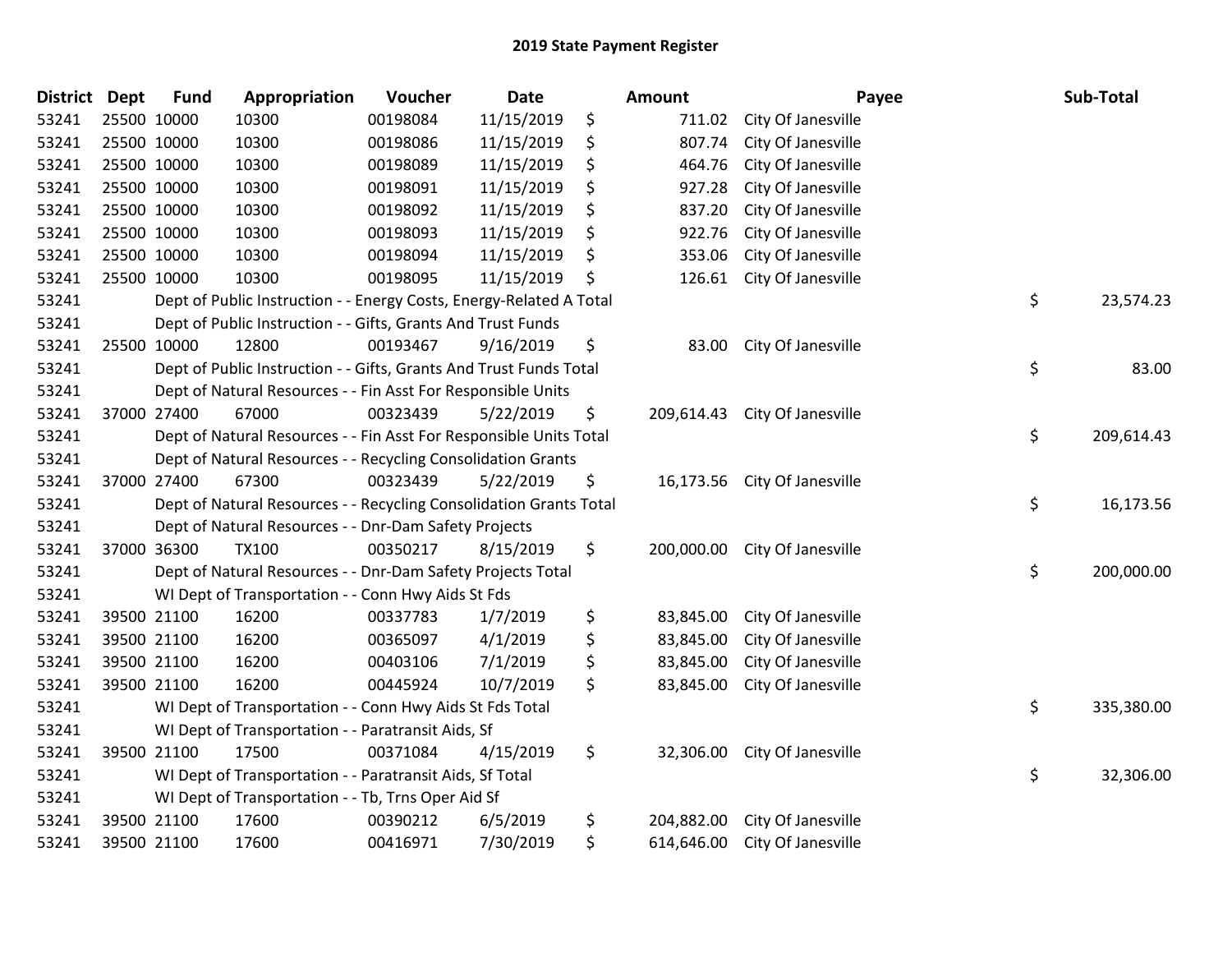# 2019 State Payment Register

| District | Dept | Fund | Appropriation | Voucher | Date | Amount | Payee | Sub-Total |
|---|---|---|---|---|---|---|---|---|
| 53241 | 25500 | 10000 | 10300 | 00198084 | 11/15/2019 | $ 711.02 | City Of Janesville | |
| 53241 | 25500 | 10000 | 10300 | 00198086 | 11/15/2019 | $ 807.74 | City Of Janesville | |
| 53241 | 25500 | 10000 | 10300 | 00198089 | 11/15/2019 | $ 464.76 | City Of Janesville | |
| 53241 | 25500 | 10000 | 10300 | 00198091 | 11/15/2019 | $ 927.28 | City Of Janesville | |
| 53241 | 25500 | 10000 | 10300 | 00198092 | 11/15/2019 | $ 837.20 | City Of Janesville | |
| 53241 | 25500 | 10000 | 10300 | 00198093 | 11/15/2019 | $ 922.76 | City Of Janesville | |
| 53241 | 25500 | 10000 | 10300 | 00198094 | 11/15/2019 | $ 353.06 | City Of Janesville | |
| 53241 | 25500 | 10000 | 10300 | 00198095 | 11/15/2019 | $ 126.61 | City Of Janesville | |
| 53241 | | | Dept of Public Instruction - - Energy Costs, Energy-Related A Total | | | | | $ 23,574.23 |
| 53241 | | | Dept of Public Instruction - - Gifts, Grants And Trust Funds | | | | | |
| 53241 | 25500 | 10000 | 12800 | 00193467 | 9/16/2019 | $ 83.00 | City Of Janesville | |
| 53241 | | | Dept of Public Instruction - - Gifts, Grants And Trust Funds Total | | | | | $ 83.00 |
| 53241 | | | Dept of Natural Resources - - Fin Asst For Responsible Units | | | | | |
| 53241 | 37000 | 27400 | 67000 | 00323439 | 5/22/2019 | $ 209,614.43 | City Of Janesville | |
| 53241 | | | Dept of Natural Resources - - Fin Asst For Responsible Units Total | | | | | $ 209,614.43 |
| 53241 | | | Dept of Natural Resources - - Recycling Consolidation Grants | | | | | |
| 53241 | 37000 | 27400 | 67300 | 00323439 | 5/22/2019 | $ 16,173.56 | City Of Janesville | |
| 53241 | | | Dept of Natural Resources - - Recycling Consolidation Grants Total | | | | | $ 16,173.56 |
| 53241 | | | Dept of Natural Resources - - Dnr-Dam Safety Projects | | | | | |
| 53241 | 37000 | 36300 | TX100 | 00350217 | 8/15/2019 | $ 200,000.00 | City Of Janesville | |
| 53241 | | | Dept of Natural Resources - - Dnr-Dam Safety Projects Total | | | | | $ 200,000.00 |
| 53241 | | | WI Dept of Transportation - - Conn Hwy Aids St Fds | | | | | |
| 53241 | 39500 | 21100 | 16200 | 00337783 | 1/7/2019 | $ 83,845.00 | City Of Janesville | |
| 53241 | 39500 | 21100 | 16200 | 00365097 | 4/1/2019 | $ 83,845.00 | City Of Janesville | |
| 53241 | 39500 | 21100 | 16200 | 00403106 | 7/1/2019 | $ 83,845.00 | City Of Janesville | |
| 53241 | 39500 | 21100 | 16200 | 00445924 | 10/7/2019 | $ 83,845.00 | City Of Janesville | |
| 53241 | | | WI Dept of Transportation - - Conn Hwy Aids St Fds Total | | | | | $ 335,380.00 |
| 53241 | | | WI Dept of Transportation - - Paratransit Aids, Sf | | | | | |
| 53241 | 39500 | 21100 | 17500 | 00371084 | 4/15/2019 | $ 32,306.00 | City Of Janesville | |
| 53241 | | | WI Dept of Transportation - - Paratransit Aids, Sf Total | | | | | $ 32,306.00 |
| 53241 | | | WI Dept of Transportation - - Tb, Trns Oper Aid Sf | | | | | |
| 53241 | 39500 | 21100 | 17600 | 00390212 | 6/5/2019 | $ 204,882.00 | City Of Janesville | |
| 53241 | 39500 | 21100 | 17600 | 00416971 | 7/30/2019 | $ 614,646.00 | City Of Janesville | |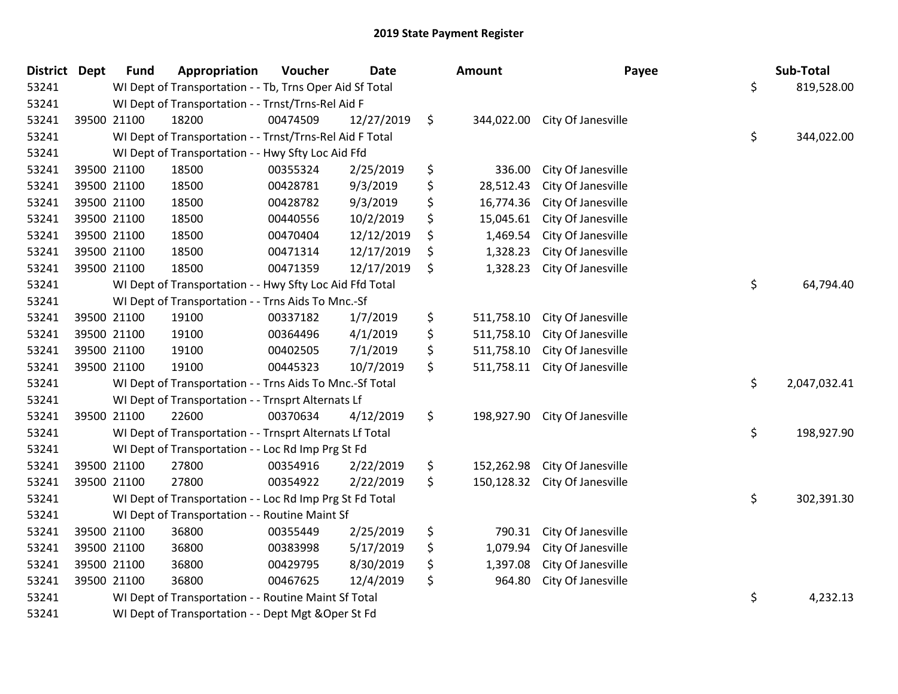## 2019 State Payment Register

| District | Dept | Fund | Appropriation | Voucher | Date | Amount | Payee | Sub-Total |
|---|---|---|---|---|---|---|---|---|
| 53241 | | WI Dept of Transportation - - Tb, Trns Oper Aid Sf Total | | | | | | $ 819,528.00 |
| 53241 | | WI Dept of Transportation - - Trnst/Trns-Rel Aid F | | | | | | |
| 53241 | 39500 | 21100 | 18200 | 00474509 | 12/27/2019 | $ 344,022.00 | City Of Janesville | |
| 53241 | | WI Dept of Transportation - - Trnst/Trns-Rel Aid F Total | | | | | | $ 344,022.00 |
| 53241 | | WI Dept of Transportation - - Hwy Sfty Loc Aid Ffd | | | | | | |
| 53241 | 39500 | 21100 | 18500 | 00355324 | 2/25/2019 | $ 336.00 | City Of Janesville | |
| 53241 | 39500 | 21100 | 18500 | 00428781 | 9/3/2019 | $ 28,512.43 | City Of Janesville | |
| 53241 | 39500 | 21100 | 18500 | 00428782 | 9/3/2019 | $ 16,774.36 | City Of Janesville | |
| 53241 | 39500 | 21100 | 18500 | 00440556 | 10/2/2019 | $ 15,045.61 | City Of Janesville | |
| 53241 | 39500 | 21100 | 18500 | 00470404 | 12/12/2019 | $ 1,469.54 | City Of Janesville | |
| 53241 | 39500 | 21100 | 18500 | 00471314 | 12/17/2019 | $ 1,328.23 | City Of Janesville | |
| 53241 | 39500 | 21100 | 18500 | 00471359 | 12/17/2019 | $ 1,328.23 | City Of Janesville | |
| 53241 | | WI Dept of Transportation - - Hwy Sfty Loc Aid Ffd Total | | | | | | $ 64,794.40 |
| 53241 | | WI Dept of Transportation - - Trns Aids To Mnc.-Sf | | | | | | |
| 53241 | 39500 | 21100 | 19100 | 00337182 | 1/7/2019 | $ 511,758.10 | City Of Janesville | |
| 53241 | 39500 | 21100 | 19100 | 00364496 | 4/1/2019 | $ 511,758.10 | City Of Janesville | |
| 53241 | 39500 | 21100 | 19100 | 00402505 | 7/1/2019 | $ 511,758.10 | City Of Janesville | |
| 53241 | 39500 | 21100 | 19100 | 00445323 | 10/7/2019 | $ 511,758.11 | City Of Janesville | |
| 53241 | | WI Dept of Transportation - - Trns Aids To Mnc.-Sf Total | | | | | | $ 2,047,032.41 |
| 53241 | | WI Dept of Transportation - - Trnsprt Alternats Lf | | | | | | |
| 53241 | 39500 | 21100 | 22600 | 00370634 | 4/12/2019 | $ 198,927.90 | City Of Janesville | |
| 53241 | | WI Dept of Transportation - - Trnsprt Alternats Lf Total | | | | | | $ 198,927.90 |
| 53241 | | WI Dept of Transportation - - Loc Rd Imp Prg St Fd | | | | | | |
| 53241 | 39500 | 21100 | 27800 | 00354916 | 2/22/2019 | $ 152,262.98 | City Of Janesville | |
| 53241 | 39500 | 21100 | 27800 | 00354922 | 2/22/2019 | $ 150,128.32 | City Of Janesville | |
| 53241 | | WI Dept of Transportation - - Loc Rd Imp Prg St Fd Total | | | | | | $ 302,391.30 |
| 53241 | | WI Dept of Transportation - - Routine Maint Sf | | | | | | |
| 53241 | 39500 | 21100 | 36800 | 00355449 | 2/25/2019 | $ 790.31 | City Of Janesville | |
| 53241 | 39500 | 21100 | 36800 | 00383998 | 5/17/2019 | $ 1,079.94 | City Of Janesville | |
| 53241 | 39500 | 21100 | 36800 | 00429795 | 8/30/2019 | $ 1,397.08 | City Of Janesville | |
| 53241 | 39500 | 21100 | 36800 | 00467625 | 12/4/2019 | $ 964.80 | City Of Janesville | |
| 53241 | | WI Dept of Transportation - - Routine Maint Sf Total | | | | | | $ 4,232.13 |
| 53241 | | WI Dept of Transportation - - Dept Mgt &Oper St Fd | | | | | | |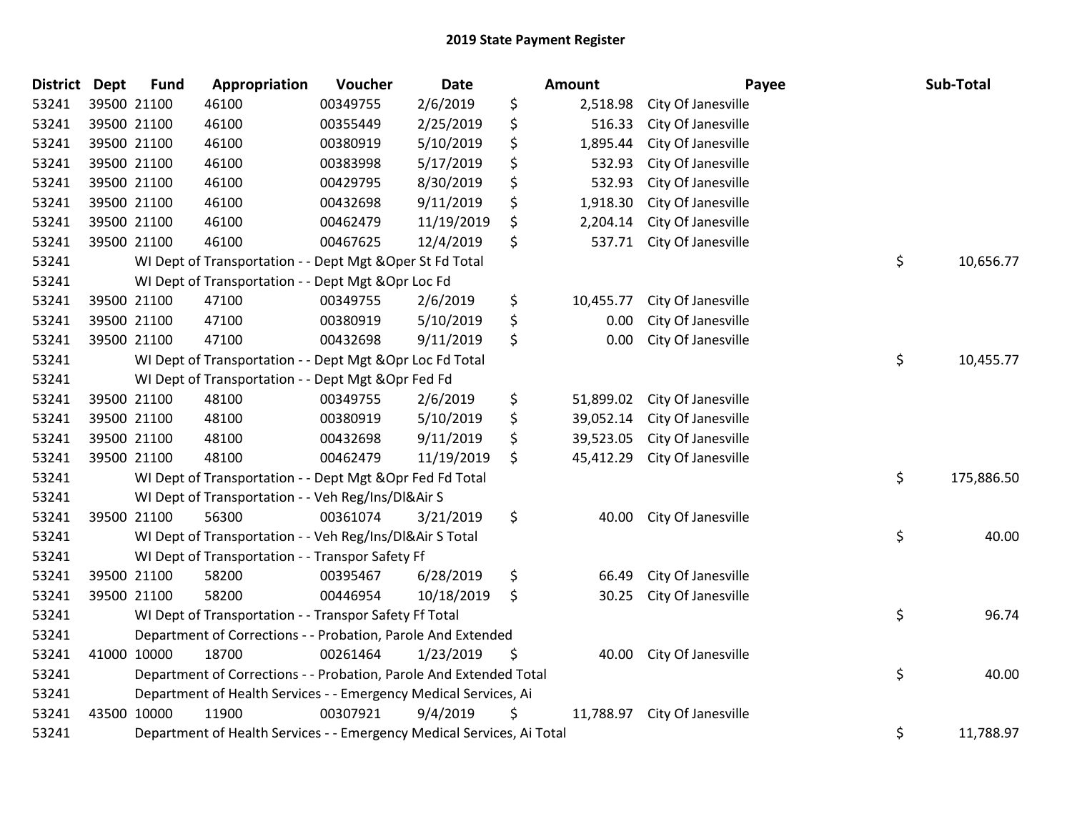# 2019 State Payment Register

| District | Dept | Fund | Appropriation | Voucher | Date | Amount | Payee | Sub-Total |
|---|---|---|---|---|---|---|---|---|
| 53241 | 39500 | 21100 | 46100 | 00349755 | 2/6/2019 | $ 2,518.98 | City Of Janesville | |
| 53241 | 39500 | 21100 | 46100 | 00355449 | 2/25/2019 | $ 516.33 | City Of Janesville | |
| 53241 | 39500 | 21100 | 46100 | 00380919 | 5/10/2019 | $ 1,895.44 | City Of Janesville | |
| 53241 | 39500 | 21100 | 46100 | 00383998 | 5/17/2019 | $ 532.93 | City Of Janesville | |
| 53241 | 39500 | 21100 | 46100 | 00429795 | 8/30/2019 | $ 532.93 | City Of Janesville | |
| 53241 | 39500 | 21100 | 46100 | 00432698 | 9/11/2019 | $ 1,918.30 | City Of Janesville | |
| 53241 | 39500 | 21100 | 46100 | 00462479 | 11/19/2019 | $ 2,204.14 | City Of Janesville | |
| 53241 | 39500 | 21100 | 46100 | 00467625 | 12/4/2019 | $ 537.71 | City Of Janesville | |
| 53241 | | | WI Dept of Transportation - - Dept Mgt &Oper St Fd Total | | | | | $ 10,656.77 |
| 53241 | | | WI Dept of Transportation - - Dept Mgt &Opr Loc Fd | | | | | |
| 53241 | 39500 | 21100 | 47100 | 00349755 | 2/6/2019 | $ 10,455.77 | City Of Janesville | |
| 53241 | 39500 | 21100 | 47100 | 00380919 | 5/10/2019 | $ 0.00 | City Of Janesville | |
| 53241 | 39500 | 21100 | 47100 | 00432698 | 9/11/2019 | $ 0.00 | City Of Janesville | |
| 53241 | | | WI Dept of Transportation - - Dept Mgt &Opr Loc Fd Total | | | | | $ 10,455.77 |
| 53241 | | | WI Dept of Transportation - - Dept Mgt &Opr Fed Fd | | | | | |
| 53241 | 39500 | 21100 | 48100 | 00349755 | 2/6/2019 | $ 51,899.02 | City Of Janesville | |
| 53241 | 39500 | 21100 | 48100 | 00380919 | 5/10/2019 | $ 39,052.14 | City Of Janesville | |
| 53241 | 39500 | 21100 | 48100 | 00432698 | 9/11/2019 | $ 39,523.05 | City Of Janesville | |
| 53241 | 39500 | 21100 | 48100 | 00462479 | 11/19/2019 | $ 45,412.29 | City Of Janesville | |
| 53241 | | | WI Dept of Transportation - - Dept Mgt &Opr Fed Fd Total | | | | | $ 175,886.50 |
| 53241 | | | WI Dept of Transportation - - Veh Reg/Ins/Dl&Air S | | | | | |
| 53241 | 39500 | 21100 | 56300 | 00361074 | 3/21/2019 | $ 40.00 | City Of Janesville | |
| 53241 | | | WI Dept of Transportation - - Veh Reg/Ins/Dl&Air S Total | | | | | $ 40.00 |
| 53241 | | | WI Dept of Transportation - - Transpor Safety Ff | | | | | |
| 53241 | 39500 | 21100 | 58200 | 00395467 | 6/28/2019 | $ 66.49 | City Of Janesville | |
| 53241 | 39500 | 21100 | 58200 | 00446954 | 10/18/2019 | $ 30.25 | City Of Janesville | |
| 53241 | | | WI Dept of Transportation - - Transpor Safety Ff Total | | | | | $ 96.74 |
| 53241 | | | Department of Corrections - - Probation, Parole And Extended | | | | | |
| 53241 | 41000 | 10000 | 18700 | 00261464 | 1/23/2019 | $ 40.00 | City Of Janesville | |
| 53241 | | | Department of Corrections - - Probation, Parole And Extended Total | | | | | $ 40.00 |
| 53241 | | | Department of Health Services - - Emergency Medical Services, Ai | | | | | |
| 53241 | 43500 | 10000 | 11900 | 00307921 | 9/4/2019 | $ 11,788.97 | City Of Janesville | |
| 53241 | | | Department of Health Services - - Emergency Medical Services, Ai Total | | | | | $ 11,788.97 |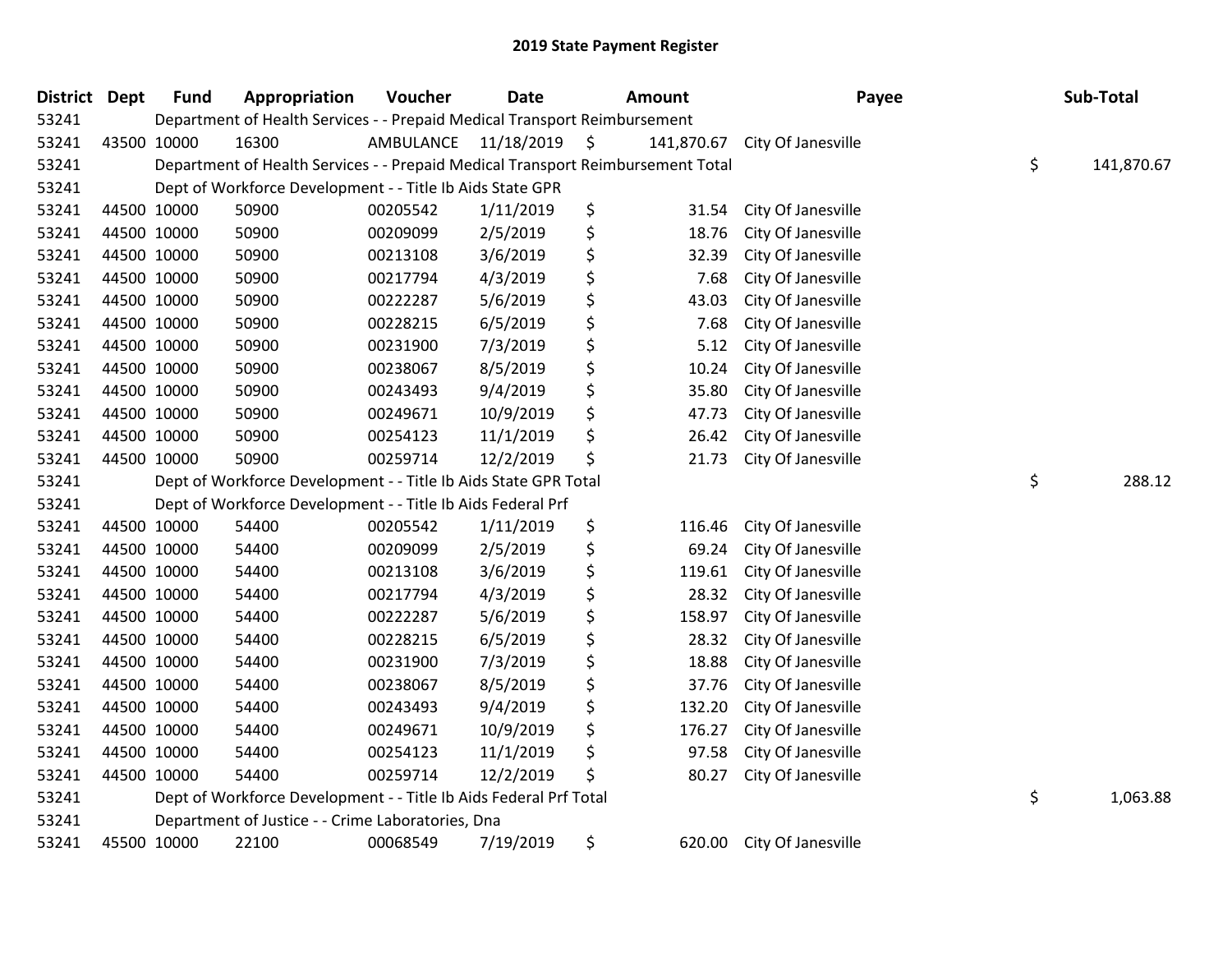# 2019 State Payment Register

| District | Dept | Fund | Appropriation | Voucher | Date | Amount | Payee | Sub-Total |
|---|---|---|---|---|---|---|---|---|
| 53241 | | Department of Health Services - - Prepaid Medical Transport Reimbursement | | | | | | |
| 53241 | 43500 | 10000 | 16300 | AMBULANCE | 11/18/2019 | $ 141,870.67 | City Of Janesville | |
| 53241 | | Department of Health Services - - Prepaid Medical Transport Reimbursement Total | | | | | | $ 141,870.67 |
| 53241 | | Dept of Workforce Development - - Title Ib Aids State GPR | | | | | | |
| 53241 | 44500 | 10000 | 50900 | 00205542 | 1/11/2019 | $ 31.54 | City Of Janesville | |
| 53241 | 44500 | 10000 | 50900 | 00209099 | 2/5/2019 | $ 18.76 | City Of Janesville | |
| 53241 | 44500 | 10000 | 50900 | 00213108 | 3/6/2019 | $ 32.39 | City Of Janesville | |
| 53241 | 44500 | 10000 | 50900 | 00217794 | 4/3/2019 | $ 7.68 | City Of Janesville | |
| 53241 | 44500 | 10000 | 50900 | 00222287 | 5/6/2019 | $ 43.03 | City Of Janesville | |
| 53241 | 44500 | 10000 | 50900 | 00228215 | 6/5/2019 | $ 7.68 | City Of Janesville | |
| 53241 | 44500 | 10000 | 50900 | 00231900 | 7/3/2019 | $ 5.12 | City Of Janesville | |
| 53241 | 44500 | 10000 | 50900 | 00238067 | 8/5/2019 | $ 10.24 | City Of Janesville | |
| 53241 | 44500 | 10000 | 50900 | 00243493 | 9/4/2019 | $ 35.80 | City Of Janesville | |
| 53241 | 44500 | 10000 | 50900 | 00249671 | 10/9/2019 | $ 47.73 | City Of Janesville | |
| 53241 | 44500 | 10000 | 50900 | 00254123 | 11/1/2019 | $ 26.42 | City Of Janesville | |
| 53241 | 44500 | 10000 | 50900 | 00259714 | 12/2/2019 | $ 21.73 | City Of Janesville | |
| 53241 | | Dept of Workforce Development - - Title Ib Aids State GPR Total | | | | | | $ 288.12 |
| 53241 | | Dept of Workforce Development - - Title Ib Aids Federal Prf | | | | | | |
| 53241 | 44500 | 10000 | 54400 | 00205542 | 1/11/2019 | $ 116.46 | City Of Janesville | |
| 53241 | 44500 | 10000 | 54400 | 00209099 | 2/5/2019 | $ 69.24 | City Of Janesville | |
| 53241 | 44500 | 10000 | 54400 | 00213108 | 3/6/2019 | $ 119.61 | City Of Janesville | |
| 53241 | 44500 | 10000 | 54400 | 00217794 | 4/3/2019 | $ 28.32 | City Of Janesville | |
| 53241 | 44500 | 10000 | 54400 | 00222287 | 5/6/2019 | $ 158.97 | City Of Janesville | |
| 53241 | 44500 | 10000 | 54400 | 00228215 | 6/5/2019 | $ 28.32 | City Of Janesville | |
| 53241 | 44500 | 10000 | 54400 | 00231900 | 7/3/2019 | $ 18.88 | City Of Janesville | |
| 53241 | 44500 | 10000 | 54400 | 00238067 | 8/5/2019 | $ 37.76 | City Of Janesville | |
| 53241 | 44500 | 10000 | 54400 | 00243493 | 9/4/2019 | $ 132.20 | City Of Janesville | |
| 53241 | 44500 | 10000 | 54400 | 00249671 | 10/9/2019 | $ 176.27 | City Of Janesville | |
| 53241 | 44500 | 10000 | 54400 | 00254123 | 11/1/2019 | $ 97.58 | City Of Janesville | |
| 53241 | 44500 | 10000 | 54400 | 00259714 | 12/2/2019 | $ 80.27 | City Of Janesville | |
| 53241 | | Dept of Workforce Development - - Title Ib Aids Federal Prf Total | | | | | | $ 1,063.88 |
| 53241 | | Department of Justice - - Crime Laboratories, Dna | | | | | | |
| 53241 | 45500 | 10000 | 22100 | 00068549 | 7/19/2019 | $ 620.00 | City Of Janesville | |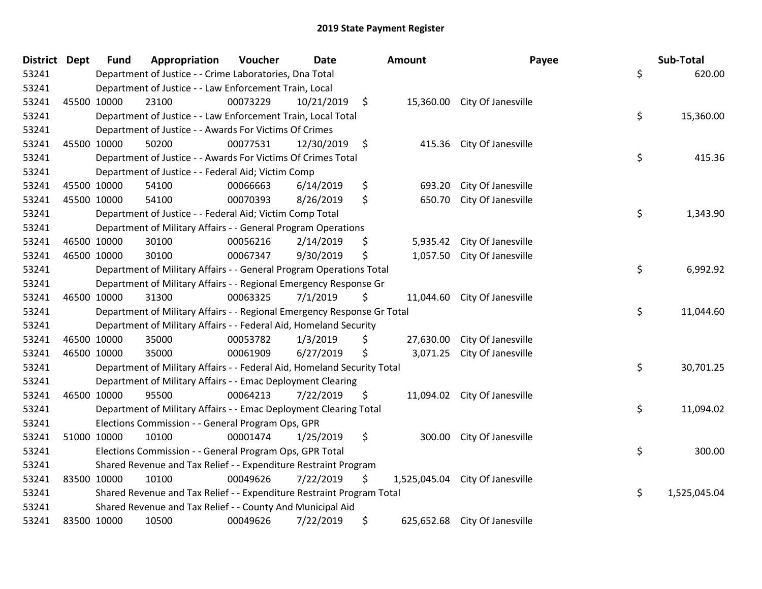## 2019 State Payment Register

| District | Dept | Fund | Appropriation | Voucher | Date | Amount | Payee | Sub-Total |
|---|---|---|---|---|---|---|---|---|
| 53241 | | Department of Justice - - Crime Laboratories, Dna Total | | | | | | $ 620.00 |
| 53241 | | Department of Justice - - Law Enforcement Train, Local | | | | | | |
| 53241 | 45500 | 10000 | 23100 | 00073229 | 10/21/2019 | $ 15,360.00 | City Of Janesville | |
| 53241 | | Department of Justice - - Law Enforcement Train, Local Total | | | | | | $ 15,360.00 |
| 53241 | | Department of Justice - - Awards For Victims Of Crimes | | | | | | |
| 53241 | 45500 | 10000 | 50200 | 00077531 | 12/30/2019 | $ 415.36 | City Of Janesville | |
| 53241 | | Department of Justice - - Awards For Victims Of Crimes Total | | | | | | $ 415.36 |
| 53241 | | Department of Justice - - Federal Aid; Victim Comp | | | | | | |
| 53241 | 45500 | 10000 | 54100 | 00066663 | 6/14/2019 | $ 693.20 | City Of Janesville | |
| 53241 | 45500 | 10000 | 54100 | 00070393 | 8/26/2019 | $ 650.70 | City Of Janesville | |
| 53241 | | Department of Justice - - Federal Aid; Victim Comp Total | | | | | | $ 1,343.90 |
| 53241 | | Department of Military Affairs - - General Program Operations | | | | | | |
| 53241 | 46500 | 10000 | 30100 | 00056216 | 2/14/2019 | $ 5,935.42 | City Of Janesville | |
| 53241 | 46500 | 10000 | 30100 | 00067347 | 9/30/2019 | $ 1,057.50 | City Of Janesville | |
| 53241 | | Department of Military Affairs - - General Program Operations Total | | | | | | $ 6,992.92 |
| 53241 | | Department of Military Affairs - - Regional Emergency Response Gr | | | | | | |
| 53241 | 46500 | 10000 | 31300 | 00063325 | 7/1/2019 | $ 11,044.60 | City Of Janesville | |
| 53241 | | Department of Military Affairs - - Regional Emergency Response Gr Total | | | | | | $ 11,044.60 |
| 53241 | | Department of Military Affairs - - Federal Aid, Homeland Security | | | | | | |
| 53241 | 46500 | 10000 | 35000 | 00053782 | 1/3/2019 | $ 27,630.00 | City Of Janesville | |
| 53241 | 46500 | 10000 | 35000 | 00061909 | 6/27/2019 | $ 3,071.25 | City Of Janesville | |
| 53241 | | Department of Military Affairs - - Federal Aid, Homeland Security Total | | | | | | $ 30,701.25 |
| 53241 | | Department of Military Affairs - - Emac Deployment Clearing | | | | | | |
| 53241 | 46500 | 10000 | 95500 | 00064213 | 7/22/2019 | $ 11,094.02 | City Of Janesville | |
| 53241 | | Department of Military Affairs - - Emac Deployment Clearing Total | | | | | | $ 11,094.02 |
| 53241 | | Elections Commission - - General Program Ops, GPR | | | | | | |
| 53241 | 51000 | 10000 | 10100 | 00001474 | 1/25/2019 | $ 300.00 | City Of Janesville | |
| 53241 | | Elections Commission - - General Program Ops, GPR Total | | | | | | $ 300.00 |
| 53241 | | Shared Revenue and Tax Relief - - Expenditure Restraint Program | | | | | | |
| 53241 | 83500 | 10000 | 10100 | 00049626 | 7/22/2019 | $ 1,525,045.04 | City Of Janesville | |
| 53241 | | Shared Revenue and Tax Relief - - Expenditure Restraint Program Total | | | | | | $ 1,525,045.04 |
| 53241 | | Shared Revenue and Tax Relief - - County And Municipal Aid | | | | | | |
| 53241 | 83500 | 10000 | 10500 | 00049626 | 7/22/2019 | $ 625,652.68 | City Of Janesville | |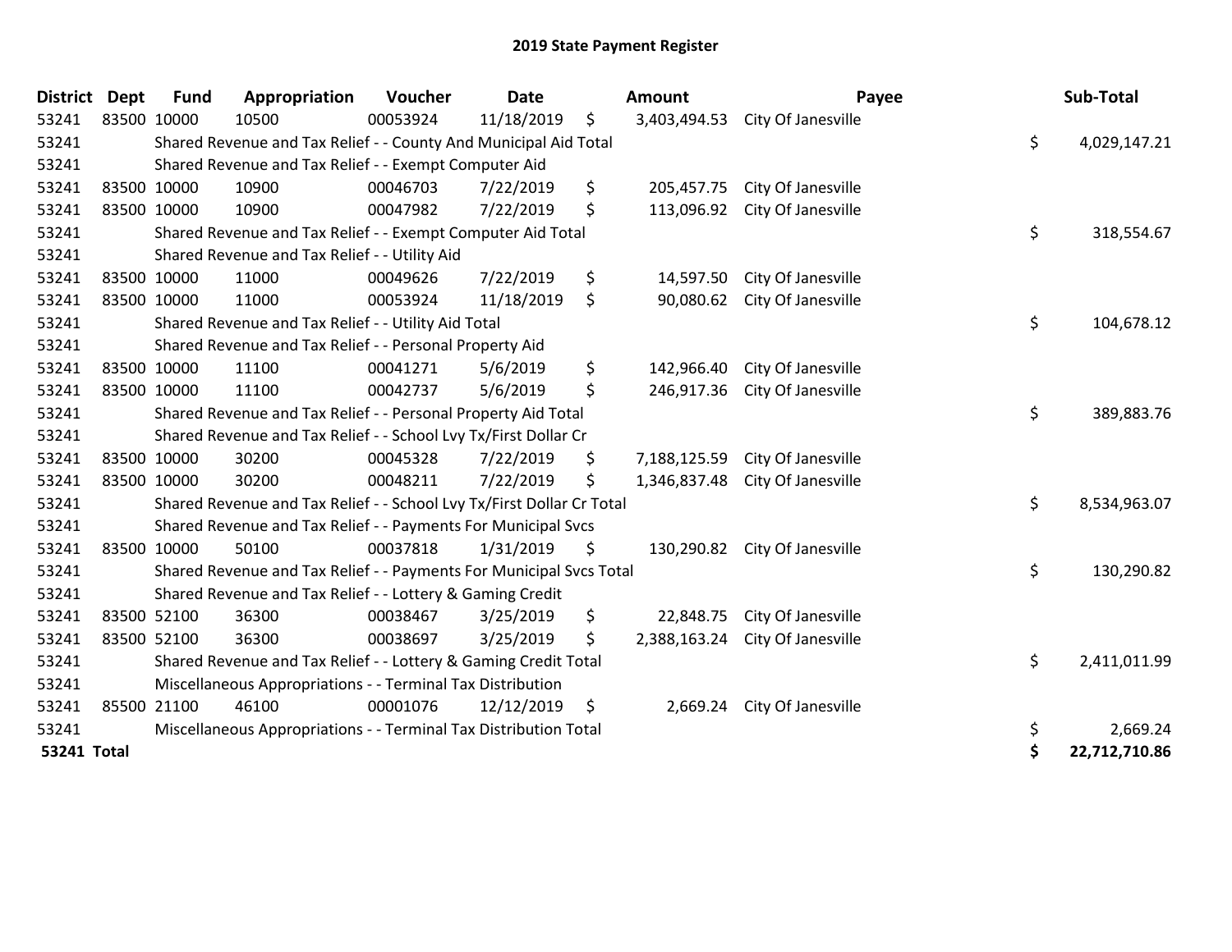# 2019 State Payment Register

| District | Dept | Fund | Appropriation | Voucher | Date | Amount | Payee | Sub-Total |
|---|---|---|---|---|---|---|---|---|
| 53241 | 83500 | 10000 | 10500 | 00053924 | 11/18/2019 | $ 3,403,494.53 | City Of Janesville | |
| 53241 | | Shared Revenue and Tax Relief - - County And Municipal Aid Total | | | | | | $ 4,029,147.21 |
| 53241 | | Shared Revenue and Tax Relief - - Exempt Computer Aid | | | | | | |
| 53241 | 83500 | 10000 | 10900 | 00046703 | 7/22/2019 | $ 205,457.75 | City Of Janesville | |
| 53241 | 83500 | 10000 | 10900 | 00047982 | 7/22/2019 | $ 113,096.92 | City Of Janesville | |
| 53241 | | Shared Revenue and Tax Relief - - Exempt Computer Aid Total | | | | | | $ 318,554.67 |
| 53241 | | Shared Revenue and Tax Relief - - Utility Aid | | | | | | |
| 53241 | 83500 | 10000 | 11000 | 00049626 | 7/22/2019 | $ 14,597.50 | City Of Janesville | |
| 53241 | 83500 | 10000 | 11000 | 00053924 | 11/18/2019 | $ 90,080.62 | City Of Janesville | |
| 53241 | | Shared Revenue and Tax Relief - - Utility Aid Total | | | | | | $ 104,678.12 |
| 53241 | | Shared Revenue and Tax Relief - - Personal Property Aid | | | | | | |
| 53241 | 83500 | 10000 | 11100 | 00041271 | 5/6/2019 | $ 142,966.40 | City Of Janesville | |
| 53241 | 83500 | 10000 | 11100 | 00042737 | 5/6/2019 | $ 246,917.36 | City Of Janesville | |
| 53241 | | Shared Revenue and Tax Relief - - Personal Property Aid Total | | | | | | $ 389,883.76 |
| 53241 | | Shared Revenue and Tax Relief - - School Lvy Tx/First Dollar Cr | | | | | | |
| 53241 | 83500 | 10000 | 30200 | 00045328 | 7/22/2019 | $ 7,188,125.59 | City Of Janesville | |
| 53241 | 83500 | 10000 | 30200 | 00048211 | 7/22/2019 | $ 1,346,837.48 | City Of Janesville | |
| 53241 | | Shared Revenue and Tax Relief - - School Lvy Tx/First Dollar Cr Total | | | | | | $ 8,534,963.07 |
| 53241 | | Shared Revenue and Tax Relief - - Payments For Municipal Svcs | | | | | | |
| 53241 | 83500 | 10000 | 50100 | 00037818 | 1/31/2019 | $ 130,290.82 | City Of Janesville | |
| 53241 | | Shared Revenue and Tax Relief - - Payments For Municipal Svcs Total | | | | | | $ 130,290.82 |
| 53241 | | Shared Revenue and Tax Relief - - Lottery & Gaming Credit | | | | | | |
| 53241 | 83500 | 52100 | 36300 | 00038467 | 3/25/2019 | $ 22,848.75 | City Of Janesville | |
| 53241 | 83500 | 52100 | 36300 | 00038697 | 3/25/2019 | $ 2,388,163.24 | City Of Janesville | |
| 53241 | | Shared Revenue and Tax Relief - - Lottery & Gaming Credit Total | | | | | | $ 2,411,011.99 |
| 53241 | | Miscellaneous Appropriations - - Terminal Tax Distribution | | | | | | |
| 53241 | 85500 | 21100 | 46100 | 00001076 | 12/12/2019 | $ 2,669.24 | City Of Janesville | |
| 53241 | | Miscellaneous Appropriations - - Terminal Tax Distribution Total | | | | | | $ 2,669.24 |
| **53241 Total** | | | | | | | | **$ 22,712,710.86** |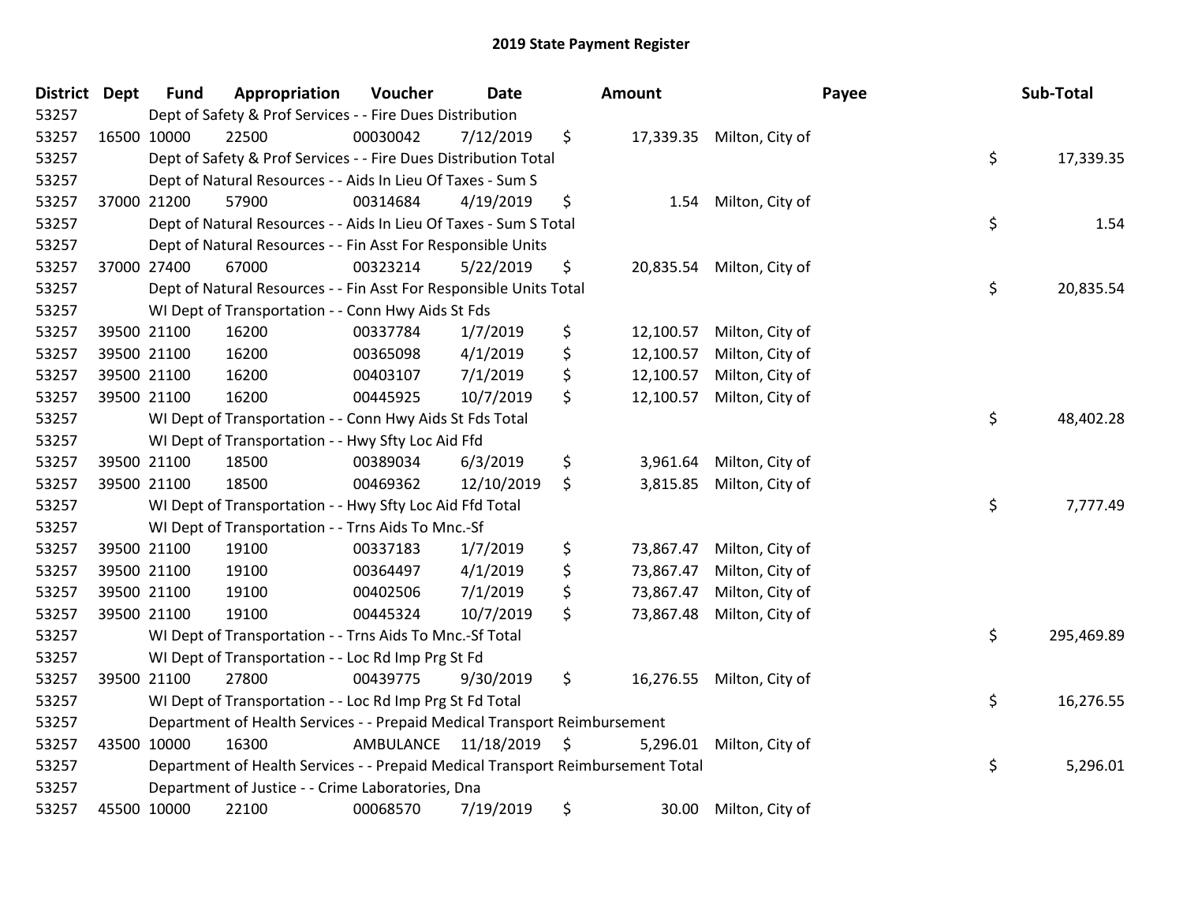## 2019 State Payment Register

| District | Dept | Fund | Appropriation | Voucher | Date | Amount | Payee | Sub-Total |
|---|---|---|---|---|---|---|---|---|
| 53257 | Dept of Safety & Prof Services - - Fire Dues Distribution | | | | | | | |
| 53257 | 16500 | 10000 | 22500 | 00030042 | 7/12/2019 | $ 17,339.35 | Milton, City of | |
| 53257 | Dept of Safety & Prof Services - - Fire Dues Distribution Total | | | | | | | $ 17,339.35 |
| 53257 | Dept of Natural Resources - - Aids In Lieu Of Taxes - Sum S | | | | | | | |
| 53257 | 37000 | 21200 | 57900 | 00314684 | 4/19/2019 | $ 1.54 | Milton, City of | |
| 53257 | Dept of Natural Resources - - Aids In Lieu Of Taxes - Sum S Total | | | | | | | $ 1.54 |
| 53257 | Dept of Natural Resources - - Fin Asst For Responsible Units | | | | | | | |
| 53257 | 37000 | 27400 | 67000 | 00323214 | 5/22/2019 | $ 20,835.54 | Milton, City of | |
| 53257 | Dept of Natural Resources - - Fin Asst For Responsible Units Total | | | | | | | $ 20,835.54 |
| 53257 | WI Dept of Transportation - - Conn Hwy Aids St Fds | | | | | | | |
| 53257 | 39500 | 21100 | 16200 | 00337784 | 1/7/2019 | $ 12,100.57 | Milton, City of | |
| 53257 | 39500 | 21100 | 16200 | 00365098 | 4/1/2019 | $ 12,100.57 | Milton, City of | |
| 53257 | 39500 | 21100 | 16200 | 00403107 | 7/1/2019 | $ 12,100.57 | Milton, City of | |
| 53257 | 39500 | 21100 | 16200 | 00445925 | 10/7/2019 | $ 12,100.57 | Milton, City of | |
| 53257 | WI Dept of Transportation - - Conn Hwy Aids St Fds Total | | | | | | | $ 48,402.28 |
| 53257 | WI Dept of Transportation - - Hwy Sfty Loc Aid Ffd | | | | | | | |
| 53257 | 39500 | 21100 | 18500 | 00389034 | 6/3/2019 | $ 3,961.64 | Milton, City of | |
| 53257 | 39500 | 21100 | 18500 | 00469362 | 12/10/2019 | $ 3,815.85 | Milton, City of | |
| 53257 | WI Dept of Transportation - - Hwy Sfty Loc Aid Ffd Total | | | | | | | $ 7,777.49 |
| 53257 | WI Dept of Transportation - - Trns Aids To Mnc.-Sf | | | | | | | |
| 53257 | 39500 | 21100 | 19100 | 00337183 | 1/7/2019 | $ 73,867.47 | Milton, City of | |
| 53257 | 39500 | 21100 | 19100 | 00364497 | 4/1/2019 | $ 73,867.47 | Milton, City of | |
| 53257 | 39500 | 21100 | 19100 | 00402506 | 7/1/2019 | $ 73,867.47 | Milton, City of | |
| 53257 | 39500 | 21100 | 19100 | 00445324 | 10/7/2019 | $ 73,867.48 | Milton, City of | |
| 53257 | WI Dept of Transportation - - Trns Aids To Mnc.-Sf Total | | | | | | | $ 295,469.89 |
| 53257 | WI Dept of Transportation - - Loc Rd Imp Prg St Fd | | | | | | | |
| 53257 | 39500 | 21100 | 27800 | 00439775 | 9/30/2019 | $ 16,276.55 | Milton, City of | |
| 53257 | WI Dept of Transportation - - Loc Rd Imp Prg St Fd Total | | | | | | | $ 16,276.55 |
| 53257 | Department of Health Services - - Prepaid Medical Transport Reimbursement | | | | | | | |
| 53257 | 43500 | 10000 | 16300 | AMBULANCE | 11/18/2019 | $ 5,296.01 | Milton, City of | |
| 53257 | Department of Health Services - - Prepaid Medical Transport Reimbursement Total | | | | | | | $ 5,296.01 |
| 53257 | Department of Justice - - Crime Laboratories, Dna | | | | | | | |
| 53257 | 45500 | 10000 | 22100 | 00068570 | 7/19/2019 | $ 30.00 | Milton, City of | |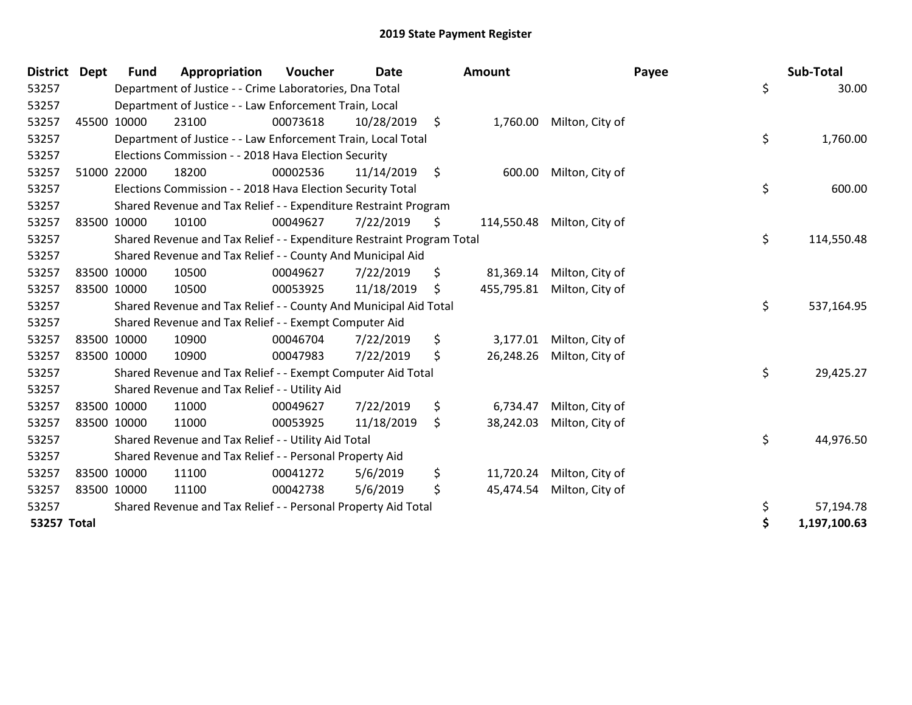## 2019 State Payment Register

| District | Dept | Fund | Appropriation | Voucher | Date | Amount | Payee | Sub-Total |
|---|---|---|---|---|---|---|---|---|
| 53257 | | Department of Justice - - Crime Laboratories, Dna Total | | | | | | $ 30.00 |
| 53257 | | Department of Justice - - Law Enforcement Train, Local | | | | | | |
| 53257 | 45500 | 10000 | 23100 | 00073618 | 10/28/2019 | $ 1,760.00 | Milton, City of | |
| 53257 | | Department of Justice - - Law Enforcement Train, Local Total | | | | | | $ 1,760.00 |
| 53257 | | Elections Commission - - 2018 Hava Election Security | | | | | | |
| 53257 | 51000 | 22000 | 18200 | 00002536 | 11/14/2019 | $ 600.00 | Milton, City of | |
| 53257 | | Elections Commission - - 2018 Hava Election Security Total | | | | | | $ 600.00 |
| 53257 | | Shared Revenue and Tax Relief - - Expenditure Restraint Program | | | | | | |
| 53257 | 83500 | 10000 | 10100 | 00049627 | 7/22/2019 | $ 114,550.48 | Milton, City of | |
| 53257 | | Shared Revenue and Tax Relief - - Expenditure Restraint Program Total | | | | | | $ 114,550.48 |
| 53257 | | Shared Revenue and Tax Relief - - County And Municipal Aid | | | | | | |
| 53257 | 83500 | 10000 | 10500 | 00049627 | 7/22/2019 | $ 81,369.14 | Milton, City of | |
| 53257 | 83500 | 10000 | 10500 | 00053925 | 11/18/2019 | $ 455,795.81 | Milton, City of | |
| 53257 | | Shared Revenue and Tax Relief - - County And Municipal Aid Total | | | | | | $ 537,164.95 |
| 53257 | | Shared Revenue and Tax Relief - - Exempt Computer Aid | | | | | | |
| 53257 | 83500 | 10000 | 10900 | 00046704 | 7/22/2019 | $ 3,177.01 | Milton, City of | |
| 53257 | 83500 | 10000 | 10900 | 00047983 | 7/22/2019 | $ 26,248.26 | Milton, City of | |
| 53257 | | Shared Revenue and Tax Relief - - Exempt Computer Aid Total | | | | | | $ 29,425.27 |
| 53257 | | Shared Revenue and Tax Relief - - Utility Aid | | | | | | |
| 53257 | 83500 | 10000 | 11000 | 00049627 | 7/22/2019 | $ 6,734.47 | Milton, City of | |
| 53257 | 83500 | 10000 | 11000 | 00053925 | 11/18/2019 | $ 38,242.03 | Milton, City of | |
| 53257 | | Shared Revenue and Tax Relief - - Utility Aid Total | | | | | | $ 44,976.50 |
| 53257 | | Shared Revenue and Tax Relief - - Personal Property Aid | | | | | | |
| 53257 | 83500 | 10000 | 11100 | 00041272 | 5/6/2019 | $ 11,720.24 | Milton, City of | |
| 53257 | 83500 | 10000 | 11100 | 00042738 | 5/6/2019 | $ 45,474.54 | Milton, City of | |
| 53257 | | Shared Revenue and Tax Relief - - Personal Property Aid Total | | | | | | $ 57,194.78 |
| **53257 Total** | | | | | | | | **$ 1,197,100.63** |